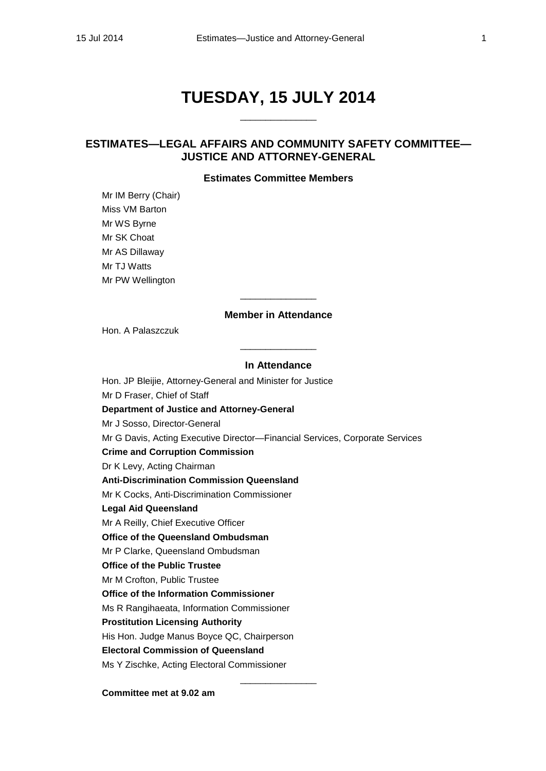# TUESDAY, 15 JULY 2014

______________

## ESTIMATES—LEGAL AFFAIRS AND COMMUNITY SAFETY COMMITTEE—JUSTICE AND ATTORNEY-GENERAL

### Estimates Committee Members

Mr IM Berry (Chair)
Miss VM Barton
Mr WS Byrne
Mr SK Choat
Mr AS Dillaway
Mr TJ Watts
Mr PW Wellington

______________

### Member in Attendance

Hon. A Palaszczuk

______________

### In Attendance

Hon. JP Bleijie, Attorney-General and Minister for Justice
Mr D Fraser, Chief of Staff

**Department of Justice and Attorney-General**

Mr J Sosso, Director-General
Mr G Davis, Acting Executive Director—Financial Services, Corporate Services

**Crime and Corruption Commission**

Dr K Levy, Acting Chairman

**Anti-Discrimination Commission Queensland**

Mr K Cocks, Anti-Discrimination Commissioner

**Legal Aid Queensland**

Mr A Reilly, Chief Executive Officer

**Office of the Queensland Ombudsman**

Mr P Clarke, Queensland Ombudsman

**Office of the Public Trustee**

Mr M Crofton, Public Trustee

**Office of the Information Commissioner**

Ms R Rangihaeata, Information Commissioner

**Prostitution Licensing Authority**

His Hon. Judge Manus Boyce QC, Chairperson

**Electoral Commission of Queensland**

Ms Y Zischke, Acting Electoral Commissioner

______________

**Committee met at 9.02 am**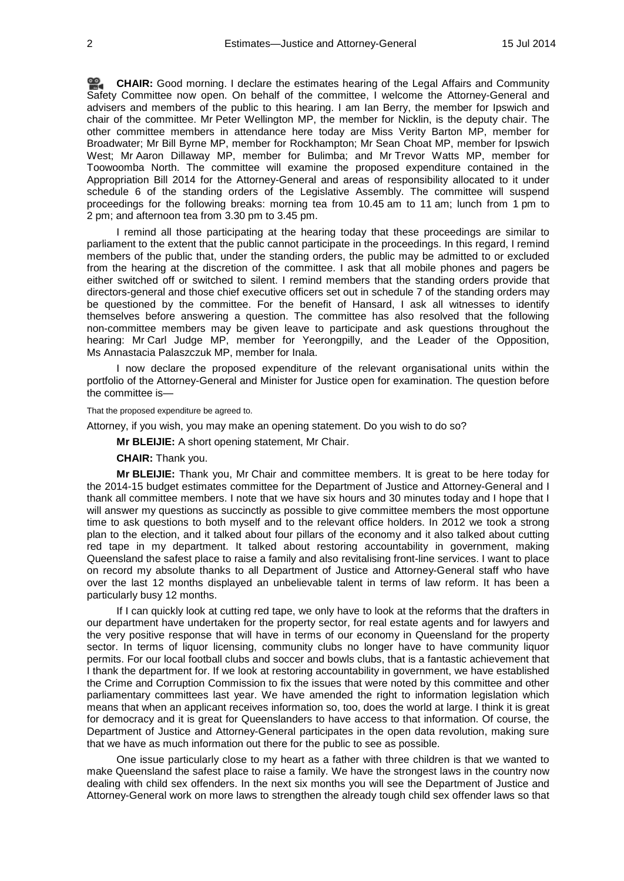**CHAIR:** Good morning. I declare the estimates hearing of the Legal Affairs and Community Safety Committee now open. On behalf of the committee, I welcome the Attorney-General and advisers and members of the public to this hearing. I am Ian Berry, the member for Ipswich and chair of the committee. Mr Peter Wellington MP, the member for Nicklin, is the deputy chair. The other committee members in attendance here today are Miss Verity Barton MP, member for Broadwater; Mr Bill Byrne MP, member for Rockhampton; Mr Sean Choat MP, member for Ipswich West; Mr Aaron Dillaway MP, member for Bulimba; and Mr Trevor Watts MP, member for Toowoomba North. The committee will examine the proposed expenditure contained in the Appropriation Bill 2014 for the Attorney-General and areas of responsibility allocated to it under schedule 6 of the standing orders of the Legislative Assembly. The committee will suspend proceedings for the following breaks: morning tea from 10.45 am to 11 am; lunch from 1 pm to 2 pm; and afternoon tea from 3.30 pm to 3.45 pm.

I remind all those participating at the hearing today that these proceedings are similar to parliament to the extent that the public cannot participate in the proceedings. In this regard, I remind members of the public that, under the standing orders, the public may be admitted to or excluded from the hearing at the discretion of the committee. I ask that all mobile phones and pagers be either switched off or switched to silent. I remind members that the standing orders provide that directors-general and those chief executive officers set out in schedule 7 of the standing orders may be questioned by the committee. For the benefit of Hansard, I ask all witnesses to identify themselves before answering a question. The committee has also resolved that the following non-committee members may be given leave to participate and ask questions throughout the hearing: Mr Carl Judge MP, member for Yeerongpilly, and the Leader of the Opposition, Ms Annastacia Palaszczuk MP, member for Inala.

I now declare the proposed expenditure of the relevant organisational units within the portfolio of the Attorney-General and Minister for Justice open for examination. The question before the committee is—

That the proposed expenditure be agreed to.

Attorney, if you wish, you may make an opening statement. Do you wish to do so?

**Mr BLEIJIE:** A short opening statement, Mr Chair.

**CHAIR:** Thank you.

**Mr BLEIJIE:** Thank you, Mr Chair and committee members. It is great to be here today for the 2014-15 budget estimates committee for the Department of Justice and Attorney-General and I thank all committee members. I note that we have six hours and 30 minutes today and I hope that I will answer my questions as succinctly as possible to give committee members the most opportune time to ask questions to both myself and to the relevant office holders. In 2012 we took a strong plan to the election, and it talked about four pillars of the economy and it also talked about cutting red tape in my department. It talked about restoring accountability in government, making Queensland the safest place to raise a family and also revitalising front-line services. I want to place on record my absolute thanks to all Department of Justice and Attorney-General staff who have over the last 12 months displayed an unbelievable talent in terms of law reform. It has been a particularly busy 12 months.

If I can quickly look at cutting red tape, we only have to look at the reforms that the drafters in our department have undertaken for the property sector, for real estate agents and for lawyers and the very positive response that will have in terms of our economy in Queensland for the property sector. In terms of liquor licensing, community clubs no longer have to have community liquor permits. For our local football clubs and soccer and bowls clubs, that is a fantastic achievement that I thank the department for. If we look at restoring accountability in government, we have established the Crime and Corruption Commission to fix the issues that were noted by this committee and other parliamentary committees last year. We have amended the right to information legislation which means that when an applicant receives information so, too, does the world at large. I think it is great for democracy and it is great for Queenslanders to have access to that information. Of course, the Department of Justice and Attorney-General participates in the open data revolution, making sure that we have as much information out there for the public to see as possible.

One issue particularly close to my heart as a father with three children is that we wanted to make Queensland the safest place to raise a family. We have the strongest laws in the country now dealing with child sex offenders. In the next six months you will see the Department of Justice and Attorney-General work on more laws to strengthen the already tough child sex offender laws so that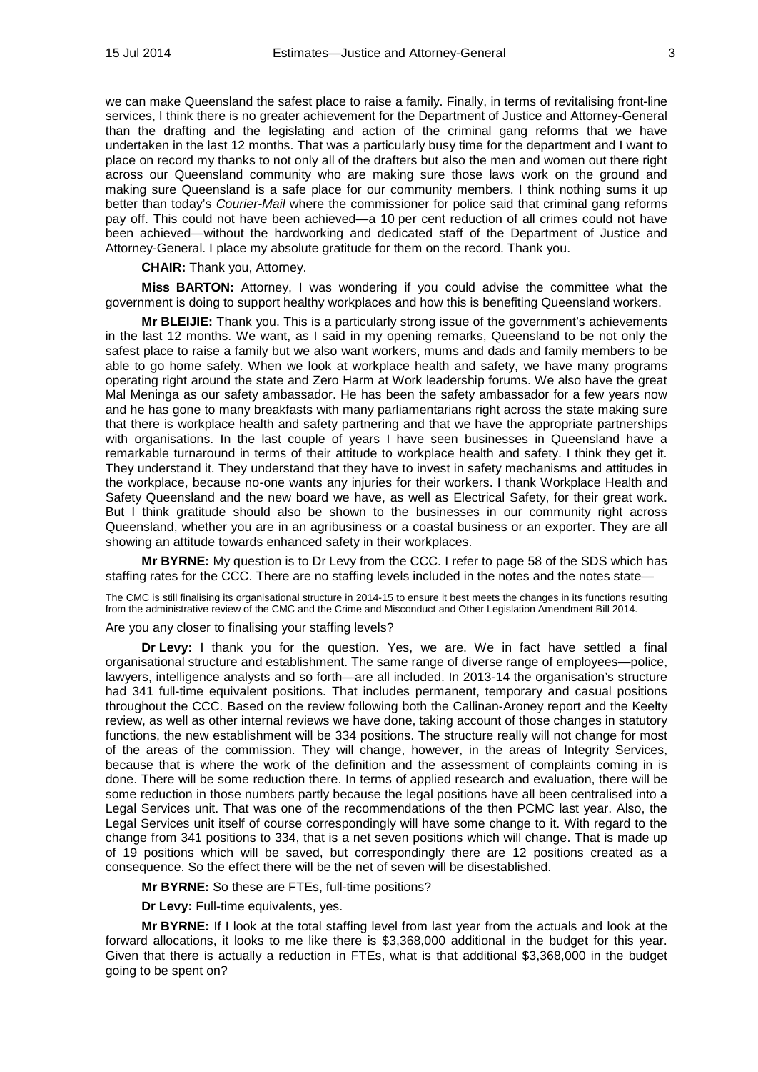we can make Queensland the safest place to raise a family. Finally, in terms of revitalising front-line services, I think there is no greater achievement for the Department of Justice and Attorney-General than the drafting and the legislating and action of the criminal gang reforms that we have undertaken in the last 12 months. That was a particularly busy time for the department and I want to place on record my thanks to not only all of the drafters but also the men and women out there right across our Queensland community who are making sure those laws work on the ground and making sure Queensland is a safe place for our community members. I think nothing sums it up better than today's *Courier-Mail* where the commissioner for police said that criminal gang reforms pay off. This could not have been achieved—a 10 per cent reduction of all crimes could not have been achieved—without the hardworking and dedicated staff of the Department of Justice and Attorney-General. I place my absolute gratitude for them on the record. Thank you.

**CHAIR:** Thank you, Attorney.

**Miss BARTON:** Attorney, I was wondering if you could advise the committee what the government is doing to support healthy workplaces and how this is benefiting Queensland workers.

**Mr BLEIJIE:** Thank you. This is a particularly strong issue of the government's achievements in the last 12 months. We want, as I said in my opening remarks, Queensland to be not only the safest place to raise a family but we also want workers, mums and dads and family members to be able to go home safely. When we look at workplace health and safety, we have many programs operating right around the state and Zero Harm at Work leadership forums. We also have the great Mal Meninga as our safety ambassador. He has been the safety ambassador for a few years now and he has gone to many breakfasts with many parliamentarians right across the state making sure that there is workplace health and safety partnering and that we have the appropriate partnerships with organisations. In the last couple of years I have seen businesses in Queensland have a remarkable turnaround in terms of their attitude to workplace health and safety. I think they get it. They understand it. They understand that they have to invest in safety mechanisms and attitudes in the workplace, because no-one wants any injuries for their workers. I thank Workplace Health and Safety Queensland and the new board we have, as well as Electrical Safety, for their great work. But I think gratitude should also be shown to the businesses in our community right across Queensland, whether you are in an agribusiness or a coastal business or an exporter. They are all showing an attitude towards enhanced safety in their workplaces.

**Mr BYRNE:** My question is to Dr Levy from the CCC. I refer to page 58 of the SDS which has staffing rates for the CCC. There are no staffing levels included in the notes and the notes state—

> The CMC is still finalising its organisational structure in 2014-15 to ensure it best meets the changes in its functions resulting from the administrative review of the CMC and the Crime and Misconduct and Other Legislation Amendment Bill 2014.

Are you any closer to finalising your staffing levels?

**Dr Levy:** I thank you for the question. Yes, we are. We in fact have settled a final organisational structure and establishment. The same range of diverse range of employees—police, lawyers, intelligence analysts and so forth—are all included. In 2013-14 the organisation's structure had 341 full-time equivalent positions. That includes permanent, temporary and casual positions throughout the CCC. Based on the review following both the Callinan-Aroney report and the Keelty review, as well as other internal reviews we have done, taking account of those changes in statutory functions, the new establishment will be 334 positions. The structure really will not change for most of the areas of the commission. They will change, however, in the areas of Integrity Services, because that is where the work of the definition and the assessment of complaints coming in is done. There will be some reduction there. In terms of applied research and evaluation, there will be some reduction in those numbers partly because the legal positions have all been centralised into a Legal Services unit. That was one of the recommendations of the then PCMC last year. Also, the Legal Services unit itself of course correspondingly will have some change to it. With regard to the change from 341 positions to 334, that is a net seven positions which will change. That is made up of 19 positions which will be saved, but correspondingly there are 12 positions created as a consequence. So the effect there will be the net of seven will be disestablished.

**Mr BYRNE:** So these are FTEs, full-time positions?

**Dr Levy:** Full-time equivalents, yes.

**Mr BYRNE:** If I look at the total staffing level from last year from the actuals and look at the forward allocations, it looks to me like there is $3,368,000 additional in the budget for this year. Given that there is actually a reduction in FTEs, what is that additional $3,368,000 in the budget going to be spent on?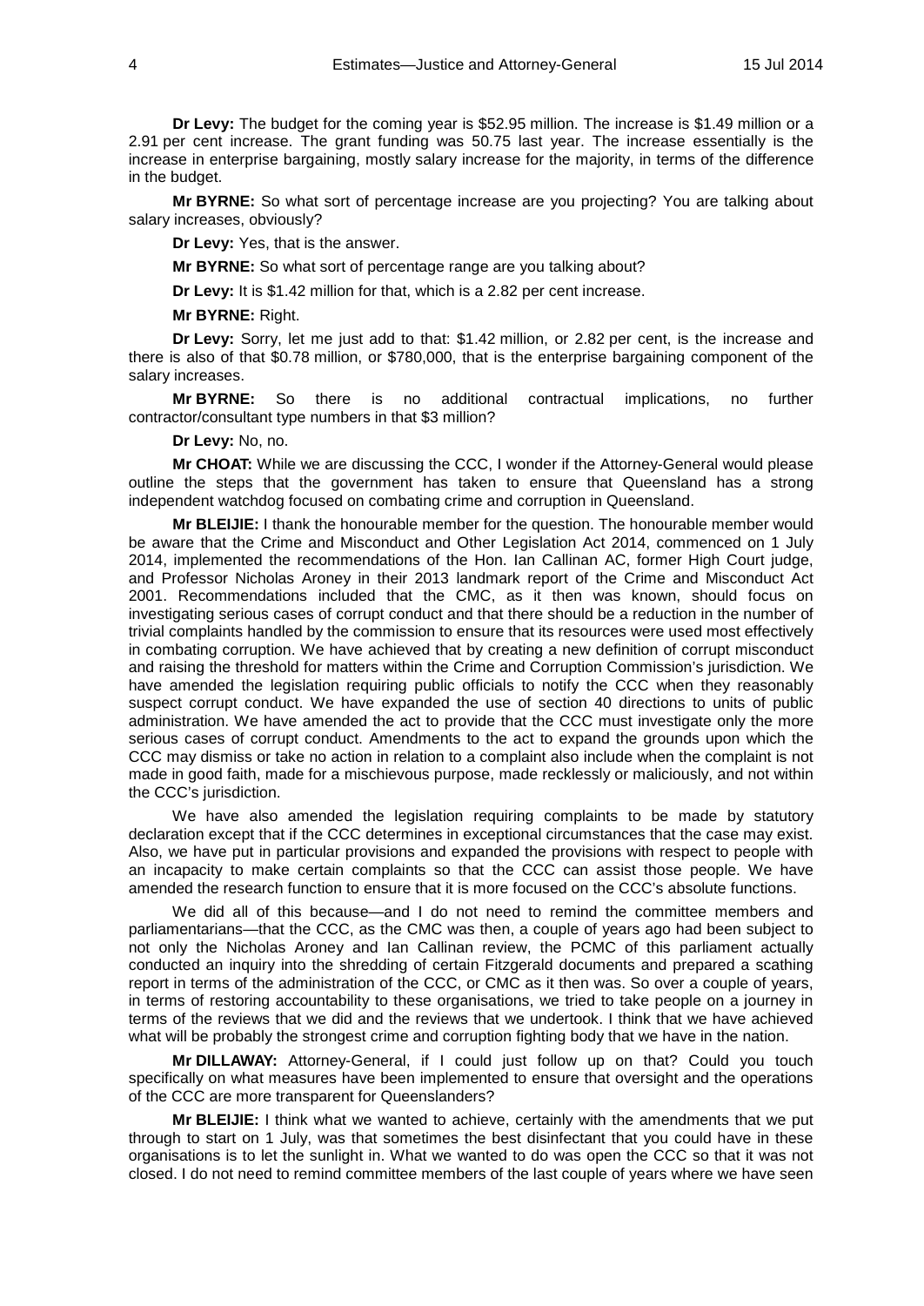**Dr Levy:** The budget for the coming year is $52.95 million. The increase is $1.49 million or a 2.91 per cent increase. The grant funding was 50.75 last year. The increase essentially is the increase in enterprise bargaining, mostly salary increase for the majority, in terms of the difference in the budget.

**Mr BYRNE:** So what sort of percentage increase are you projecting? You are talking about salary increases, obviously?

**Dr Levy:** Yes, that is the answer.

**Mr BYRNE:** So what sort of percentage range are you talking about?

**Dr Levy:** It is $1.42 million for that, which is a 2.82 per cent increase.

**Mr BYRNE:** Right.

**Dr Levy:** Sorry, let me just add to that: $1.42 million, or 2.82 per cent, is the increase and there is also of that $0.78 million, or $780,000, that is the enterprise bargaining component of the salary increases.

**Mr BYRNE:** So there is no additional contractual implications, no further contractor/consultant type numbers in that $3 million?

**Dr Levy:** No, no.

**Mr CHOAT:** While we are discussing the CCC, I wonder if the Attorney-General would please outline the steps that the government has taken to ensure that Queensland has a strong independent watchdog focused on combating crime and corruption in Queensland.

**Mr BLEIJIE:** I thank the honourable member for the question. The honourable member would be aware that the Crime and Misconduct and Other Legislation Act 2014, commenced on 1 July 2014, implemented the recommendations of the Hon. Ian Callinan AC, former High Court judge, and Professor Nicholas Aroney in their 2013 landmark report of the Crime and Misconduct Act 2001. Recommendations included that the CMC, as it then was known, should focus on investigating serious cases of corrupt conduct and that there should be a reduction in the number of trivial complaints handled by the commission to ensure that its resources were used most effectively in combating corruption. We have achieved that by creating a new definition of corrupt misconduct and raising the threshold for matters within the Crime and Corruption Commission's jurisdiction. We have amended the legislation requiring public officials to notify the CCC when they reasonably suspect corrupt conduct. We have expanded the use of section 40 directions to units of public administration. We have amended the act to provide that the CCC must investigate only the more serious cases of corrupt conduct. Amendments to the act to expand the grounds upon which the CCC may dismiss or take no action in relation to a complaint also include when the complaint is not made in good faith, made for a mischievous purpose, made recklessly or maliciously, and not within the CCC's jurisdiction.

We have also amended the legislation requiring complaints to be made by statutory declaration except that if the CCC determines in exceptional circumstances that the case may exist. Also, we have put in particular provisions and expanded the provisions with respect to people with an incapacity to make certain complaints so that the CCC can assist those people. We have amended the research function to ensure that it is more focused on the CCC's absolute functions.

We did all of this because—and I do not need to remind the committee members and parliamentarians—that the CCC, as the CMC was then, a couple of years ago had been subject to not only the Nicholas Aroney and Ian Callinan review, the PCMC of this parliament actually conducted an inquiry into the shredding of certain Fitzgerald documents and prepared a scathing report in terms of the administration of the CCC, or CMC as it then was. So over a couple of years, in terms of restoring accountability to these organisations, we tried to take people on a journey in terms of the reviews that we did and the reviews that we undertook. I think that we have achieved what will be probably the strongest crime and corruption fighting body that we have in the nation.

**Mr DILLAWAY:** Attorney-General, if I could just follow up on that? Could you touch specifically on what measures have been implemented to ensure that oversight and the operations of the CCC are more transparent for Queenslanders?

**Mr BLEIJIE:** I think what we wanted to achieve, certainly with the amendments that we put through to start on 1 July, was that sometimes the best disinfectant that you could have in these organisations is to let the sunlight in. What we wanted to do was open the CCC so that it was not closed. I do not need to remind committee members of the last couple of years where we have seen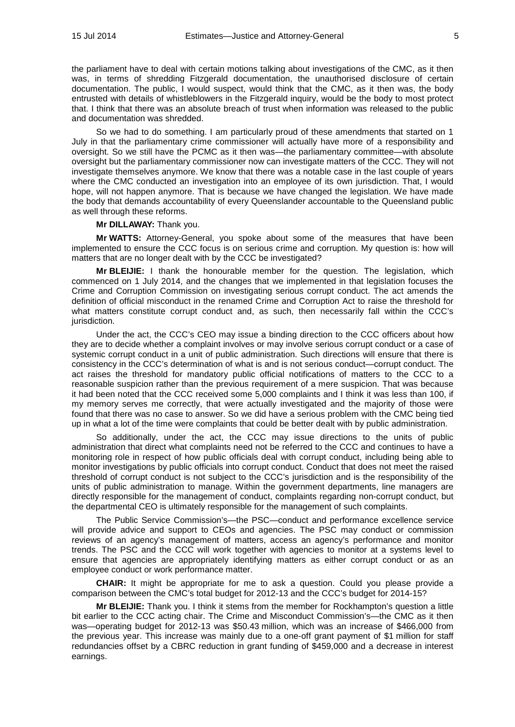the parliament have to deal with certain motions talking about investigations of the CMC, as it then was, in terms of shredding Fitzgerald documentation, the unauthorised disclosure of certain documentation. The public, I would suspect, would think that the CMC, as it then was, the body entrusted with details of whistleblowers in the Fitzgerald inquiry, would be the body to most protect that. I think that there was an absolute breach of trust when information was released to the public and documentation was shredded.

So we had to do something. I am particularly proud of these amendments that started on 1 July in that the parliamentary crime commissioner will actually have more of a responsibility and oversight. So we still have the PCMC as it then was—the parliamentary committee—with absolute oversight but the parliamentary commissioner now can investigate matters of the CCC. They will not investigate themselves anymore. We know that there was a notable case in the last couple of years where the CMC conducted an investigation into an employee of its own jurisdiction. That, I would hope, will not happen anymore. That is because we have changed the legislation. We have made the body that demands accountability of every Queenslander accountable to the Queensland public as well through these reforms.

**Mr DILLAWAY:** Thank you.

**Mr WATTS:** Attorney-General, you spoke about some of the measures that have been implemented to ensure the CCC focus is on serious crime and corruption. My question is: how will matters that are no longer dealt with by the CCC be investigated?

**Mr BLEIJIE:** I thank the honourable member for the question. The legislation, which commenced on 1 July 2014, and the changes that we implemented in that legislation focuses the Crime and Corruption Commission on investigating serious corrupt conduct. The act amends the definition of official misconduct in the renamed Crime and Corruption Act to raise the threshold for what matters constitute corrupt conduct and, as such, then necessarily fall within the CCC's jurisdiction.

Under the act, the CCC's CEO may issue a binding direction to the CCC officers about how they are to decide whether a complaint involves or may involve serious corrupt conduct or a case of systemic corrupt conduct in a unit of public administration. Such directions will ensure that there is consistency in the CCC's determination of what is and is not serious conduct—corrupt conduct. The act raises the threshold for mandatory public official notifications of matters to the CCC to a reasonable suspicion rather than the previous requirement of a mere suspicion. That was because it had been noted that the CCC received some 5,000 complaints and I think it was less than 100, if my memory serves me correctly, that were actually investigated and the majority of those were found that there was no case to answer. So we did have a serious problem with the CMC being tied up in what a lot of the time were complaints that could be better dealt with by public administration.

So additionally, under the act, the CCC may issue directions to the units of public administration that direct what complaints need not be referred to the CCC and continues to have a monitoring role in respect of how public officials deal with corrupt conduct, including being able to monitor investigations by public officials into corrupt conduct. Conduct that does not meet the raised threshold of corrupt conduct is not subject to the CCC's jurisdiction and is the responsibility of the units of public administration to manage. Within the government departments, line managers are directly responsible for the management of conduct, complaints regarding non-corrupt conduct, but the departmental CEO is ultimately responsible for the management of such complaints.

The Public Service Commission's—the PSC—conduct and performance excellence service will provide advice and support to CEOs and agencies. The PSC may conduct or commission reviews of an agency's management of matters, access an agency's performance and monitor trends. The PSC and the CCC will work together with agencies to monitor at a systems level to ensure that agencies are appropriately identifying matters as either corrupt conduct or as an employee conduct or work performance matter.

**CHAIR:** It might be appropriate for me to ask a question. Could you please provide a comparison between the CMC's total budget for 2012-13 and the CCC's budget for 2014-15?

**Mr BLEIJIE:** Thank you. I think it stems from the member for Rockhampton's question a little bit earlier to the CCC acting chair. The Crime and Misconduct Commission's—the CMC as it then was—operating budget for 2012-13 was $50.43 million, which was an increase of $466,000 from the previous year. This increase was mainly due to a one-off grant payment of $1 million for staff redundancies offset by a CBRC reduction in grant funding of $459,000 and a decrease in interest earnings.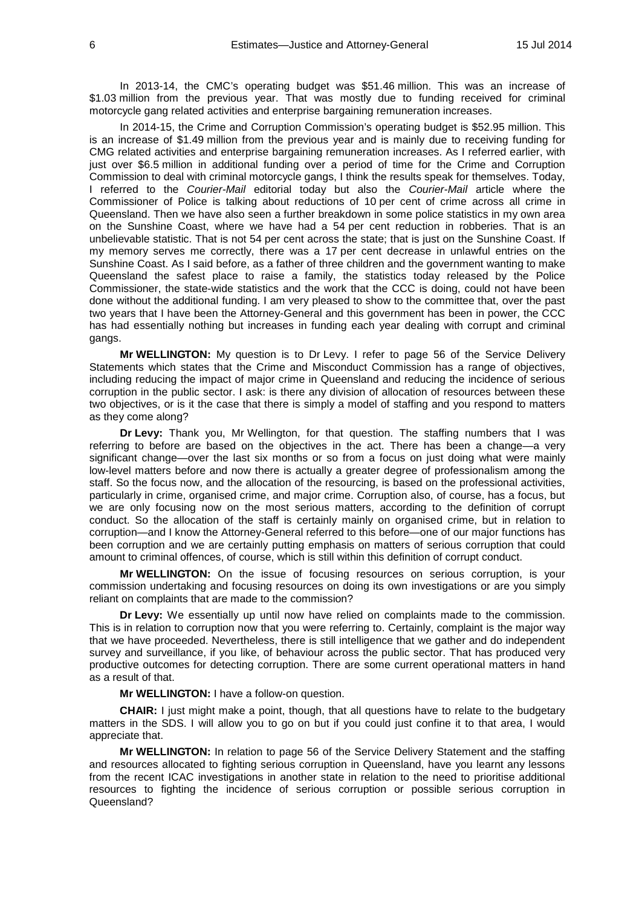In 2013-14, the CMC's operating budget was $51.46 million. This was an increase of $1.03 million from the previous year. That was mostly due to funding received for criminal motorcycle gang related activities and enterprise bargaining remuneration increases.

In 2014-15, the Crime and Corruption Commission's operating budget is $52.95 million. This is an increase of $1.49 million from the previous year and is mainly due to receiving funding for CMG related activities and enterprise bargaining remuneration increases. As I referred earlier, with just over $6.5 million in additional funding over a period of time for the Crime and Corruption Commission to deal with criminal motorcycle gangs, I think the results speak for themselves. Today, I referred to the *Courier-Mail* editorial today but also the *Courier-Mail* article where the Commissioner of Police is talking about reductions of 10 per cent of crime across all crime in Queensland. Then we have also seen a further breakdown in some police statistics in my own area on the Sunshine Coast, where we have had a 54 per cent reduction in robberies. That is an unbelievable statistic. That is not 54 per cent across the state; that is just on the Sunshine Coast. If my memory serves me correctly, there was a 17 per cent decrease in unlawful entries on the Sunshine Coast. As I said before, as a father of three children and the government wanting to make Queensland the safest place to raise a family, the statistics today released by the Police Commissioner, the state-wide statistics and the work that the CCC is doing, could not have been done without the additional funding. I am very pleased to show to the committee that, over the past two years that I have been the Attorney-General and this government has been in power, the CCC has had essentially nothing but increases in funding each year dealing with corrupt and criminal gangs.

**Mr WELLINGTON:** My question is to Dr Levy. I refer to page 56 of the Service Delivery Statements which states that the Crime and Misconduct Commission has a range of objectives, including reducing the impact of major crime in Queensland and reducing the incidence of serious corruption in the public sector. I ask: is there any division of allocation of resources between these two objectives, or is it the case that there is simply a model of staffing and you respond to matters as they come along?

**Dr Levy:** Thank you, Mr Wellington, for that question. The staffing numbers that I was referring to before are based on the objectives in the act. There has been a change—a very significant change—over the last six months or so from a focus on just doing what were mainly low-level matters before and now there is actually a greater degree of professionalism among the staff. So the focus now, and the allocation of the resourcing, is based on the professional activities, particularly in crime, organised crime, and major crime. Corruption also, of course, has a focus, but we are only focusing now on the most serious matters, according to the definition of corrupt conduct. So the allocation of the staff is certainly mainly on organised crime, but in relation to corruption—and I know the Attorney-General referred to this before—one of our major functions has been corruption and we are certainly putting emphasis on matters of serious corruption that could amount to criminal offences, of course, which is still within this definition of corrupt conduct.

**Mr WELLINGTON:** On the issue of focusing resources on serious corruption, is your commission undertaking and focusing resources on doing its own investigations or are you simply reliant on complaints that are made to the commission?

**Dr Levy:** We essentially up until now have relied on complaints made to the commission. This is in relation to corruption now that you were referring to. Certainly, complaint is the major way that we have proceeded. Nevertheless, there is still intelligence that we gather and do independent survey and surveillance, if you like, of behaviour across the public sector. That has produced very productive outcomes for detecting corruption. There are some current operational matters in hand as a result of that.

**Mr WELLINGTON:** I have a follow-on question.

**CHAIR:** I just might make a point, though, that all questions have to relate to the budgetary matters in the SDS. I will allow you to go on but if you could just confine it to that area, I would appreciate that.

**Mr WELLINGTON:** In relation to page 56 of the Service Delivery Statement and the staffing and resources allocated to fighting serious corruption in Queensland, have you learnt any lessons from the recent ICAC investigations in another state in relation to the need to prioritise additional resources to fighting the incidence of serious corruption or possible serious corruption in Queensland?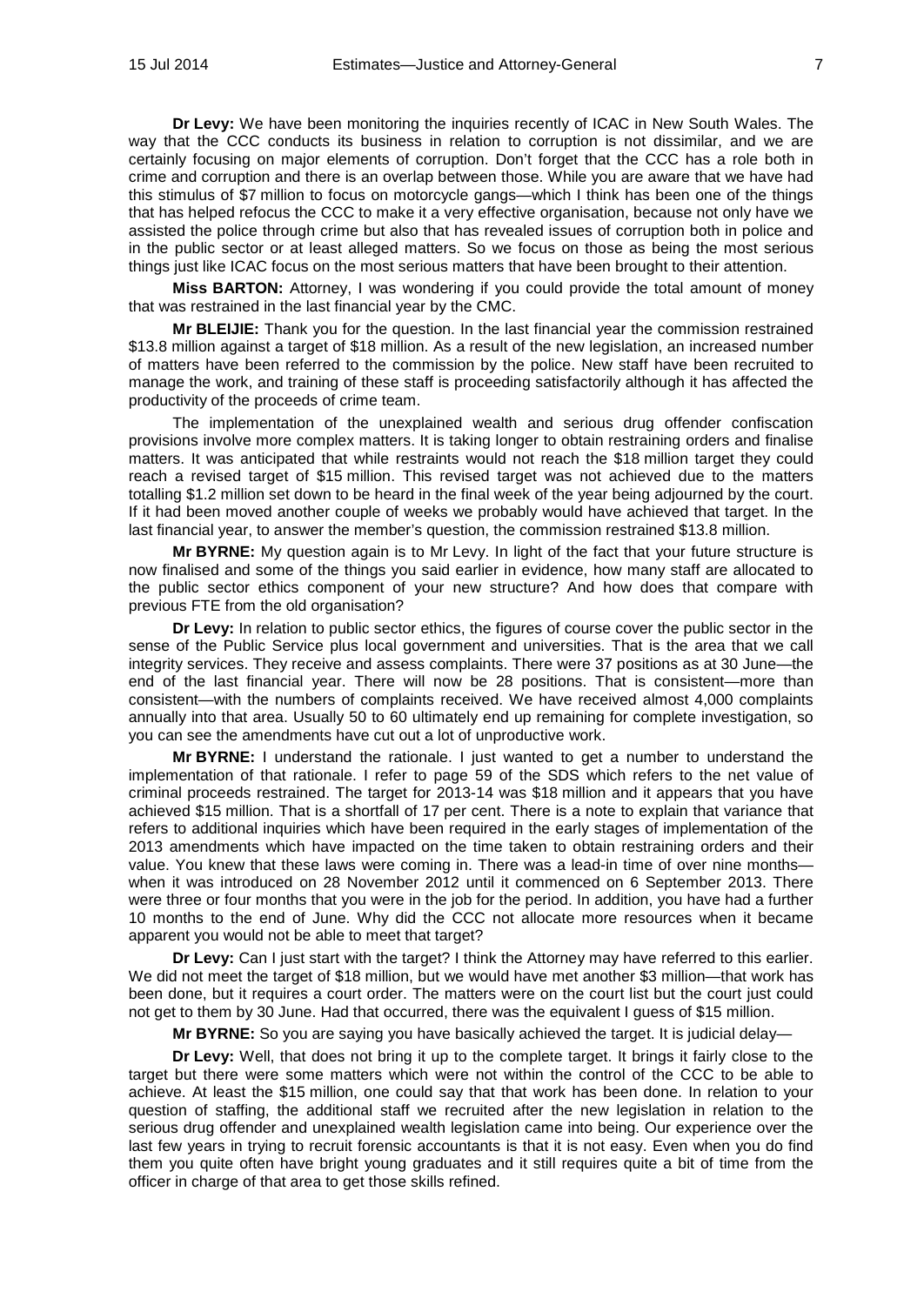**Dr Levy:** We have been monitoring the inquiries recently of ICAC in New South Wales. The way that the CCC conducts its business in relation to corruption is not dissimilar, and we are certainly focusing on major elements of corruption. Don't forget that the CCC has a role both in crime and corruption and there is an overlap between those. While you are aware that we have had this stimulus of $7 million to focus on motorcycle gangs—which I think has been one of the things that has helped refocus the CCC to make it a very effective organisation, because not only have we assisted the police through crime but also that has revealed issues of corruption both in police and in the public sector or at least alleged matters. So we focus on those as being the most serious things just like ICAC focus on the most serious matters that have been brought to their attention.

**Miss BARTON:** Attorney, I was wondering if you could provide the total amount of money that was restrained in the last financial year by the CMC.

**Mr BLEIJIE:** Thank you for the question. In the last financial year the commission restrained $13.8 million against a target of $18 million. As a result of the new legislation, an increased number of matters have been referred to the commission by the police. New staff have been recruited to manage the work, and training of these staff is proceeding satisfactorily although it has affected the productivity of the proceeds of crime team.

The implementation of the unexplained wealth and serious drug offender confiscation provisions involve more complex matters. It is taking longer to obtain restraining orders and finalise matters. It was anticipated that while restraints would not reach the $18 million target they could reach a revised target of $15 million. This revised target was not achieved due to the matters totalling $1.2 million set down to be heard in the final week of the year being adjourned by the court. If it had been moved another couple of weeks we probably would have achieved that target. In the last financial year, to answer the member's question, the commission restrained $13.8 million.

**Mr BYRNE:** My question again is to Mr Levy. In light of the fact that your future structure is now finalised and some of the things you said earlier in evidence, how many staff are allocated to the public sector ethics component of your new structure? And how does that compare with previous FTE from the old organisation?

**Dr Levy:** In relation to public sector ethics, the figures of course cover the public sector in the sense of the Public Service plus local government and universities. That is the area that we call integrity services. They receive and assess complaints. There were 37 positions as at 30 June—the end of the last financial year. There will now be 28 positions. That is consistent—more than consistent—with the numbers of complaints received. We have received almost 4,000 complaints annually into that area. Usually 50 to 60 ultimately end up remaining for complete investigation, so you can see the amendments have cut out a lot of unproductive work.

**Mr BYRNE:** I understand the rationale. I just wanted to get a number to understand the implementation of that rationale. I refer to page 59 of the SDS which refers to the net value of criminal proceeds restrained. The target for 2013-14 was $18 million and it appears that you have achieved $15 million. That is a shortfall of 17 per cent. There is a note to explain that variance that refers to additional inquiries which have been required in the early stages of implementation of the 2013 amendments which have impacted on the time taken to obtain restraining orders and their value. You knew that these laws were coming in. There was a lead-in time of over nine months—when it was introduced on 28 November 2012 until it commenced on 6 September 2013. There were three or four months that you were in the job for the period. In addition, you have had a further 10 months to the end of June. Why did the CCC not allocate more resources when it became apparent you would not be able to meet that target?

**Dr Levy:** Can I just start with the target? I think the Attorney may have referred to this earlier. We did not meet the target of $18 million, but we would have met another $3 million—that work has been done, but it requires a court order. The matters were on the court list but the court just could not get to them by 30 June. Had that occurred, there was the equivalent I guess of $15 million.

**Mr BYRNE:** So you are saying you have basically achieved the target. It is judicial delay—

**Dr Levy:** Well, that does not bring it up to the complete target. It brings it fairly close to the target but there were some matters which were not within the control of the CCC to be able to achieve. At least the $15 million, one could say that that work has been done. In relation to your question of staffing, the additional staff we recruited after the new legislation in relation to the serious drug offender and unexplained wealth legislation came into being. Our experience over the last few years in trying to recruit forensic accountants is that it is not easy. Even when you do find them you quite often have bright young graduates and it still requires quite a bit of time from the officer in charge of that area to get those skills refined.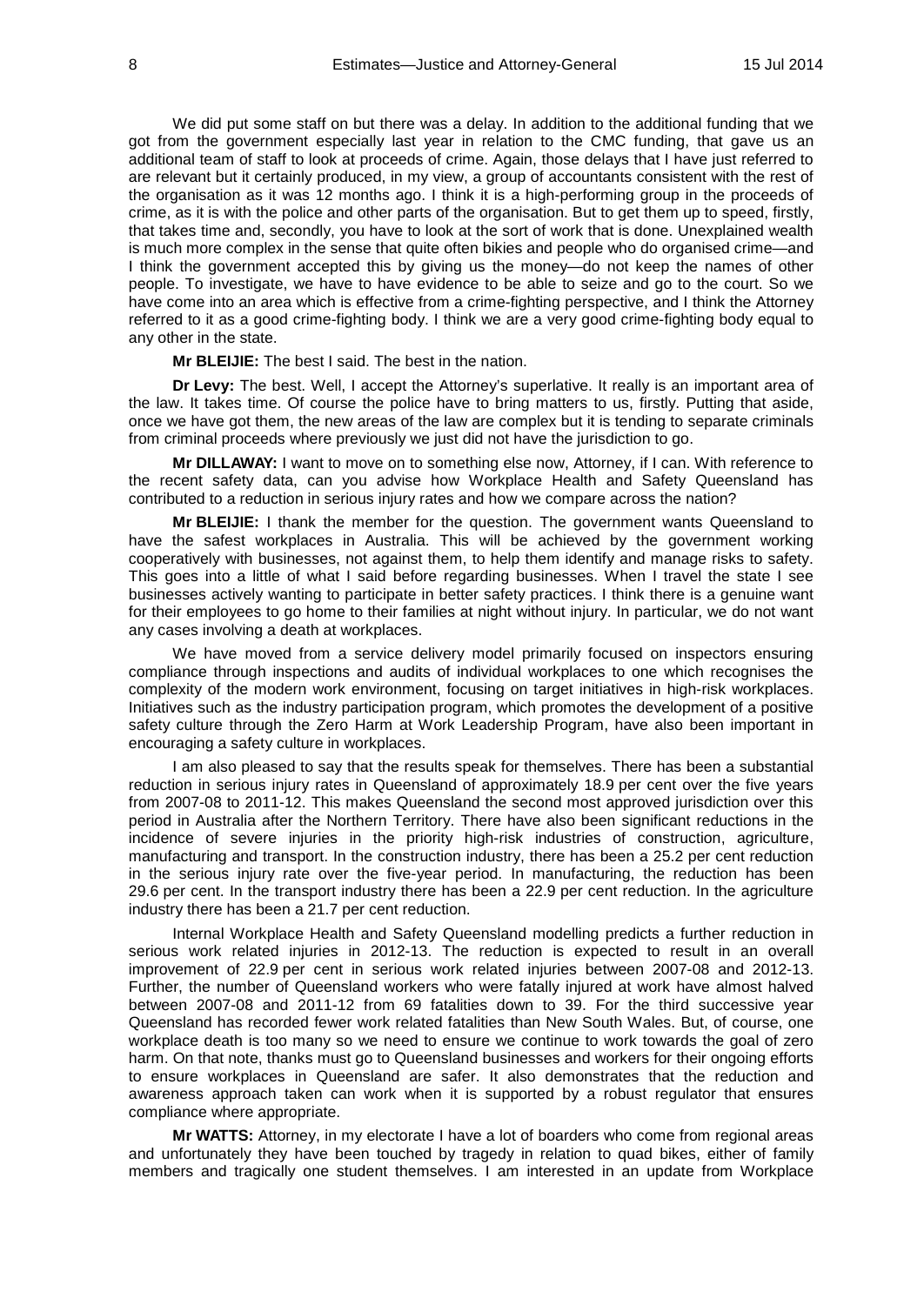We did put some staff on but there was a delay. In addition to the additional funding that we got from the government especially last year in relation to the CMC funding, that gave us an additional team of staff to look at proceeds of crime. Again, those delays that I have just referred to are relevant but it certainly produced, in my view, a group of accountants consistent with the rest of the organisation as it was 12 months ago. I think it is a high-performing group in the proceeds of crime, as it is with the police and other parts of the organisation. But to get them up to speed, firstly, that takes time and, secondly, you have to look at the sort of work that is done. Unexplained wealth is much more complex in the sense that quite often bikies and people who do organised crime—and I think the government accepted this by giving us the money—do not keep the names of other people. To investigate, we have to have evidence to be able to seize and go to the court. So we have come into an area which is effective from a crime-fighting perspective, and I think the Attorney referred to it as a good crime-fighting body. I think we are a very good crime-fighting body equal to any other in the state.

**Mr BLEIJIE:** The best I said. The best in the nation.

**Dr Levy:** The best. Well, I accept the Attorney's superlative. It really is an important area of the law. It takes time. Of course the police have to bring matters to us, firstly. Putting that aside, once we have got them, the new areas of the law are complex but it is tending to separate criminals from criminal proceeds where previously we just did not have the jurisdiction to go.

**Mr DILLAWAY:** I want to move on to something else now, Attorney, if I can. With reference to the recent safety data, can you advise how Workplace Health and Safety Queensland has contributed to a reduction in serious injury rates and how we compare across the nation?

**Mr BLEIJIE:** I thank the member for the question. The government wants Queensland to have the safest workplaces in Australia. This will be achieved by the government working cooperatively with businesses, not against them, to help them identify and manage risks to safety. This goes into a little of what I said before regarding businesses. When I travel the state I see businesses actively wanting to participate in better safety practices. I think there is a genuine want for their employees to go home to their families at night without injury. In particular, we do not want any cases involving a death at workplaces.

We have moved from a service delivery model primarily focused on inspectors ensuring compliance through inspections and audits of individual workplaces to one which recognises the complexity of the modern work environment, focusing on target initiatives in high-risk workplaces. Initiatives such as the industry participation program, which promotes the development of a positive safety culture through the Zero Harm at Work Leadership Program, have also been important in encouraging a safety culture in workplaces.

I am also pleased to say that the results speak for themselves. There has been a substantial reduction in serious injury rates in Queensland of approximately 18.9 per cent over the five years from 2007-08 to 2011-12. This makes Queensland the second most approved jurisdiction over this period in Australia after the Northern Territory. There have also been significant reductions in the incidence of severe injuries in the priority high-risk industries of construction, agriculture, manufacturing and transport. In the construction industry, there has been a 25.2 per cent reduction in the serious injury rate over the five-year period. In manufacturing, the reduction has been 29.6 per cent. In the transport industry there has been a 22.9 per cent reduction. In the agriculture industry there has been a 21.7 per cent reduction.

Internal Workplace Health and Safety Queensland modelling predicts a further reduction in serious work related injuries in 2012-13. The reduction is expected to result in an overall improvement of 22.9 per cent in serious work related injuries between 2007-08 and 2012-13. Further, the number of Queensland workers who were fatally injured at work have almost halved between 2007-08 and 2011-12 from 69 fatalities down to 39. For the third successive year Queensland has recorded fewer work related fatalities than New South Wales. But, of course, one workplace death is too many so we need to ensure we continue to work towards the goal of zero harm. On that note, thanks must go to Queensland businesses and workers for their ongoing efforts to ensure workplaces in Queensland are safer. It also demonstrates that the reduction and awareness approach taken can work when it is supported by a robust regulator that ensures compliance where appropriate.

**Mr WATTS:** Attorney, in my electorate I have a lot of boarders who come from regional areas and unfortunately they have been touched by tragedy in relation to quad bikes, either of family members and tragically one student themselves. I am interested in an update from Workplace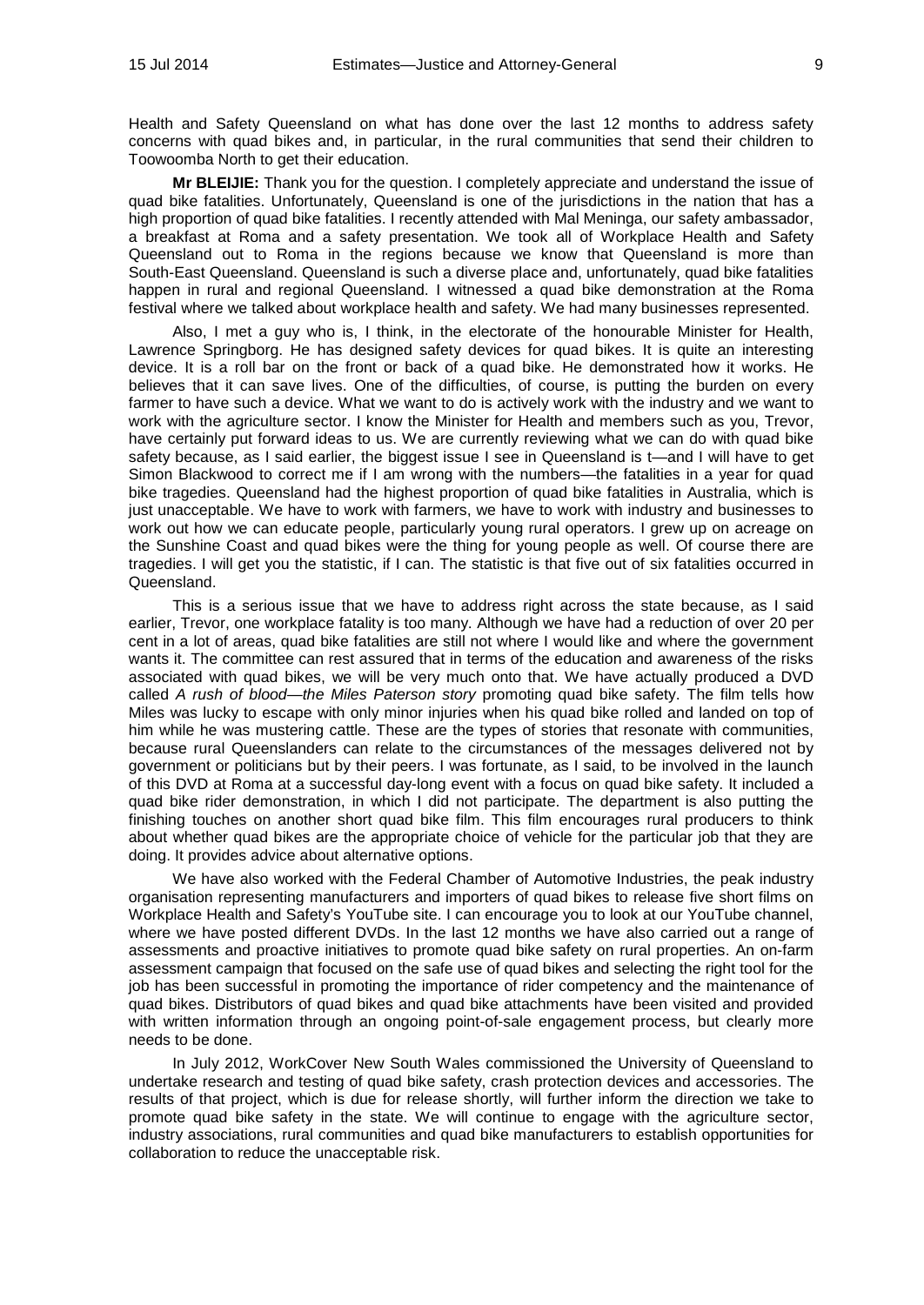Health and Safety Queensland on what has done over the last 12 months to address safety concerns with quad bikes and, in particular, in the rural communities that send their children to Toowoomba North to get their education.

**Mr BLEIJIE:** Thank you for the question. I completely appreciate and understand the issue of quad bike fatalities. Unfortunately, Queensland is one of the jurisdictions in the nation that has a high proportion of quad bike fatalities. I recently attended with Mal Meninga, our safety ambassador, a breakfast at Roma and a safety presentation. We took all of Workplace Health and Safety Queensland out to Roma in the regions because we know that Queensland is more than South-East Queensland. Queensland is such a diverse place and, unfortunately, quad bike fatalities happen in rural and regional Queensland. I witnessed a quad bike demonstration at the Roma festival where we talked about workplace health and safety. We had many businesses represented.

Also, I met a guy who is, I think, in the electorate of the honourable Minister for Health, Lawrence Springborg. He has designed safety devices for quad bikes. It is quite an interesting device. It is a roll bar on the front or back of a quad bike. He demonstrated how it works. He believes that it can save lives. One of the difficulties, of course, is putting the burden on every farmer to have such a device. What we want to do is actively work with the industry and we want to work with the agriculture sector. I know the Minister for Health and members such as you, Trevor, have certainly put forward ideas to us. We are currently reviewing what we can do with quad bike safety because, as I said earlier, the biggest issue I see in Queensland is t—and I will have to get Simon Blackwood to correct me if I am wrong with the numbers—the fatalities in a year for quad bike tragedies. Queensland had the highest proportion of quad bike fatalities in Australia, which is just unacceptable. We have to work with farmers, we have to work with industry and businesses to work out how we can educate people, particularly young rural operators. I grew up on acreage on the Sunshine Coast and quad bikes were the thing for young people as well. Of course there are tragedies. I will get you the statistic, if I can. The statistic is that five out of six fatalities occurred in Queensland.

This is a serious issue that we have to address right across the state because, as I said earlier, Trevor, one workplace fatality is too many. Although we have had a reduction of over 20 per cent in a lot of areas, quad bike fatalities are still not where I would like and where the government wants it. The committee can rest assured that in terms of the education and awareness of the risks associated with quad bikes, we will be very much onto that. We have actually produced a DVD called *A rush of blood—the Miles Paterson story* promoting quad bike safety. The film tells how Miles was lucky to escape with only minor injuries when his quad bike rolled and landed on top of him while he was mustering cattle. These are the types of stories that resonate with communities, because rural Queenslanders can relate to the circumstances of the messages delivered not by government or politicians but by their peers. I was fortunate, as I said, to be involved in the launch of this DVD at Roma at a successful day-long event with a focus on quad bike safety. It included a quad bike rider demonstration, in which I did not participate. The department is also putting the finishing touches on another short quad bike film. This film encourages rural producers to think about whether quad bikes are the appropriate choice of vehicle for the particular job that they are doing. It provides advice about alternative options.

We have also worked with the Federal Chamber of Automotive Industries, the peak industry organisation representing manufacturers and importers of quad bikes to release five short films on Workplace Health and Safety's YouTube site. I can encourage you to look at our YouTube channel, where we have posted different DVDs. In the last 12 months we have also carried out a range of assessments and proactive initiatives to promote quad bike safety on rural properties. An on-farm assessment campaign that focused on the safe use of quad bikes and selecting the right tool for the job has been successful in promoting the importance of rider competency and the maintenance of quad bikes. Distributors of quad bikes and quad bike attachments have been visited and provided with written information through an ongoing point-of-sale engagement process, but clearly more needs to be done.

In July 2012, WorkCover New South Wales commissioned the University of Queensland to undertake research and testing of quad bike safety, crash protection devices and accessories. The results of that project, which is due for release shortly, will further inform the direction we take to promote quad bike safety in the state. We will continue to engage with the agriculture sector, industry associations, rural communities and quad bike manufacturers to establish opportunities for collaboration to reduce the unacceptable risk.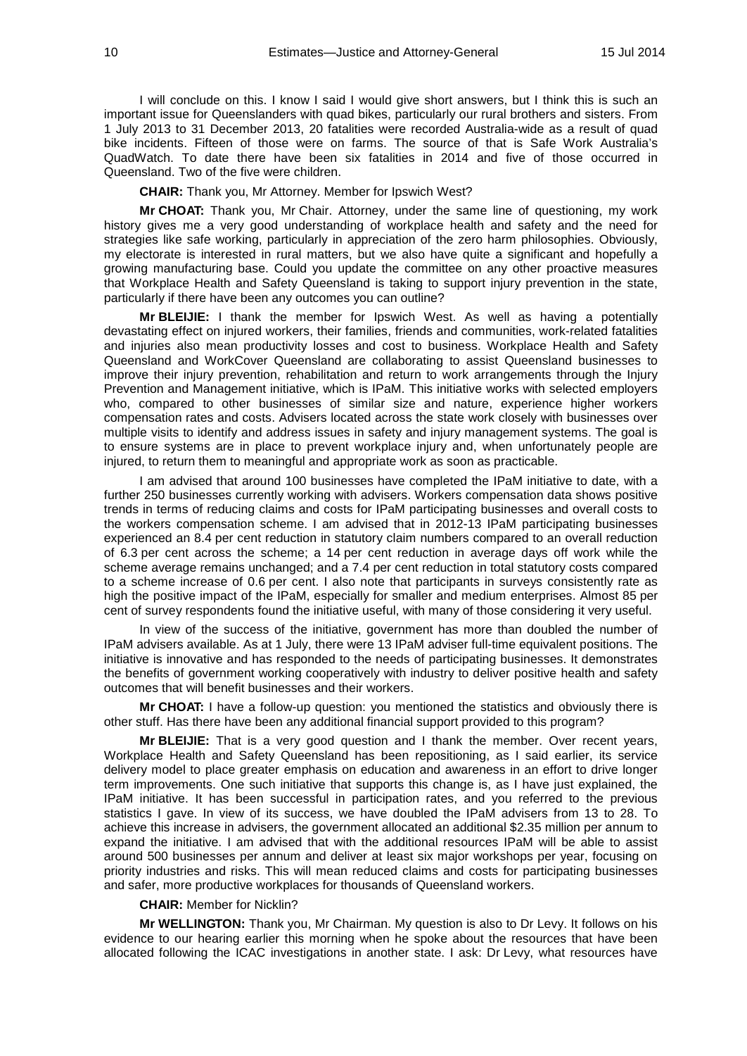I will conclude on this. I know I said I would give short answers, but I think this is such an important issue for Queenslanders with quad bikes, particularly our rural brothers and sisters. From 1 July 2013 to 31 December 2013, 20 fatalities were recorded Australia-wide as a result of quad bike incidents. Fifteen of those were on farms. The source of that is Safe Work Australia's QuadWatch. To date there have been six fatalities in 2014 and five of those occurred in Queensland. Two of the five were children.

**CHAIR:** Thank you, Mr Attorney. Member for Ipswich West?

**Mr CHOAT:** Thank you, Mr Chair. Attorney, under the same line of questioning, my work history gives me a very good understanding of workplace health and safety and the need for strategies like safe working, particularly in appreciation of the zero harm philosophies. Obviously, my electorate is interested in rural matters, but we also have quite a significant and hopefully a growing manufacturing base. Could you update the committee on any other proactive measures that Workplace Health and Safety Queensland is taking to support injury prevention in the state, particularly if there have been any outcomes you can outline?

**Mr BLEIJIE:** I thank the member for Ipswich West. As well as having a potentially devastating effect on injured workers, their families, friends and communities, work-related fatalities and injuries also mean productivity losses and cost to business. Workplace Health and Safety Queensland and WorkCover Queensland are collaborating to assist Queensland businesses to improve their injury prevention, rehabilitation and return to work arrangements through the Injury Prevention and Management initiative, which is IPaM. This initiative works with selected employers who, compared to other businesses of similar size and nature, experience higher workers compensation rates and costs. Advisers located across the state work closely with businesses over multiple visits to identify and address issues in safety and injury management systems. The goal is to ensure systems are in place to prevent workplace injury and, when unfortunately people are injured, to return them to meaningful and appropriate work as soon as practicable.

I am advised that around 100 businesses have completed the IPaM initiative to date, with a further 250 businesses currently working with advisers. Workers compensation data shows positive trends in terms of reducing claims and costs for IPaM participating businesses and overall costs to the workers compensation scheme. I am advised that in 2012-13 IPaM participating businesses experienced an 8.4 per cent reduction in statutory claim numbers compared to an overall reduction of 6.3 per cent across the scheme; a 14 per cent reduction in average days off work while the scheme average remains unchanged; and a 7.4 per cent reduction in total statutory costs compared to a scheme increase of 0.6 per cent. I also note that participants in surveys consistently rate as high the positive impact of the IPaM, especially for smaller and medium enterprises. Almost 85 per cent of survey respondents found the initiative useful, with many of those considering it very useful.

In view of the success of the initiative, government has more than doubled the number of IPaM advisers available. As at 1 July, there were 13 IPaM adviser full-time equivalent positions. The initiative is innovative and has responded to the needs of participating businesses. It demonstrates the benefits of government working cooperatively with industry to deliver positive health and safety outcomes that will benefit businesses and their workers.

**Mr CHOAT:** I have a follow-up question: you mentioned the statistics and obviously there is other stuff. Has there have been any additional financial support provided to this program?

**Mr BLEIJIE:** That is a very good question and I thank the member. Over recent years, Workplace Health and Safety Queensland has been repositioning, as I said earlier, its service delivery model to place greater emphasis on education and awareness in an effort to drive longer term improvements. One such initiative that supports this change is, as I have just explained, the IPaM initiative. It has been successful in participation rates, and you referred to the previous statistics I gave. In view of its success, we have doubled the IPaM advisers from 13 to 28. To achieve this increase in advisers, the government allocated an additional $2.35 million per annum to expand the initiative. I am advised that with the additional resources IPaM will be able to assist around 500 businesses per annum and deliver at least six major workshops per year, focusing on priority industries and risks. This will mean reduced claims and costs for participating businesses and safer, more productive workplaces for thousands of Queensland workers.

**CHAIR:** Member for Nicklin?

**Mr WELLINGTON:** Thank you, Mr Chairman. My question is also to Dr Levy. It follows on his evidence to our hearing earlier this morning when he spoke about the resources that have been allocated following the ICAC investigations in another state. I ask: Dr Levy, what resources have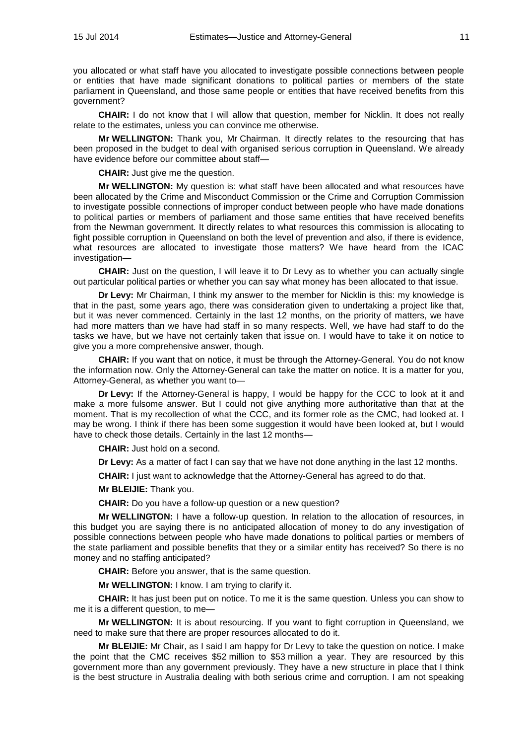you allocated or what staff have you allocated to investigate possible connections between people or entities that have made significant donations to political parties or members of the state parliament in Queensland, and those same people or entities that have received benefits from this government?

**CHAIR:** I do not know that I will allow that question, member for Nicklin. It does not really relate to the estimates, unless you can convince me otherwise.

**Mr WELLINGTON:** Thank you, Mr Chairman. It directly relates to the resourcing that has been proposed in the budget to deal with organised serious corruption in Queensland. We already have evidence before our committee about staff—

**CHAIR:** Just give me the question.

**Mr WELLINGTON:** My question is: what staff have been allocated and what resources have been allocated by the Crime and Misconduct Commission or the Crime and Corruption Commission to investigate possible connections of improper conduct between people who have made donations to political parties or members of parliament and those same entities that have received benefits from the Newman government. It directly relates to what resources this commission is allocating to fight possible corruption in Queensland on both the level of prevention and also, if there is evidence, what resources are allocated to investigate those matters? We have heard from the ICAC investigation—

**CHAIR:** Just on the question, I will leave it to Dr Levy as to whether you can actually single out particular political parties or whether you can say what money has been allocated to that issue.

**Dr Levy:** Mr Chairman, I think my answer to the member for Nicklin is this: my knowledge is that in the past, some years ago, there was consideration given to undertaking a project like that, but it was never commenced. Certainly in the last 12 months, on the priority of matters, we have had more matters than we have had staff in so many respects. Well, we have had staff to do the tasks we have, but we have not certainly taken that issue on. I would have to take it on notice to give you a more comprehensive answer, though.

**CHAIR:** If you want that on notice, it must be through the Attorney-General. You do not know the information now. Only the Attorney-General can take the matter on notice. It is a matter for you, Attorney-General, as whether you want to—

**Dr Levy:** If the Attorney-General is happy, I would be happy for the CCC to look at it and make a more fulsome answer. But I could not give anything more authoritative than that at the moment. That is my recollection of what the CCC, and its former role as the CMC, had looked at. I may be wrong. I think if there has been some suggestion it would have been looked at, but I would have to check those details. Certainly in the last 12 months—

**CHAIR:** Just hold on a second.

**Dr Levy:** As a matter of fact I can say that we have not done anything in the last 12 months.

**CHAIR:** I just want to acknowledge that the Attorney-General has agreed to do that.

**Mr BLEIJIE:** Thank you.

**CHAIR:** Do you have a follow-up question or a new question?

**Mr WELLINGTON:** I have a follow-up question. In relation to the allocation of resources, in this budget you are saying there is no anticipated allocation of money to do any investigation of possible connections between people who have made donations to political parties or members of the state parliament and possible benefits that they or a similar entity has received? So there is no money and no staffing anticipated?

**CHAIR:** Before you answer, that is the same question.

**Mr WELLINGTON:** I know. I am trying to clarify it.

**CHAIR:** It has just been put on notice. To me it is the same question. Unless you can show to me it is a different question, to me—

**Mr WELLINGTON:** It is about resourcing. If you want to fight corruption in Queensland, we need to make sure that there are proper resources allocated to do it.

**Mr BLEIJIE:** Mr Chair, as I said I am happy for Dr Levy to take the question on notice. I make the point that the CMC receives $52 million to $53 million a year. They are resourced by this government more than any government previously. They have a new structure in place that I think is the best structure in Australia dealing with both serious crime and corruption. I am not speaking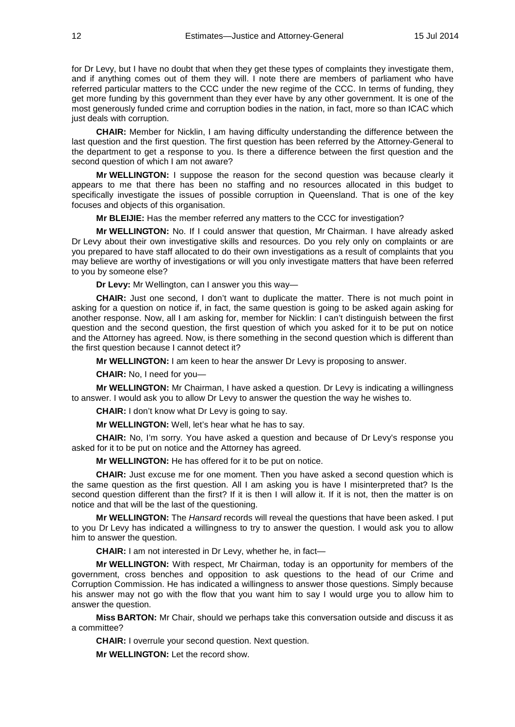for Dr Levy, but I have no doubt that when they get these types of complaints they investigate them, and if anything comes out of them they will. I note there are members of parliament who have referred particular matters to the CCC under the new regime of the CCC. In terms of funding, they get more funding by this government than they ever have by any other government. It is one of the most generously funded crime and corruption bodies in the nation, in fact, more so than ICAC which just deals with corruption.

**CHAIR:** Member for Nicklin, I am having difficulty understanding the difference between the last question and the first question. The first question has been referred by the Attorney-General to the department to get a response to you. Is there a difference between the first question and the second question of which I am not aware?

**Mr WELLINGTON:** I suppose the reason for the second question was because clearly it appears to me that there has been no staffing and no resources allocated in this budget to specifically investigate the issues of possible corruption in Queensland. That is one of the key focuses and objects of this organisation.

**Mr BLEIJIE:** Has the member referred any matters to the CCC for investigation?

**Mr WELLINGTON:** No. If I could answer that question, Mr Chairman. I have already asked Dr Levy about their own investigative skills and resources. Do you rely only on complaints or are you prepared to have staff allocated to do their own investigations as a result of complaints that you may believe are worthy of investigations or will you only investigate matters that have been referred to you by someone else?

**Dr Levy:** Mr Wellington, can I answer you this way—

**CHAIR:** Just one second, I don't want to duplicate the matter. There is not much point in asking for a question on notice if, in fact, the same question is going to be asked again asking for another response. Now, all I am asking for, member for Nicklin: I can't distinguish between the first question and the second question, the first question of which you asked for it to be put on notice and the Attorney has agreed. Now, is there something in the second question which is different than the first question because I cannot detect it?

**Mr WELLINGTON:** I am keen to hear the answer Dr Levy is proposing to answer.

**CHAIR:** No, I need for you—

**Mr WELLINGTON:** Mr Chairman, I have asked a question. Dr Levy is indicating a willingness to answer. I would ask you to allow Dr Levy to answer the question the way he wishes to.

**CHAIR:** I don't know what Dr Levy is going to say.

**Mr WELLINGTON:** Well, let's hear what he has to say.

**CHAIR:** No, I'm sorry. You have asked a question and because of Dr Levy's response you asked for it to be put on notice and the Attorney has agreed.

**Mr WELLINGTON:** He has offered for it to be put on notice.

**CHAIR:** Just excuse me for one moment. Then you have asked a second question which is the same question as the first question. All I am asking you is have I misinterpreted that? Is the second question different than the first? If it is then I will allow it. If it is not, then the matter is on notice and that will be the last of the questioning.

**Mr WELLINGTON:** The *Hansard* records will reveal the questions that have been asked. I put to you Dr Levy has indicated a willingness to try to answer the question. I would ask you to allow him to answer the question.

**CHAIR:** I am not interested in Dr Levy, whether he, in fact—

**Mr WELLINGTON:** With respect, Mr Chairman, today is an opportunity for members of the government, cross benches and opposition to ask questions to the head of our Crime and Corruption Commission. He has indicated a willingness to answer those questions. Simply because his answer may not go with the flow that you want him to say I would urge you to allow him to answer the question.

**Miss BARTON:** Mr Chair, should we perhaps take this conversation outside and discuss it as a committee?

**CHAIR:** I overrule your second question. Next question.

**Mr WELLINGTON:** Let the record show.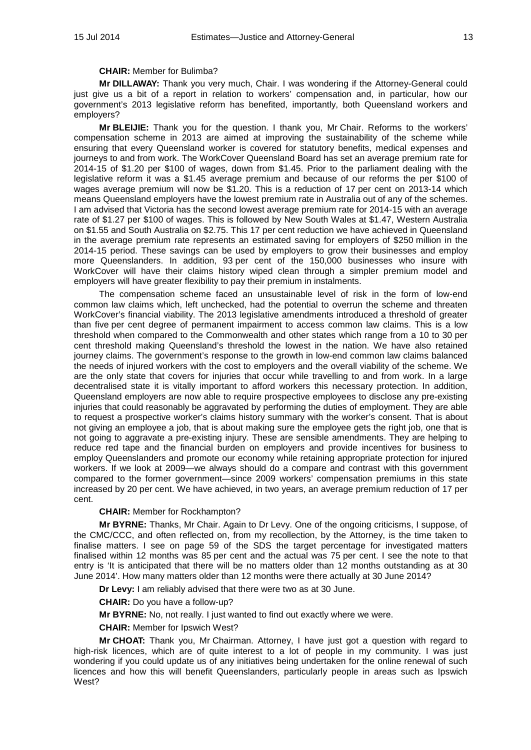**CHAIR:** Member for Bulimba?

**Mr DILLAWAY:** Thank you very much, Chair. I was wondering if the Attorney-General could just give us a bit of a report in relation to workers' compensation and, in particular, how our government's 2013 legislative reform has benefited, importantly, both Queensland workers and employers?

**Mr BLEIJIE:** Thank you for the question. I thank you, Mr Chair. Reforms to the workers' compensation scheme in 2013 are aimed at improving the sustainability of the scheme while ensuring that every Queensland worker is covered for statutory benefits, medical expenses and journeys to and from work. The WorkCover Queensland Board has set an average premium rate for 2014-15 of $1.20 per $100 of wages, down from $1.45. Prior to the parliament dealing with the legislative reform it was a $1.45 average premium and because of our reforms the per $100 of wages average premium will now be $1.20. This is a reduction of 17 per cent on 2013-14 which means Queensland employers have the lowest premium rate in Australia out of any of the schemes. I am advised that Victoria has the second lowest average premium rate for 2014-15 with an average rate of $1.27 per $100 of wages. This is followed by New South Wales at $1.47, Western Australia on $1.55 and South Australia on $2.75. This 17 per cent reduction we have achieved in Queensland in the average premium rate represents an estimated saving for employers of $250 million in the 2014-15 period. These savings can be used by employers to grow their businesses and employ more Queenslanders. In addition, 93 per cent of the 150,000 businesses who insure with WorkCover will have their claims history wiped clean through a simpler premium model and employers will have greater flexibility to pay their premium in instalments.

The compensation scheme faced an unsustainable level of risk in the form of low-end common law claims which, left unchecked, had the potential to overrun the scheme and threaten WorkCover's financial viability. The 2013 legislative amendments introduced a threshold of greater than five per cent degree of permanent impairment to access common law claims. This is a low threshold when compared to the Commonwealth and other states which range from a 10 to 30 per cent threshold making Queensland's threshold the lowest in the nation. We have also retained journey claims. The government's response to the growth in low-end common law claims balanced the needs of injured workers with the cost to employers and the overall viability of the scheme. We are the only state that covers for injuries that occur while travelling to and from work. In a large decentralised state it is vitally important to afford workers this necessary protection. In addition, Queensland employers are now able to require prospective employees to disclose any pre-existing injuries that could reasonably be aggravated by performing the duties of employment. They are able to request a prospective worker's claims history summary with the worker's consent. That is about not giving an employee a job, that is about making sure the employee gets the right job, one that is not going to aggravate a pre-existing injury. These are sensible amendments. They are helping to reduce red tape and the financial burden on employers and provide incentives for business to employ Queenslanders and promote our economy while retaining appropriate protection for injured workers. If we look at 2009—we always should do a compare and contrast with this government compared to the former government—since 2009 workers' compensation premiums in this state increased by 20 per cent. We have achieved, in two years, an average premium reduction of 17 per cent.

**CHAIR:** Member for Rockhampton?

**Mr BYRNE:** Thanks, Mr Chair. Again to Dr Levy. One of the ongoing criticisms, I suppose, of the CMC/CCC, and often reflected on, from my recollection, by the Attorney, is the time taken to finalise matters. I see on page 59 of the SDS the target percentage for investigated matters finalised within 12 months was 85 per cent and the actual was 75 per cent. I see the note to that entry is 'It is anticipated that there will be no matters older than 12 months outstanding as at 30 June 2014'. How many matters older than 12 months were there actually at 30 June 2014?

**Dr Levy:** I am reliably advised that there were two as at 30 June.

**CHAIR:** Do you have a follow-up?

**Mr BYRNE:** No, not really. I just wanted to find out exactly where we were.

**CHAIR:** Member for Ipswich West?

**Mr CHOAT:** Thank you, Mr Chairman. Attorney, I have just got a question with regard to high-risk licences, which are of quite interest to a lot of people in my community. I was just wondering if you could update us of any initiatives being undertaken for the online renewal of such licences and how this will benefit Queenslanders, particularly people in areas such as Ipswich West?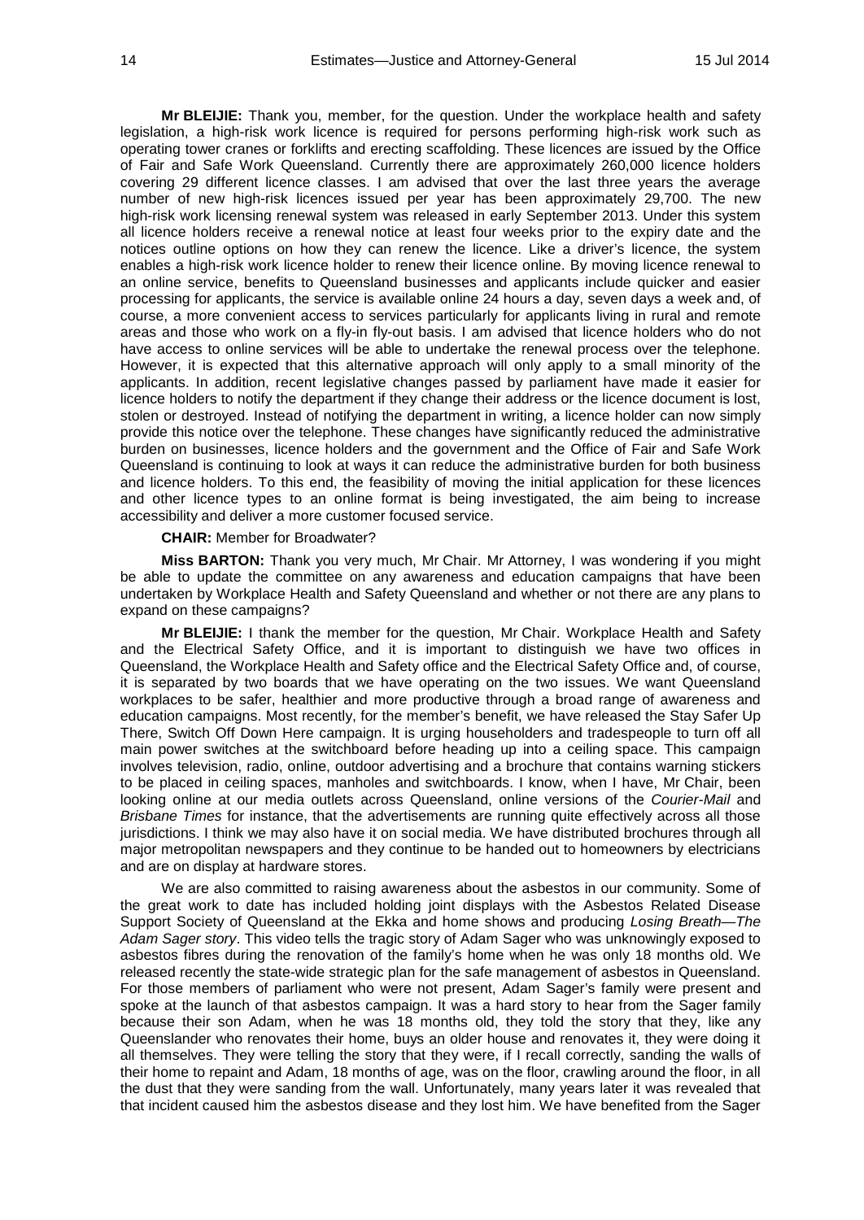**Mr BLEIJIE:** Thank you, member, for the question. Under the workplace health and safety legislation, a high-risk work licence is required for persons performing high-risk work such as operating tower cranes or forklifts and erecting scaffolding. These licences are issued by the Office of Fair and Safe Work Queensland. Currently there are approximately 260,000 licence holders covering 29 different licence classes. I am advised that over the last three years the average number of new high-risk licences issued per year has been approximately 29,700. The new high-risk work licensing renewal system was released in early September 2013. Under this system all licence holders receive a renewal notice at least four weeks prior to the expiry date and the notices outline options on how they can renew the licence. Like a driver's licence, the system enables a high-risk work licence holder to renew their licence online. By moving licence renewal to an online service, benefits to Queensland businesses and applicants include quicker and easier processing for applicants, the service is available online 24 hours a day, seven days a week and, of course, a more convenient access to services particularly for applicants living in rural and remote areas and those who work on a fly-in fly-out basis. I am advised that licence holders who do not have access to online services will be able to undertake the renewal process over the telephone. However, it is expected that this alternative approach will only apply to a small minority of the applicants. In addition, recent legislative changes passed by parliament have made it easier for licence holders to notify the department if they change their address or the licence document is lost, stolen or destroyed. Instead of notifying the department in writing, a licence holder can now simply provide this notice over the telephone. These changes have significantly reduced the administrative burden on businesses, licence holders and the government and the Office of Fair and Safe Work Queensland is continuing to look at ways it can reduce the administrative burden for both business and licence holders. To this end, the feasibility of moving the initial application for these licences and other licence types to an online format is being investigated, the aim being to increase accessibility and deliver a more customer focused service.

**CHAIR:** Member for Broadwater?

**Miss BARTON:** Thank you very much, Mr Chair. Mr Attorney, I was wondering if you might be able to update the committee on any awareness and education campaigns that have been undertaken by Workplace Health and Safety Queensland and whether or not there are any plans to expand on these campaigns?

**Mr BLEIJIE:** I thank the member for the question, Mr Chair. Workplace Health and Safety and the Electrical Safety Office, and it is important to distinguish we have two offices in Queensland, the Workplace Health and Safety office and the Electrical Safety Office and, of course, it is separated by two boards that we have operating on the two issues. We want Queensland workplaces to be safer, healthier and more productive through a broad range of awareness and education campaigns. Most recently, for the member's benefit, we have released the Stay Safer Up There, Switch Off Down Here campaign. It is urging householders and tradespeople to turn off all main power switches at the switchboard before heading up into a ceiling space. This campaign involves television, radio, online, outdoor advertising and a brochure that contains warning stickers to be placed in ceiling spaces, manholes and switchboards. I know, when I have, Mr Chair, been looking online at our media outlets across Queensland, online versions of the *Courier-Mail* and *Brisbane Times* for instance, that the advertisements are running quite effectively across all those jurisdictions. I think we may also have it on social media. We have distributed brochures through all major metropolitan newspapers and they continue to be handed out to homeowners by electricians and are on display at hardware stores.

We are also committed to raising awareness about the asbestos in our community. Some of the great work to date has included holding joint displays with the Asbestos Related Disease Support Society of Queensland at the Ekka and home shows and producing *Losing Breath—The Adam Sager story*. This video tells the tragic story of Adam Sager who was unknowingly exposed to asbestos fibres during the renovation of the family's home when he was only 18 months old. We released recently the state-wide strategic plan for the safe management of asbestos in Queensland. For those members of parliament who were not present, Adam Sager's family were present and spoke at the launch of that asbestos campaign. It was a hard story to hear from the Sager family because their son Adam, when he was 18 months old, they told the story that they, like any Queenslander who renovates their home, buys an older house and renovates it, they were doing it all themselves. They were telling the story that they were, if I recall correctly, sanding the walls of their home to repaint and Adam, 18 months of age, was on the floor, crawling around the floor, in all the dust that they were sanding from the wall. Unfortunately, many years later it was revealed that that incident caused him the asbestos disease and they lost him. We have benefited from the Sager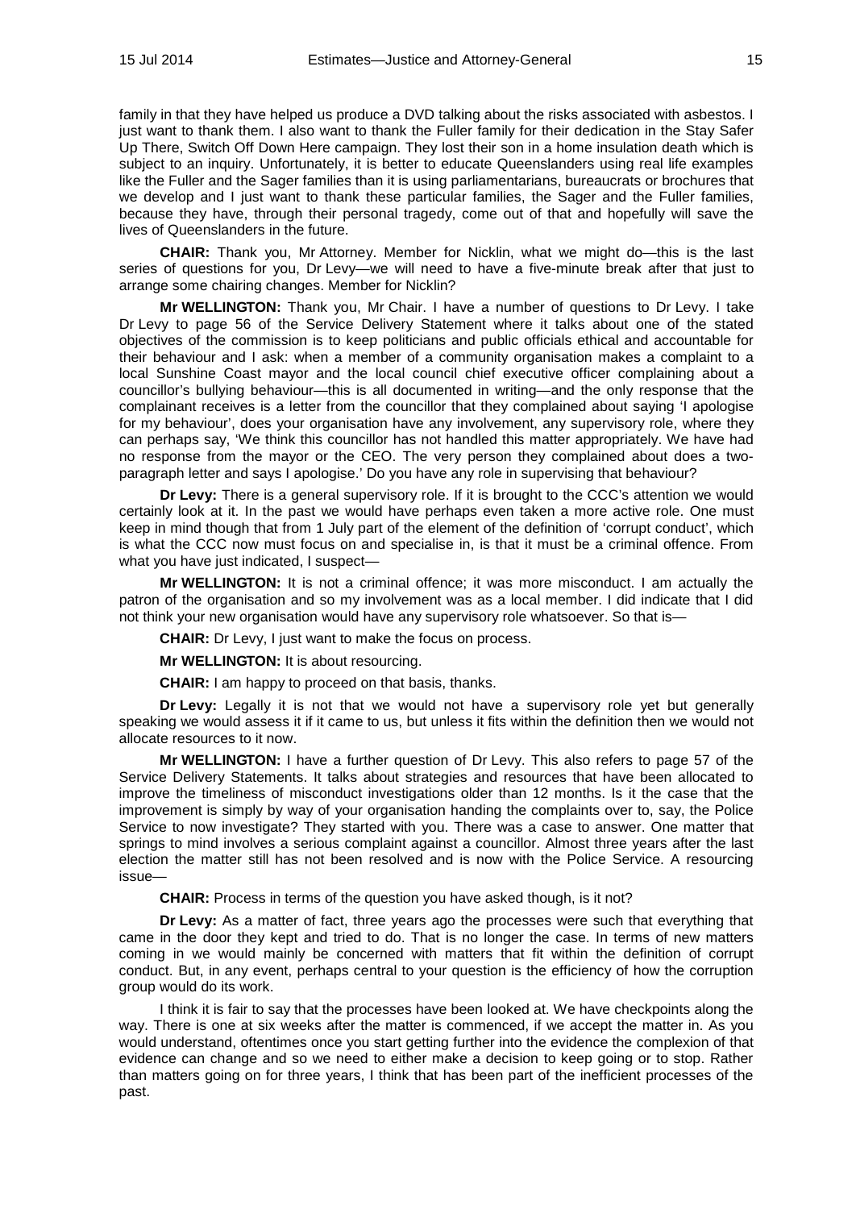family in that they have helped us produce a DVD talking about the risks associated with asbestos. I just want to thank them. I also want to thank the Fuller family for their dedication in the Stay Safer Up There, Switch Off Down Here campaign. They lost their son in a home insulation death which is subject to an inquiry. Unfortunately, it is better to educate Queenslanders using real life examples like the Fuller and the Sager families than it is using parliamentarians, bureaucrats or brochures that we develop and I just want to thank these particular families, the Sager and the Fuller families, because they have, through their personal tragedy, come out of that and hopefully will save the lives of Queenslanders in the future.

**CHAIR:** Thank you, Mr Attorney. Member for Nicklin, what we might do—this is the last series of questions for you, Dr Levy—we will need to have a five-minute break after that just to arrange some chairing changes. Member for Nicklin?

**Mr WELLINGTON:** Thank you, Mr Chair. I have a number of questions to Dr Levy. I take Dr Levy to page 56 of the Service Delivery Statement where it talks about one of the stated objectives of the commission is to keep politicians and public officials ethical and accountable for their behaviour and I ask: when a member of a community organisation makes a complaint to a local Sunshine Coast mayor and the local council chief executive officer complaining about a councillor's bullying behaviour—this is all documented in writing—and the only response that the complainant receives is a letter from the councillor that they complained about saying 'I apologise for my behaviour', does your organisation have any involvement, any supervisory role, where they can perhaps say, 'We think this councillor has not handled this matter appropriately. We have had no response from the mayor or the CEO. The very person they complained about does a two-paragraph letter and says I apologise.' Do you have any role in supervising that behaviour?

**Dr Levy:** There is a general supervisory role. If it is brought to the CCC's attention we would certainly look at it. In the past we would have perhaps even taken a more active role. One must keep in mind though that from 1 July part of the element of the definition of 'corrupt conduct', which is what the CCC now must focus on and specialise in, is that it must be a criminal offence. From what you have just indicated, I suspect—

**Mr WELLINGTON:** It is not a criminal offence; it was more misconduct. I am actually the patron of the organisation and so my involvement was as a local member. I did indicate that I did not think your new organisation would have any supervisory role whatsoever. So that is—

**CHAIR:** Dr Levy, I just want to make the focus on process.

**Mr WELLINGTON:** It is about resourcing.

**CHAIR:** I am happy to proceed on that basis, thanks.

**Dr Levy:** Legally it is not that we would not have a supervisory role yet but generally speaking we would assess it if it came to us, but unless it fits within the definition then we would not allocate resources to it now.

**Mr WELLINGTON:** I have a further question of Dr Levy. This also refers to page 57 of the Service Delivery Statements. It talks about strategies and resources that have been allocated to improve the timeliness of misconduct investigations older than 12 months. Is it the case that the improvement is simply by way of your organisation handing the complaints over to, say, the Police Service to now investigate? They started with you. There was a case to answer. One matter that springs to mind involves a serious complaint against a councillor. Almost three years after the last election the matter still has not been resolved and is now with the Police Service. A resourcing issue—

**CHAIR:** Process in terms of the question you have asked though, is it not?

**Dr Levy:** As a matter of fact, three years ago the processes were such that everything that came in the door they kept and tried to do. That is no longer the case. In terms of new matters coming in we would mainly be concerned with matters that fit within the definition of corrupt conduct. But, in any event, perhaps central to your question is the efficiency of how the corruption group would do its work.

I think it is fair to say that the processes have been looked at. We have checkpoints along the way. There is one at six weeks after the matter is commenced, if we accept the matter in. As you would understand, oftentimes once you start getting further into the evidence the complexion of that evidence can change and so we need to either make a decision to keep going or to stop. Rather than matters going on for three years, I think that has been part of the inefficient processes of the past.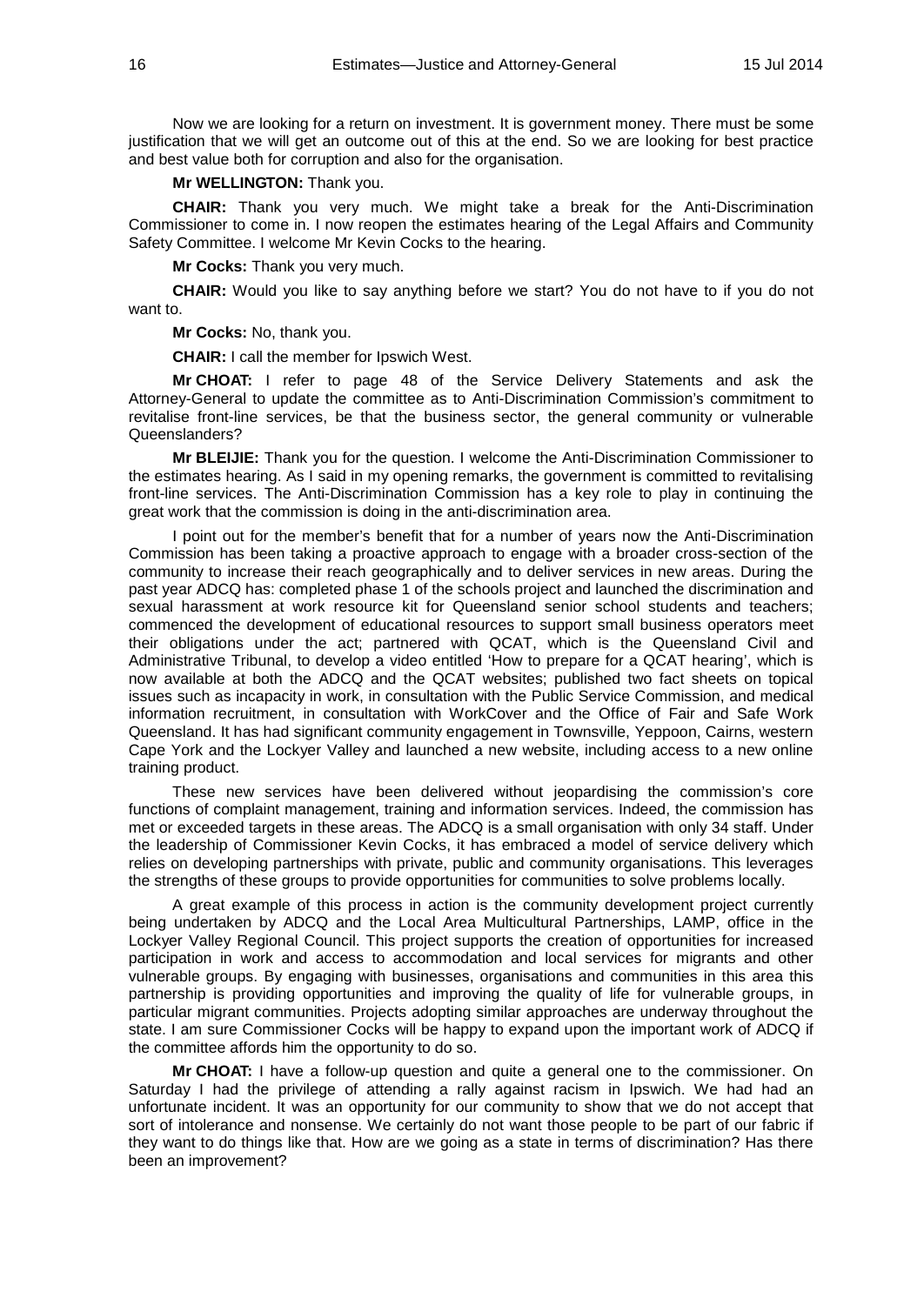Now we are looking for a return on investment. It is government money. There must be some justification that we will get an outcome out of this at the end. So we are looking for best practice and best value both for corruption and also for the organisation.

**Mr WELLINGTON:** Thank you.

**CHAIR:** Thank you very much. We might take a break for the Anti-Discrimination Commissioner to come in. I now reopen the estimates hearing of the Legal Affairs and Community Safety Committee. I welcome Mr Kevin Cocks to the hearing.

**Mr Cocks:** Thank you very much.

**CHAIR:** Would you like to say anything before we start? You do not have to if you do not want to.

**Mr Cocks:** No, thank you.

**CHAIR:** I call the member for Ipswich West.

**Mr CHOAT:** I refer to page 48 of the Service Delivery Statements and ask the Attorney-General to update the committee as to Anti-Discrimination Commission's commitment to revitalise front-line services, be that the business sector, the general community or vulnerable Queenslanders?

**Mr BLEIJIE:** Thank you for the question. I welcome the Anti-Discrimination Commissioner to the estimates hearing. As I said in my opening remarks, the government is committed to revitalising front-line services. The Anti-Discrimination Commission has a key role to play in continuing the great work that the commission is doing in the anti-discrimination area.

I point out for the member's benefit that for a number of years now the Anti-Discrimination Commission has been taking a proactive approach to engage with a broader cross-section of the community to increase their reach geographically and to deliver services in new areas. During the past year ADCQ has: completed phase 1 of the schools project and launched the discrimination and sexual harassment at work resource kit for Queensland senior school students and teachers; commenced the development of educational resources to support small business operators meet their obligations under the act; partnered with QCAT, which is the Queensland Civil and Administrative Tribunal, to develop a video entitled 'How to prepare for a QCAT hearing', which is now available at both the ADCQ and the QCAT websites; published two fact sheets on topical issues such as incapacity in work, in consultation with the Public Service Commission, and medical information recruitment, in consultation with WorkCover and the Office of Fair and Safe Work Queensland. It has had significant community engagement in Townsville, Yeppoon, Cairns, western Cape York and the Lockyer Valley and launched a new website, including access to a new online training product.

These new services have been delivered without jeopardising the commission's core functions of complaint management, training and information services. Indeed, the commission has met or exceeded targets in these areas. The ADCQ is a small organisation with only 34 staff. Under the leadership of Commissioner Kevin Cocks, it has embraced a model of service delivery which relies on developing partnerships with private, public and community organisations. This leverages the strengths of these groups to provide opportunities for communities to solve problems locally.

A great example of this process in action is the community development project currently being undertaken by ADCQ and the Local Area Multicultural Partnerships, LAMP, office in the Lockyer Valley Regional Council. This project supports the creation of opportunities for increased participation in work and access to accommodation and local services for migrants and other vulnerable groups. By engaging with businesses, organisations and communities in this area this partnership is providing opportunities and improving the quality of life for vulnerable groups, in particular migrant communities. Projects adopting similar approaches are underway throughout the state. I am sure Commissioner Cocks will be happy to expand upon the important work of ADCQ if the committee affords him the opportunity to do so.

**Mr CHOAT:** I have a follow-up question and quite a general one to the commissioner. On Saturday I had the privilege of attending a rally against racism in Ipswich. We had had an unfortunate incident. It was an opportunity for our community to show that we do not accept that sort of intolerance and nonsense. We certainly do not want those people to be part of our fabric if they want to do things like that. How are we going as a state in terms of discrimination? Has there been an improvement?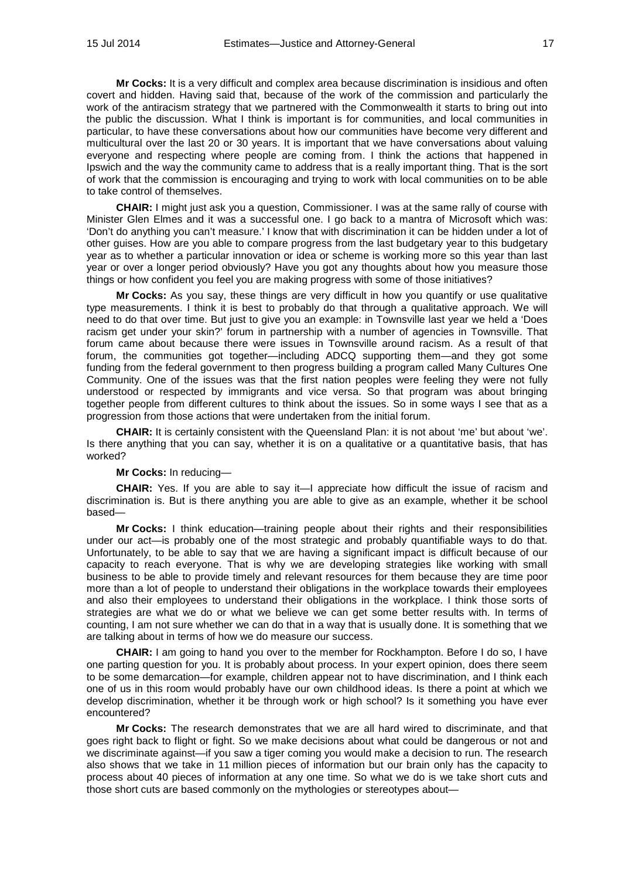**Mr Cocks:** It is a very difficult and complex area because discrimination is insidious and often covert and hidden. Having said that, because of the work of the commission and particularly the work of the antiracism strategy that we partnered with the Commonwealth it starts to bring out into the public the discussion. What I think is important is for communities, and local communities in particular, to have these conversations about how our communities have become very different and multicultural over the last 20 or 30 years. It is important that we have conversations about valuing everyone and respecting where people are coming from. I think the actions that happened in Ipswich and the way the community came to address that is a really important thing. That is the sort of work that the commission is encouraging and trying to work with local communities on to be able to take control of themselves.

**CHAIR:** I might just ask you a question, Commissioner. I was at the same rally of course with Minister Glen Elmes and it was a successful one. I go back to a mantra of Microsoft which was: 'Don't do anything you can't measure.' I know that with discrimination it can be hidden under a lot of other guises. How are you able to compare progress from the last budgetary year to this budgetary year as to whether a particular innovation or idea or scheme is working more so this year than last year or over a longer period obviously? Have you got any thoughts about how you measure those things or how confident you feel you are making progress with some of those initiatives?

**Mr Cocks:** As you say, these things are very difficult in how you quantify or use qualitative type measurements. I think it is best to probably do that through a qualitative approach. We will need to do that over time. But just to give you an example: in Townsville last year we held a 'Does racism get under your skin?' forum in partnership with a number of agencies in Townsville. That forum came about because there were issues in Townsville around racism. As a result of that forum, the communities got together—including ADCQ supporting them—and they got some funding from the federal government to then progress building a program called Many Cultures One Community. One of the issues was that the first nation peoples were feeling they were not fully understood or respected by immigrants and vice versa. So that program was about bringing together people from different cultures to think about the issues. So in some ways I see that as a progression from those actions that were undertaken from the initial forum.

**CHAIR:** It is certainly consistent with the Queensland Plan: it is not about 'me' but about 'we'. Is there anything that you can say, whether it is on a qualitative or a quantitative basis, that has worked?

**Mr Cocks:** In reducing—

**CHAIR:** Yes. If you are able to say it—I appreciate how difficult the issue of racism and discrimination is. But is there anything you are able to give as an example, whether it be school based—

**Mr Cocks:** I think education—training people about their rights and their responsibilities under our act—is probably one of the most strategic and probably quantifiable ways to do that. Unfortunately, to be able to say that we are having a significant impact is difficult because of our capacity to reach everyone. That is why we are developing strategies like working with small business to be able to provide timely and relevant resources for them because they are time poor more than a lot of people to understand their obligations in the workplace towards their employees and also their employees to understand their obligations in the workplace. I think those sorts of strategies are what we do or what we believe we can get some better results with. In terms of counting, I am not sure whether we can do that in a way that is usually done. It is something that we are talking about in terms of how we do measure our success.

**CHAIR:** I am going to hand you over to the member for Rockhampton. Before I do so, I have one parting question for you. It is probably about process. In your expert opinion, does there seem to be some demarcation—for example, children appear not to have discrimination, and I think each one of us in this room would probably have our own childhood ideas. Is there a point at which we develop discrimination, whether it be through work or high school? Is it something you have ever encountered?

**Mr Cocks:** The research demonstrates that we are all hard wired to discriminate, and that goes right back to flight or fight. So we make decisions about what could be dangerous or not and we discriminate against—if you saw a tiger coming you would make a decision to run. The research also shows that we take in 11 million pieces of information but our brain only has the capacity to process about 40 pieces of information at any one time. So what we do is we take short cuts and those short cuts are based commonly on the mythologies or stereotypes about—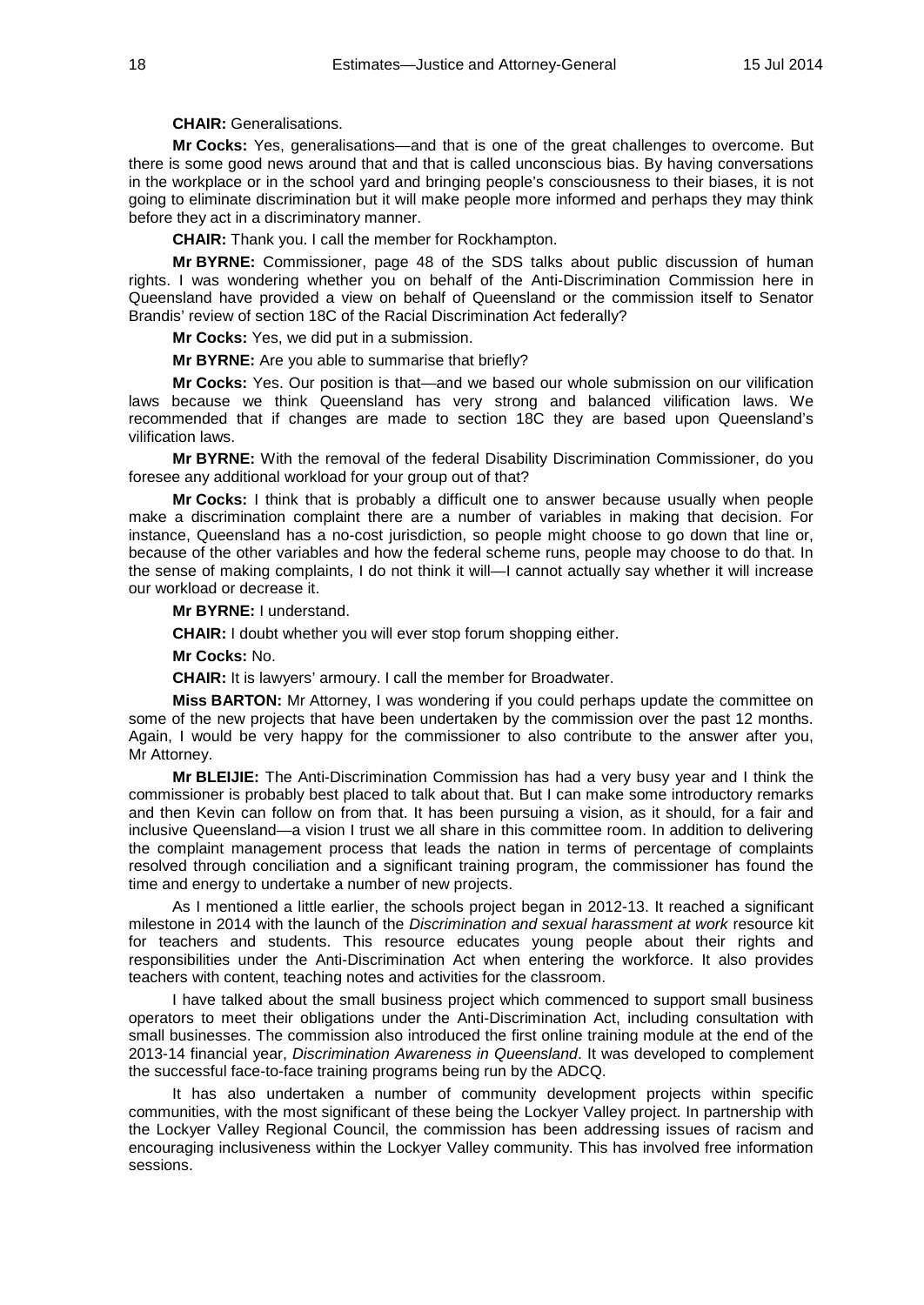**CHAIR:** Generalisations.

**Mr Cocks:** Yes, generalisations—and that is one of the great challenges to overcome. But there is some good news around that and that is called unconscious bias. By having conversations in the workplace or in the school yard and bringing people's consciousness to their biases, it is not going to eliminate discrimination but it will make people more informed and perhaps they may think before they act in a discriminatory manner.

**CHAIR:** Thank you. I call the member for Rockhampton.

**Mr BYRNE:** Commissioner, page 48 of the SDS talks about public discussion of human rights. I was wondering whether you on behalf of the Anti-Discrimination Commission here in Queensland have provided a view on behalf of Queensland or the commission itself to Senator Brandis' review of section 18C of the Racial Discrimination Act federally?

**Mr Cocks:** Yes, we did put in a submission.

**Mr BYRNE:** Are you able to summarise that briefly?

**Mr Cocks:** Yes. Our position is that—and we based our whole submission on our vilification laws because we think Queensland has very strong and balanced vilification laws. We recommended that if changes are made to section 18C they are based upon Queensland's vilification laws.

**Mr BYRNE:** With the removal of the federal Disability Discrimination Commissioner, do you foresee any additional workload for your group out of that?

**Mr Cocks:** I think that is probably a difficult one to answer because usually when people make a discrimination complaint there are a number of variables in making that decision. For instance, Queensland has a no-cost jurisdiction, so people might choose to go down that line or, because of the other variables and how the federal scheme runs, people may choose to do that. In the sense of making complaints, I do not think it will—I cannot actually say whether it will increase our workload or decrease it.

**Mr BYRNE:** I understand.

**CHAIR:** I doubt whether you will ever stop forum shopping either.

**Mr Cocks:** No.

**CHAIR:** It is lawyers' armoury. I call the member for Broadwater.

**Miss BARTON:** Mr Attorney, I was wondering if you could perhaps update the committee on some of the new projects that have been undertaken by the commission over the past 12 months. Again, I would be very happy for the commissioner to also contribute to the answer after you, Mr Attorney.

**Mr BLEIJIE:** The Anti-Discrimination Commission has had a very busy year and I think the commissioner is probably best placed to talk about that. But I can make some introductory remarks and then Kevin can follow on from that. It has been pursuing a vision, as it should, for a fair and inclusive Queensland—a vision I trust we all share in this committee room. In addition to delivering the complaint management process that leads the nation in terms of percentage of complaints resolved through conciliation and a significant training program, the commissioner has found the time and energy to undertake a number of new projects.

As I mentioned a little earlier, the schools project began in 2012-13. It reached a significant milestone in 2014 with the launch of the *Discrimination and sexual harassment at work* resource kit for teachers and students. This resource educates young people about their rights and responsibilities under the Anti-Discrimination Act when entering the workforce. It also provides teachers with content, teaching notes and activities for the classroom.

I have talked about the small business project which commenced to support small business operators to meet their obligations under the Anti-Discrimination Act, including consultation with small businesses. The commission also introduced the first online training module at the end of the 2013-14 financial year, *Discrimination Awareness in Queensland*. It was developed to complement the successful face-to-face training programs being run by the ADCQ.

It has also undertaken a number of community development projects within specific communities, with the most significant of these being the Lockyer Valley project. In partnership with the Lockyer Valley Regional Council, the commission has been addressing issues of racism and encouraging inclusiveness within the Lockyer Valley community. This has involved free information sessions.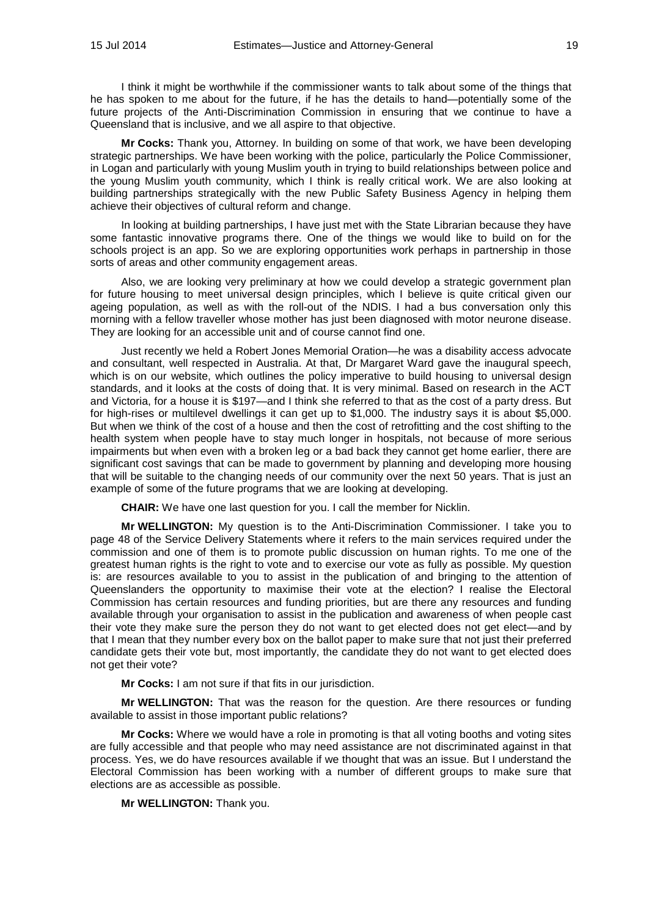I think it might be worthwhile if the commissioner wants to talk about some of the things that he has spoken to me about for the future, if he has the details to hand—potentially some of the future projects of the Anti-Discrimination Commission in ensuring that we continue to have a Queensland that is inclusive, and we all aspire to that objective.

**Mr Cocks:** Thank you, Attorney. In building on some of that work, we have been developing strategic partnerships. We have been working with the police, particularly the Police Commissioner, in Logan and particularly with young Muslim youth in trying to build relationships between police and the young Muslim youth community, which I think is really critical work. We are also looking at building partnerships strategically with the new Public Safety Business Agency in helping them achieve their objectives of cultural reform and change.

In looking at building partnerships, I have just met with the State Librarian because they have some fantastic innovative programs there. One of the things we would like to build on for the schools project is an app. So we are exploring opportunities work perhaps in partnership in those sorts of areas and other community engagement areas.

Also, we are looking very preliminary at how we could develop a strategic government plan for future housing to meet universal design principles, which I believe is quite critical given our ageing population, as well as with the roll-out of the NDIS. I had a bus conversation only this morning with a fellow traveller whose mother has just been diagnosed with motor neurone disease. They are looking for an accessible unit and of course cannot find one.

Just recently we held a Robert Jones Memorial Oration—he was a disability access advocate and consultant, well respected in Australia. At that, Dr Margaret Ward gave the inaugural speech, which is on our website, which outlines the policy imperative to build housing to universal design standards, and it looks at the costs of doing that. It is very minimal. Based on research in the ACT and Victoria, for a house it is $197—and I think she referred to that as the cost of a party dress. But for high-rises or multilevel dwellings it can get up to $1,000. The industry says it is about $5,000. But when we think of the cost of a house and then the cost of retrofitting and the cost shifting to the health system when people have to stay much longer in hospitals, not because of more serious impairments but when even with a broken leg or a bad back they cannot get home earlier, there are significant cost savings that can be made to government by planning and developing more housing that will be suitable to the changing needs of our community over the next 50 years. That is just an example of some of the future programs that we are looking at developing.

**CHAIR:** We have one last question for you. I call the member for Nicklin.

**Mr WELLINGTON:** My question is to the Anti-Discrimination Commissioner. I take you to page 48 of the Service Delivery Statements where it refers to the main services required under the commission and one of them is to promote public discussion on human rights. To me one of the greatest human rights is the right to vote and to exercise our vote as fully as possible. My question is: are resources available to you to assist in the publication of and bringing to the attention of Queenslanders the opportunity to maximise their vote at the election? I realise the Electoral Commission has certain resources and funding priorities, but are there any resources and funding available through your organisation to assist in the publication and awareness of when people cast their vote they make sure the person they do not want to get elected does not get elect—and by that I mean that they number every box on the ballot paper to make sure that not just their preferred candidate gets their vote but, most importantly, the candidate they do not want to get elected does not get their vote?

**Mr Cocks:** I am not sure if that fits in our jurisdiction.

**Mr WELLINGTON:** That was the reason for the question. Are there resources or funding available to assist in those important public relations?

**Mr Cocks:** Where we would have a role in promoting is that all voting booths and voting sites are fully accessible and that people who may need assistance are not discriminated against in that process. Yes, we do have resources available if we thought that was an issue. But I understand the Electoral Commission has been working with a number of different groups to make sure that elections are as accessible as possible.

**Mr WELLINGTON:** Thank you.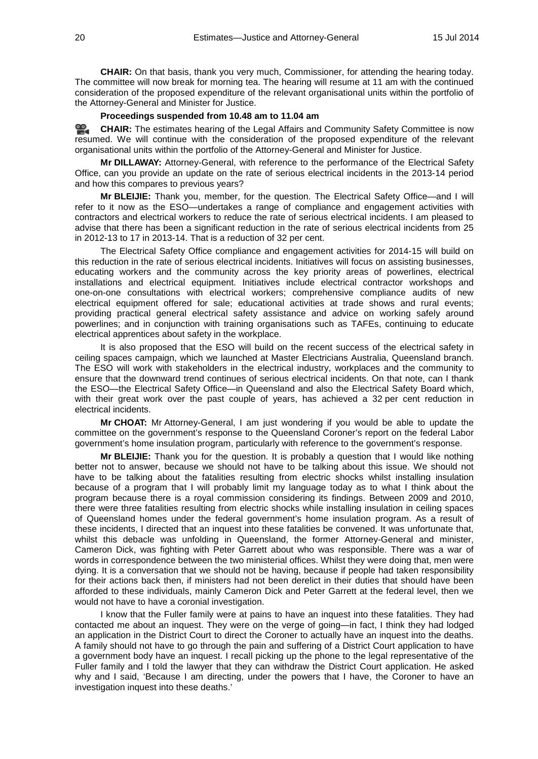**CHAIR:** On that basis, thank you very much, Commissioner, for attending the hearing today. The committee will now break for morning tea. The hearing will resume at 11 am with the continued consideration of the proposed expenditure of the relevant organisational units within the portfolio of the Attorney-General and Minister for Justice.

**Proceedings suspended from 10.48 am to 11.04 am**

**CHAIR:** The estimates hearing of the Legal Affairs and Community Safety Committee is now resumed. We will continue with the consideration of the proposed expenditure of the relevant organisational units within the portfolio of the Attorney-General and Minister for Justice.

**Mr DILLAWAY:** Attorney-General, with reference to the performance of the Electrical Safety Office, can you provide an update on the rate of serious electrical incidents in the 2013-14 period and how this compares to previous years?

**Mr BLEIJIE:** Thank you, member, for the question. The Electrical Safety Office—and I will refer to it now as the ESO—undertakes a range of compliance and engagement activities with contractors and electrical workers to reduce the rate of serious electrical incidents. I am pleased to advise that there has been a significant reduction in the rate of serious electrical incidents from 25 in 2012-13 to 17 in 2013-14. That is a reduction of 32 per cent.

The Electrical Safety Office compliance and engagement activities for 2014-15 will build on this reduction in the rate of serious electrical incidents. Initiatives will focus on assisting businesses, educating workers and the community across the key priority areas of powerlines, electrical installations and electrical equipment. Initiatives include electrical contractor workshops and one-on-one consultations with electrical workers; comprehensive compliance audits of new electrical equipment offered for sale; educational activities at trade shows and rural events; providing practical general electrical safety assistance and advice on working safely around powerlines; and in conjunction with training organisations such as TAFEs, continuing to educate electrical apprentices about safety in the workplace.

It is also proposed that the ESO will build on the recent success of the electrical safety in ceiling spaces campaign, which we launched at Master Electricians Australia, Queensland branch. The ESO will work with stakeholders in the electrical industry, workplaces and the community to ensure that the downward trend continues of serious electrical incidents. On that note, can I thank the ESO—the Electrical Safety Office—in Queensland and also the Electrical Safety Board which, with their great work over the past couple of years, has achieved a 32 per cent reduction in electrical incidents.

**Mr CHOAT:** Mr Attorney-General, I am just wondering if you would be able to update the committee on the government's response to the Queensland Coroner's report on the federal Labor government's home insulation program, particularly with reference to the government's response.

**Mr BLEIJIE:** Thank you for the question. It is probably a question that I would like nothing better not to answer, because we should not have to be talking about this issue. We should not have to be talking about the fatalities resulting from electric shocks whilst installing insulation because of a program that I will probably limit my language today as to what I think about the program because there is a royal commission considering its findings. Between 2009 and 2010, there were three fatalities resulting from electric shocks while installing insulation in ceiling spaces of Queensland homes under the federal government's home insulation program. As a result of these incidents, I directed that an inquest into these fatalities be convened. It was unfortunate that, whilst this debacle was unfolding in Queensland, the former Attorney-General and minister, Cameron Dick, was fighting with Peter Garrett about who was responsible. There was a war of words in correspondence between the two ministerial offices. Whilst they were doing that, men were dying. It is a conversation that we should not be having, because if people had taken responsibility for their actions back then, if ministers had not been derelict in their duties that should have been afforded to these individuals, mainly Cameron Dick and Peter Garrett at the federal level, then we would not have to have a coronial investigation.

I know that the Fuller family were at pains to have an inquest into these fatalities. They had contacted me about an inquest. They were on the verge of going—in fact, I think they had lodged an application in the District Court to direct the Coroner to actually have an inquest into the deaths. A family should not have to go through the pain and suffering of a District Court application to have a government body have an inquest. I recall picking up the phone to the legal representative of the Fuller family and I told the lawyer that they can withdraw the District Court application. He asked why and I said, 'Because I am directing, under the powers that I have, the Coroner to have an investigation inquest into these deaths.'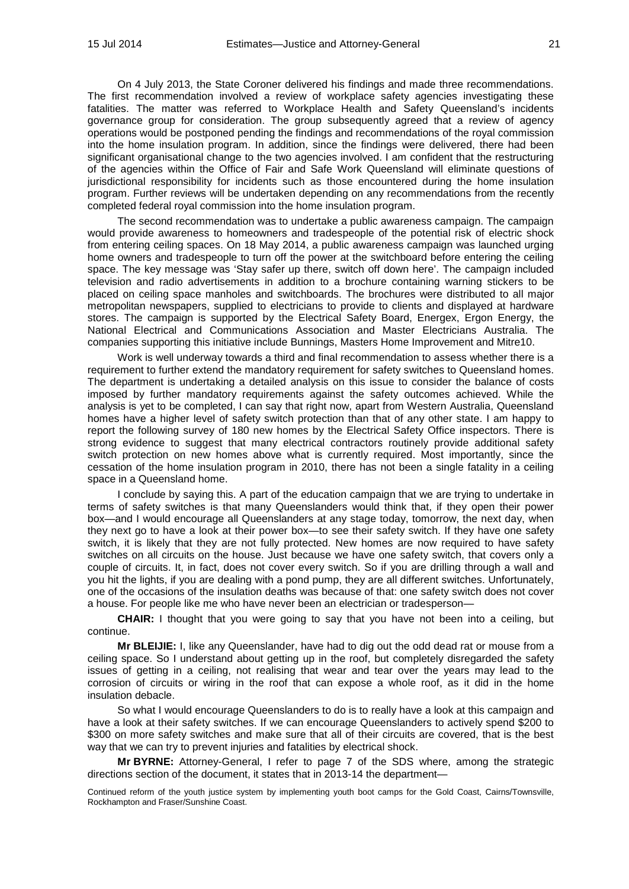On 4 July 2013, the State Coroner delivered his findings and made three recommendations. The first recommendation involved a review of workplace safety agencies investigating these fatalities. The matter was referred to Workplace Health and Safety Queensland's incidents governance group for consideration. The group subsequently agreed that a review of agency operations would be postponed pending the findings and recommendations of the royal commission into the home insulation program. In addition, since the findings were delivered, there had been significant organisational change to the two agencies involved. I am confident that the restructuring of the agencies within the Office of Fair and Safe Work Queensland will eliminate questions of jurisdictional responsibility for incidents such as those encountered during the home insulation program. Further reviews will be undertaken depending on any recommendations from the recently completed federal royal commission into the home insulation program.

The second recommendation was to undertake a public awareness campaign. The campaign would provide awareness to homeowners and tradespeople of the potential risk of electric shock from entering ceiling spaces. On 18 May 2014, a public awareness campaign was launched urging home owners and tradespeople to turn off the power at the switchboard before entering the ceiling space. The key message was 'Stay safer up there, switch off down here'. The campaign included television and radio advertisements in addition to a brochure containing warning stickers to be placed on ceiling space manholes and switchboards. The brochures were distributed to all major metropolitan newspapers, supplied to electricians to provide to clients and displayed at hardware stores. The campaign is supported by the Electrical Safety Board, Energex, Ergon Energy, the National Electrical and Communications Association and Master Electricians Australia. The companies supporting this initiative include Bunnings, Masters Home Improvement and Mitre10.

Work is well underway towards a third and final recommendation to assess whether there is a requirement to further extend the mandatory requirement for safety switches to Queensland homes. The department is undertaking a detailed analysis on this issue to consider the balance of costs imposed by further mandatory requirements against the safety outcomes achieved. While the analysis is yet to be completed, I can say that right now, apart from Western Australia, Queensland homes have a higher level of safety switch protection than that of any other state. I am happy to report the following survey of 180 new homes by the Electrical Safety Office inspectors. There is strong evidence to suggest that many electrical contractors routinely provide additional safety switch protection on new homes above what is currently required. Most importantly, since the cessation of the home insulation program in 2010, there has not been a single fatality in a ceiling space in a Queensland home.

I conclude by saying this. A part of the education campaign that we are trying to undertake in terms of safety switches is that many Queenslanders would think that, if they open their power box—and I would encourage all Queenslanders at any stage today, tomorrow, the next day, when they next go to have a look at their power box—to see their safety switch. If they have one safety switch, it is likely that they are not fully protected. New homes are now required to have safety switches on all circuits on the house. Just because we have one safety switch, that covers only a couple of circuits. It, in fact, does not cover every switch. So if you are drilling through a wall and you hit the lights, if you are dealing with a pond pump, they are all different switches. Unfortunately, one of the occasions of the insulation deaths was because of that: one safety switch does not cover a house. For people like me who have never been an electrician or tradesperson—

**CHAIR:** I thought that you were going to say that you have not been into a ceiling, but continue.

**Mr BLEIJIE:** I, like any Queenslander, have had to dig out the odd dead rat or mouse from a ceiling space. So I understand about getting up in the roof, but completely disregarded the safety issues of getting in a ceiling, not realising that wear and tear over the years may lead to the corrosion of circuits or wiring in the roof that can expose a whole roof, as it did in the home insulation debacle.

So what I would encourage Queenslanders to do is to really have a look at this campaign and have a look at their safety switches. If we can encourage Queenslanders to actively spend $200 to $300 on more safety switches and make sure that all of their circuits are covered, that is the best way that we can try to prevent injuries and fatalities by electrical shock.

**Mr BYRNE:** Attorney-General, I refer to page 7 of the SDS where, among the strategic directions section of the document, it states that in 2013-14 the department—

Continued reform of the youth justice system by implementing youth boot camps for the Gold Coast, Cairns/Townsville, Rockhampton and Fraser/Sunshine Coast.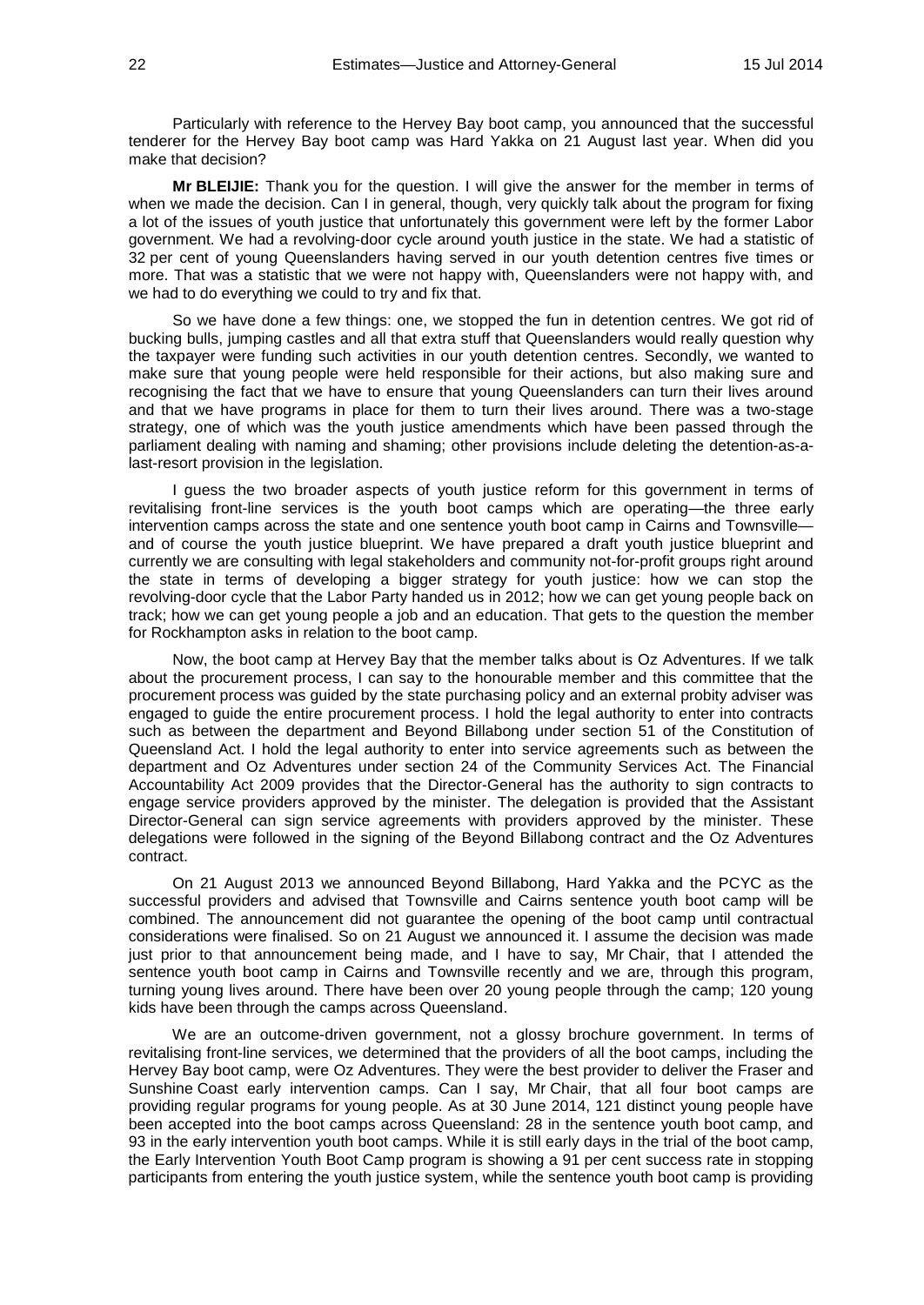Particularly with reference to the Hervey Bay boot camp, you announced that the successful tenderer for the Hervey Bay boot camp was Hard Yakka on 21 August last year. When did you make that decision?

**Mr BLEIJIE:** Thank you for the question. I will give the answer for the member in terms of when we made the decision. Can I in general, though, very quickly talk about the program for fixing a lot of the issues of youth justice that unfortunately this government were left by the former Labor government. We had a revolving-door cycle around youth justice in the state. We had a statistic of 32 per cent of young Queenslanders having served in our youth detention centres five times or more. That was a statistic that we were not happy with, Queenslanders were not happy with, and we had to do everything we could to try and fix that.

So we have done a few things: one, we stopped the fun in detention centres. We got rid of bucking bulls, jumping castles and all that extra stuff that Queenslanders would really question why the taxpayer were funding such activities in our youth detention centres. Secondly, we wanted to make sure that young people were held responsible for their actions, but also making sure and recognising the fact that we have to ensure that young Queenslanders can turn their lives around and that we have programs in place for them to turn their lives around. There was a two-stage strategy, one of which was the youth justice amendments which have been passed through the parliament dealing with naming and shaming; other provisions include deleting the detention-as-a-last-resort provision in the legislation.

I guess the two broader aspects of youth justice reform for this government in terms of revitalising front-line services is the youth boot camps which are operating—the three early intervention camps across the state and one sentence youth boot camp in Cairns and Townsville—and of course the youth justice blueprint. We have prepared a draft youth justice blueprint and currently we are consulting with legal stakeholders and community not-for-profit groups right around the state in terms of developing a bigger strategy for youth justice: how we can stop the revolving-door cycle that the Labor Party handed us in 2012; how we can get young people back on track; how we can get young people a job and an education. That gets to the question the member for Rockhampton asks in relation to the boot camp.

Now, the boot camp at Hervey Bay that the member talks about is Oz Adventures. If we talk about the procurement process, I can say to the honourable member and this committee that the procurement process was guided by the state purchasing policy and an external probity adviser was engaged to guide the entire procurement process. I hold the legal authority to enter into contracts such as between the department and Beyond Billabong under section 51 of the Constitution of Queensland Act. I hold the legal authority to enter into service agreements such as between the department and Oz Adventures under section 24 of the Community Services Act. The Financial Accountability Act 2009 provides that the Director-General has the authority to sign contracts to engage service providers approved by the minister. The delegation is provided that the Assistant Director-General can sign service agreements with providers approved by the minister. These delegations were followed in the signing of the Beyond Billabong contract and the Oz Adventures contract.

On 21 August 2013 we announced Beyond Billabong, Hard Yakka and the PCYC as the successful providers and advised that Townsville and Cairns sentence youth boot camp will be combined. The announcement did not guarantee the opening of the boot camp until contractual considerations were finalised. So on 21 August we announced it. I assume the decision was made just prior to that announcement being made, and I have to say, Mr Chair, that I attended the sentence youth boot camp in Cairns and Townsville recently and we are, through this program, turning young lives around. There have been over 20 young people through the camp; 120 young kids have been through the camps across Queensland.

We are an outcome-driven government, not a glossy brochure government. In terms of revitalising front-line services, we determined that the providers of all the boot camps, including the Hervey Bay boot camp, were Oz Adventures. They were the best provider to deliver the Fraser and Sunshine Coast early intervention camps. Can I say, Mr Chair, that all four boot camps are providing regular programs for young people. As at 30 June 2014, 121 distinct young people have been accepted into the boot camps across Queensland: 28 in the sentence youth boot camp, and 93 in the early intervention youth boot camps. While it is still early days in the trial of the boot camp, the Early Intervention Youth Boot Camp program is showing a 91 per cent success rate in stopping participants from entering the youth justice system, while the sentence youth boot camp is providing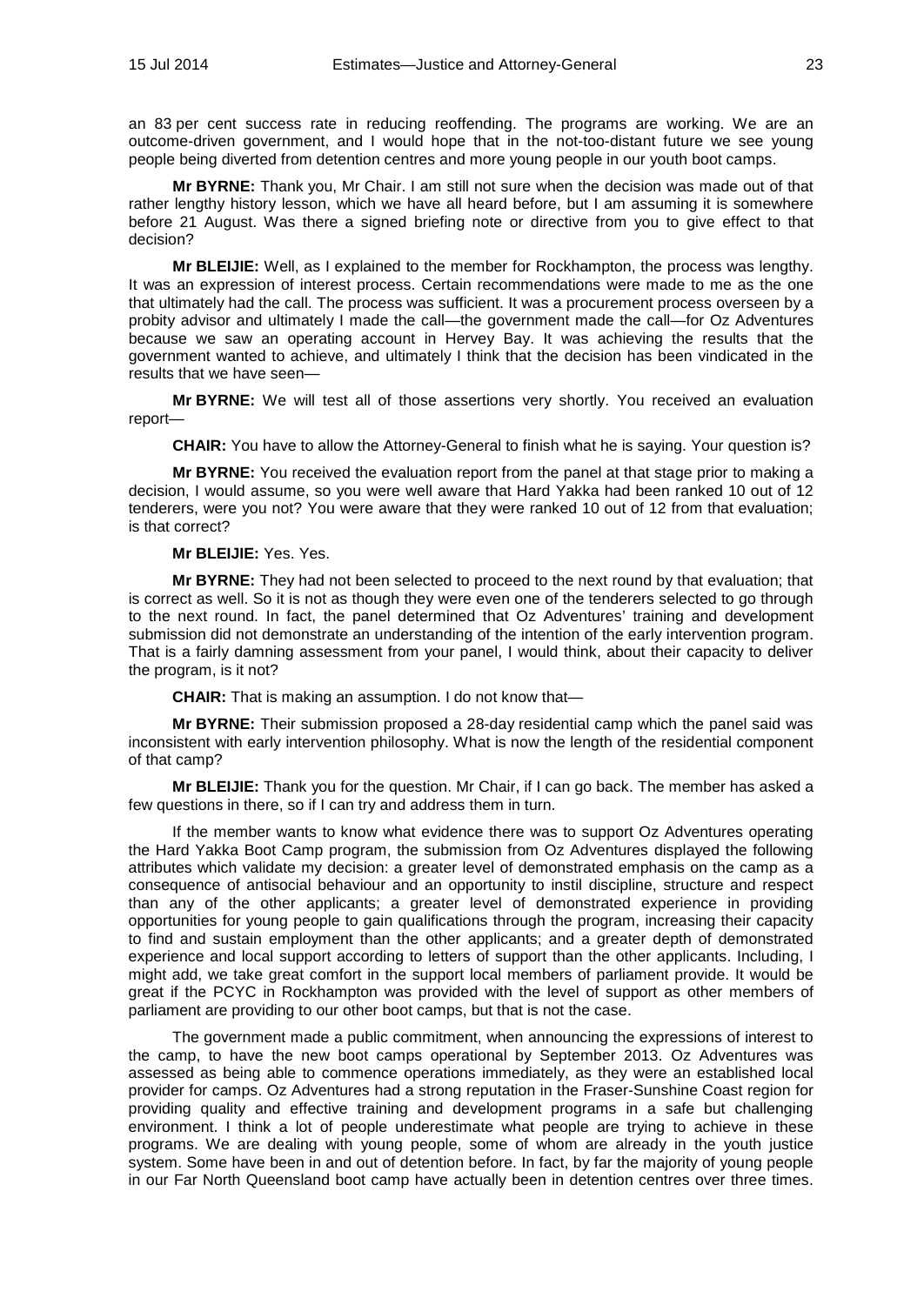an 83 per cent success rate in reducing reoffending. The programs are working. We are an outcome-driven government, and I would hope that in the not-too-distant future we see young people being diverted from detention centres and more young people in our youth boot camps.

**Mr BYRNE:** Thank you, Mr Chair. I am still not sure when the decision was made out of that rather lengthy history lesson, which we have all heard before, but I am assuming it is somewhere before 21 August. Was there a signed briefing note or directive from you to give effect to that decision?

**Mr BLEIJIE:** Well, as I explained to the member for Rockhampton, the process was lengthy. It was an expression of interest process. Certain recommendations were made to me as the one that ultimately had the call. The process was sufficient. It was a procurement process overseen by a probity advisor and ultimately I made the call—the government made the call—for Oz Adventures because we saw an operating account in Hervey Bay. It was achieving the results that the government wanted to achieve, and ultimately I think that the decision has been vindicated in the results that we have seen—

**Mr BYRNE:** We will test all of those assertions very shortly. You received an evaluation report—

**CHAIR:** You have to allow the Attorney-General to finish what he is saying. Your question is?

**Mr BYRNE:** You received the evaluation report from the panel at that stage prior to making a decision, I would assume, so you were well aware that Hard Yakka had been ranked 10 out of 12 tenderers, were you not? You were aware that they were ranked 10 out of 12 from that evaluation; is that correct?

**Mr BLEIJIE:** Yes. Yes.

**Mr BYRNE:** They had not been selected to proceed to the next round by that evaluation; that is correct as well. So it is not as though they were even one of the tenderers selected to go through to the next round. In fact, the panel determined that Oz Adventures' training and development submission did not demonstrate an understanding of the intention of the early intervention program. That is a fairly damning assessment from your panel, I would think, about their capacity to deliver the program, is it not?

**CHAIR:** That is making an assumption. I do not know that—

**Mr BYRNE:** Their submission proposed a 28-day residential camp which the panel said was inconsistent with early intervention philosophy. What is now the length of the residential component of that camp?

**Mr BLEIJIE:** Thank you for the question. Mr Chair, if I can go back. The member has asked a few questions in there, so if I can try and address them in turn.

If the member wants to know what evidence there was to support Oz Adventures operating the Hard Yakka Boot Camp program, the submission from Oz Adventures displayed the following attributes which validate my decision: a greater level of demonstrated emphasis on the camp as a consequence of antisocial behaviour and an opportunity to instil discipline, structure and respect than any of the other applicants; a greater level of demonstrated experience in providing opportunities for young people to gain qualifications through the program, increasing their capacity to find and sustain employment than the other applicants; and a greater depth of demonstrated experience and local support according to letters of support than the other applicants. Including, I might add, we take great comfort in the support local members of parliament provide. It would be great if the PCYC in Rockhampton was provided with the level of support as other members of parliament are providing to our other boot camps, but that is not the case.

The government made a public commitment, when announcing the expressions of interest to the camp, to have the new boot camps operational by September 2013. Oz Adventures was assessed as being able to commence operations immediately, as they were an established local provider for camps. Oz Adventures had a strong reputation in the Fraser-Sunshine Coast region for providing quality and effective training and development programs in a safe but challenging environment. I think a lot of people underestimate what people are trying to achieve in these programs. We are dealing with young people, some of whom are already in the youth justice system. Some have been in and out of detention before. In fact, by far the majority of young people in our Far North Queensland boot camp have actually been in detention centres over three times.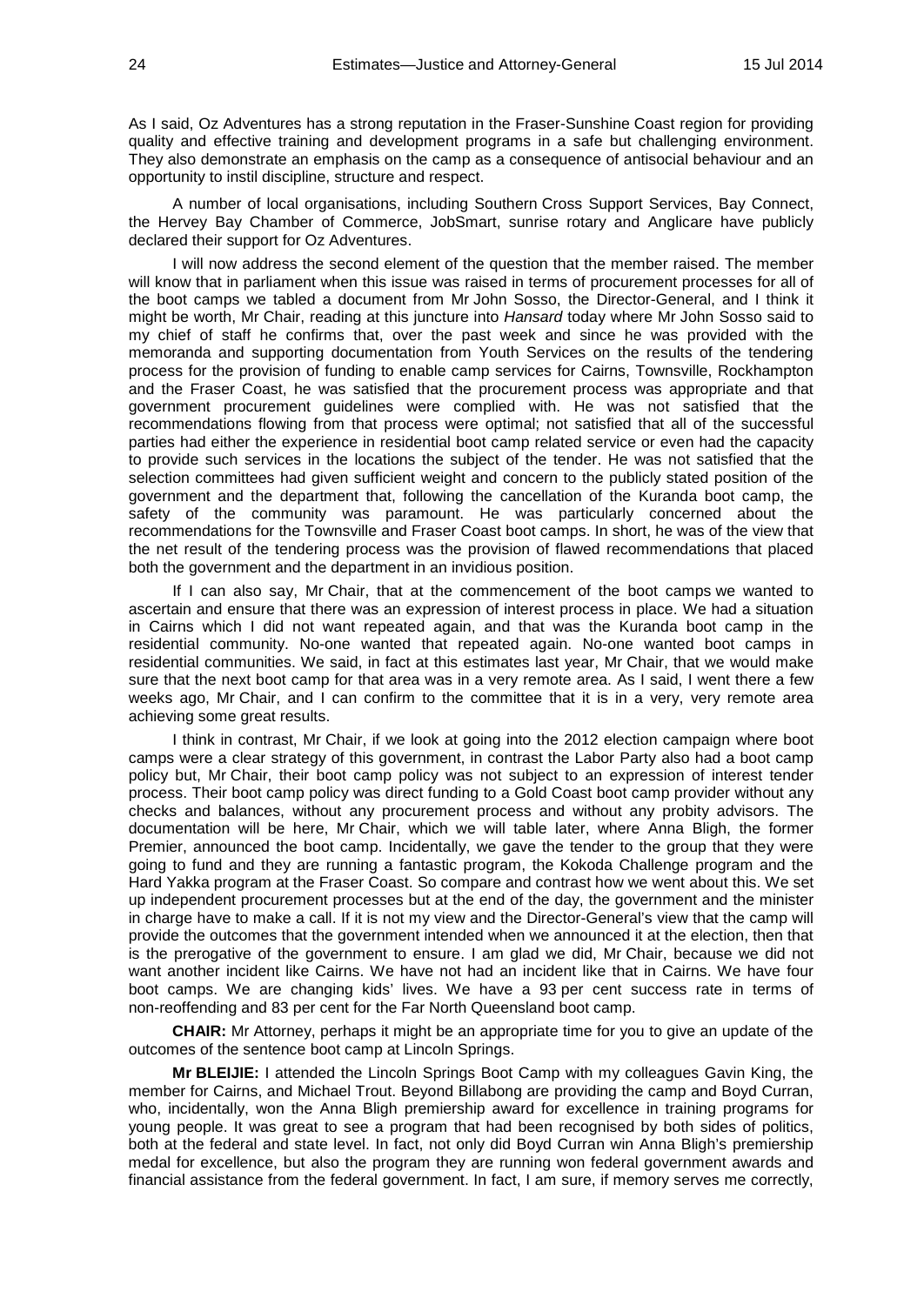As I said, Oz Adventures has a strong reputation in the Fraser-Sunshine Coast region for providing quality and effective training and development programs in a safe but challenging environment. They also demonstrate an emphasis on the camp as a consequence of antisocial behaviour and an opportunity to instil discipline, structure and respect.

A number of local organisations, including Southern Cross Support Services, Bay Connect, the Hervey Bay Chamber of Commerce, JobSmart, sunrise rotary and Anglicare have publicly declared their support for Oz Adventures.

I will now address the second element of the question that the member raised. The member will know that in parliament when this issue was raised in terms of procurement processes for all of the boot camps we tabled a document from Mr John Sosso, the Director-General, and I think it might be worth, Mr Chair, reading at this juncture into *Hansard* today where Mr John Sosso said to my chief of staff he confirms that, over the past week and since he was provided with the memoranda and supporting documentation from Youth Services on the results of the tendering process for the provision of funding to enable camp services for Cairns, Townsville, Rockhampton and the Fraser Coast, he was satisfied that the procurement process was appropriate and that government procurement guidelines were complied with. He was not satisfied that the recommendations flowing from that process were optimal; not satisfied that all of the successful parties had either the experience in residential boot camp related service or even had the capacity to provide such services in the locations the subject of the tender. He was not satisfied that the selection committees had given sufficient weight and concern to the publicly stated position of the government and the department that, following the cancellation of the Kuranda boot camp, the safety of the community was paramount. He was particularly concerned about the recommendations for the Townsville and Fraser Coast boot camps. In short, he was of the view that the net result of the tendering process was the provision of flawed recommendations that placed both the government and the department in an invidious position.

If I can also say, Mr Chair, that at the commencement of the boot camps we wanted to ascertain and ensure that there was an expression of interest process in place. We had a situation in Cairns which I did not want repeated again, and that was the Kuranda boot camp in the residential community. No-one wanted that repeated again. No-one wanted boot camps in residential communities. We said, in fact at this estimates last year, Mr Chair, that we would make sure that the next boot camp for that area was in a very remote area. As I said, I went there a few weeks ago, Mr Chair, and I can confirm to the committee that it is in a very, very remote area achieving some great results.

I think in contrast, Mr Chair, if we look at going into the 2012 election campaign where boot camps were a clear strategy of this government, in contrast the Labor Party also had a boot camp policy but, Mr Chair, their boot camp policy was not subject to an expression of interest tender process. Their boot camp policy was direct funding to a Gold Coast boot camp provider without any checks and balances, without any procurement process and without any probity advisors. The documentation will be here, Mr Chair, which we will table later, where Anna Bligh, the former Premier, announced the boot camp. Incidentally, we gave the tender to the group that they were going to fund and they are running a fantastic program, the Kokoda Challenge program and the Hard Yakka program at the Fraser Coast. So compare and contrast how we went about this. We set up independent procurement processes but at the end of the day, the government and the minister in charge have to make a call. If it is not my view and the Director-General's view that the camp will provide the outcomes that the government intended when we announced it at the election, then that is the prerogative of the government to ensure. I am glad we did, Mr Chair, because we did not want another incident like Cairns. We have not had an incident like that in Cairns. We have four boot camps. We are changing kids' lives. We have a 93 per cent success rate in terms of non-reoffending and 83 per cent for the Far North Queensland boot camp.

**CHAIR:** Mr Attorney, perhaps it might be an appropriate time for you to give an update of the outcomes of the sentence boot camp at Lincoln Springs.

**Mr BLEIJIE:** I attended the Lincoln Springs Boot Camp with my colleagues Gavin King, the member for Cairns, and Michael Trout. Beyond Billabong are providing the camp and Boyd Curran, who, incidentally, won the Anna Bligh premiership award for excellence in training programs for young people. It was great to see a program that had been recognised by both sides of politics, both at the federal and state level. In fact, not only did Boyd Curran win Anna Bligh's premiership medal for excellence, but also the program they are running won federal government awards and financial assistance from the federal government. In fact, I am sure, if memory serves me correctly,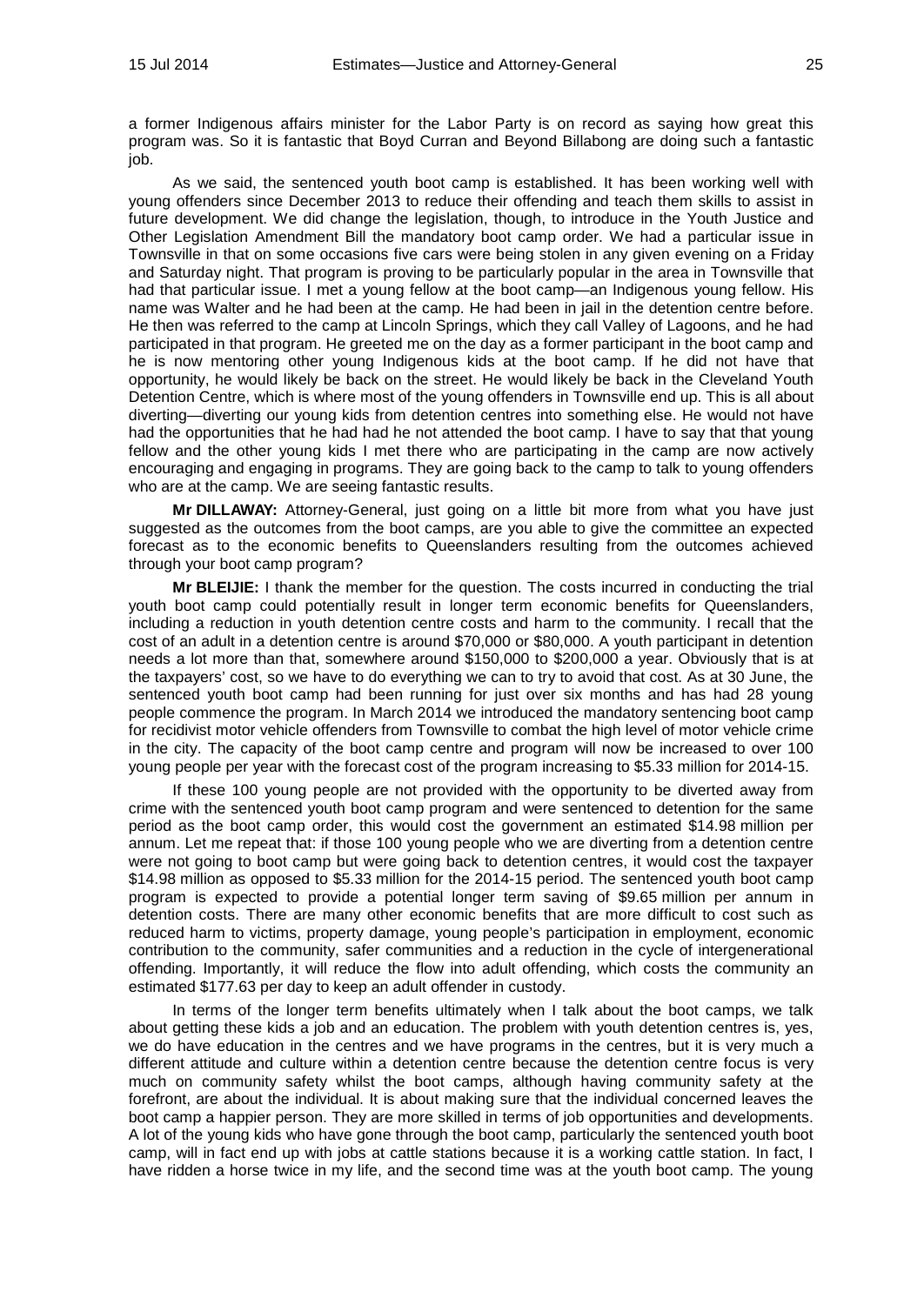a former Indigenous affairs minister for the Labor Party is on record as saying how great this program was. So it is fantastic that Boyd Curran and Beyond Billabong are doing such a fantastic job.

As we said, the sentenced youth boot camp is established. It has been working well with young offenders since December 2013 to reduce their offending and teach them skills to assist in future development. We did change the legislation, though, to introduce in the Youth Justice and Other Legislation Amendment Bill the mandatory boot camp order. We had a particular issue in Townsville in that on some occasions five cars were being stolen in any given evening on a Friday and Saturday night. That program is proving to be particularly popular in the area in Townsville that had that particular issue. I met a young fellow at the boot camp—an Indigenous young fellow. His name was Walter and he had been at the camp. He had been in jail in the detention centre before. He then was referred to the camp at Lincoln Springs, which they call Valley of Lagoons, and he had participated in that program. He greeted me on the day as a former participant in the boot camp and he is now mentoring other young Indigenous kids at the boot camp. If he did not have that opportunity, he would likely be back on the street. He would likely be back in the Cleveland Youth Detention Centre, which is where most of the young offenders in Townsville end up. This is all about diverting—diverting our young kids from detention centres into something else. He would not have had the opportunities that he had had he not attended the boot camp. I have to say that that young fellow and the other young kids I met there who are participating in the camp are now actively encouraging and engaging in programs. They are going back to the camp to talk to young offenders who are at the camp. We are seeing fantastic results.

**Mr DILLAWAY:** Attorney-General, just going on a little bit more from what you have just suggested as the outcomes from the boot camps, are you able to give the committee an expected forecast as to the economic benefits to Queenslanders resulting from the outcomes achieved through your boot camp program?

**Mr BLEIJIE:** I thank the member for the question. The costs incurred in conducting the trial youth boot camp could potentially result in longer term economic benefits for Queenslanders, including a reduction in youth detention centre costs and harm to the community. I recall that the cost of an adult in a detention centre is around $70,000 or $80,000. A youth participant in detention needs a lot more than that, somewhere around $150,000 to $200,000 a year. Obviously that is at the taxpayers' cost, so we have to do everything we can to try to avoid that cost. As at 30 June, the sentenced youth boot camp had been running for just over six months and has had 28 young people commence the program. In March 2014 we introduced the mandatory sentencing boot camp for recidivist motor vehicle offenders from Townsville to combat the high level of motor vehicle crime in the city. The capacity of the boot camp centre and program will now be increased to over 100 young people per year with the forecast cost of the program increasing to $5.33 million for 2014-15.

If these 100 young people are not provided with the opportunity to be diverted away from crime with the sentenced youth boot camp program and were sentenced to detention for the same period as the boot camp order, this would cost the government an estimated $14.98 million per annum. Let me repeat that: if those 100 young people who we are diverting from a detention centre were not going to boot camp but were going back to detention centres, it would cost the taxpayer $14.98 million as opposed to $5.33 million for the 2014-15 period. The sentenced youth boot camp program is expected to provide a potential longer term saving of $9.65 million per annum in detention costs. There are many other economic benefits that are more difficult to cost such as reduced harm to victims, property damage, young people's participation in employment, economic contribution to the community, safer communities and a reduction in the cycle of intergenerational offending. Importantly, it will reduce the flow into adult offending, which costs the community an estimated $177.63 per day to keep an adult offender in custody.

In terms of the longer term benefits ultimately when I talk about the boot camps, we talk about getting these kids a job and an education. The problem with youth detention centres is, yes, we do have education in the centres and we have programs in the centres, but it is very much a different attitude and culture within a detention centre because the detention centre focus is very much on community safety whilst the boot camps, although having community safety at the forefront, are about the individual. It is about making sure that the individual concerned leaves the boot camp a happier person. They are more skilled in terms of job opportunities and developments. A lot of the young kids who have gone through the boot camp, particularly the sentenced youth boot camp, will in fact end up with jobs at cattle stations because it is a working cattle station. In fact, I have ridden a horse twice in my life, and the second time was at the youth boot camp. The young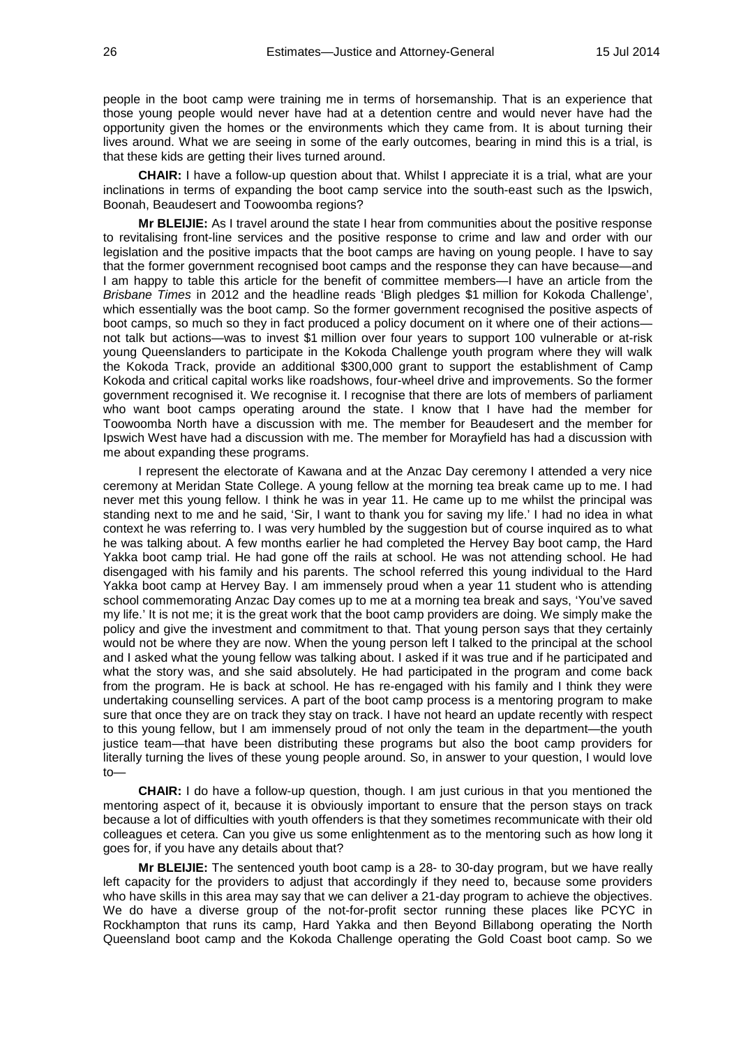people in the boot camp were training me in terms of horsemanship. That is an experience that those young people would never have had at a detention centre and would never have had the opportunity given the homes or the environments which they came from. It is about turning their lives around. What we are seeing in some of the early outcomes, bearing in mind this is a trial, is that these kids are getting their lives turned around.

**CHAIR:** I have a follow-up question about that. Whilst I appreciate it is a trial, what are your inclinations in terms of expanding the boot camp service into the south-east such as the Ipswich, Boonah, Beaudesert and Toowoomba regions?

**Mr BLEIJIE:** As I travel around the state I hear from communities about the positive response to revitalising front-line services and the positive response to crime and law and order with our legislation and the positive impacts that the boot camps are having on young people. I have to say that the former government recognised boot camps and the response they can have because—and I am happy to table this article for the benefit of committee members—I have an article from the *Brisbane Times* in 2012 and the headline reads 'Bligh pledges $1 million for Kokoda Challenge', which essentially was the boot camp. So the former government recognised the positive aspects of boot camps, so much so they in fact produced a policy document on it where one of their actions—not talk but actions—was to invest $1 million over four years to support 100 vulnerable or at-risk young Queenslanders to participate in the Kokoda Challenge youth program where they will walk the Kokoda Track, provide an additional $300,000 grant to support the establishment of Camp Kokoda and critical capital works like roadshows, four-wheel drive and improvements. So the former government recognised it. We recognise it. I recognise that there are lots of members of parliament who want boot camps operating around the state. I know that I have had the member for Toowoomba North have a discussion with me. The member for Beaudesert and the member for Ipswich West have had a discussion with me. The member for Morayfield has had a discussion with me about expanding these programs.

I represent the electorate of Kawana and at the Anzac Day ceremony I attended a very nice ceremony at Meridan State College. A young fellow at the morning tea break came up to me. I had never met this young fellow. I think he was in year 11. He came up to me whilst the principal was standing next to me and he said, 'Sir, I want to thank you for saving my life.' I had no idea in what context he was referring to. I was very humbled by the suggestion but of course inquired as to what he was talking about. A few months earlier he had completed the Hervey Bay boot camp, the Hard Yakka boot camp trial. He had gone off the rails at school. He was not attending school. He had disengaged with his family and his parents. The school referred this young individual to the Hard Yakka boot camp at Hervey Bay. I am immensely proud when a year 11 student who is attending school commemorating Anzac Day comes up to me at a morning tea break and says, 'You've saved my life.' It is not me; it is the great work that the boot camp providers are doing. We simply make the policy and give the investment and commitment to that. That young person says that they certainly would not be where they are now. When the young person left I talked to the principal at the school and I asked what the young fellow was talking about. I asked if it was true and if he participated and what the story was, and she said absolutely. He had participated in the program and come back from the program. He is back at school. He has re-engaged with his family and I think they were undertaking counselling services. A part of the boot camp process is a mentoring program to make sure that once they are on track they stay on track. I have not heard an update recently with respect to this young fellow, but I am immensely proud of not only the team in the department—the youth justice team—that have been distributing these programs but also the boot camp providers for literally turning the lives of these young people around. So, in answer to your question, I would love to—

**CHAIR:** I do have a follow-up question, though. I am just curious in that you mentioned the mentoring aspect of it, because it is obviously important to ensure that the person stays on track because a lot of difficulties with youth offenders is that they sometimes recommunicate with their old colleagues et cetera. Can you give us some enlightenment as to the mentoring such as how long it goes for, if you have any details about that?

**Mr BLEIJIE:** The sentenced youth boot camp is a 28- to 30-day program, but we have really left capacity for the providers to adjust that accordingly if they need to, because some providers who have skills in this area may say that we can deliver a 21-day program to achieve the objectives. We do have a diverse group of the not-for-profit sector running these places like PCYC in Rockhampton that runs its camp, Hard Yakka and then Beyond Billabong operating the North Queensland boot camp and the Kokoda Challenge operating the Gold Coast boot camp. So we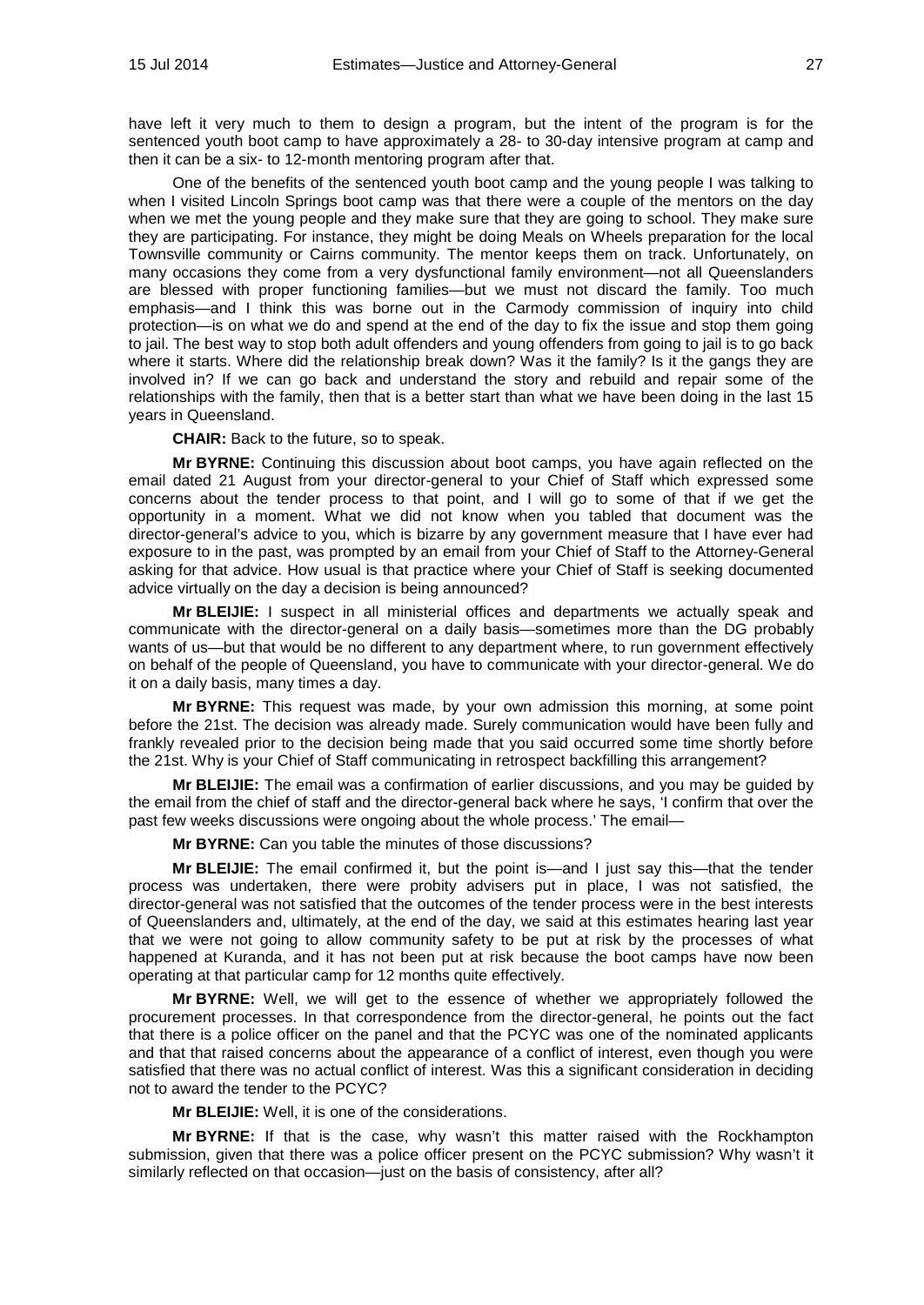have left it very much to them to design a program, but the intent of the program is for the sentenced youth boot camp to have approximately a 28- to 30-day intensive program at camp and then it can be a six- to 12-month mentoring program after that.

One of the benefits of the sentenced youth boot camp and the young people I was talking to when I visited Lincoln Springs boot camp was that there were a couple of the mentors on the day when we met the young people and they make sure that they are going to school. They make sure they are participating. For instance, they might be doing Meals on Wheels preparation for the local Townsville community or Cairns community. The mentor keeps them on track. Unfortunately, on many occasions they come from a very dysfunctional family environment—not all Queenslanders are blessed with proper functioning families—but we must not discard the family. Too much emphasis—and I think this was borne out in the Carmody commission of inquiry into child protection—is on what we do and spend at the end of the day to fix the issue and stop them going to jail. The best way to stop both adult offenders and young offenders from going to jail is to go back where it starts. Where did the relationship break down? Was it the family? Is it the gangs they are involved in? If we can go back and understand the story and rebuild and repair some of the relationships with the family, then that is a better start than what we have been doing in the last 15 years in Queensland.

**CHAIR:** Back to the future, so to speak.

**Mr BYRNE:** Continuing this discussion about boot camps, you have again reflected on the email dated 21 August from your director-general to your Chief of Staff which expressed some concerns about the tender process to that point, and I will go to some of that if we get the opportunity in a moment. What we did not know when you tabled that document was the director-general's advice to you, which is bizarre by any government measure that I have ever had exposure to in the past, was prompted by an email from your Chief of Staff to the Attorney-General asking for that advice. How usual is that practice where your Chief of Staff is seeking documented advice virtually on the day a decision is being announced?

**Mr BLEIJIE:** I suspect in all ministerial offices and departments we actually speak and communicate with the director-general on a daily basis—sometimes more than the DG probably wants of us—but that would be no different to any department where, to run government effectively on behalf of the people of Queensland, you have to communicate with your director-general. We do it on a daily basis, many times a day.

**Mr BYRNE:** This request was made, by your own admission this morning, at some point before the 21st. The decision was already made. Surely communication would have been fully and frankly revealed prior to the decision being made that you said occurred some time shortly before the 21st. Why is your Chief of Staff communicating in retrospect backfilling this arrangement?

**Mr BLEIJIE:** The email was a confirmation of earlier discussions, and you may be guided by the email from the chief of staff and the director-general back where he says, 'I confirm that over the past few weeks discussions were ongoing about the whole process.' The email—

**Mr BYRNE:** Can you table the minutes of those discussions?

**Mr BLEIJIE:** The email confirmed it, but the point is—and I just say this—that the tender process was undertaken, there were probity advisers put in place, I was not satisfied, the director-general was not satisfied that the outcomes of the tender process were in the best interests of Queenslanders and, ultimately, at the end of the day, we said at this estimates hearing last year that we were not going to allow community safety to be put at risk by the processes of what happened at Kuranda, and it has not been put at risk because the boot camps have now been operating at that particular camp for 12 months quite effectively.

**Mr BYRNE:** Well, we will get to the essence of whether we appropriately followed the procurement processes. In that correspondence from the director-general, he points out the fact that there is a police officer on the panel and that the PCYC was one of the nominated applicants and that that raised concerns about the appearance of a conflict of interest, even though you were satisfied that there was no actual conflict of interest. Was this a significant consideration in deciding not to award the tender to the PCYC?

**Mr BLEIJIE:** Well, it is one of the considerations.

**Mr BYRNE:** If that is the case, why wasn't this matter raised with the Rockhampton submission, given that there was a police officer present on the PCYC submission? Why wasn't it similarly reflected on that occasion—just on the basis of consistency, after all?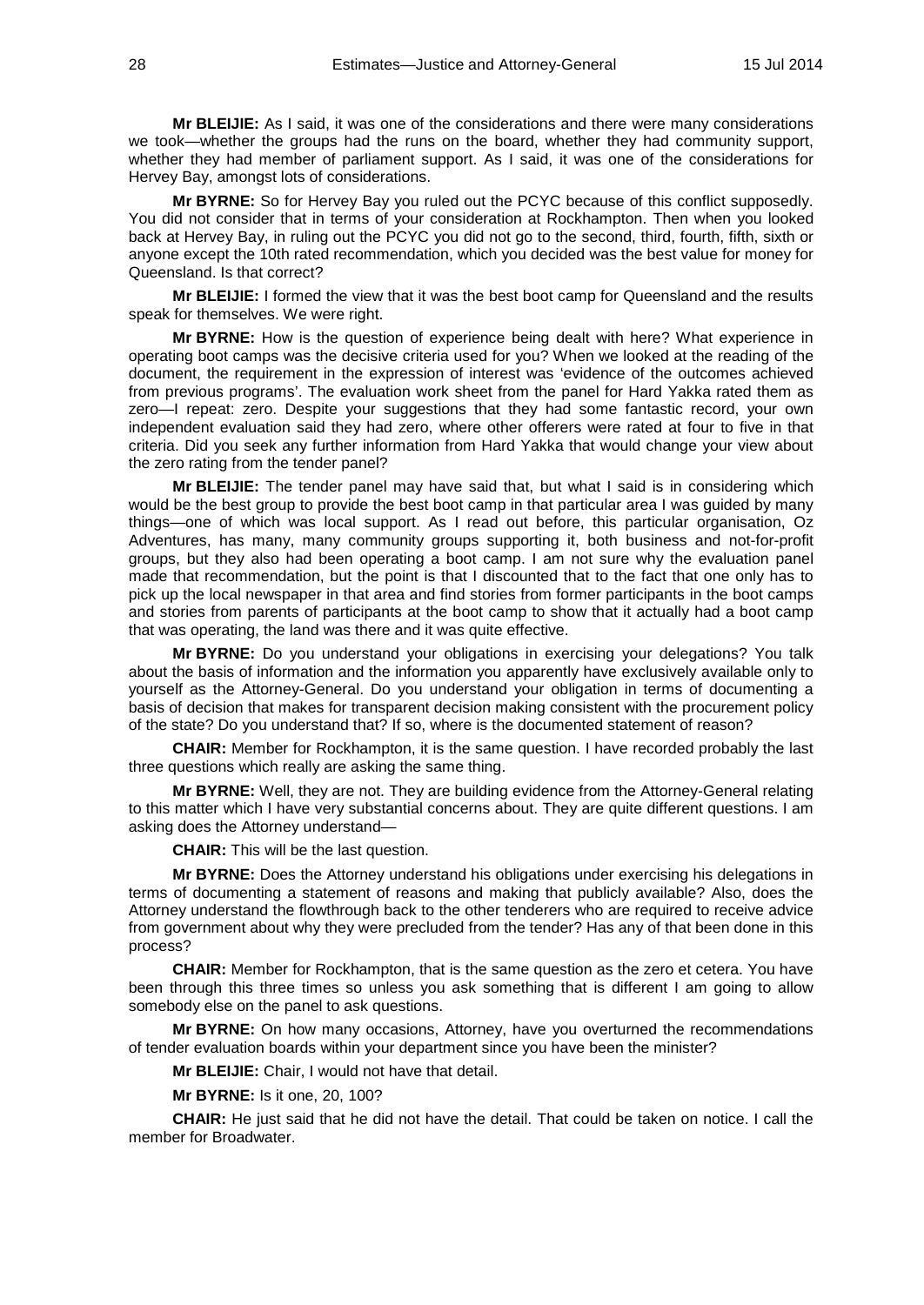**Mr BLEIJIE:** As I said, it was one of the considerations and there were many considerations we took—whether the groups had the runs on the board, whether they had community support, whether they had member of parliament support. As I said, it was one of the considerations for Hervey Bay, amongst lots of considerations.

**Mr BYRNE:** So for Hervey Bay you ruled out the PCYC because of this conflict supposedly. You did not consider that in terms of your consideration at Rockhampton. Then when you looked back at Hervey Bay, in ruling out the PCYC you did not go to the second, third, fourth, fifth, sixth or anyone except the 10th rated recommendation, which you decided was the best value for money for Queensland. Is that correct?

**Mr BLEIJIE:** I formed the view that it was the best boot camp for Queensland and the results speak for themselves. We were right.

**Mr BYRNE:** How is the question of experience being dealt with here? What experience in operating boot camps was the decisive criteria used for you? When we looked at the reading of the document, the requirement in the expression of interest was 'evidence of the outcomes achieved from previous programs'. The evaluation work sheet from the panel for Hard Yakka rated them as zero—I repeat: zero. Despite your suggestions that they had some fantastic record, your own independent evaluation said they had zero, where other offerers were rated at four to five in that criteria. Did you seek any further information from Hard Yakka that would change your view about the zero rating from the tender panel?

**Mr BLEIJIE:** The tender panel may have said that, but what I said is in considering which would be the best group to provide the best boot camp in that particular area I was guided by many things—one of which was local support. As I read out before, this particular organisation, Oz Adventures, has many, many community groups supporting it, both business and not-for-profit groups, but they also had been operating a boot camp. I am not sure why the evaluation panel made that recommendation, but the point is that I discounted that to the fact that one only has to pick up the local newspaper in that area and find stories from former participants in the boot camps and stories from parents of participants at the boot camp to show that it actually had a boot camp that was operating, the land was there and it was quite effective.

**Mr BYRNE:** Do you understand your obligations in exercising your delegations? You talk about the basis of information and the information you apparently have exclusively available only to yourself as the Attorney-General. Do you understand your obligation in terms of documenting a basis of decision that makes for transparent decision making consistent with the procurement policy of the state? Do you understand that? If so, where is the documented statement of reason?

**CHAIR:** Member for Rockhampton, it is the same question. I have recorded probably the last three questions which really are asking the same thing.

**Mr BYRNE:** Well, they are not. They are building evidence from the Attorney-General relating to this matter which I have very substantial concerns about. They are quite different questions. I am asking does the Attorney understand—

**CHAIR:** This will be the last question.

**Mr BYRNE:** Does the Attorney understand his obligations under exercising his delegations in terms of documenting a statement of reasons and making that publicly available? Also, does the Attorney understand the flowthrough back to the other tenderers who are required to receive advice from government about why they were precluded from the tender? Has any of that been done in this process?

**CHAIR:** Member for Rockhampton, that is the same question as the zero et cetera. You have been through this three times so unless you ask something that is different I am going to allow somebody else on the panel to ask questions.

**Mr BYRNE:** On how many occasions, Attorney, have you overturned the recommendations of tender evaluation boards within your department since you have been the minister?

**Mr BLEIJIE:** Chair, I would not have that detail.

**Mr BYRNE:** Is it one, 20, 100?

**CHAIR:** He just said that he did not have the detail. That could be taken on notice. I call the member for Broadwater.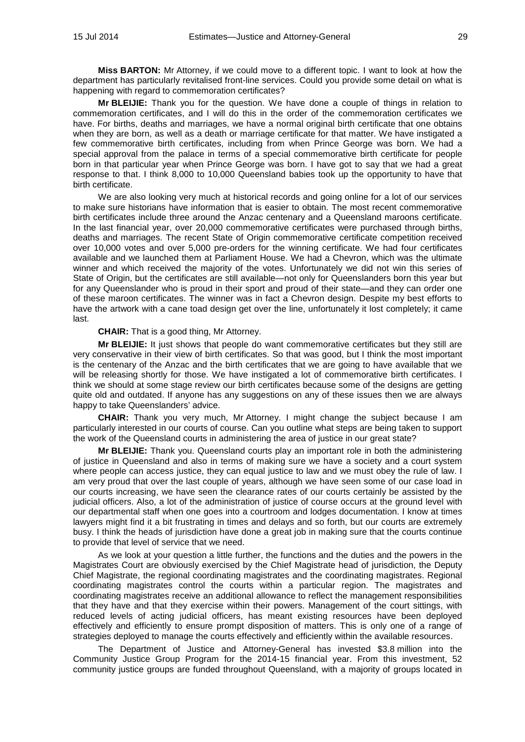**Miss BARTON:** Mr Attorney, if we could move to a different topic. I want to look at how the department has particularly revitalised front-line services. Could you provide some detail on what is happening with regard to commemoration certificates?

**Mr BLEIJIE:** Thank you for the question. We have done a couple of things in relation to commemoration certificates, and I will do this in the order of the commemoration certificates we have. For births, deaths and marriages, we have a normal original birth certificate that one obtains when they are born, as well as a death or marriage certificate for that matter. We have instigated a few commemorative birth certificates, including from when Prince George was born. We had a special approval from the palace in terms of a special commemorative birth certificate for people born in that particular year when Prince George was born. I have got to say that we had a great response to that. I think 8,000 to 10,000 Queensland babies took up the opportunity to have that birth certificate.

We are also looking very much at historical records and going online for a lot of our services to make sure historians have information that is easier to obtain. The most recent commemorative birth certificates include three around the Anzac centenary and a Queensland maroons certificate. In the last financial year, over 20,000 commemorative certificates were purchased through births, deaths and marriages. The recent State of Origin commemorative certificate competition received over 10,000 votes and over 5,000 pre-orders for the winning certificate. We had four certificates available and we launched them at Parliament House. We had a Chevron, which was the ultimate winner and which received the majority of the votes. Unfortunately we did not win this series of State of Origin, but the certificates are still available—not only for Queenslanders born this year but for any Queenslander who is proud in their sport and proud of their state—and they can order one of these maroon certificates. The winner was in fact a Chevron design. Despite my best efforts to have the artwork with a cane toad design get over the line, unfortunately it lost completely; it came last.

**CHAIR:** That is a good thing, Mr Attorney.

**Mr BLEIJIE:** It just shows that people do want commemorative certificates but they still are very conservative in their view of birth certificates. So that was good, but I think the most important is the centenary of the Anzac and the birth certificates that we are going to have available that we will be releasing shortly for those. We have instigated a lot of commemorative birth certificates. I think we should at some stage review our birth certificates because some of the designs are getting quite old and outdated. If anyone has any suggestions on any of these issues then we are always happy to take Queenslanders' advice.

**CHAIR:** Thank you very much, Mr Attorney. I might change the subject because I am particularly interested in our courts of course. Can you outline what steps are being taken to support the work of the Queensland courts in administering the area of justice in our great state?

**Mr BLEIJIE:** Thank you. Queensland courts play an important role in both the administering of justice in Queensland and also in terms of making sure we have a society and a court system where people can access justice, they can equal justice to law and we must obey the rule of law. I am very proud that over the last couple of years, although we have seen some of our case load in our courts increasing, we have seen the clearance rates of our courts certainly be assisted by the judicial officers. Also, a lot of the administration of justice of course occurs at the ground level with our departmental staff when one goes into a courtroom and lodges documentation. I know at times lawyers might find it a bit frustrating in times and delays and so forth, but our courts are extremely busy. I think the heads of jurisdiction have done a great job in making sure that the courts continue to provide that level of service that we need.

As we look at your question a little further, the functions and the duties and the powers in the Magistrates Court are obviously exercised by the Chief Magistrate head of jurisdiction, the Deputy Chief Magistrate, the regional coordinating magistrates and the coordinating magistrates. Regional coordinating magistrates control the courts within a particular region. The magistrates and coordinating magistrates receive an additional allowance to reflect the management responsibilities that they have and that they exercise within their powers. Management of the court sittings, with reduced levels of acting judicial officers, has meant existing resources have been deployed effectively and efficiently to ensure prompt disposition of matters. This is only one of a range of strategies deployed to manage the courts effectively and efficiently within the available resources.

The Department of Justice and Attorney-General has invested $3.8 million into the Community Justice Group Program for the 2014-15 financial year. From this investment, 52 community justice groups are funded throughout Queensland, with a majority of groups located in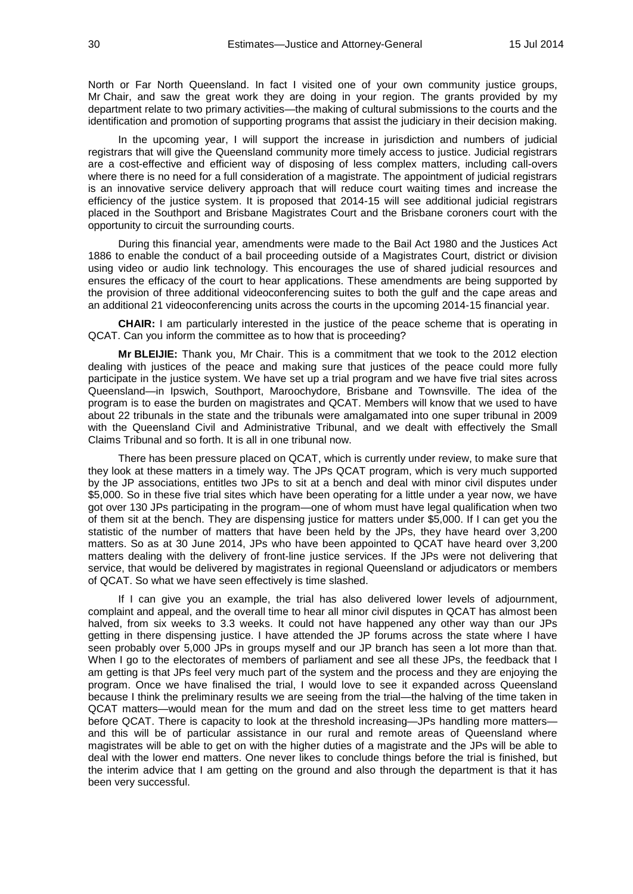North or Far North Queensland. In fact I visited one of your own community justice groups, Mr Chair, and saw the great work they are doing in your region. The grants provided by my department relate to two primary activities—the making of cultural submissions to the courts and the identification and promotion of supporting programs that assist the judiciary in their decision making.

In the upcoming year, I will support the increase in jurisdiction and numbers of judicial registrars that will give the Queensland community more timely access to justice. Judicial registrars are a cost-effective and efficient way of disposing of less complex matters, including call-overs where there is no need for a full consideration of a magistrate. The appointment of judicial registrars is an innovative service delivery approach that will reduce court waiting times and increase the efficiency of the justice system. It is proposed that 2014-15 will see additional judicial registrars placed in the Southport and Brisbane Magistrates Court and the Brisbane coroners court with the opportunity to circuit the surrounding courts.

During this financial year, amendments were made to the Bail Act 1980 and the Justices Act 1886 to enable the conduct of a bail proceeding outside of a Magistrates Court, district or division using video or audio link technology. This encourages the use of shared judicial resources and ensures the efficacy of the court to hear applications. These amendments are being supported by the provision of three additional videoconferencing suites to both the gulf and the cape areas and an additional 21 videoconferencing units across the courts in the upcoming 2014-15 financial year.

**CHAIR:** I am particularly interested in the justice of the peace scheme that is operating in QCAT. Can you inform the committee as to how that is proceeding?

**Mr BLEIJIE:** Thank you, Mr Chair. This is a commitment that we took to the 2012 election dealing with justices of the peace and making sure that justices of the peace could more fully participate in the justice system. We have set up a trial program and we have five trial sites across Queensland—in Ipswich, Southport, Maroochydore, Brisbane and Townsville. The idea of the program is to ease the burden on magistrates and QCAT. Members will know that we used to have about 22 tribunals in the state and the tribunals were amalgamated into one super tribunal in 2009 with the Queensland Civil and Administrative Tribunal, and we dealt with effectively the Small Claims Tribunal and so forth. It is all in one tribunal now.

There has been pressure placed on QCAT, which is currently under review, to make sure that they look at these matters in a timely way. The JPs QCAT program, which is very much supported by the JP associations, entitles two JPs to sit at a bench and deal with minor civil disputes under $5,000. So in these five trial sites which have been operating for a little under a year now, we have got over 130 JPs participating in the program—one of whom must have legal qualification when two of them sit at the bench. They are dispensing justice for matters under $5,000. If I can get you the statistic of the number of matters that have been held by the JPs, they have heard over 3,200 matters. So as at 30 June 2014, JPs who have been appointed to QCAT have heard over 3,200 matters dealing with the delivery of front-line justice services. If the JPs were not delivering that service, that would be delivered by magistrates in regional Queensland or adjudicators or members of QCAT. So what we have seen effectively is time slashed.

If I can give you an example, the trial has also delivered lower levels of adjournment, complaint and appeal, and the overall time to hear all minor civil disputes in QCAT has almost been halved, from six weeks to 3.3 weeks. It could not have happened any other way than our JPs getting in there dispensing justice. I have attended the JP forums across the state where I have seen probably over 5,000 JPs in groups myself and our JP branch has seen a lot more than that. When I go to the electorates of members of parliament and see all these JPs, the feedback that I am getting is that JPs feel very much part of the system and the process and they are enjoying the program. Once we have finalised the trial, I would love to see it expanded across Queensland because I think the preliminary results we are seeing from the trial—the halving of the time taken in QCAT matters—would mean for the mum and dad on the street less time to get matters heard before QCAT. There is capacity to look at the threshold increasing—JPs handling more matters—and this will be of particular assistance in our rural and remote areas of Queensland where magistrates will be able to get on with the higher duties of a magistrate and the JPs will be able to deal with the lower end matters. One never likes to conclude things before the trial is finished, but the interim advice that I am getting on the ground and also through the department is that it has been very successful.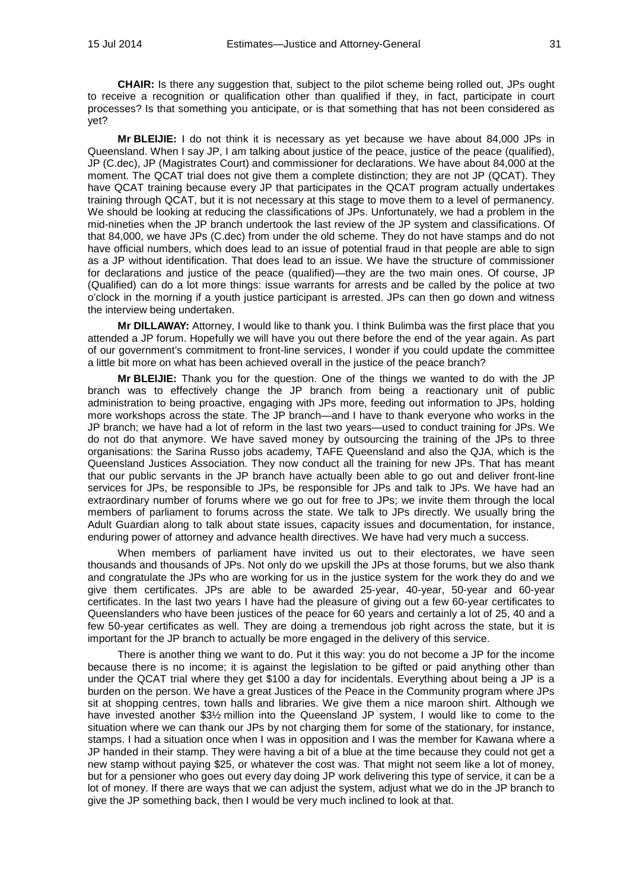**CHAIR:** Is there any suggestion that, subject to the pilot scheme being rolled out, JPs ought to receive a recognition or qualification other than qualified if they, in fact, participate in court processes? Is that something you anticipate, or is that something that has not been considered as yet?

**Mr BLEIJIE:** I do not think it is necessary as yet because we have about 84,000 JPs in Queensland. When I say JP, I am talking about justice of the peace, justice of the peace (qualified), JP (C.dec), JP (Magistrates Court) and commissioner for declarations. We have about 84,000 at the moment. The QCAT trial does not give them a complete distinction; they are not JP (QCAT). They have QCAT training because every JP that participates in the QCAT program actually undertakes training through QCAT, but it is not necessary at this stage to move them to a level of permanency. We should be looking at reducing the classifications of JPs. Unfortunately, we had a problem in the mid-nineties when the JP branch undertook the last review of the JP system and classifications. Of that 84,000, we have JPs (C.dec) from under the old scheme. They do not have stamps and do not have official numbers, which does lead to an issue of potential fraud in that people are able to sign as a JP without identification. That does lead to an issue. We have the structure of commissioner for declarations and justice of the peace (qualified)—they are the two main ones. Of course, JP (Qualified) can do a lot more things: issue warrants for arrests and be called by the police at two o'clock in the morning if a youth justice participant is arrested. JPs can then go down and witness the interview being undertaken.

**Mr DILLAWAY:** Attorney, I would like to thank you. I think Bulimba was the first place that you attended a JP forum. Hopefully we will have you out there before the end of the year again. As part of our government's commitment to front-line services, I wonder if you could update the committee a little bit more on what has been achieved overall in the justice of the peace branch?

**Mr BLEIJIE:** Thank you for the question. One of the things we wanted to do with the JP branch was to effectively change the JP branch from being a reactionary unit of public administration to being proactive, engaging with JPs more, feeding out information to JPs, holding more workshops across the state. The JP branch—and I have to thank everyone who works in the JP branch; we have had a lot of reform in the last two years—used to conduct training for JPs. We do not do that anymore. We have saved money by outsourcing the training of the JPs to three organisations: the Sarina Russo jobs academy, TAFE Queensland and also the QJA, which is the Queensland Justices Association. They now conduct all the training for new JPs. That has meant that our public servants in the JP branch have actually been able to go out and deliver front-line services for JPs, be responsible to JPs, be responsible for JPs and talk to JPs. We have had an extraordinary number of forums where we go out for free to JPs; we invite them through the local members of parliament to forums across the state. We talk to JPs directly. We usually bring the Adult Guardian along to talk about state issues, capacity issues and documentation, for instance, enduring power of attorney and advance health directives. We have had very much a success.

When members of parliament have invited us out to their electorates, we have seen thousands and thousands of JPs. Not only do we upskill the JPs at those forums, but we also thank and congratulate the JPs who are working for us in the justice system for the work they do and we give them certificates. JPs are able to be awarded 25-year, 40-year, 50-year and 60-year certificates. In the last two years I have had the pleasure of giving out a few 60-year certificates to Queenslanders who have been justices of the peace for 60 years and certainly a lot of 25, 40 and a few 50-year certificates as well. They are doing a tremendous job right across the state, but it is important for the JP branch to actually be more engaged in the delivery of this service.

There is another thing we want to do. Put it this way: you do not become a JP for the income because there is no income; it is against the legislation to be gifted or paid anything other than under the QCAT trial where they get $100 a day for incidentals. Everything about being a JP is a burden on the person. We have a great Justices of the Peace in the Community program where JPs sit at shopping centres, town halls and libraries. We give them a nice maroon shirt. Although we have invested another $3½ million into the Queensland JP system, I would like to come to the situation where we can thank our JPs by not charging them for some of the stationary, for instance, stamps. I had a situation once when I was in opposition and I was the member for Kawana where a JP handed in their stamp. They were having a bit of a blue at the time because they could not get a new stamp without paying $25, or whatever the cost was. That might not seem like a lot of money, but for a pensioner who goes out every day doing JP work delivering this type of service, it can be a lot of money. If there are ways that we can adjust the system, adjust what we do in the JP branch to give the JP something back, then I would be very much inclined to look at that.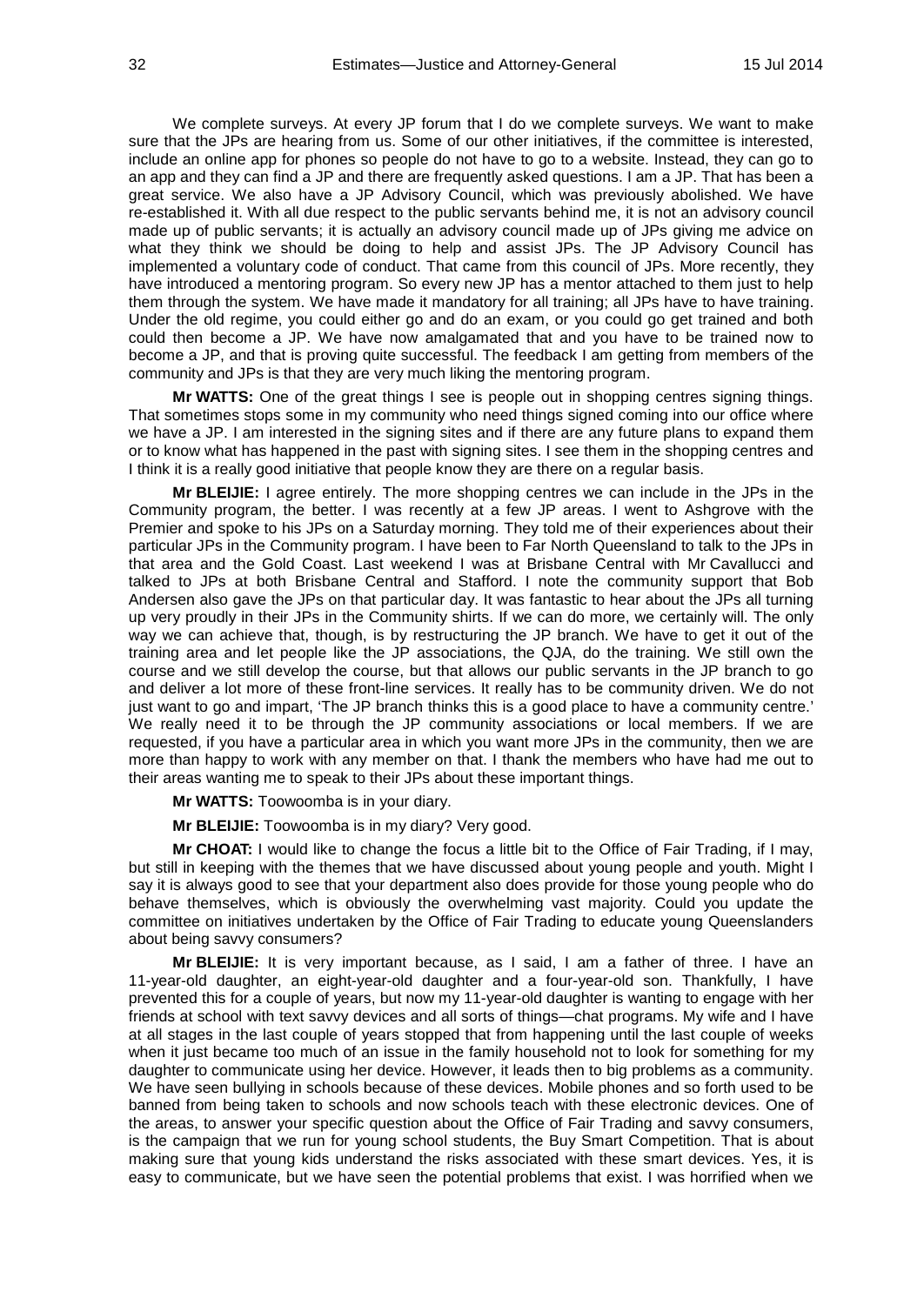We complete surveys. At every JP forum that I do we complete surveys. We want to make sure that the JPs are hearing from us. Some of our other initiatives, if the committee is interested, include an online app for phones so people do not have to go to a website. Instead, they can go to an app and they can find a JP and there are frequently asked questions. I am a JP. That has been a great service. We also have a JP Advisory Council, which was previously abolished. We have re-established it. With all due respect to the public servants behind me, it is not an advisory council made up of public servants; it is actually an advisory council made up of JPs giving me advice on what they think we should be doing to help and assist JPs. The JP Advisory Council has implemented a voluntary code of conduct. That came from this council of JPs. More recently, they have introduced a mentoring program. So every new JP has a mentor attached to them just to help them through the system. We have made it mandatory for all training; all JPs have to have training. Under the old regime, you could either go and do an exam, or you could go get trained and both could then become a JP. We have now amalgamated that and you have to be trained now to become a JP, and that is proving quite successful. The feedback I am getting from members of the community and JPs is that they are very much liking the mentoring program.

**Mr WATTS:** One of the great things I see is people out in shopping centres signing things. That sometimes stops some in my community who need things signed coming into our office where we have a JP. I am interested in the signing sites and if there are any future plans to expand them or to know what has happened in the past with signing sites. I see them in the shopping centres and I think it is a really good initiative that people know they are there on a regular basis.

**Mr BLEIJIE:** I agree entirely. The more shopping centres we can include in the JPs in the Community program, the better. I was recently at a few JP areas. I went to Ashgrove with the Premier and spoke to his JPs on a Saturday morning. They told me of their experiences about their particular JPs in the Community program. I have been to Far North Queensland to talk to the JPs in that area and the Gold Coast. Last weekend I was at Brisbane Central with Mr Cavallucci and talked to JPs at both Brisbane Central and Stafford. I note the community support that Bob Andersen also gave the JPs on that particular day. It was fantastic to hear about the JPs all turning up very proudly in their JPs in the Community shirts. If we can do more, we certainly will. The only way we can achieve that, though, is by restructuring the JP branch. We have to get it out of the training area and let people like the JP associations, the QJA, do the training. We still own the course and we still develop the course, but that allows our public servants in the JP branch to go and deliver a lot more of these front-line services. It really has to be community driven. We do not just want to go and impart, 'The JP branch thinks this is a good place to have a community centre.' We really need it to be through the JP community associations or local members. If we are requested, if you have a particular area in which you want more JPs in the community, then we are more than happy to work with any member on that. I thank the members who have had me out to their areas wanting me to speak to their JPs about these important things.

**Mr WATTS:** Toowoomba is in your diary.

**Mr BLEIJIE:** Toowoomba is in my diary? Very good.

**Mr CHOAT:** I would like to change the focus a little bit to the Office of Fair Trading, if I may, but still in keeping with the themes that we have discussed about young people and youth. Might I say it is always good to see that your department also does provide for those young people who do behave themselves, which is obviously the overwhelming vast majority. Could you update the committee on initiatives undertaken by the Office of Fair Trading to educate young Queenslanders about being savvy consumers?

**Mr BLEIJIE:** It is very important because, as I said, I am a father of three. I have an 11-year-old daughter, an eight-year-old daughter and a four-year-old son. Thankfully, I have prevented this for a couple of years, but now my 11-year-old daughter is wanting to engage with her friends at school with text savvy devices and all sorts of things—chat programs. My wife and I have at all stages in the last couple of years stopped that from happening until the last couple of weeks when it just became too much of an issue in the family household not to look for something for my daughter to communicate using her device. However, it leads then to big problems as a community. We have seen bullying in schools because of these devices. Mobile phones and so forth used to be banned from being taken to schools and now schools teach with these electronic devices. One of the areas, to answer your specific question about the Office of Fair Trading and savvy consumers, is the campaign that we run for young school students, the Buy Smart Competition. That is about making sure that young kids understand the risks associated with these smart devices. Yes, it is easy to communicate, but we have seen the potential problems that exist. I was horrified when we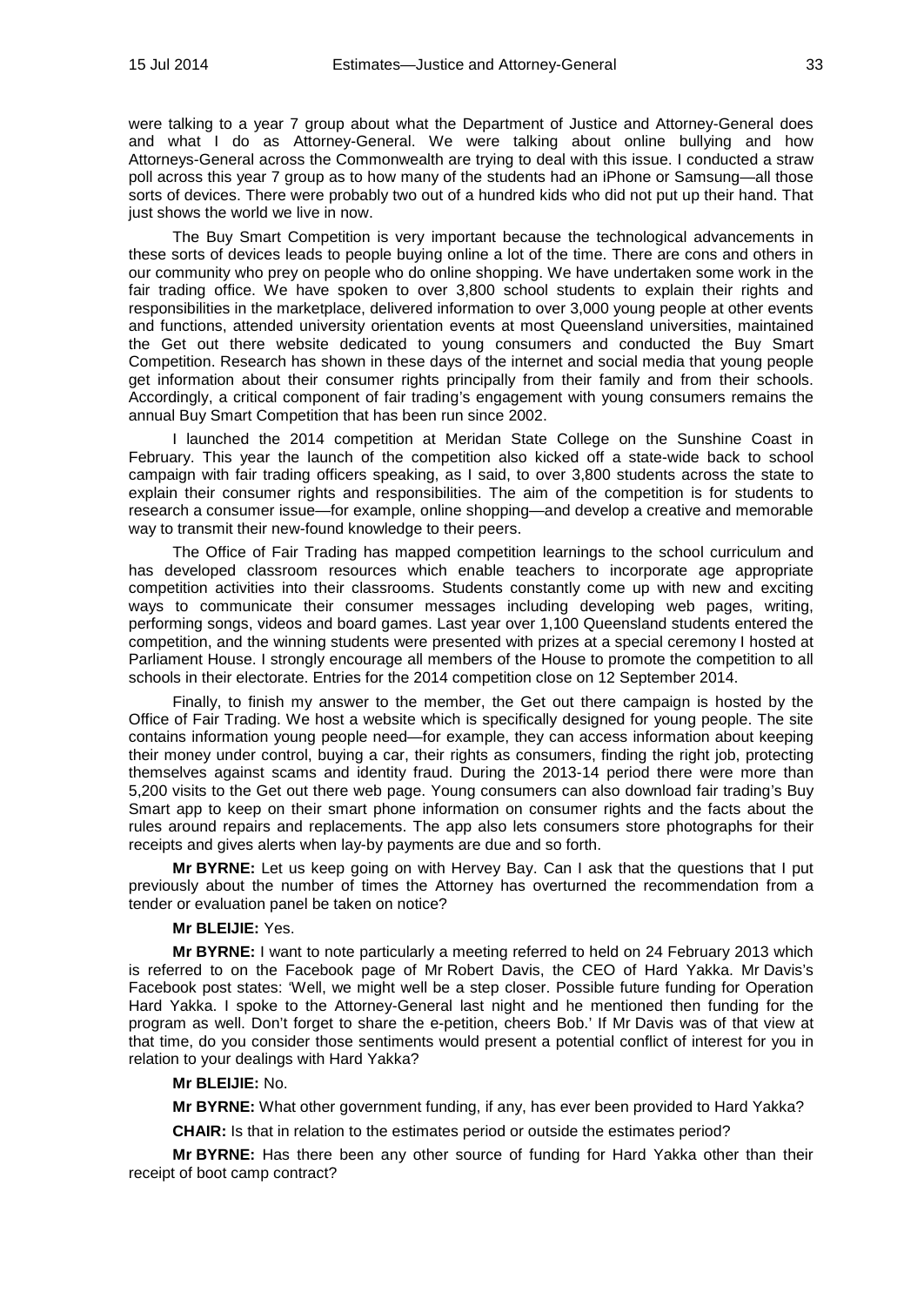were talking to a year 7 group about what the Department of Justice and Attorney-General does and what I do as Attorney-General. We were talking about online bullying and how Attorneys-General across the Commonwealth are trying to deal with this issue. I conducted a straw poll across this year 7 group as to how many of the students had an iPhone or Samsung—all those sorts of devices. There were probably two out of a hundred kids who did not put up their hand. That just shows the world we live in now.

The Buy Smart Competition is very important because the technological advancements in these sorts of devices leads to people buying online a lot of the time. There are cons and others in our community who prey on people who do online shopping. We have undertaken some work in the fair trading office. We have spoken to over 3,800 school students to explain their rights and responsibilities in the marketplace, delivered information to over 3,000 young people at other events and functions, attended university orientation events at most Queensland universities, maintained the Get out there website dedicated to young consumers and conducted the Buy Smart Competition. Research has shown in these days of the internet and social media that young people get information about their consumer rights principally from their family and from their schools. Accordingly, a critical component of fair trading's engagement with young consumers remains the annual Buy Smart Competition that has been run since 2002.

I launched the 2014 competition at Meridan State College on the Sunshine Coast in February. This year the launch of the competition also kicked off a state-wide back to school campaign with fair trading officers speaking, as I said, to over 3,800 students across the state to explain their consumer rights and responsibilities. The aim of the competition is for students to research a consumer issue—for example, online shopping—and develop a creative and memorable way to transmit their new-found knowledge to their peers.

The Office of Fair Trading has mapped competition learnings to the school curriculum and has developed classroom resources which enable teachers to incorporate age appropriate competition activities into their classrooms. Students constantly come up with new and exciting ways to communicate their consumer messages including developing web pages, writing, performing songs, videos and board games. Last year over 1,100 Queensland students entered the competition, and the winning students were presented with prizes at a special ceremony I hosted at Parliament House. I strongly encourage all members of the House to promote the competition to all schools in their electorate. Entries for the 2014 competition close on 12 September 2014.

Finally, to finish my answer to the member, the Get out there campaign is hosted by the Office of Fair Trading. We host a website which is specifically designed for young people. The site contains information young people need—for example, they can access information about keeping their money under control, buying a car, their rights as consumers, finding the right job, protecting themselves against scams and identity fraud. During the 2013-14 period there were more than 5,200 visits to the Get out there web page. Young consumers can also download fair trading's Buy Smart app to keep on their smart phone information on consumer rights and the facts about the rules around repairs and replacements. The app also lets consumers store photographs for their receipts and gives alerts when lay-by payments are due and so forth.

**Mr BYRNE:** Let us keep going on with Hervey Bay. Can I ask that the questions that I put previously about the number of times the Attorney has overturned the recommendation from a tender or evaluation panel be taken on notice?

**Mr BLEIJIE:** Yes.

**Mr BYRNE:** I want to note particularly a meeting referred to held on 24 February 2013 which is referred to on the Facebook page of Mr Robert Davis, the CEO of Hard Yakka. Mr Davis's Facebook post states: 'Well, we might well be a step closer. Possible future funding for Operation Hard Yakka. I spoke to the Attorney-General last night and he mentioned then funding for the program as well. Don't forget to share the e-petition, cheers Bob.' If Mr Davis was of that view at that time, do you consider those sentiments would present a potential conflict of interest for you in relation to your dealings with Hard Yakka?

**Mr BLEIJIE:** No.

**Mr BYRNE:** What other government funding, if any, has ever been provided to Hard Yakka?

**CHAIR:** Is that in relation to the estimates period or outside the estimates period?

**Mr BYRNE:** Has there been any other source of funding for Hard Yakka other than their receipt of boot camp contract?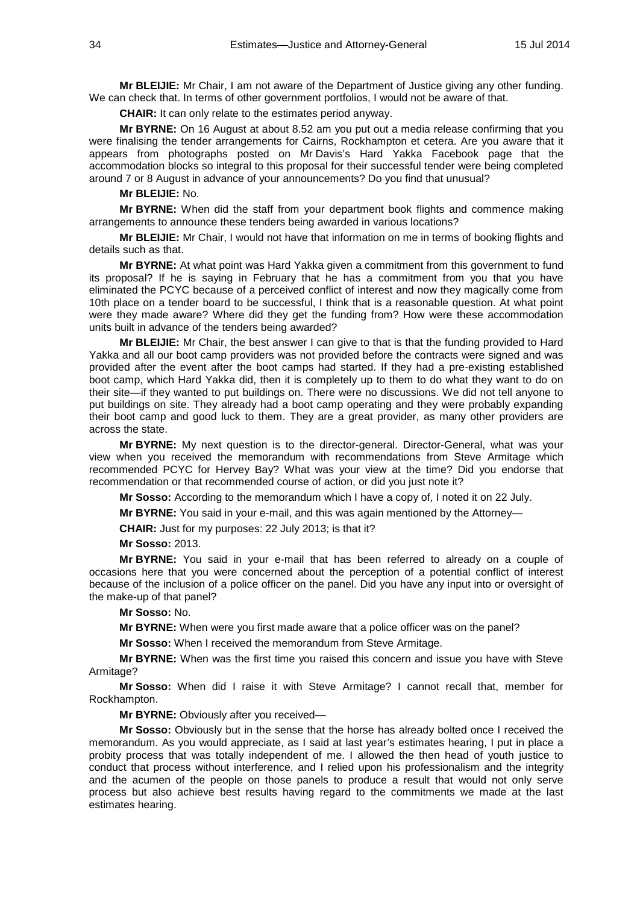**Mr BLEIJIE:** Mr Chair, I am not aware of the Department of Justice giving any other funding. We can check that. In terms of other government portfolios, I would not be aware of that.

**CHAIR:** It can only relate to the estimates period anyway.

**Mr BYRNE:** On 16 August at about 8.52 am you put out a media release confirming that you were finalising the tender arrangements for Cairns, Rockhampton et cetera. Are you aware that it appears from photographs posted on Mr Davis's Hard Yakka Facebook page that the accommodation blocks so integral to this proposal for their successful tender were being completed around 7 or 8 August in advance of your announcements? Do you find that unusual?

**Mr BLEIJIE:** No.

**Mr BYRNE:** When did the staff from your department book flights and commence making arrangements to announce these tenders being awarded in various locations?

**Mr BLEIJIE:** Mr Chair, I would not have that information on me in terms of booking flights and details such as that.

**Mr BYRNE:** At what point was Hard Yakka given a commitment from this government to fund its proposal? If he is saying in February that he has a commitment from you that you have eliminated the PCYC because of a perceived conflict of interest and now they magically come from 10th place on a tender board to be successful, I think that is a reasonable question. At what point were they made aware? Where did they get the funding from? How were these accommodation units built in advance of the tenders being awarded?

**Mr BLEIJIE:** Mr Chair, the best answer I can give to that is that the funding provided to Hard Yakka and all our boot camp providers was not provided before the contracts were signed and was provided after the event after the boot camps had started. If they had a pre-existing established boot camp, which Hard Yakka did, then it is completely up to them to do what they want to do on their site—if they wanted to put buildings on. There were no discussions. We did not tell anyone to put buildings on site. They already had a boot camp operating and they were probably expanding their boot camp and good luck to them. They are a great provider, as many other providers are across the state.

**Mr BYRNE:** My next question is to the director-general. Director-General, what was your view when you received the memorandum with recommendations from Steve Armitage which recommended PCYC for Hervey Bay? What was your view at the time? Did you endorse that recommendation or that recommended course of action, or did you just note it?

**Mr Sosso:** According to the memorandum which I have a copy of, I noted it on 22 July.

**Mr BYRNE:** You said in your e-mail, and this was again mentioned by the Attorney—

**CHAIR:** Just for my purposes: 22 July 2013; is that it?

**Mr Sosso:** 2013.

**Mr BYRNE:** You said in your e-mail that has been referred to already on a couple of occasions here that you were concerned about the perception of a potential conflict of interest because of the inclusion of a police officer on the panel. Did you have any input into or oversight of the make-up of that panel?

**Mr Sosso:** No.

**Mr BYRNE:** When were you first made aware that a police officer was on the panel?

**Mr Sosso:** When I received the memorandum from Steve Armitage.

**Mr BYRNE:** When was the first time you raised this concern and issue you have with Steve Armitage?

**Mr Sosso:** When did I raise it with Steve Armitage? I cannot recall that, member for Rockhampton.

**Mr BYRNE:** Obviously after you received—

**Mr Sosso:** Obviously but in the sense that the horse has already bolted once I received the memorandum. As you would appreciate, as I said at last year's estimates hearing, I put in place a probity process that was totally independent of me. I allowed the then head of youth justice to conduct that process without interference, and I relied upon his professionalism and the integrity and the acumen of the people on those panels to produce a result that would not only serve process but also achieve best results having regard to the commitments we made at the last estimates hearing.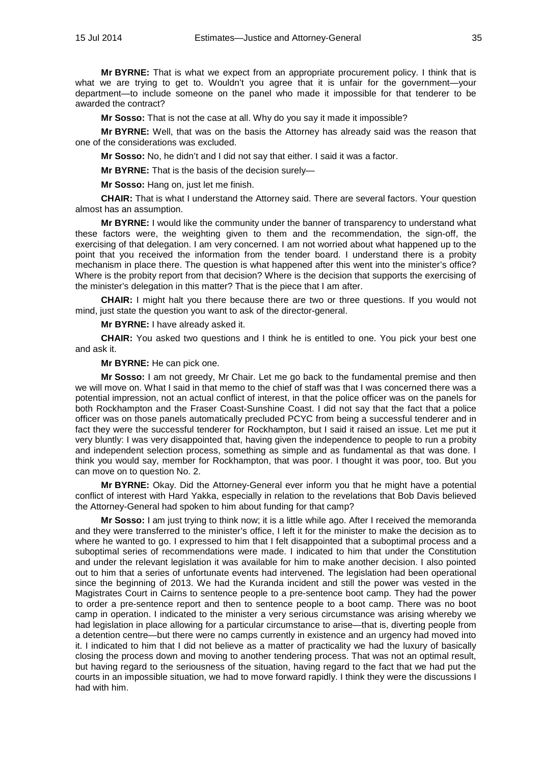**Mr BYRNE:** That is what we expect from an appropriate procurement policy. I think that is what we are trying to get to. Wouldn't you agree that it is unfair for the government—your department—to include someone on the panel who made it impossible for that tenderer to be awarded the contract?

**Mr Sosso:** That is not the case at all. Why do you say it made it impossible?

**Mr BYRNE:** Well, that was on the basis the Attorney has already said was the reason that one of the considerations was excluded.

**Mr Sosso:** No, he didn't and I did not say that either. I said it was a factor.

**Mr BYRNE:** That is the basis of the decision surely—

**Mr Sosso:** Hang on, just let me finish.

**CHAIR:** That is what I understand the Attorney said. There are several factors. Your question almost has an assumption.

**Mr BYRNE:** I would like the community under the banner of transparency to understand what these factors were, the weighting given to them and the recommendation, the sign-off, the exercising of that delegation. I am very concerned. I am not worried about what happened up to the point that you received the information from the tender board. I understand there is a probity mechanism in place there. The question is what happened after this went into the minister's office? Where is the probity report from that decision? Where is the decision that supports the exercising of the minister's delegation in this matter? That is the piece that I am after.

**CHAIR:** I might halt you there because there are two or three questions. If you would not mind, just state the question you want to ask of the director-general.

**Mr BYRNE:** I have already asked it.

**CHAIR:** You asked two questions and I think he is entitled to one. You pick your best one and ask it.

**Mr BYRNE:** He can pick one.

**Mr Sosso:** I am not greedy, Mr Chair. Let me go back to the fundamental premise and then we will move on. What I said in that memo to the chief of staff was that I was concerned there was a potential impression, not an actual conflict of interest, in that the police officer was on the panels for both Rockhampton and the Fraser Coast-Sunshine Coast. I did not say that the fact that a police officer was on those panels automatically precluded PCYC from being a successful tenderer and in fact they were the successful tenderer for Rockhampton, but I said it raised an issue. Let me put it very bluntly: I was very disappointed that, having given the independence to people to run a probity and independent selection process, something as simple and as fundamental as that was done. I think you would say, member for Rockhampton, that was poor. I thought it was poor, too. But you can move on to question No. 2.

**Mr BYRNE:** Okay. Did the Attorney-General ever inform you that he might have a potential conflict of interest with Hard Yakka, especially in relation to the revelations that Bob Davis believed the Attorney-General had spoken to him about funding for that camp?

**Mr Sosso:** I am just trying to think now; it is a little while ago. After I received the memoranda and they were transferred to the minister's office, I left it for the minister to make the decision as to where he wanted to go. I expressed to him that I felt disappointed that a suboptimal process and a suboptimal series of recommendations were made. I indicated to him that under the Constitution and under the relevant legislation it was available for him to make another decision. I also pointed out to him that a series of unfortunate events had intervened. The legislation had been operational since the beginning of 2013. We had the Kuranda incident and still the power was vested in the Magistrates Court in Cairns to sentence people to a pre-sentence boot camp. They had the power to order a pre-sentence report and then to sentence people to a boot camp. There was no boot camp in operation. I indicated to the minister a very serious circumstance was arising whereby we had legislation in place allowing for a particular circumstance to arise—that is, diverting people from a detention centre—but there were no camps currently in existence and an urgency had moved into it. I indicated to him that I did not believe as a matter of practicality we had the luxury of basically closing the process down and moving to another tendering process. That was not an optimal result, but having regard to the seriousness of the situation, having regard to the fact that we had put the courts in an impossible situation, we had to move forward rapidly. I think they were the discussions I had with him.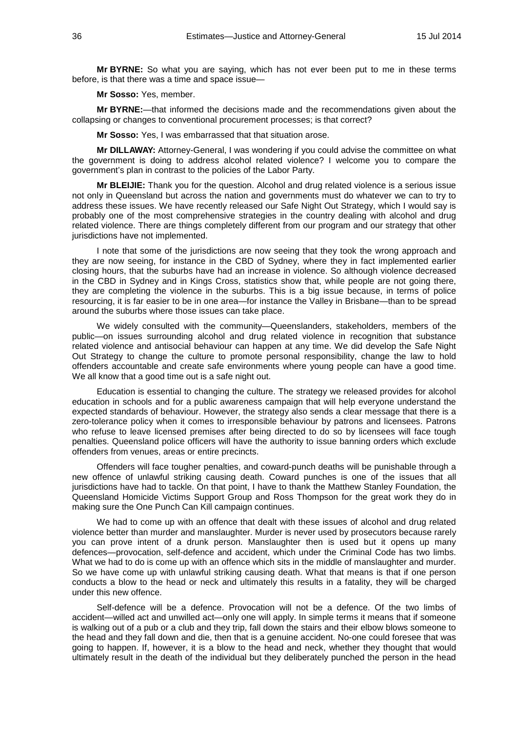**Mr BYRNE:** So what you are saying, which has not ever been put to me in these terms before, is that there was a time and space issue—

**Mr Sosso:** Yes, member.

**Mr BYRNE:**—that informed the decisions made and the recommendations given about the collapsing or changes to conventional procurement processes; is that correct?

**Mr Sosso:** Yes, I was embarrassed that that situation arose.

**Mr DILLAWAY:** Attorney-General, I was wondering if you could advise the committee on what the government is doing to address alcohol related violence? I welcome you to compare the government's plan in contrast to the policies of the Labor Party.

**Mr BLEIJIE:** Thank you for the question. Alcohol and drug related violence is a serious issue not only in Queensland but across the nation and governments must do whatever we can to try to address these issues. We have recently released our Safe Night Out Strategy, which I would say is probably one of the most comprehensive strategies in the country dealing with alcohol and drug related violence. There are things completely different from our program and our strategy that other jurisdictions have not implemented.

I note that some of the jurisdictions are now seeing that they took the wrong approach and they are now seeing, for instance in the CBD of Sydney, where they in fact implemented earlier closing hours, that the suburbs have had an increase in violence. So although violence decreased in the CBD in Sydney and in Kings Cross, statistics show that, while people are not going there, they are completing the violence in the suburbs. This is a big issue because, in terms of police resourcing, it is far easier to be in one area—for instance the Valley in Brisbane—than to be spread around the suburbs where those issues can take place.

We widely consulted with the community—Queenslanders, stakeholders, members of the public—on issues surrounding alcohol and drug related violence in recognition that substance related violence and antisocial behaviour can happen at any time. We did develop the Safe Night Out Strategy to change the culture to promote personal responsibility, change the law to hold offenders accountable and create safe environments where young people can have a good time. We all know that a good time out is a safe night out.

Education is essential to changing the culture. The strategy we released provides for alcohol education in schools and for a public awareness campaign that will help everyone understand the expected standards of behaviour. However, the strategy also sends a clear message that there is a zero-tolerance policy when it comes to irresponsible behaviour by patrons and licensees. Patrons who refuse to leave licensed premises after being directed to do so by licensees will face tough penalties. Queensland police officers will have the authority to issue banning orders which exclude offenders from venues, areas or entire precincts.

Offenders will face tougher penalties, and coward-punch deaths will be punishable through a new offence of unlawful striking causing death. Coward punches is one of the issues that all jurisdictions have had to tackle. On that point, I have to thank the Matthew Stanley Foundation, the Queensland Homicide Victims Support Group and Ross Thompson for the great work they do in making sure the One Punch Can Kill campaign continues.

We had to come up with an offence that dealt with these issues of alcohol and drug related violence better than murder and manslaughter. Murder is never used by prosecutors because rarely you can prove intent of a drunk person. Manslaughter then is used but it opens up many defences—provocation, self-defence and accident, which under the Criminal Code has two limbs. What we had to do is come up with an offence which sits in the middle of manslaughter and murder. So we have come up with unlawful striking causing death. What that means is that if one person conducts a blow to the head or neck and ultimately this results in a fatality, they will be charged under this new offence.

Self-defence will be a defence. Provocation will not be a defence. Of the two limbs of accident—willed act and unwilled act—only one will apply. In simple terms it means that if someone is walking out of a pub or a club and they trip, fall down the stairs and their elbow blows someone to the head and they fall down and die, then that is a genuine accident. No-one could foresee that was going to happen. If, however, it is a blow to the head and neck, whether they thought that would ultimately result in the death of the individual but they deliberately punched the person in the head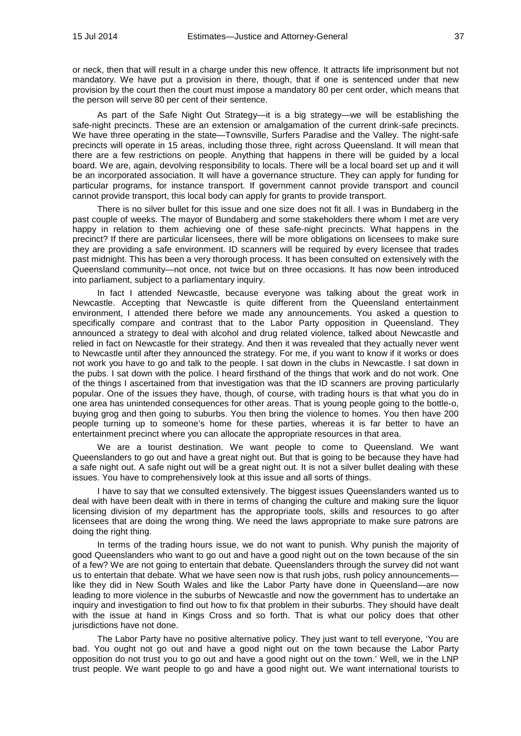or neck, then that will result in a charge under this new offence. It attracts life imprisonment but not mandatory. We have put a provision in there, though, that if one is sentenced under that new provision by the court then the court must impose a mandatory 80 per cent order, which means that the person will serve 80 per cent of their sentence.

As part of the Safe Night Out Strategy—it is a big strategy—we will be establishing the safe-night precincts. These are an extension or amalgamation of the current drink-safe precincts. We have three operating in the state—Townsville, Surfers Paradise and the Valley. The night-safe precincts will operate in 15 areas, including those three, right across Queensland. It will mean that there are a few restrictions on people. Anything that happens in there will be guided by a local board. We are, again, devolving responsibility to locals. There will be a local board set up and it will be an incorporated association. It will have a governance structure. They can apply for funding for particular programs, for instance transport. If government cannot provide transport and council cannot provide transport, this local body can apply for grants to provide transport.

There is no silver bullet for this issue and one size does not fit all. I was in Bundaberg in the past couple of weeks. The mayor of Bundaberg and some stakeholders there whom I met are very happy in relation to them achieving one of these safe-night precincts. What happens in the precinct? If there are particular licensees, there will be more obligations on licensees to make sure they are providing a safe environment. ID scanners will be required by every licensee that trades past midnight. This has been a very thorough process. It has been consulted on extensively with the Queensland community—not once, not twice but on three occasions. It has now been introduced into parliament, subject to a parliamentary inquiry.

In fact I attended Newcastle, because everyone was talking about the great work in Newcastle. Accepting that Newcastle is quite different from the Queensland entertainment environment, I attended there before we made any announcements. You asked a question to specifically compare and contrast that to the Labor Party opposition in Queensland. They announced a strategy to deal with alcohol and drug related violence, talked about Newcastle and relied in fact on Newcastle for their strategy. And then it was revealed that they actually never went to Newcastle until after they announced the strategy. For me, if you want to know if it works or does not work you have to go and talk to the people. I sat down in the clubs in Newcastle. I sat down in the pubs. I sat down with the police. I heard firsthand of the things that work and do not work. One of the things I ascertained from that investigation was that the ID scanners are proving particularly popular. One of the issues they have, though, of course, with trading hours is that what you do in one area has unintended consequences for other areas. That is young people going to the bottle-o, buying grog and then going to suburbs. You then bring the violence to homes. You then have 200 people turning up to someone's home for these parties, whereas it is far better to have an entertainment precinct where you can allocate the appropriate resources in that area.

We are a tourist destination. We want people to come to Queensland. We want Queenslanders to go out and have a great night out. But that is going to be because they have had a safe night out. A safe night out will be a great night out. It is not a silver bullet dealing with these issues. You have to comprehensively look at this issue and all sorts of things.

I have to say that we consulted extensively. The biggest issues Queenslanders wanted us to deal with have been dealt with in there in terms of changing the culture and making sure the liquor licensing division of my department has the appropriate tools, skills and resources to go after licensees that are doing the wrong thing. We need the laws appropriate to make sure patrons are doing the right thing.

In terms of the trading hours issue, we do not want to punish. Why punish the majority of good Queenslanders who want to go out and have a good night out on the town because of the sin of a few? We are not going to entertain that debate. Queenslanders through the survey did not want us to entertain that debate. What we have seen now is that rush jobs, rush policy announcements—like they did in New South Wales and like the Labor Party have done in Queensland—are now leading to more violence in the suburbs of Newcastle and now the government has to undertake an inquiry and investigation to find out how to fix that problem in their suburbs. They should have dealt with the issue at hand in Kings Cross and so forth. That is what our policy does that other jurisdictions have not done.

The Labor Party have no positive alternative policy. They just want to tell everyone, 'You are bad. You ought not go out and have a good night out on the town because the Labor Party opposition do not trust you to go out and have a good night out on the town.' Well, we in the LNP trust people. We want people to go and have a good night out. We want international tourists to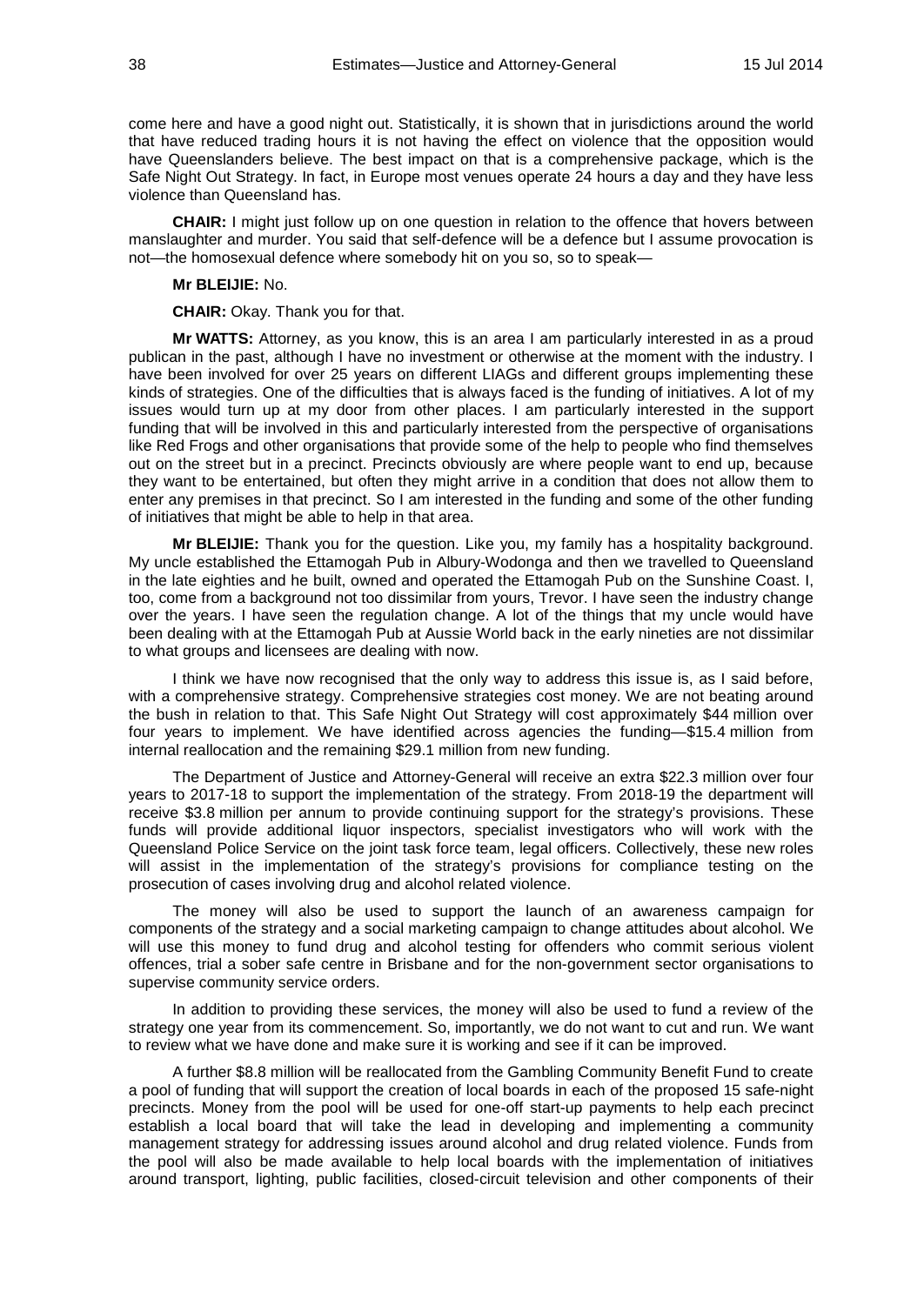come here and have a good night out. Statistically, it is shown that in jurisdictions around the world that have reduced trading hours it is not having the effect on violence that the opposition would have Queenslanders believe. The best impact on that is a comprehensive package, which is the Safe Night Out Strategy. In fact, in Europe most venues operate 24 hours a day and they have less violence than Queensland has.

**CHAIR:** I might just follow up on one question in relation to the offence that hovers between manslaughter and murder. You said that self-defence will be a defence but I assume provocation is not—the homosexual defence where somebody hit on you so, so to speak—

**Mr BLEIJIE:** No.

**CHAIR:** Okay. Thank you for that.

**Mr WATTS:** Attorney, as you know, this is an area I am particularly interested in as a proud publican in the past, although I have no investment or otherwise at the moment with the industry. I have been involved for over 25 years on different LIAGs and different groups implementing these kinds of strategies. One of the difficulties that is always faced is the funding of initiatives. A lot of my issues would turn up at my door from other places. I am particularly interested in the support funding that will be involved in this and particularly interested from the perspective of organisations like Red Frogs and other organisations that provide some of the help to people who find themselves out on the street but in a precinct. Precincts obviously are where people want to end up, because they want to be entertained, but often they might arrive in a condition that does not allow them to enter any premises in that precinct. So I am interested in the funding and some of the other funding of initiatives that might be able to help in that area.

**Mr BLEIJIE:** Thank you for the question. Like you, my family has a hospitality background. My uncle established the Ettamogah Pub in Albury-Wodonga and then we travelled to Queensland in the late eighties and he built, owned and operated the Ettamogah Pub on the Sunshine Coast. I, too, come from a background not too dissimilar from yours, Trevor. I have seen the industry change over the years. I have seen the regulation change. A lot of the things that my uncle would have been dealing with at the Ettamogah Pub at Aussie World back in the early nineties are not dissimilar to what groups and licensees are dealing with now.

I think we have now recognised that the only way to address this issue is, as I said before, with a comprehensive strategy. Comprehensive strategies cost money. We are not beating around the bush in relation to that. This Safe Night Out Strategy will cost approximately $44 million over four years to implement. We have identified across agencies the funding—$15.4 million from internal reallocation and the remaining $29.1 million from new funding.

The Department of Justice and Attorney-General will receive an extra $22.3 million over four years to 2017-18 to support the implementation of the strategy. From 2018-19 the department will receive $3.8 million per annum to provide continuing support for the strategy's provisions. These funds will provide additional liquor inspectors, specialist investigators who will work with the Queensland Police Service on the joint task force team, legal officers. Collectively, these new roles will assist in the implementation of the strategy's provisions for compliance testing on the prosecution of cases involving drug and alcohol related violence.

The money will also be used to support the launch of an awareness campaign for components of the strategy and a social marketing campaign to change attitudes about alcohol. We will use this money to fund drug and alcohol testing for offenders who commit serious violent offences, trial a sober safe centre in Brisbane and for the non-government sector organisations to supervise community service orders.

In addition to providing these services, the money will also be used to fund a review of the strategy one year from its commencement. So, importantly, we do not want to cut and run. We want to review what we have done and make sure it is working and see if it can be improved.

A further $8.8 million will be reallocated from the Gambling Community Benefit Fund to create a pool of funding that will support the creation of local boards in each of the proposed 15 safe-night precincts. Money from the pool will be used for one-off start-up payments to help each precinct establish a local board that will take the lead in developing and implementing a community management strategy for addressing issues around alcohol and drug related violence. Funds from the pool will also be made available to help local boards with the implementation of initiatives around transport, lighting, public facilities, closed-circuit television and other components of their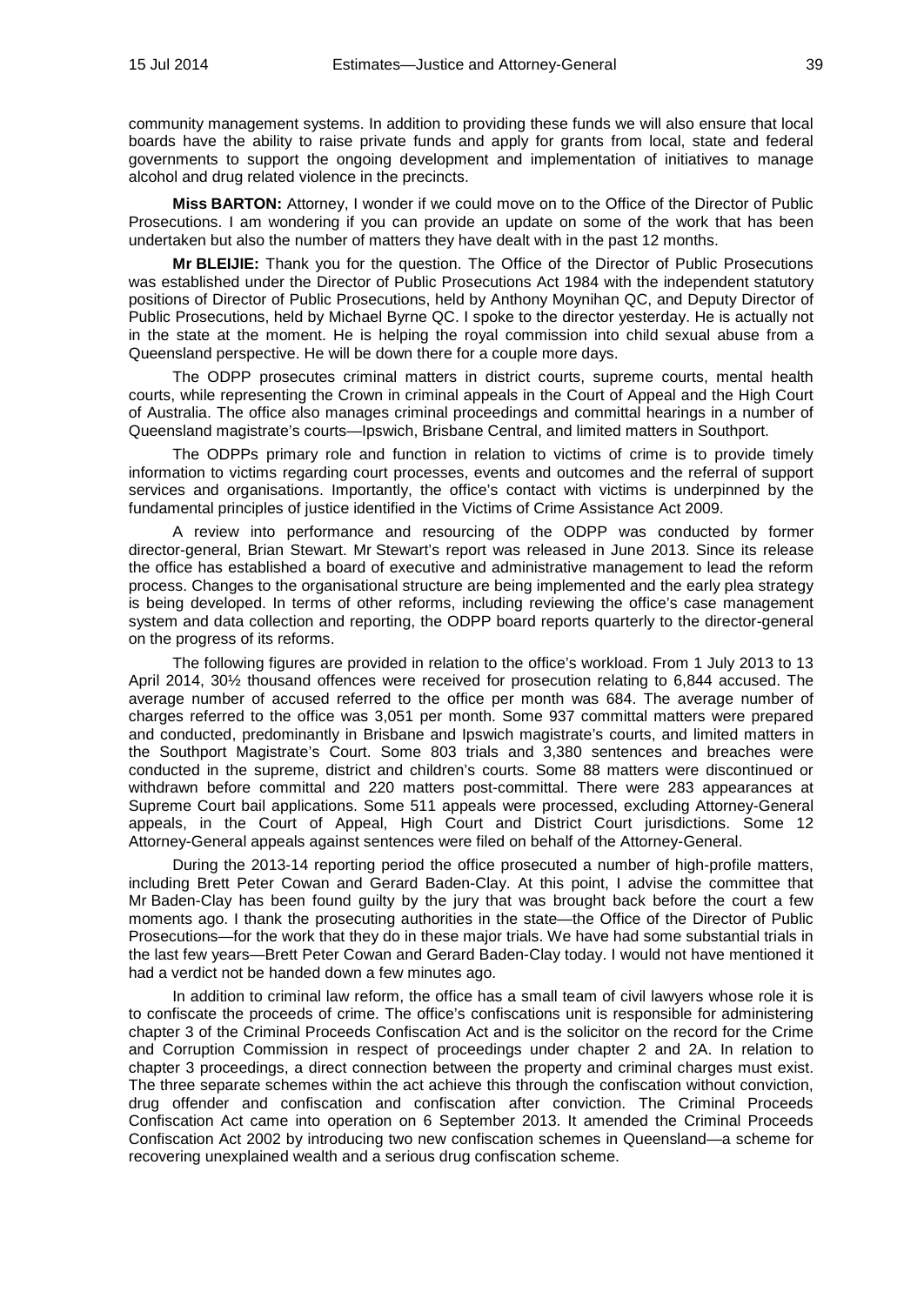community management systems. In addition to providing these funds we will also ensure that local boards have the ability to raise private funds and apply for grants from local, state and federal governments to support the ongoing development and implementation of initiatives to manage alcohol and drug related violence in the precincts.

**Miss BARTON:** Attorney, I wonder if we could move on to the Office of the Director of Public Prosecutions. I am wondering if you can provide an update on some of the work that has been undertaken but also the number of matters they have dealt with in the past 12 months.

**Mr BLEIJIE:** Thank you for the question. The Office of the Director of Public Prosecutions was established under the Director of Public Prosecutions Act 1984 with the independent statutory positions of Director of Public Prosecutions, held by Anthony Moynihan QC, and Deputy Director of Public Prosecutions, held by Michael Byrne QC. I spoke to the director yesterday. He is actually not in the state at the moment. He is helping the royal commission into child sexual abuse from a Queensland perspective. He will be down there for a couple more days.

The ODPP prosecutes criminal matters in district courts, supreme courts, mental health courts, while representing the Crown in criminal appeals in the Court of Appeal and the High Court of Australia. The office also manages criminal proceedings and committal hearings in a number of Queensland magistrate's courts—Ipswich, Brisbane Central, and limited matters in Southport.

The ODPPs primary role and function in relation to victims of crime is to provide timely information to victims regarding court processes, events and outcomes and the referral of support services and organisations. Importantly, the office's contact with victims is underpinned by the fundamental principles of justice identified in the Victims of Crime Assistance Act 2009.

A review into performance and resourcing of the ODPP was conducted by former director-general, Brian Stewart. Mr Stewart's report was released in June 2013. Since its release the office has established a board of executive and administrative management to lead the reform process. Changes to the organisational structure are being implemented and the early plea strategy is being developed. In terms of other reforms, including reviewing the office's case management system and data collection and reporting, the ODPP board reports quarterly to the director-general on the progress of its reforms.

The following figures are provided in relation to the office's workload. From 1 July 2013 to 13 April 2014, 30½ thousand offences were received for prosecution relating to 6,844 accused. The average number of accused referred to the office per month was 684. The average number of charges referred to the office was 3,051 per month. Some 937 committal matters were prepared and conducted, predominantly in Brisbane and Ipswich magistrate's courts, and limited matters in the Southport Magistrate's Court. Some 803 trials and 3,380 sentences and breaches were conducted in the supreme, district and children's courts. Some 88 matters were discontinued or withdrawn before committal and 220 matters post-committal. There were 283 appearances at Supreme Court bail applications. Some 511 appeals were processed, excluding Attorney-General appeals, in the Court of Appeal, High Court and District Court jurisdictions. Some 12 Attorney-General appeals against sentences were filed on behalf of the Attorney-General.

During the 2013-14 reporting period the office prosecuted a number of high-profile matters, including Brett Peter Cowan and Gerard Baden-Clay. At this point, I advise the committee that Mr Baden-Clay has been found guilty by the jury that was brought back before the court a few moments ago. I thank the prosecuting authorities in the state—the Office of the Director of Public Prosecutions—for the work that they do in these major trials. We have had some substantial trials in the last few years—Brett Peter Cowan and Gerard Baden-Clay today. I would not have mentioned it had a verdict not be handed down a few minutes ago.

In addition to criminal law reform, the office has a small team of civil lawyers whose role it is to confiscate the proceeds of crime. The office's confiscations unit is responsible for administering chapter 3 of the Criminal Proceeds Confiscation Act and is the solicitor on the record for the Crime and Corruption Commission in respect of proceedings under chapter 2 and 2A. In relation to chapter 3 proceedings, a direct connection between the property and criminal charges must exist. The three separate schemes within the act achieve this through the confiscation without conviction, drug offender and confiscation and confiscation after conviction. The Criminal Proceeds Confiscation Act came into operation on 6 September 2013. It amended the Criminal Proceeds Confiscation Act 2002 by introducing two new confiscation schemes in Queensland—a scheme for recovering unexplained wealth and a serious drug confiscation scheme.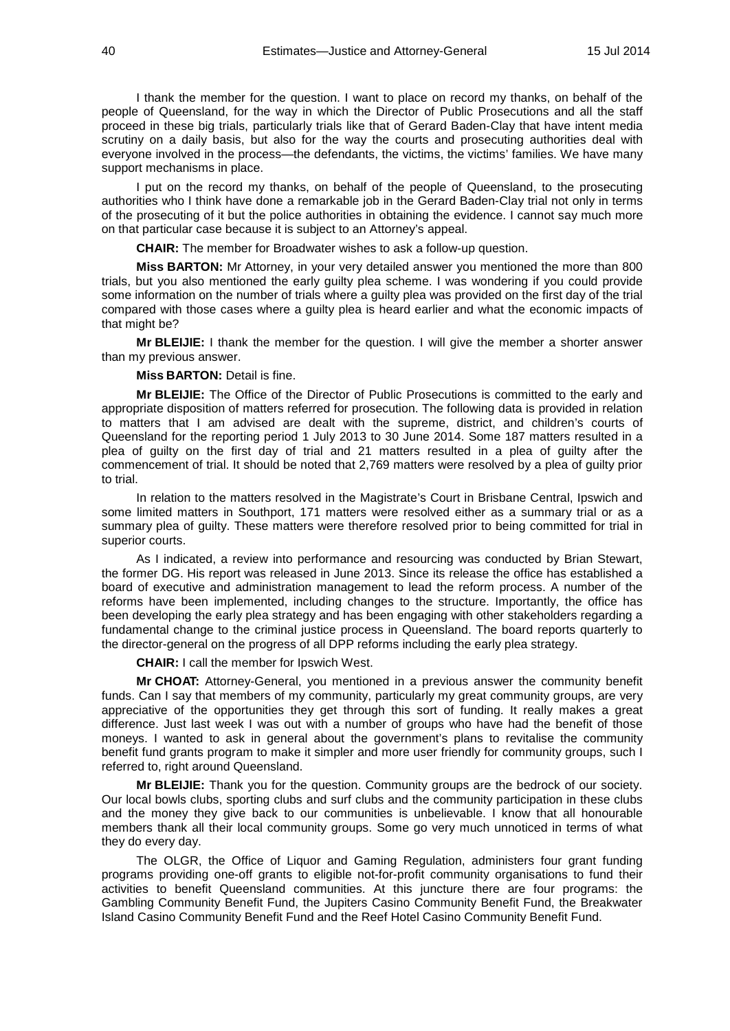I thank the member for the question. I want to place on record my thanks, on behalf of the people of Queensland, for the way in which the Director of Public Prosecutions and all the staff proceed in these big trials, particularly trials like that of Gerard Baden-Clay that have intent media scrutiny on a daily basis, but also for the way the courts and prosecuting authorities deal with everyone involved in the process—the defendants, the victims, the victims' families. We have many support mechanisms in place.

I put on the record my thanks, on behalf of the people of Queensland, to the prosecuting authorities who I think have done a remarkable job in the Gerard Baden-Clay trial not only in terms of the prosecuting of it but the police authorities in obtaining the evidence. I cannot say much more on that particular case because it is subject to an Attorney's appeal.

**CHAIR:** The member for Broadwater wishes to ask a follow-up question.

**Miss BARTON:** Mr Attorney, in your very detailed answer you mentioned the more than 800 trials, but you also mentioned the early guilty plea scheme. I was wondering if you could provide some information on the number of trials where a guilty plea was provided on the first day of the trial compared with those cases where a guilty plea is heard earlier and what the economic impacts of that might be?

**Mr BLEIJIE:** I thank the member for the question. I will give the member a shorter answer than my previous answer.

**Miss BARTON:** Detail is fine.

**Mr BLEIJIE:** The Office of the Director of Public Prosecutions is committed to the early and appropriate disposition of matters referred for prosecution. The following data is provided in relation to matters that I am advised are dealt with the supreme, district, and children's courts of Queensland for the reporting period 1 July 2013 to 30 June 2014. Some 187 matters resulted in a plea of guilty on the first day of trial and 21 matters resulted in a plea of guilty after the commencement of trial. It should be noted that 2,769 matters were resolved by a plea of guilty prior to trial.

In relation to the matters resolved in the Magistrate's Court in Brisbane Central, Ipswich and some limited matters in Southport, 171 matters were resolved either as a summary trial or as a summary plea of guilty. These matters were therefore resolved prior to being committed for trial in superior courts.

As I indicated, a review into performance and resourcing was conducted by Brian Stewart, the former DG. His report was released in June 2013. Since its release the office has established a board of executive and administration management to lead the reform process. A number of the reforms have been implemented, including changes to the structure. Importantly, the office has been developing the early plea strategy and has been engaging with other stakeholders regarding a fundamental change to the criminal justice process in Queensland. The board reports quarterly to the director-general on the progress of all DPP reforms including the early plea strategy.

**CHAIR:** I call the member for Ipswich West.

**Mr CHOAT:** Attorney-General, you mentioned in a previous answer the community benefit funds. Can I say that members of my community, particularly my great community groups, are very appreciative of the opportunities they get through this sort of funding. It really makes a great difference. Just last week I was out with a number of groups who have had the benefit of those moneys. I wanted to ask in general about the government's plans to revitalise the community benefit fund grants program to make it simpler and more user friendly for community groups, such I referred to, right around Queensland.

**Mr BLEIJIE:** Thank you for the question. Community groups are the bedrock of our society. Our local bowls clubs, sporting clubs and surf clubs and the community participation in these clubs and the money they give back to our communities is unbelievable. I know that all honourable members thank all their local community groups. Some go very much unnoticed in terms of what they do every day.

The OLGR, the Office of Liquor and Gaming Regulation, administers four grant funding programs providing one-off grants to eligible not-for-profit community organisations to fund their activities to benefit Queensland communities. At this juncture there are four programs: the Gambling Community Benefit Fund, the Jupiters Casino Community Benefit Fund, the Breakwater Island Casino Community Benefit Fund and the Reef Hotel Casino Community Benefit Fund.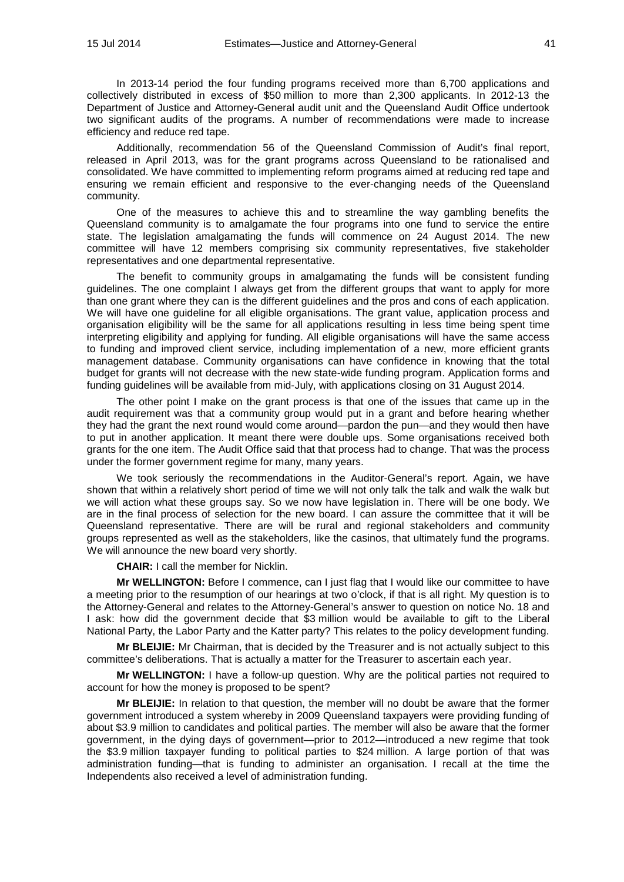In 2013-14 period the four funding programs received more than 6,700 applications and collectively distributed in excess of $50 million to more than 2,300 applicants. In 2012-13 the Department of Justice and Attorney-General audit unit and the Queensland Audit Office undertook two significant audits of the programs. A number of recommendations were made to increase efficiency and reduce red tape.

Additionally, recommendation 56 of the Queensland Commission of Audit's final report, released in April 2013, was for the grant programs across Queensland to be rationalised and consolidated. We have committed to implementing reform programs aimed at reducing red tape and ensuring we remain efficient and responsive to the ever-changing needs of the Queensland community.

One of the measures to achieve this and to streamline the way gambling benefits the Queensland community is to amalgamate the four programs into one fund to service the entire state. The legislation amalgamating the funds will commence on 24 August 2014. The new committee will have 12 members comprising six community representatives, five stakeholder representatives and one departmental representative.

The benefit to community groups in amalgamating the funds will be consistent funding guidelines. The one complaint I always get from the different groups that want to apply for more than one grant where they can is the different guidelines and the pros and cons of each application. We will have one guideline for all eligible organisations. The grant value, application process and organisation eligibility will be the same for all applications resulting in less time being spent time interpreting eligibility and applying for funding. All eligible organisations will have the same access to funding and improved client service, including implementation of a new, more efficient grants management database. Community organisations can have confidence in knowing that the total budget for grants will not decrease with the new state-wide funding program. Application forms and funding guidelines will be available from mid-July, with applications closing on 31 August 2014.

The other point I make on the grant process is that one of the issues that came up in the audit requirement was that a community group would put in a grant and before hearing whether they had the grant the next round would come around—pardon the pun—and they would then have to put in another application. It meant there were double ups. Some organisations received both grants for the one item. The Audit Office said that that process had to change. That was the process under the former government regime for many, many years.

We took seriously the recommendations in the Auditor-General's report. Again, we have shown that within a relatively short period of time we will not only talk the talk and walk the walk but we will action what these groups say. So we now have legislation in. There will be one body. We are in the final process of selection for the new board. I can assure the committee that it will be Queensland representative. There are will be rural and regional stakeholders and community groups represented as well as the stakeholders, like the casinos, that ultimately fund the programs. We will announce the new board very shortly.

**CHAIR:** I call the member for Nicklin.

**Mr WELLINGTON:** Before I commence, can I just flag that I would like our committee to have a meeting prior to the resumption of our hearings at two o'clock, if that is all right. My question is to the Attorney-General and relates to the Attorney-General's answer to question on notice No. 18 and I ask: how did the government decide that $3 million would be available to gift to the Liberal National Party, the Labor Party and the Katter party? This relates to the policy development funding.

**Mr BLEIJIE:** Mr Chairman, that is decided by the Treasurer and is not actually subject to this committee's deliberations. That is actually a matter for the Treasurer to ascertain each year.

**Mr WELLINGTON:** I have a follow-up question. Why are the political parties not required to account for how the money is proposed to be spent?

**Mr BLEIJIE:** In relation to that question, the member will no doubt be aware that the former government introduced a system whereby in 2009 Queensland taxpayers were providing funding of about $3.9 million to candidates and political parties. The member will also be aware that the former government, in the dying days of government—prior to 2012—introduced a new regime that took the $3.9 million taxpayer funding to political parties to $24 million. A large portion of that was administration funding—that is funding to administer an organisation. I recall at the time the Independents also received a level of administration funding.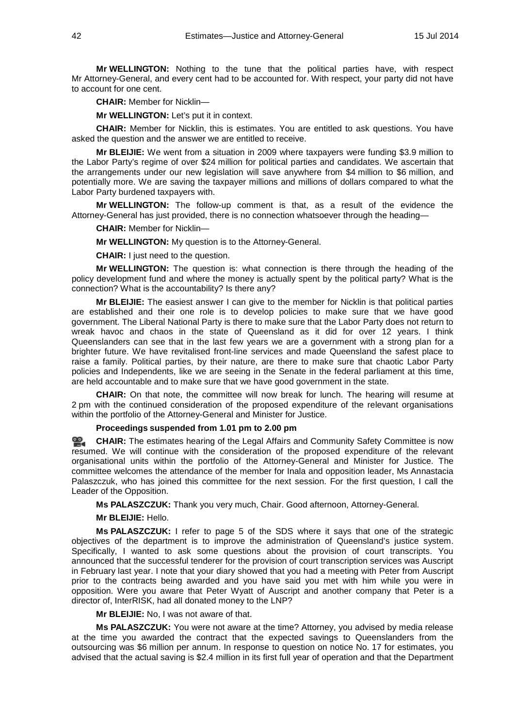**Mr WELLINGTON:** Nothing to the tune that the political parties have, with respect Mr Attorney-General, and every cent had to be accounted for. With respect, your party did not have to account for one cent.

**CHAIR:** Member for Nicklin—

**Mr WELLINGTON:** Let's put it in context.

**CHAIR:** Member for Nicklin, this is estimates. You are entitled to ask questions. You have asked the question and the answer we are entitled to receive.

**Mr BLEIJIE:** We went from a situation in 2009 where taxpayers were funding $3.9 million to the Labor Party's regime of over $24 million for political parties and candidates. We ascertain that the arrangements under our new legislation will save anywhere from $4 million to $6 million, and potentially more. We are saving the taxpayer millions and millions of dollars compared to what the Labor Party burdened taxpayers with.

**Mr WELLINGTON:** The follow-up comment is that, as a result of the evidence the Attorney-General has just provided, there is no connection whatsoever through the heading—

**CHAIR:** Member for Nicklin—

**Mr WELLINGTON:** My question is to the Attorney-General.

**CHAIR:** I just need to the question.

**Mr WELLINGTON:** The question is: what connection is there through the heading of the policy development fund and where the money is actually spent by the political party? What is the connection? What is the accountability? Is there any?

**Mr BLEIJIE:** The easiest answer I can give to the member for Nicklin is that political parties are established and their one role is to develop policies to make sure that we have good government. The Liberal National Party is there to make sure that the Labor Party does not return to wreak havoc and chaos in the state of Queensland as it did for over 12 years. I think Queenslanders can see that in the last few years we are a government with a strong plan for a brighter future. We have revitalised front-line services and made Queensland the safest place to raise a family. Political parties, by their nature, are there to make sure that chaotic Labor Party policies and Independents, like we are seeing in the Senate in the federal parliament at this time, are held accountable and to make sure that we have good government in the state.

**CHAIR:** On that note, the committee will now break for lunch. The hearing will resume at 2 pm with the continued consideration of the proposed expenditure of the relevant organisations within the portfolio of the Attorney-General and Minister for Justice.

**Proceedings suspended from 1.01 pm to 2.00 pm**

**CHAIR:** The estimates hearing of the Legal Affairs and Community Safety Committee is now resumed. We will continue with the consideration of the proposed expenditure of the relevant organisational units within the portfolio of the Attorney-General and Minister for Justice. The committee welcomes the attendance of the member for Inala and opposition leader, Ms Annastacia Palaszczuk, who has joined this committee for the next session. For the first question, I call the Leader of the Opposition.

**Ms PALASZCZUK:** Thank you very much, Chair. Good afternoon, Attorney-General.

**Mr BLEIJIE:** Hello.

**Ms PALASZCZUK:** I refer to page 5 of the SDS where it says that one of the strategic objectives of the department is to improve the administration of Queensland's justice system. Specifically, I wanted to ask some questions about the provision of court transcripts. You announced that the successful tenderer for the provision of court transcription services was Auscript in February last year. I note that your diary showed that you had a meeting with Peter from Auscript prior to the contracts being awarded and you have said you met with him while you were in opposition. Were you aware that Peter Wyatt of Auscript and another company that Peter is a director of, InterRISK, had all donated money to the LNP?

**Mr BLEIJIE:** No, I was not aware of that.

**Ms PALASZCZUK:** You were not aware at the time? Attorney, you advised by media release at the time you awarded the contract that the expected savings to Queenslanders from the outsourcing was $6 million per annum. In response to question on notice No. 17 for estimates, you advised that the actual saving is $2.4 million in its first full year of operation and that the Department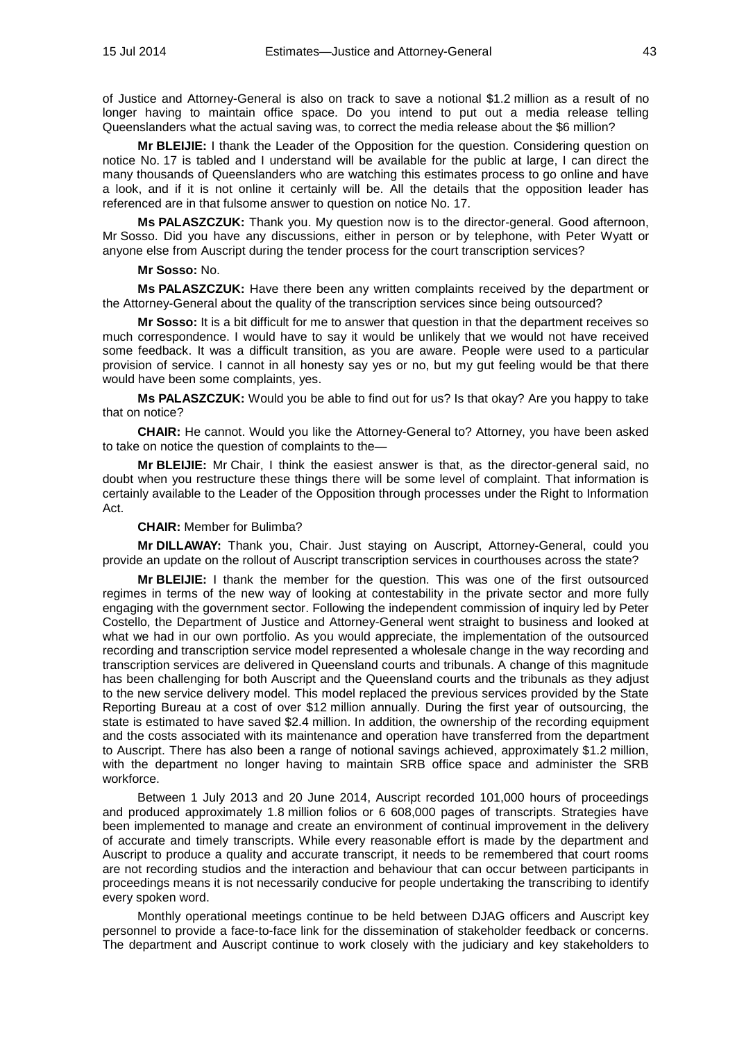of Justice and Attorney-General is also on track to save a notional $1.2 million as a result of no longer having to maintain office space. Do you intend to put out a media release telling Queenslanders what the actual saving was, to correct the media release about the $6 million?

**Mr BLEIJIE:** I thank the Leader of the Opposition for the question. Considering question on notice No. 17 is tabled and I understand will be available for the public at large, I can direct the many thousands of Queenslanders who are watching this estimates process to go online and have a look, and if it is not online it certainly will be. All the details that the opposition leader has referenced are in that fulsome answer to question on notice No. 17.

**Ms PALASZCZUK:** Thank you. My question now is to the director-general. Good afternoon, Mr Sosso. Did you have any discussions, either in person or by telephone, with Peter Wyatt or anyone else from Auscript during the tender process for the court transcription services?

**Mr Sosso:** No.

**Ms PALASZCZUK:** Have there been any written complaints received by the department or the Attorney-General about the quality of the transcription services since being outsourced?

**Mr Sosso:** It is a bit difficult for me to answer that question in that the department receives so much correspondence. I would have to say it would be unlikely that we would not have received some feedback. It was a difficult transition, as you are aware. People were used to a particular provision of service. I cannot in all honesty say yes or no, but my gut feeling would be that there would have been some complaints, yes.

**Ms PALASZCZUK:** Would you be able to find out for us? Is that okay? Are you happy to take that on notice?

**CHAIR:** He cannot. Would you like the Attorney-General to? Attorney, you have been asked to take on notice the question of complaints to the—

**Mr BLEIJIE:** Mr Chair, I think the easiest answer is that, as the director-general said, no doubt when you restructure these things there will be some level of complaint. That information is certainly available to the Leader of the Opposition through processes under the Right to Information Act.

**CHAIR:** Member for Bulimba?

**Mr DILLAWAY:** Thank you, Chair. Just staying on Auscript, Attorney-General, could you provide an update on the rollout of Auscript transcription services in courthouses across the state?

**Mr BLEIJIE:** I thank the member for the question. This was one of the first outsourced regimes in terms of the new way of looking at contestability in the private sector and more fully engaging with the government sector. Following the independent commission of inquiry led by Peter Costello, the Department of Justice and Attorney-General went straight to business and looked at what we had in our own portfolio. As you would appreciate, the implementation of the outsourced recording and transcription service model represented a wholesale change in the way recording and transcription services are delivered in Queensland courts and tribunals. A change of this magnitude has been challenging for both Auscript and the Queensland courts and the tribunals as they adjust to the new service delivery model. This model replaced the previous services provided by the State Reporting Bureau at a cost of over $12 million annually. During the first year of outsourcing, the state is estimated to have saved $2.4 million. In addition, the ownership of the recording equipment and the costs associated with its maintenance and operation have transferred from the department to Auscript. There has also been a range of notional savings achieved, approximately $1.2 million, with the department no longer having to maintain SRB office space and administer the SRB workforce.

Between 1 July 2013 and 20 June 2014, Auscript recorded 101,000 hours of proceedings and produced approximately 1.8 million folios or 6 608,000 pages of transcripts. Strategies have been implemented to manage and create an environment of continual improvement in the delivery of accurate and timely transcripts. While every reasonable effort is made by the department and Auscript to produce a quality and accurate transcript, it needs to be remembered that court rooms are not recording studios and the interaction and behaviour that can occur between participants in proceedings means it is not necessarily conducive for people undertaking the transcribing to identify every spoken word.

Monthly operational meetings continue to be held between DJAG officers and Auscript key personnel to provide a face-to-face link for the dissemination of stakeholder feedback or concerns. The department and Auscript continue to work closely with the judiciary and key stakeholders to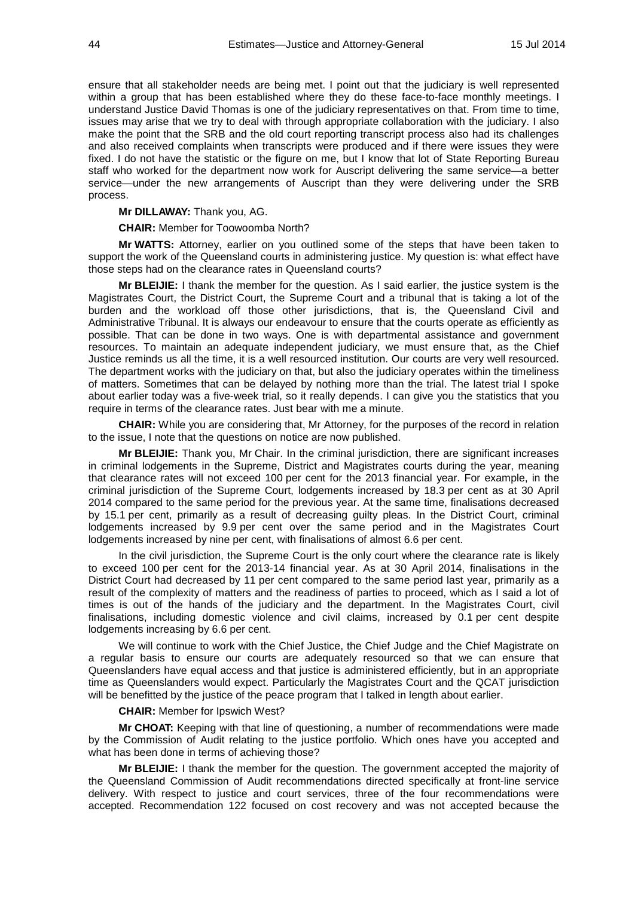ensure that all stakeholder needs are being met. I point out that the judiciary is well represented within a group that has been established where they do these face-to-face monthly meetings. I understand Justice David Thomas is one of the judiciary representatives on that. From time to time, issues may arise that we try to deal with through appropriate collaboration with the judiciary. I also make the point that the SRB and the old court reporting transcript process also had its challenges and also received complaints when transcripts were produced and if there were issues they were fixed. I do not have the statistic or the figure on me, but I know that lot of State Reporting Bureau staff who worked for the department now work for Auscript delivering the same service—a better service—under the new arrangements of Auscript than they were delivering under the SRB process.

**Mr DILLAWAY:** Thank you, AG.

**CHAIR:** Member for Toowoomba North?

**Mr WATTS:** Attorney, earlier on you outlined some of the steps that have been taken to support the work of the Queensland courts in administering justice. My question is: what effect have those steps had on the clearance rates in Queensland courts?

**Mr BLEIJIE:** I thank the member for the question. As I said earlier, the justice system is the Magistrates Court, the District Court, the Supreme Court and a tribunal that is taking a lot of the burden and the workload off those other jurisdictions, that is, the Queensland Civil and Administrative Tribunal. It is always our endeavour to ensure that the courts operate as efficiently as possible. That can be done in two ways. One is with departmental assistance and government resources. To maintain an adequate independent judiciary, we must ensure that, as the Chief Justice reminds us all the time, it is a well resourced institution. Our courts are very well resourced. The department works with the judiciary on that, but also the judiciary operates within the timeliness of matters. Sometimes that can be delayed by nothing more than the trial. The latest trial I spoke about earlier today was a five-week trial, so it really depends. I can give you the statistics that you require in terms of the clearance rates. Just bear with me a minute.

**CHAIR:** While you are considering that, Mr Attorney, for the purposes of the record in relation to the issue, I note that the questions on notice are now published.

**Mr BLEIJIE:** Thank you, Mr Chair. In the criminal jurisdiction, there are significant increases in criminal lodgements in the Supreme, District and Magistrates courts during the year, meaning that clearance rates will not exceed 100 per cent for the 2013 financial year. For example, in the criminal jurisdiction of the Supreme Court, lodgements increased by 18.3 per cent as at 30 April 2014 compared to the same period for the previous year. At the same time, finalisations decreased by 15.1 per cent, primarily as a result of decreasing guilty pleas. In the District Court, criminal lodgements increased by 9.9 per cent over the same period and in the Magistrates Court lodgements increased by nine per cent, with finalisations of almost 6.6 per cent.

In the civil jurisdiction, the Supreme Court is the only court where the clearance rate is likely to exceed 100 per cent for the 2013-14 financial year. As at 30 April 2014, finalisations in the District Court had decreased by 11 per cent compared to the same period last year, primarily as a result of the complexity of matters and the readiness of parties to proceed, which as I said a lot of times is out of the hands of the judiciary and the department. In the Magistrates Court, civil finalisations, including domestic violence and civil claims, increased by 0.1 per cent despite lodgements increasing by 6.6 per cent.

We will continue to work with the Chief Justice, the Chief Judge and the Chief Magistrate on a regular basis to ensure our courts are adequately resourced so that we can ensure that Queenslanders have equal access and that justice is administered efficiently, but in an appropriate time as Queenslanders would expect. Particularly the Magistrates Court and the QCAT jurisdiction will be benefitted by the justice of the peace program that I talked in length about earlier.

**CHAIR:** Member for Ipswich West?

**Mr CHOAT:** Keeping with that line of questioning, a number of recommendations were made by the Commission of Audit relating to the justice portfolio. Which ones have you accepted and what has been done in terms of achieving those?

**Mr BLEIJIE:** I thank the member for the question. The government accepted the majority of the Queensland Commission of Audit recommendations directed specifically at front-line service delivery. With respect to justice and court services, three of the four recommendations were accepted. Recommendation 122 focused on cost recovery and was not accepted because the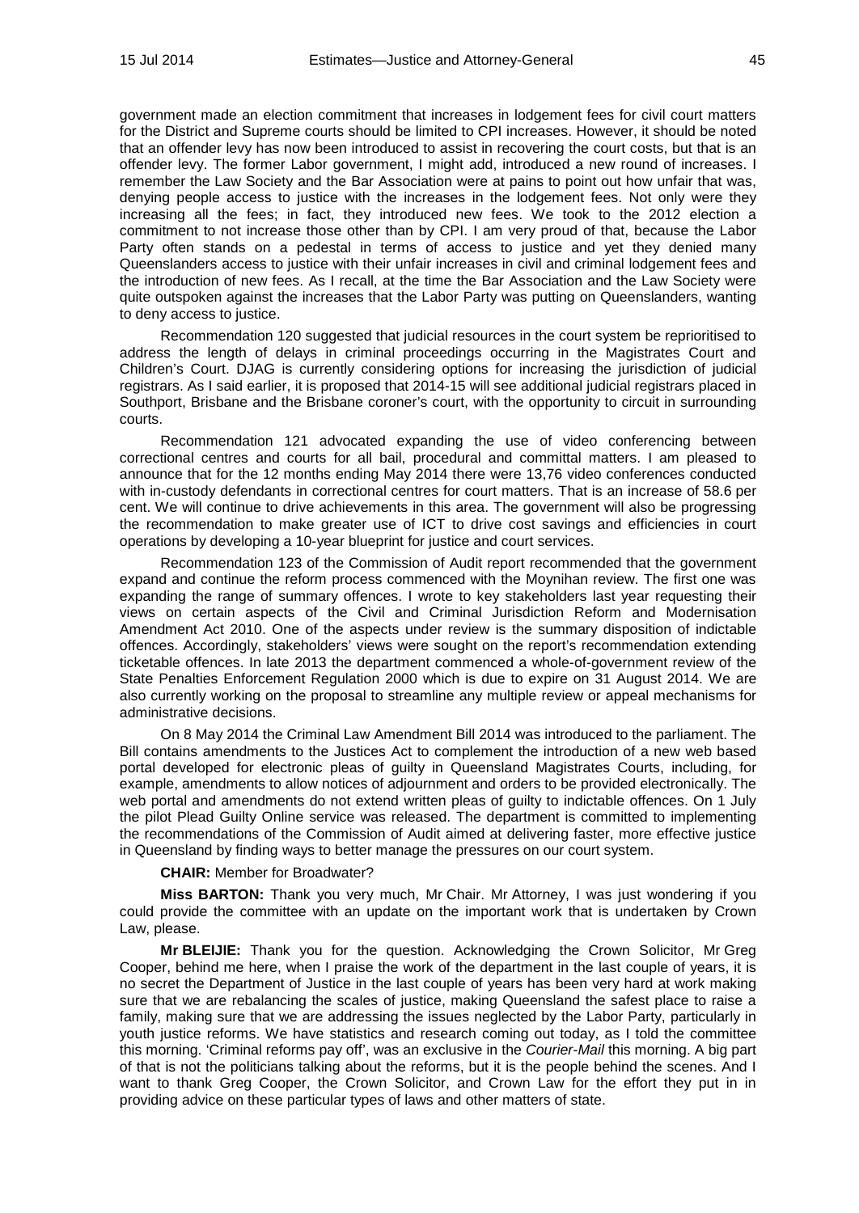government made an election commitment that increases in lodgement fees for civil court matters for the District and Supreme courts should be limited to CPI increases. However, it should be noted that an offender levy has now been introduced to assist in recovering the court costs, but that is an offender levy. The former Labor government, I might add, introduced a new round of increases. I remember the Law Society and the Bar Association were at pains to point out how unfair that was, denying people access to justice with the increases in the lodgement fees. Not only were they increasing all the fees; in fact, they introduced new fees. We took to the 2012 election a commitment to not increase those other than by CPI. I am very proud of that, because the Labor Party often stands on a pedestal in terms of access to justice and yet they denied many Queenslanders access to justice with their unfair increases in civil and criminal lodgement fees and the introduction of new fees. As I recall, at the time the Bar Association and the Law Society were quite outspoken against the increases that the Labor Party was putting on Queenslanders, wanting to deny access to justice.

Recommendation 120 suggested that judicial resources in the court system be reprioritised to address the length of delays in criminal proceedings occurring in the Magistrates Court and Children's Court. DJAG is currently considering options for increasing the jurisdiction of judicial registrars. As I said earlier, it is proposed that 2014-15 will see additional judicial registrars placed in Southport, Brisbane and the Brisbane coroner's court, with the opportunity to circuit in surrounding courts.

Recommendation 121 advocated expanding the use of video conferencing between correctional centres and courts for all bail, procedural and committal matters. I am pleased to announce that for the 12 months ending May 2014 there were 13,76 video conferences conducted with in-custody defendants in correctional centres for court matters. That is an increase of 58.6 per cent. We will continue to drive achievements in this area. The government will also be progressing the recommendation to make greater use of ICT to drive cost savings and efficiencies in court operations by developing a 10-year blueprint for justice and court services.

Recommendation 123 of the Commission of Audit report recommended that the government expand and continue the reform process commenced with the Moynihan review. The first one was expanding the range of summary offences. I wrote to key stakeholders last year requesting their views on certain aspects of the Civil and Criminal Jurisdiction Reform and Modernisation Amendment Act 2010. One of the aspects under review is the summary disposition of indictable offences. Accordingly, stakeholders' views were sought on the report's recommendation extending ticketable offences. In late 2013 the department commenced a whole-of-government review of the State Penalties Enforcement Regulation 2000 which is due to expire on 31 August 2014. We are also currently working on the proposal to streamline any multiple review or appeal mechanisms for administrative decisions.

On 8 May 2014 the Criminal Law Amendment Bill 2014 was introduced to the parliament. The Bill contains amendments to the Justices Act to complement the introduction of a new web based portal developed for electronic pleas of guilty in Queensland Magistrates Courts, including, for example, amendments to allow notices of adjournment and orders to be provided electronically. The web portal and amendments do not extend written pleas of guilty to indictable offences. On 1 July the pilot Plead Guilty Online service was released. The department is committed to implementing the recommendations of the Commission of Audit aimed at delivering faster, more effective justice in Queensland by finding ways to better manage the pressures on our court system.

**CHAIR:** Member for Broadwater?

**Miss BARTON:** Thank you very much, Mr Chair. Mr Attorney, I was just wondering if you could provide the committee with an update on the important work that is undertaken by Crown Law, please.

**Mr BLEIJIE:** Thank you for the question. Acknowledging the Crown Solicitor, Mr Greg Cooper, behind me here, when I praise the work of the department in the last couple of years, it is no secret the Department of Justice in the last couple of years has been very hard at work making sure that we are rebalancing the scales of justice, making Queensland the safest place to raise a family, making sure that we are addressing the issues neglected by the Labor Party, particularly in youth justice reforms. We have statistics and research coming out today, as I told the committee this morning. 'Criminal reforms pay off', was an exclusive in the *Courier-Mail* this morning. A big part of that is not the politicians talking about the reforms, but it is the people behind the scenes. And I want to thank Greg Cooper, the Crown Solicitor, and Crown Law for the effort they put in in providing advice on these particular types of laws and other matters of state.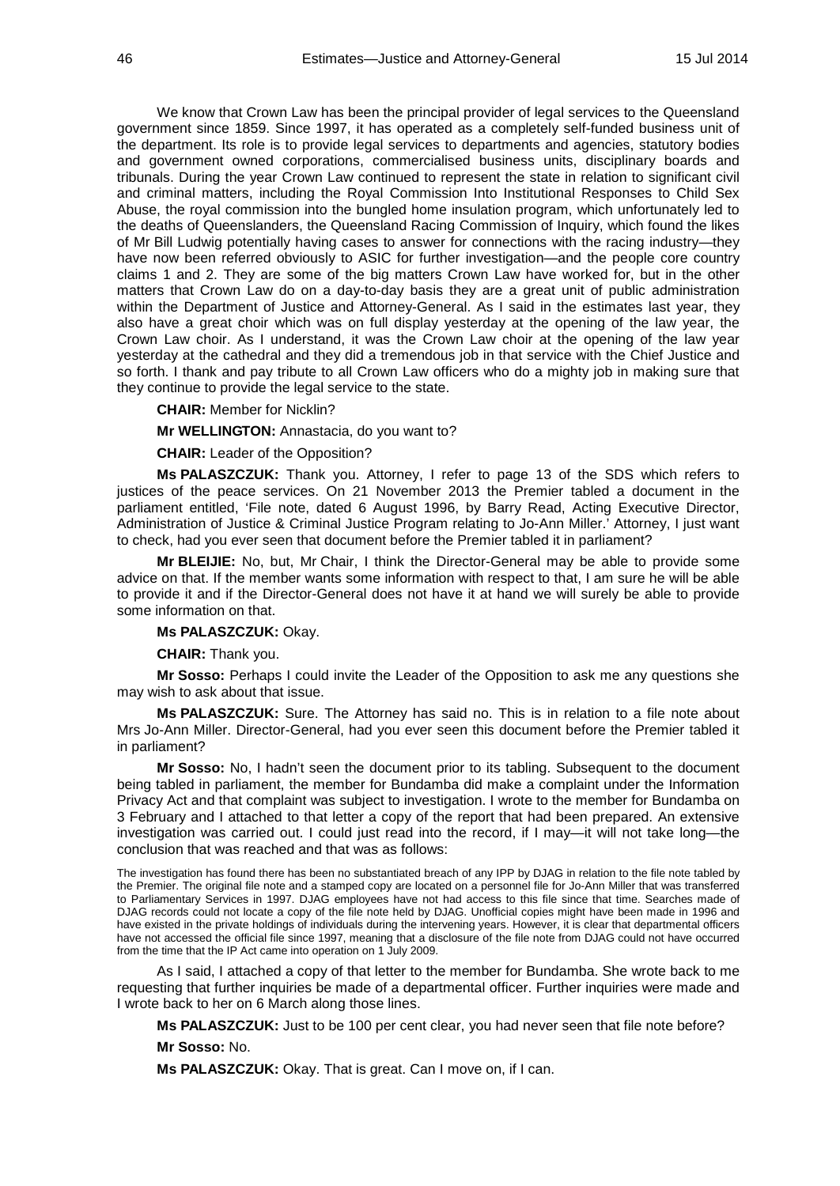We know that Crown Law has been the principal provider of legal services to the Queensland government since 1859. Since 1997, it has operated as a completely self-funded business unit of the department. Its role is to provide legal services to departments and agencies, statutory bodies and government owned corporations, commercialised business units, disciplinary boards and tribunals. During the year Crown Law continued to represent the state in relation to significant civil and criminal matters, including the Royal Commission Into Institutional Responses to Child Sex Abuse, the royal commission into the bungled home insulation program, which unfortunately led to the deaths of Queenslanders, the Queensland Racing Commission of Inquiry, which found the likes of Mr Bill Ludwig potentially having cases to answer for connections with the racing industry—they have now been referred obviously to ASIC for further investigation—and the people core country claims 1 and 2. They are some of the big matters Crown Law have worked for, but in the other matters that Crown Law do on a day-to-day basis they are a great unit of public administration within the Department of Justice and Attorney-General. As I said in the estimates last year, they also have a great choir which was on full display yesterday at the opening of the law year, the Crown Law choir. As I understand, it was the Crown Law choir at the opening of the law year yesterday at the cathedral and they did a tremendous job in that service with the Chief Justice and so forth. I thank and pay tribute to all Crown Law officers who do a mighty job in making sure that they continue to provide the legal service to the state.

**CHAIR:** Member for Nicklin?

**Mr WELLINGTON:** Annastacia, do you want to?

**CHAIR:** Leader of the Opposition?

**Ms PALASZCZUK:** Thank you. Attorney, I refer to page 13 of the SDS which refers to justices of the peace services. On 21 November 2013 the Premier tabled a document in the parliament entitled, 'File note, dated 6 August 1996, by Barry Read, Acting Executive Director, Administration of Justice & Criminal Justice Program relating to Jo-Ann Miller.' Attorney, I just want to check, had you ever seen that document before the Premier tabled it in parliament?

**Mr BLEIJIE:** No, but, Mr Chair, I think the Director-General may be able to provide some advice on that. If the member wants some information with respect to that, I am sure he will be able to provide it and if the Director-General does not have it at hand we will surely be able to provide some information on that.

**Ms PALASZCZUK:** Okay.

**CHAIR:** Thank you.

**Mr Sosso:** Perhaps I could invite the Leader of the Opposition to ask me any questions she may wish to ask about that issue.

**Ms PALASZCZUK:** Sure. The Attorney has said no. This is in relation to a file note about Mrs Jo-Ann Miller. Director-General, had you ever seen this document before the Premier tabled it in parliament?

**Mr Sosso:** No, I hadn't seen the document prior to its tabling. Subsequent to the document being tabled in parliament, the member for Bundamba did make a complaint under the Information Privacy Act and that complaint was subject to investigation. I wrote to the member for Bundamba on 3 February and I attached to that letter a copy of the report that had been prepared. An extensive investigation was carried out. I could just read into the record, if I may—it will not take long—the conclusion that was reached and that was as follows:

> The investigation has found there has been no substantiated breach of any IPP by DJAG in relation to the file note tabled by the Premier. The original file note and a stamped copy are located on a personnel file for Jo-Ann Miller that was transferred to Parliamentary Services in 1997. DJAG employees have not had access to this file since that time. Searches made of DJAG records could not locate a copy of the file note held by DJAG. Unofficial copies might have been made in 1996 and have existed in the private holdings of individuals during the intervening years. However, it is clear that departmental officers have not accessed the official file since 1997, meaning that a disclosure of the file note from DJAG could not have occurred from the time that the IP Act came into operation on 1 July 2009.

As I said, I attached a copy of that letter to the member for Bundamba. She wrote back to me requesting that further inquiries be made of a departmental officer. Further inquiries were made and I wrote back to her on 6 March along those lines.

**Ms PALASZCZUK:** Just to be 100 per cent clear, you had never seen that file note before?

**Mr Sosso:** No.

**Ms PALASZCZUK:** Okay. That is great. Can I move on, if I can.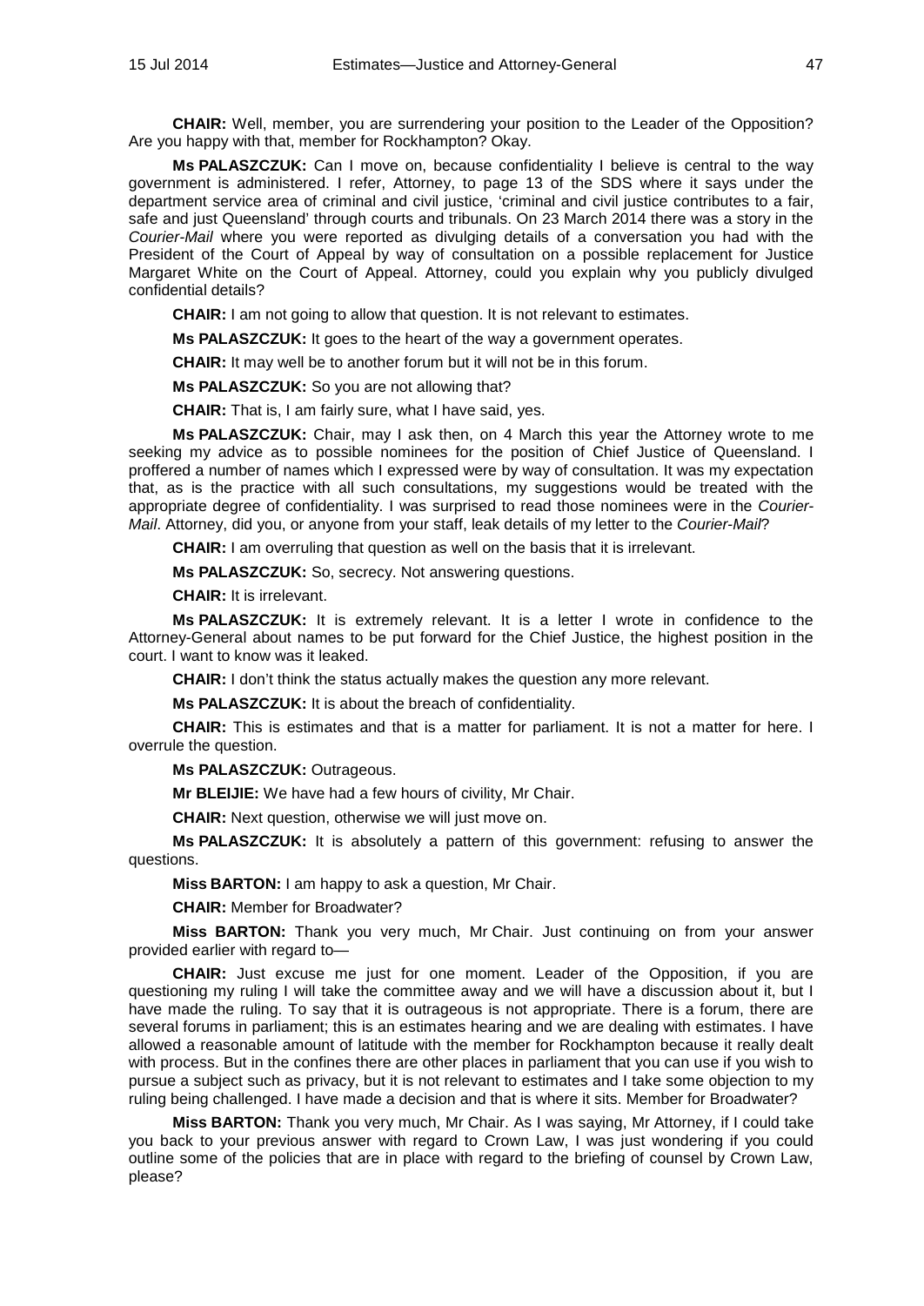**CHAIR:** Well, member, you are surrendering your position to the Leader of the Opposition? Are you happy with that, member for Rockhampton? Okay.

**Ms PALASZCZUK:** Can I move on, because confidentiality I believe is central to the way government is administered. I refer, Attorney, to page 13 of the SDS where it says under the department service area of criminal and civil justice, 'criminal and civil justice contributes to a fair, safe and just Queensland' through courts and tribunals. On 23 March 2014 there was a story in the *Courier-Mail* where you were reported as divulging details of a conversation you had with the President of the Court of Appeal by way of consultation on a possible replacement for Justice Margaret White on the Court of Appeal. Attorney, could you explain why you publicly divulged confidential details?

**CHAIR:** I am not going to allow that question. It is not relevant to estimates.

**Ms PALASZCZUK:** It goes to the heart of the way a government operates.

**CHAIR:** It may well be to another forum but it will not be in this forum.

**Ms PALASZCZUK:** So you are not allowing that?

**CHAIR:** That is, I am fairly sure, what I have said, yes.

**Ms PALASZCZUK:** Chair, may I ask then, on 4 March this year the Attorney wrote to me seeking my advice as to possible nominees for the position of Chief Justice of Queensland. I proffered a number of names which I expressed were by way of consultation. It was my expectation that, as is the practice with all such consultations, my suggestions would be treated with the appropriate degree of confidentiality. I was surprised to read those nominees were in the *Courier-Mail*. Attorney, did you, or anyone from your staff, leak details of my letter to the *Courier-Mail*?

**CHAIR:** I am overruling that question as well on the basis that it is irrelevant.

**Ms PALASZCZUK:** So, secrecy. Not answering questions.

**CHAIR:** It is irrelevant.

**Ms PALASZCZUK:** It is extremely relevant. It is a letter I wrote in confidence to the Attorney-General about names to be put forward for the Chief Justice, the highest position in the court. I want to know was it leaked.

**CHAIR:** I don't think the status actually makes the question any more relevant.

**Ms PALASZCZUK:** It is about the breach of confidentiality.

**CHAIR:** This is estimates and that is a matter for parliament. It is not a matter for here. I overrule the question.

**Ms PALASZCZUK:** Outrageous.

**Mr BLEIJIE:** We have had a few hours of civility, Mr Chair.

**CHAIR:** Next question, otherwise we will just move on.

**Ms PALASZCZUK:** It is absolutely a pattern of this government: refusing to answer the questions.

**Miss BARTON:** I am happy to ask a question, Mr Chair.

**CHAIR:** Member for Broadwater?

**Miss BARTON:** Thank you very much, Mr Chair. Just continuing on from your answer provided earlier with regard to—

**CHAIR:** Just excuse me just for one moment. Leader of the Opposition, if you are questioning my ruling I will take the committee away and we will have a discussion about it, but I have made the ruling. To say that it is outrageous is not appropriate. There is a forum, there are several forums in parliament; this is an estimates hearing and we are dealing with estimates. I have allowed a reasonable amount of latitude with the member for Rockhampton because it really dealt with process. But in the confines there are other places in parliament that you can use if you wish to pursue a subject such as privacy, but it is not relevant to estimates and I take some objection to my ruling being challenged. I have made a decision and that is where it sits. Member for Broadwater?

**Miss BARTON:** Thank you very much, Mr Chair. As I was saying, Mr Attorney, if I could take you back to your previous answer with regard to Crown Law, I was just wondering if you could outline some of the policies that are in place with regard to the briefing of counsel by Crown Law, please?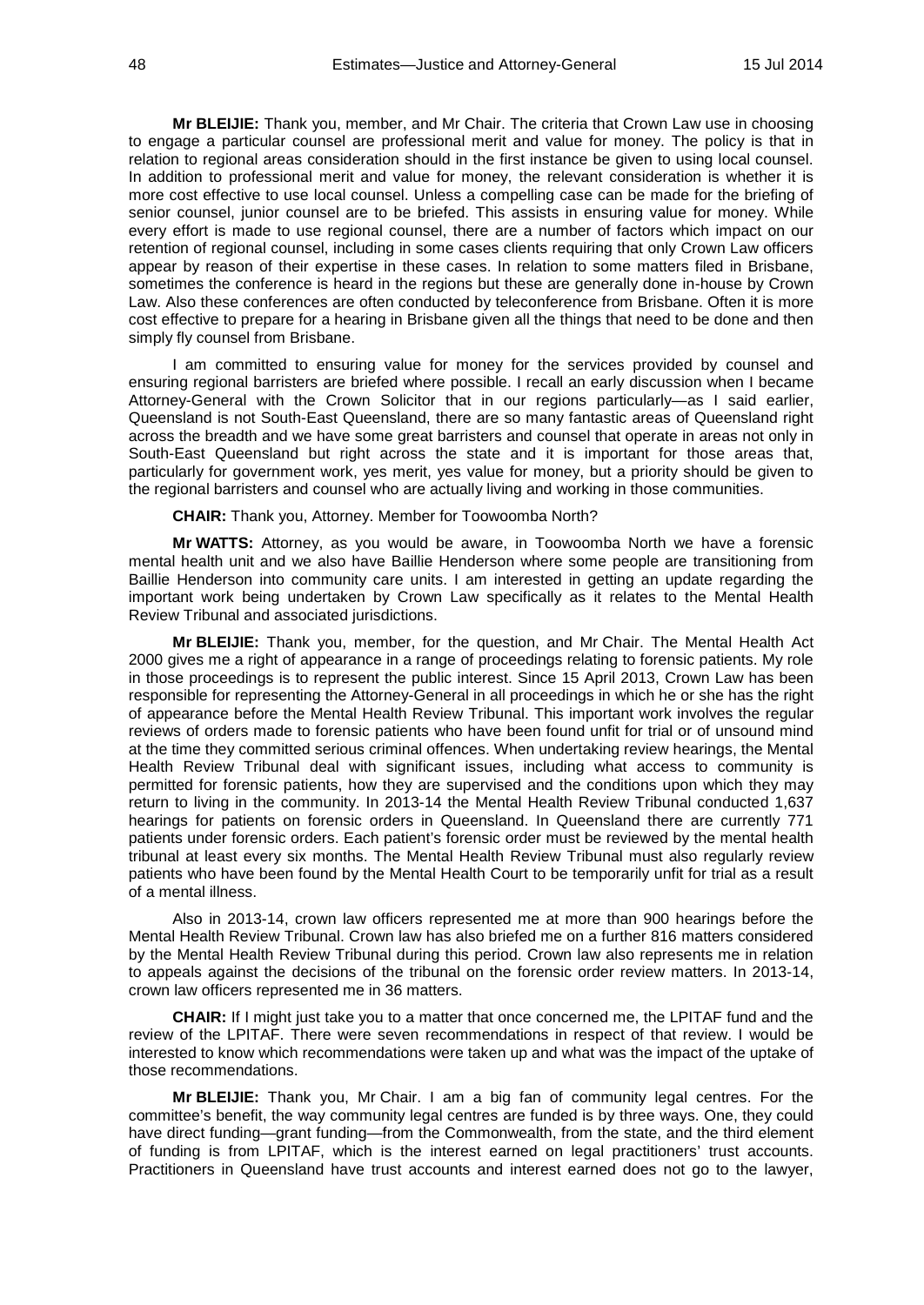**Mr BLEIJIE:** Thank you, member, and Mr Chair. The criteria that Crown Law use in choosing to engage a particular counsel are professional merit and value for money. The policy is that in relation to regional areas consideration should in the first instance be given to using local counsel. In addition to professional merit and value for money, the relevant consideration is whether it is more cost effective to use local counsel. Unless a compelling case can be made for the briefing of senior counsel, junior counsel are to be briefed. This assists in ensuring value for money. While every effort is made to use regional counsel, there are a number of factors which impact on our retention of regional counsel, including in some cases clients requiring that only Crown Law officers appear by reason of their expertise in these cases. In relation to some matters filed in Brisbane, sometimes the conference is heard in the regions but these are generally done in-house by Crown Law. Also these conferences are often conducted by teleconference from Brisbane. Often it is more cost effective to prepare for a hearing in Brisbane given all the things that need to be done and then simply fly counsel from Brisbane.

I am committed to ensuring value for money for the services provided by counsel and ensuring regional barristers are briefed where possible. I recall an early discussion when I became Attorney-General with the Crown Solicitor that in our regions particularly—as I said earlier, Queensland is not South-East Queensland, there are so many fantastic areas of Queensland right across the breadth and we have some great barristers and counsel that operate in areas not only in South-East Queensland but right across the state and it is important for those areas that, particularly for government work, yes merit, yes value for money, but a priority should be given to the regional barristers and counsel who are actually living and working in those communities.

**CHAIR:** Thank you, Attorney. Member for Toowoomba North?

**Mr WATTS:** Attorney, as you would be aware, in Toowoomba North we have a forensic mental health unit and we also have Baillie Henderson where some people are transitioning from Baillie Henderson into community care units. I am interested in getting an update regarding the important work being undertaken by Crown Law specifically as it relates to the Mental Health Review Tribunal and associated jurisdictions.

**Mr BLEIJIE:** Thank you, member, for the question, and Mr Chair. The Mental Health Act 2000 gives me a right of appearance in a range of proceedings relating to forensic patients. My role in those proceedings is to represent the public interest. Since 15 April 2013, Crown Law has been responsible for representing the Attorney-General in all proceedings in which he or she has the right of appearance before the Mental Health Review Tribunal. This important work involves the regular reviews of orders made to forensic patients who have been found unfit for trial or of unsound mind at the time they committed serious criminal offences. When undertaking review hearings, the Mental Health Review Tribunal deal with significant issues, including what access to community is permitted for forensic patients, how they are supervised and the conditions upon which they may return to living in the community. In 2013-14 the Mental Health Review Tribunal conducted 1,637 hearings for patients on forensic orders in Queensland. In Queensland there are currently 771 patients under forensic orders. Each patient's forensic order must be reviewed by the mental health tribunal at least every six months. The Mental Health Review Tribunal must also regularly review patients who have been found by the Mental Health Court to be temporarily unfit for trial as a result of a mental illness.

Also in 2013-14, crown law officers represented me at more than 900 hearings before the Mental Health Review Tribunal. Crown law has also briefed me on a further 816 matters considered by the Mental Health Review Tribunal during this period. Crown law also represents me in relation to appeals against the decisions of the tribunal on the forensic order review matters. In 2013-14, crown law officers represented me in 36 matters.

**CHAIR:** If I might just take you to a matter that once concerned me, the LPITAF fund and the review of the LPITAF. There were seven recommendations in respect of that review. I would be interested to know which recommendations were taken up and what was the impact of the uptake of those recommendations.

**Mr BLEIJIE:** Thank you, Mr Chair. I am a big fan of community legal centres. For the committee's benefit, the way community legal centres are funded is by three ways. One, they could have direct funding—grant funding—from the Commonwealth, from the state, and the third element of funding is from LPITAF, which is the interest earned on legal practitioners' trust accounts. Practitioners in Queensland have trust accounts and interest earned does not go to the lawyer,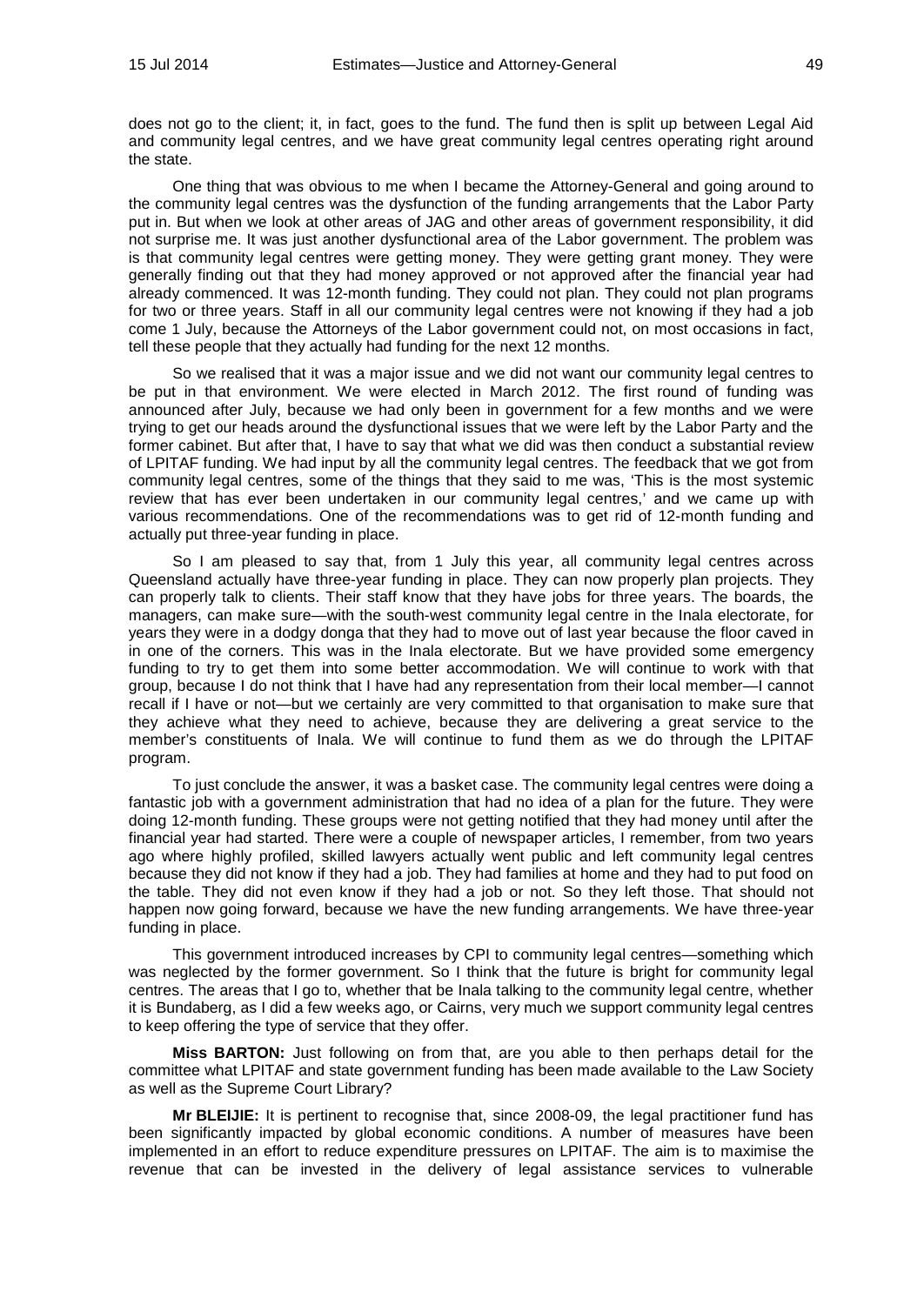does not go to the client; it, in fact, goes to the fund. The fund then is split up between Legal Aid and community legal centres, and we have great community legal centres operating right around the state.

One thing that was obvious to me when I became the Attorney-General and going around to the community legal centres was the dysfunction of the funding arrangements that the Labor Party put in. But when we look at other areas of JAG and other areas of government responsibility, it did not surprise me. It was just another dysfunctional area of the Labor government. The problem was is that community legal centres were getting money. They were getting grant money. They were generally finding out that they had money approved or not approved after the financial year had already commenced. It was 12-month funding. They could not plan. They could not plan programs for two or three years. Staff in all our community legal centres were not knowing if they had a job come 1 July, because the Attorneys of the Labor government could not, on most occasions in fact, tell these people that they actually had funding for the next 12 months.

So we realised that it was a major issue and we did not want our community legal centres to be put in that environment. We were elected in March 2012. The first round of funding was announced after July, because we had only been in government for a few months and we were trying to get our heads around the dysfunctional issues that we were left by the Labor Party and the former cabinet. But after that, I have to say that what we did was then conduct a substantial review of LPITAF funding. We had input by all the community legal centres. The feedback that we got from community legal centres, some of the things that they said to me was, 'This is the most systemic review that has ever been undertaken in our community legal centres,' and we came up with various recommendations. One of the recommendations was to get rid of 12-month funding and actually put three-year funding in place.

So I am pleased to say that, from 1 July this year, all community legal centres across Queensland actually have three-year funding in place. They can now properly plan projects. They can properly talk to clients. Their staff know that they have jobs for three years. The boards, the managers, can make sure—with the south-west community legal centre in the Inala electorate, for years they were in a dodgy donga that they had to move out of last year because the floor caved in in one of the corners. This was in the Inala electorate. But we have provided some emergency funding to try to get them into some better accommodation. We will continue to work with that group, because I do not think that I have had any representation from their local member—I cannot recall if I have or not—but we certainly are very committed to that organisation to make sure that they achieve what they need to achieve, because they are delivering a great service to the member's constituents of Inala. We will continue to fund them as we do through the LPITAF program.

To just conclude the answer, it was a basket case. The community legal centres were doing a fantastic job with a government administration that had no idea of a plan for the future. They were doing 12-month funding. These groups were not getting notified that they had money until after the financial year had started. There were a couple of newspaper articles, I remember, from two years ago where highly profiled, skilled lawyers actually went public and left community legal centres because they did not know if they had a job. They had families at home and they had to put food on the table. They did not even know if they had a job or not. So they left those. That should not happen now going forward, because we have the new funding arrangements. We have three-year funding in place.

This government introduced increases by CPI to community legal centres—something which was neglected by the former government. So I think that the future is bright for community legal centres. The areas that I go to, whether that be Inala talking to the community legal centre, whether it is Bundaberg, as I did a few weeks ago, or Cairns, very much we support community legal centres to keep offering the type of service that they offer.

**Miss BARTON:** Just following on from that, are you able to then perhaps detail for the committee what LPITAF and state government funding has been made available to the Law Society as well as the Supreme Court Library?

**Mr BLEIJIE:** It is pertinent to recognise that, since 2008-09, the legal practitioner fund has been significantly impacted by global economic conditions. A number of measures have been implemented in an effort to reduce expenditure pressures on LPITAF. The aim is to maximise the revenue that can be invested in the delivery of legal assistance services to vulnerable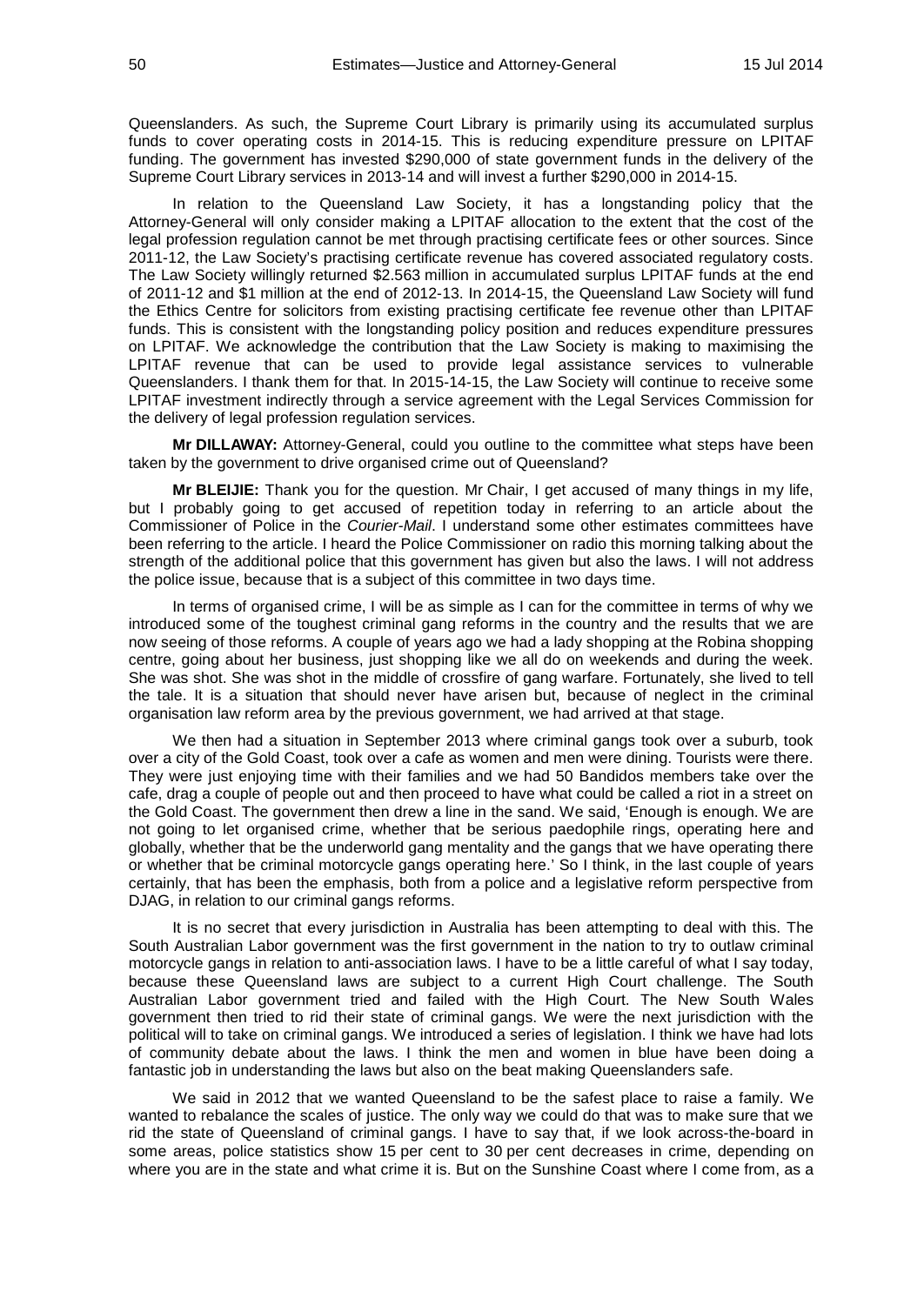Queenslanders. As such, the Supreme Court Library is primarily using its accumulated surplus funds to cover operating costs in 2014-15. This is reducing expenditure pressure on LPITAF funding. The government has invested $290,000 of state government funds in the delivery of the Supreme Court Library services in 2013-14 and will invest a further $290,000 in 2014-15.

In relation to the Queensland Law Society, it has a longstanding policy that the Attorney-General will only consider making a LPITAF allocation to the extent that the cost of the legal profession regulation cannot be met through practising certificate fees or other sources. Since 2011-12, the Law Society's practising certificate revenue has covered associated regulatory costs. The Law Society willingly returned $2.563 million in accumulated surplus LPITAF funds at the end of 2011-12 and $1 million at the end of 2012-13. In 2014-15, the Queensland Law Society will fund the Ethics Centre for solicitors from existing practising certificate fee revenue other than LPITAF funds. This is consistent with the longstanding policy position and reduces expenditure pressures on LPITAF. We acknowledge the contribution that the Law Society is making to maximising the LPITAF revenue that can be used to provide legal assistance services to vulnerable Queenslanders. I thank them for that. In 2015-14-15, the Law Society will continue to receive some LPITAF investment indirectly through a service agreement with the Legal Services Commission for the delivery of legal profession regulation services.

**Mr DILLAWAY:** Attorney-General, could you outline to the committee what steps have been taken by the government to drive organised crime out of Queensland?

**Mr BLEIJIE:** Thank you for the question. Mr Chair, I get accused of many things in my life, but I probably going to get accused of repetition today in referring to an article about the Commissioner of Police in the *Courier-Mail*. I understand some other estimates committees have been referring to the article. I heard the Police Commissioner on radio this morning talking about the strength of the additional police that this government has given but also the laws. I will not address the police issue, because that is a subject of this committee in two days time.

In terms of organised crime, I will be as simple as I can for the committee in terms of why we introduced some of the toughest criminal gang reforms in the country and the results that we are now seeing of those reforms. A couple of years ago we had a lady shopping at the Robina shopping centre, going about her business, just shopping like we all do on weekends and during the week. She was shot. She was shot in the middle of crossfire of gang warfare. Fortunately, she lived to tell the tale. It is a situation that should never have arisen but, because of neglect in the criminal organisation law reform area by the previous government, we had arrived at that stage.

We then had a situation in September 2013 where criminal gangs took over a suburb, took over a city of the Gold Coast, took over a cafe as women and men were dining. Tourists were there. They were just enjoying time with their families and we had 50 Bandidos members take over the cafe, drag a couple of people out and then proceed to have what could be called a riot in a street on the Gold Coast. The government then drew a line in the sand. We said, 'Enough is enough. We are not going to let organised crime, whether that be serious paedophile rings, operating here and globally, whether that be the underworld gang mentality and the gangs that we have operating there or whether that be criminal motorcycle gangs operating here.' So I think, in the last couple of years certainly, that has been the emphasis, both from a police and a legislative reform perspective from DJAG, in relation to our criminal gangs reforms.

It is no secret that every jurisdiction in Australia has been attempting to deal with this. The South Australian Labor government was the first government in the nation to try to outlaw criminal motorcycle gangs in relation to anti-association laws. I have to be a little careful of what I say today, because these Queensland laws are subject to a current High Court challenge. The South Australian Labor government tried and failed with the High Court. The New South Wales government then tried to rid their state of criminal gangs. We were the next jurisdiction with the political will to take on criminal gangs. We introduced a series of legislation. I think we have had lots of community debate about the laws. I think the men and women in blue have been doing a fantastic job in understanding the laws but also on the beat making Queenslanders safe.

We said in 2012 that we wanted Queensland to be the safest place to raise a family. We wanted to rebalance the scales of justice. The only way we could do that was to make sure that we rid the state of Queensland of criminal gangs. I have to say that, if we look across-the-board in some areas, police statistics show 15 per cent to 30 per cent decreases in crime, depending on where you are in the state and what crime it is. But on the Sunshine Coast where I come from, as a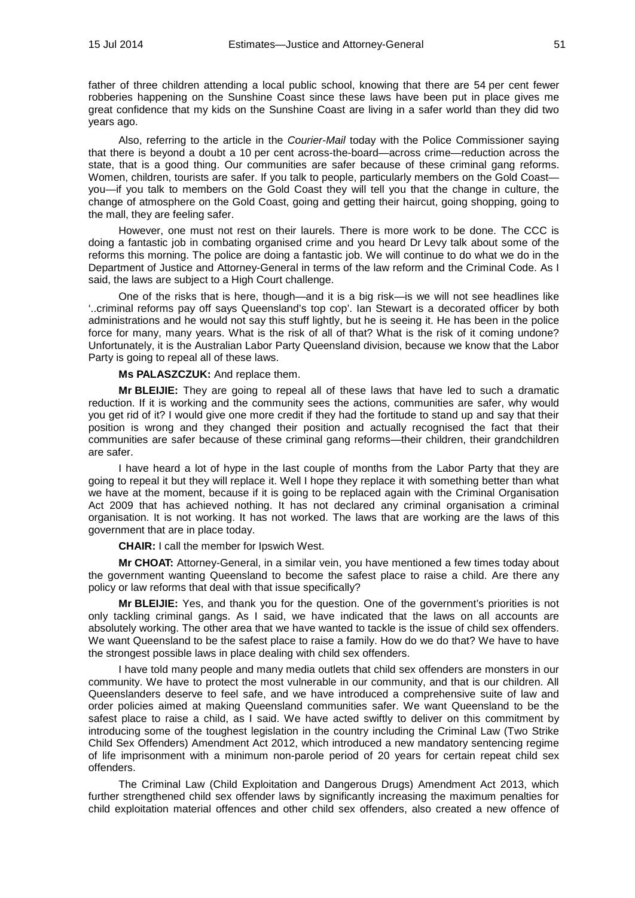father of three children attending a local public school, knowing that there are 54 per cent fewer robberies happening on the Sunshine Coast since these laws have been put in place gives me great confidence that my kids on the Sunshine Coast are living in a safer world than they did two years ago.

Also, referring to the article in the *Courier-Mail* today with the Police Commissioner saying that there is beyond a doubt a 10 per cent across-the-board—across crime—reduction across the state, that is a good thing. Our communities are safer because of these criminal gang reforms. Women, children, tourists are safer. If you talk to people, particularly members on the Gold Coast—you—if you talk to members on the Gold Coast they will tell you that the change in culture, the change of atmosphere on the Gold Coast, going and getting their haircut, going shopping, going to the mall, they are feeling safer.

However, one must not rest on their laurels. There is more work to be done. The CCC is doing a fantastic job in combating organised crime and you heard Dr Levy talk about some of the reforms this morning. The police are doing a fantastic job. We will continue to do what we do in the Department of Justice and Attorney-General in terms of the law reform and the Criminal Code. As I said, the laws are subject to a High Court challenge.

One of the risks that is here, though—and it is a big risk—is we will not see headlines like '..criminal reforms pay off says Queensland's top cop'. Ian Stewart is a decorated officer by both administrations and he would not say this stuff lightly, but he is seeing it. He has been in the police force for many, many years. What is the risk of all of that? What is the risk of it coming undone? Unfortunately, it is the Australian Labor Party Queensland division, because we know that the Labor Party is going to repeal all of these laws.

**Ms PALASZCZUK:** And replace them.

**Mr BLEIJIE:** They are going to repeal all of these laws that have led to such a dramatic reduction. If it is working and the community sees the actions, communities are safer, why would you get rid of it? I would give one more credit if they had the fortitude to stand up and say that their position is wrong and they changed their position and actually recognised the fact that their communities are safer because of these criminal gang reforms—their children, their grandchildren are safer.

I have heard a lot of hype in the last couple of months from the Labor Party that they are going to repeal it but they will replace it. Well I hope they replace it with something better than what we have at the moment, because if it is going to be replaced again with the Criminal Organisation Act 2009 that has achieved nothing. It has not declared any criminal organisation a criminal organisation. It is not working. It has not worked. The laws that are working are the laws of this government that are in place today.

**CHAIR:** I call the member for Ipswich West.

**Mr CHOAT:** Attorney-General, in a similar vein, you have mentioned a few times today about the government wanting Queensland to become the safest place to raise a child. Are there any policy or law reforms that deal with that issue specifically?

**Mr BLEIJIE:** Yes, and thank you for the question. One of the government's priorities is not only tackling criminal gangs. As I said, we have indicated that the laws on all accounts are absolutely working. The other area that we have wanted to tackle is the issue of child sex offenders. We want Queensland to be the safest place to raise a family. How do we do that? We have to have the strongest possible laws in place dealing with child sex offenders.

I have told many people and many media outlets that child sex offenders are monsters in our community. We have to protect the most vulnerable in our community, and that is our children. All Queenslanders deserve to feel safe, and we have introduced a comprehensive suite of law and order policies aimed at making Queensland communities safer. We want Queensland to be the safest place to raise a child, as I said. We have acted swiftly to deliver on this commitment by introducing some of the toughest legislation in the country including the Criminal Law (Two Strike Child Sex Offenders) Amendment Act 2012, which introduced a new mandatory sentencing regime of life imprisonment with a minimum non-parole period of 20 years for certain repeat child sex offenders.

The Criminal Law (Child Exploitation and Dangerous Drugs) Amendment Act 2013, which further strengthened child sex offender laws by significantly increasing the maximum penalties for child exploitation material offences and other child sex offenders, also created a new offence of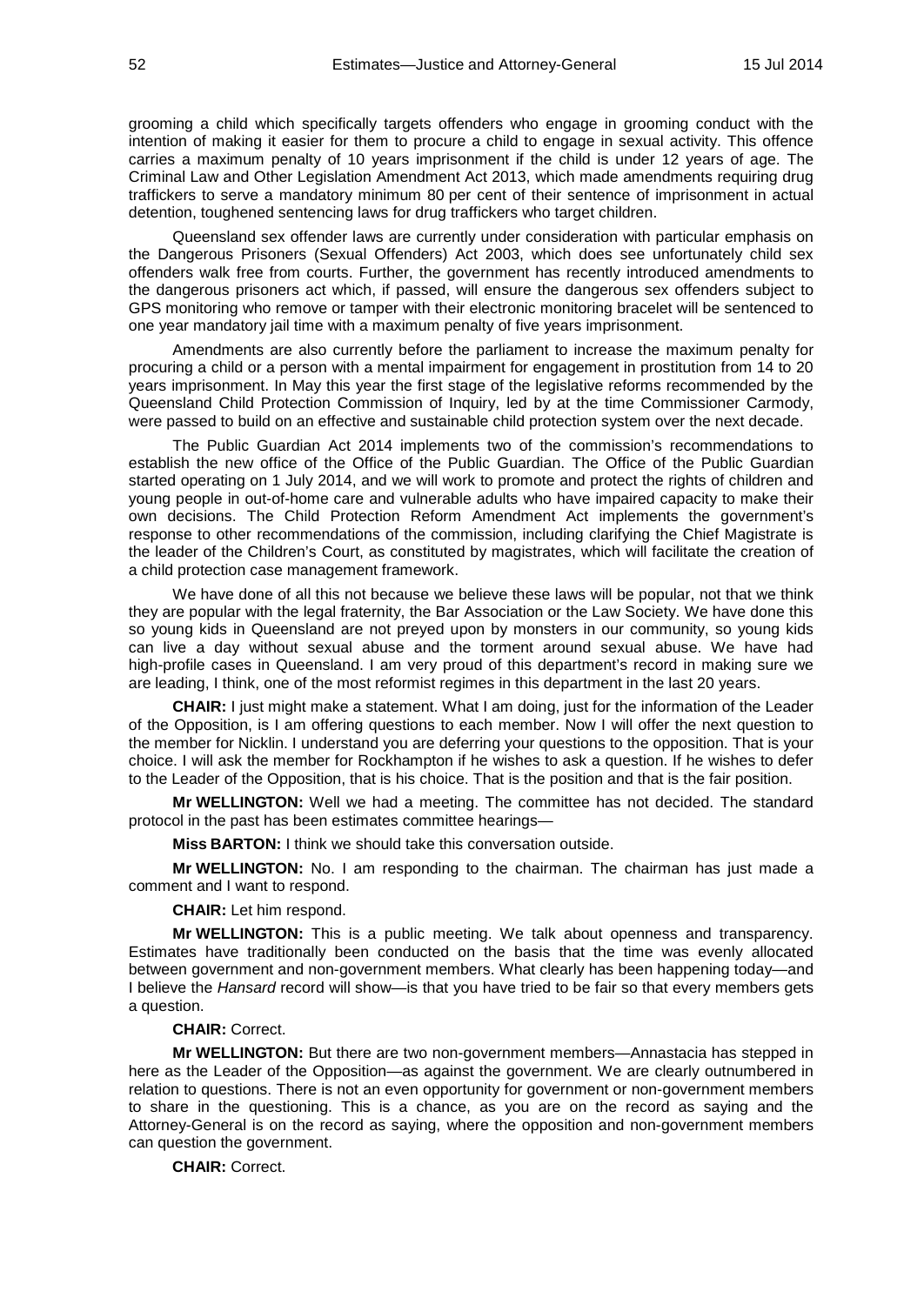grooming a child which specifically targets offenders who engage in grooming conduct with the intention of making it easier for them to procure a child to engage in sexual activity. This offence carries a maximum penalty of 10 years imprisonment if the child is under 12 years of age. The Criminal Law and Other Legislation Amendment Act 2013, which made amendments requiring drug traffickers to serve a mandatory minimum 80 per cent of their sentence of imprisonment in actual detention, toughened sentencing laws for drug traffickers who target children.

Queensland sex offender laws are currently under consideration with particular emphasis on the Dangerous Prisoners (Sexual Offenders) Act 2003, which does see unfortunately child sex offenders walk free from courts. Further, the government has recently introduced amendments to the dangerous prisoners act which, if passed, will ensure the dangerous sex offenders subject to GPS monitoring who remove or tamper with their electronic monitoring bracelet will be sentenced to one year mandatory jail time with a maximum penalty of five years imprisonment.

Amendments are also currently before the parliament to increase the maximum penalty for procuring a child or a person with a mental impairment for engagement in prostitution from 14 to 20 years imprisonment. In May this year the first stage of the legislative reforms recommended by the Queensland Child Protection Commission of Inquiry, led by at the time Commissioner Carmody, were passed to build on an effective and sustainable child protection system over the next decade.

The Public Guardian Act 2014 implements two of the commission's recommendations to establish the new office of the Office of the Public Guardian. The Office of the Public Guardian started operating on 1 July 2014, and we will work to promote and protect the rights of children and young people in out-of-home care and vulnerable adults who have impaired capacity to make their own decisions. The Child Protection Reform Amendment Act implements the government's response to other recommendations of the commission, including clarifying the Chief Magistrate is the leader of the Children's Court, as constituted by magistrates, which will facilitate the creation of a child protection case management framework.

We have done of all this not because we believe these laws will be popular, not that we think they are popular with the legal fraternity, the Bar Association or the Law Society. We have done this so young kids in Queensland are not preyed upon by monsters in our community, so young kids can live a day without sexual abuse and the torment around sexual abuse. We have had high-profile cases in Queensland. I am very proud of this department's record in making sure we are leading, I think, one of the most reformist regimes in this department in the last 20 years.

**CHAIR:** I just might make a statement. What I am doing, just for the information of the Leader of the Opposition, is I am offering questions to each member. Now I will offer the next question to the member for Nicklin. I understand you are deferring your questions to the opposition. That is your choice. I will ask the member for Rockhampton if he wishes to ask a question. If he wishes to defer to the Leader of the Opposition, that is his choice. That is the position and that is the fair position.

**Mr WELLINGTON:** Well we had a meeting. The committee has not decided. The standard protocol in the past has been estimates committee hearings—

**Miss BARTON:** I think we should take this conversation outside.

**Mr WELLINGTON:** No. I am responding to the chairman. The chairman has just made a comment and I want to respond.

**CHAIR:** Let him respond.

**Mr WELLINGTON:** This is a public meeting. We talk about openness and transparency. Estimates have traditionally been conducted on the basis that the time was evenly allocated between government and non-government members. What clearly has been happening today—and I believe the *Hansard* record will show—is that you have tried to be fair so that every members gets a question.

**CHAIR:** Correct.

**Mr WELLINGTON:** But there are two non-government members—Annastacia has stepped in here as the Leader of the Opposition—as against the government. We are clearly outnumbered in relation to questions. There is not an even opportunity for government or non-government members to share in the questioning. This is a chance, as you are on the record as saying and the Attorney-General is on the record as saying, where the opposition and non-government members can question the government.

**CHAIR:** Correct.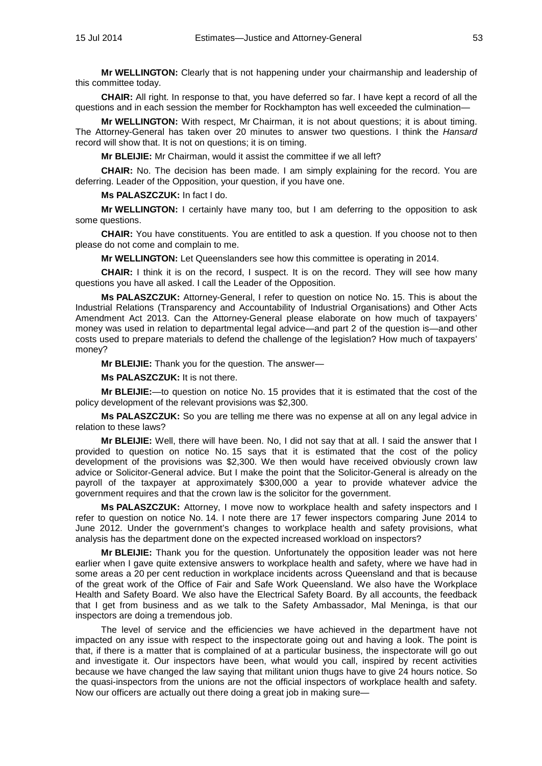**Mr WELLINGTON:** Clearly that is not happening under your chairmanship and leadership of this committee today.

**CHAIR:** All right. In response to that, you have deferred so far. I have kept a record of all the questions and in each session the member for Rockhampton has well exceeded the culmination—

**Mr WELLINGTON:** With respect, Mr Chairman, it is not about questions; it is about timing. The Attorney-General has taken over 20 minutes to answer two questions. I think the *Hansard* record will show that. It is not on questions; it is on timing.

**Mr BLEIJIE:** Mr Chairman, would it assist the committee if we all left?

**CHAIR:** No. The decision has been made. I am simply explaining for the record. You are deferring. Leader of the Opposition, your question, if you have one.

**Ms PALASZCZUK:** In fact I do.

**Mr WELLINGTON:** I certainly have many too, but I am deferring to the opposition to ask some questions.

**CHAIR:** You have constituents. You are entitled to ask a question. If you choose not to then please do not come and complain to me.

**Mr WELLINGTON:** Let Queenslanders see how this committee is operating in 2014.

**CHAIR:** I think it is on the record, I suspect. It is on the record. They will see how many questions you have all asked. I call the Leader of the Opposition.

**Ms PALASZCZUK:** Attorney-General, I refer to question on notice No. 15. This is about the Industrial Relations (Transparency and Accountability of Industrial Organisations) and Other Acts Amendment Act 2013. Can the Attorney-General please elaborate on how much of taxpayers' money was used in relation to departmental legal advice—and part 2 of the question is—and other costs used to prepare materials to defend the challenge of the legislation? How much of taxpayers' money?

**Mr BLEIJIE:** Thank you for the question. The answer—

**Ms PALASZCZUK:** It is not there.

**Mr BLEIJIE:**—to question on notice No. 15 provides that it is estimated that the cost of the policy development of the relevant provisions was $2,300.

**Ms PALASZCZUK:** So you are telling me there was no expense at all on any legal advice in relation to these laws?

**Mr BLEIJIE:** Well, there will have been. No, I did not say that at all. I said the answer that I provided to question on notice No. 15 says that it is estimated that the cost of the policy development of the provisions was $2,300. We then would have received obviously crown law advice or Solicitor-General advice. But I make the point that the Solicitor-General is already on the payroll of the taxpayer at approximately $300,000 a year to provide whatever advice the government requires and that the crown law is the solicitor for the government.

**Ms PALASZCZUK:** Attorney, I move now to workplace health and safety inspectors and I refer to question on notice No. 14. I note there are 17 fewer inspectors comparing June 2014 to June 2012. Under the government's changes to workplace health and safety provisions, what analysis has the department done on the expected increased workload on inspectors?

**Mr BLEIJIE:** Thank you for the question. Unfortunately the opposition leader was not here earlier when I gave quite extensive answers to workplace health and safety, where we have had in some areas a 20 per cent reduction in workplace incidents across Queensland and that is because of the great work of the Office of Fair and Safe Work Queensland. We also have the Workplace Health and Safety Board. We also have the Electrical Safety Board. By all accounts, the feedback that I get from business and as we talk to the Safety Ambassador, Mal Meninga, is that our inspectors are doing a tremendous job.

The level of service and the efficiencies we have achieved in the department have not impacted on any issue with respect to the inspectorate going out and having a look. The point is that, if there is a matter that is complained of at a particular business, the inspectorate will go out and investigate it. Our inspectors have been, what would you call, inspired by recent activities because we have changed the law saying that militant union thugs have to give 24 hours notice. So the quasi-inspectors from the unions are not the official inspectors of workplace health and safety. Now our officers are actually out there doing a great job in making sure—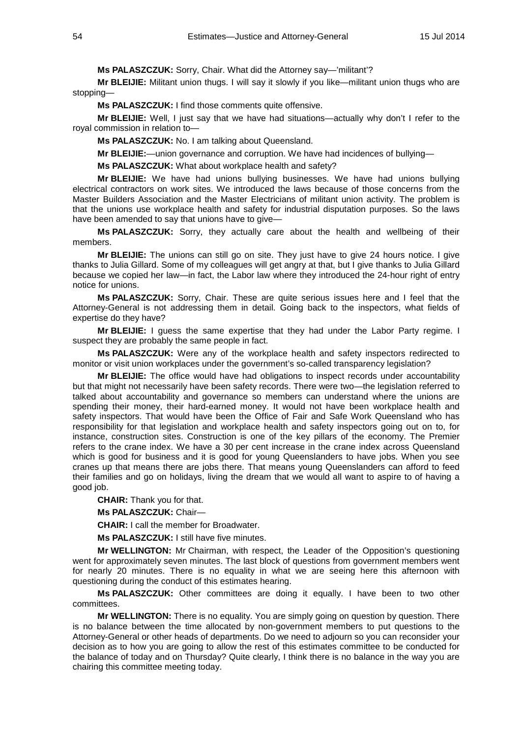**Ms PALASZCZUK:** Sorry, Chair. What did the Attorney say—'militant'?

**Mr BLEIJIE:** Militant union thugs. I will say it slowly if you like—militant union thugs who are stopping—

**Ms PALASZCZUK:** I find those comments quite offensive.

**Mr BLEIJIE:** Well, I just say that we have had situations—actually why don't I refer to the royal commission in relation to—

**Ms PALASZCZUK:** No. I am talking about Queensland.

**Mr BLEIJIE:**—union governance and corruption. We have had incidences of bullying—

**Ms PALASZCZUK:** What about workplace health and safety?

**Mr BLEIJIE:** We have had unions bullying businesses. We have had unions bullying electrical contractors on work sites. We introduced the laws because of those concerns from the Master Builders Association and the Master Electricians of militant union activity. The problem is that the unions use workplace health and safety for industrial disputation purposes. So the laws have been amended to say that unions have to give—

**Ms PALASZCZUK:** Sorry, they actually care about the health and wellbeing of their members.

**Mr BLEIJIE:** The unions can still go on site. They just have to give 24 hours notice. I give thanks to Julia Gillard. Some of my colleagues will get angry at that, but I give thanks to Julia Gillard because we copied her law—in fact, the Labor law where they introduced the 24-hour right of entry notice for unions.

**Ms PALASZCZUK:** Sorry, Chair. These are quite serious issues here and I feel that the Attorney-General is not addressing them in detail. Going back to the inspectors, what fields of expertise do they have?

**Mr BLEIJIE:** I guess the same expertise that they had under the Labor Party regime. I suspect they are probably the same people in fact.

**Ms PALASZCZUK:** Were any of the workplace health and safety inspectors redirected to monitor or visit union workplaces under the government's so-called transparency legislation?

**Mr BLEIJIE:** The office would have had obligations to inspect records under accountability but that might not necessarily have been safety records. There were two—the legislation referred to talked about accountability and governance so members can understand where the unions are spending their money, their hard-earned money. It would not have been workplace health and safety inspectors. That would have been the Office of Fair and Safe Work Queensland who has responsibility for that legislation and workplace health and safety inspectors going out on to, for instance, construction sites. Construction is one of the key pillars of the economy. The Premier refers to the crane index. We have a 30 per cent increase in the crane index across Queensland which is good for business and it is good for young Queenslanders to have jobs. When you see cranes up that means there are jobs there. That means young Queenslanders can afford to feed their families and go on holidays, living the dream that we would all want to aspire to of having a good job.

**CHAIR:** Thank you for that.

**Ms PALASZCZUK:** Chair—

**CHAIR:** I call the member for Broadwater.

**Ms PALASZCZUK:** I still have five minutes.

**Mr WELLINGTON:** Mr Chairman, with respect, the Leader of the Opposition's questioning went for approximately seven minutes. The last block of questions from government members went for nearly 20 minutes. There is no equality in what we are seeing here this afternoon with questioning during the conduct of this estimates hearing.

**Ms PALASZCZUK:** Other committees are doing it equally. I have been to two other committees.

**Mr WELLINGTON:** There is no equality. You are simply going on question by question. There is no balance between the time allocated by non-government members to put questions to the Attorney-General or other heads of departments. Do we need to adjourn so you can reconsider your decision as to how you are going to allow the rest of this estimates committee to be conducted for the balance of today and on Thursday? Quite clearly, I think there is no balance in the way you are chairing this committee meeting today.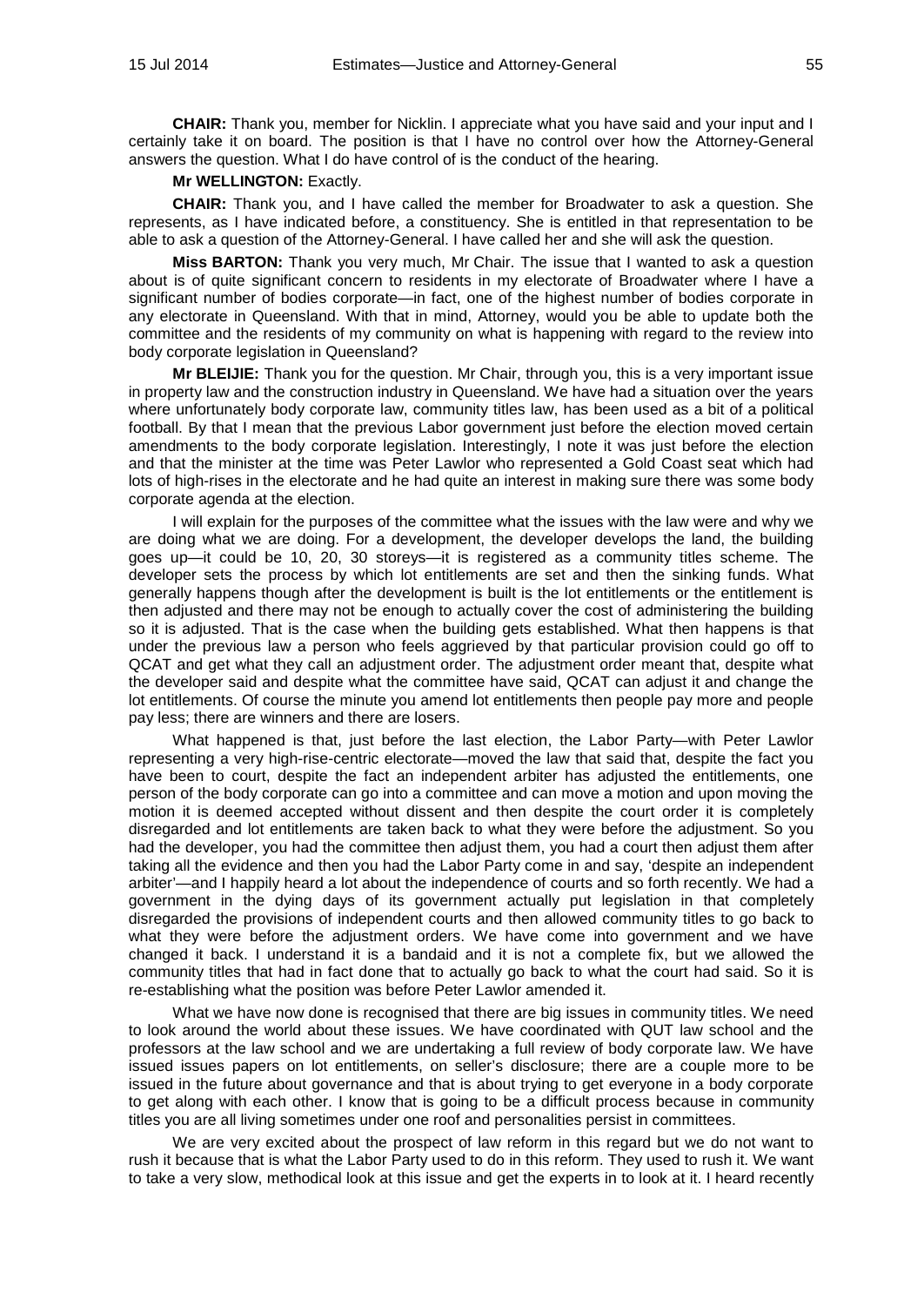**CHAIR:** Thank you, member for Nicklin. I appreciate what you have said and your input and I certainly take it on board. The position is that I have no control over how the Attorney-General answers the question. What I do have control of is the conduct of the hearing.

**Mr WELLINGTON:** Exactly.

**CHAIR:** Thank you, and I have called the member for Broadwater to ask a question. She represents, as I have indicated before, a constituency. She is entitled in that representation to be able to ask a question of the Attorney-General. I have called her and she will ask the question.

**Miss BARTON:** Thank you very much, Mr Chair. The issue that I wanted to ask a question about is of quite significant concern to residents in my electorate of Broadwater where I have a significant number of bodies corporate—in fact, one of the highest number of bodies corporate in any electorate in Queensland. With that in mind, Attorney, would you be able to update both the committee and the residents of my community on what is happening with regard to the review into body corporate legislation in Queensland?

**Mr BLEIJIE:** Thank you for the question. Mr Chair, through you, this is a very important issue in property law and the construction industry in Queensland. We have had a situation over the years where unfortunately body corporate law, community titles law, has been used as a bit of a political football. By that I mean that the previous Labor government just before the election moved certain amendments to the body corporate legislation. Interestingly, I note it was just before the election and that the minister at the time was Peter Lawlor who represented a Gold Coast seat which had lots of high-rises in the electorate and he had quite an interest in making sure there was some body corporate agenda at the election.

I will explain for the purposes of the committee what the issues with the law were and why we are doing what we are doing. For a development, the developer develops the land, the building goes up—it could be 10, 20, 30 storeys—it is registered as a community titles scheme. The developer sets the process by which lot entitlements are set and then the sinking funds. What generally happens though after the development is built is the lot entitlements or the entitlement is then adjusted and there may not be enough to actually cover the cost of administering the building so it is adjusted. That is the case when the building gets established. What then happens is that under the previous law a person who feels aggrieved by that particular provision could go off to QCAT and get what they call an adjustment order. The adjustment order meant that, despite what the developer said and despite what the committee have said, QCAT can adjust it and change the lot entitlements. Of course the minute you amend lot entitlements then people pay more and people pay less; there are winners and there are losers.

What happened is that, just before the last election, the Labor Party—with Peter Lawlor representing a very high-rise-centric electorate—moved the law that said that, despite the fact you have been to court, despite the fact an independent arbiter has adjusted the entitlements, one person of the body corporate can go into a committee and can move a motion and upon moving the motion it is deemed accepted without dissent and then despite the court order it is completely disregarded and lot entitlements are taken back to what they were before the adjustment. So you had the developer, you had the committee then adjust them, you had a court then adjust them after taking all the evidence and then you had the Labor Party come in and say, 'despite an independent arbiter'—and I happily heard a lot about the independence of courts and so forth recently. We had a government in the dying days of its government actually put legislation in that completely disregarded the provisions of independent courts and then allowed community titles to go back to what they were before the adjustment orders. We have come into government and we have changed it back. I understand it is a bandaid and it is not a complete fix, but we allowed the community titles that had in fact done that to actually go back to what the court had said. So it is re-establishing what the position was before Peter Lawlor amended it.

What we have now done is recognised that there are big issues in community titles. We need to look around the world about these issues. We have coordinated with QUT law school and the professors at the law school and we are undertaking a full review of body corporate law. We have issued issues papers on lot entitlements, on seller's disclosure; there are a couple more to be issued in the future about governance and that is about trying to get everyone in a body corporate to get along with each other. I know that is going to be a difficult process because in community titles you are all living sometimes under one roof and personalities persist in committees.

We are very excited about the prospect of law reform in this regard but we do not want to rush it because that is what the Labor Party used to do in this reform. They used to rush it. We want to take a very slow, methodical look at this issue and get the experts in to look at it. I heard recently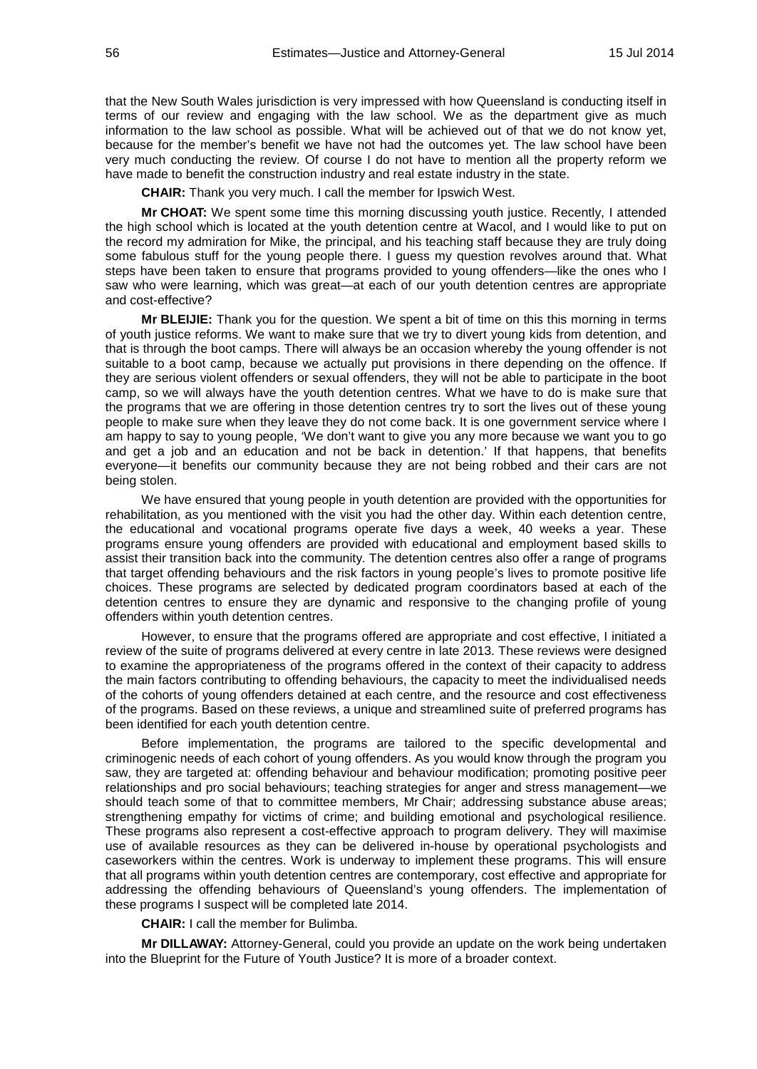that the New South Wales jurisdiction is very impressed with how Queensland is conducting itself in terms of our review and engaging with the law school. We as the department give as much information to the law school as possible. What will be achieved out of that we do not know yet, because for the member's benefit we have not had the outcomes yet. The law school have been very much conducting the review. Of course I do not have to mention all the property reform we have made to benefit the construction industry and real estate industry in the state.

**CHAIR:** Thank you very much. I call the member for Ipswich West.

**Mr CHOAT:** We spent some time this morning discussing youth justice. Recently, I attended the high school which is located at the youth detention centre at Wacol, and I would like to put on the record my admiration for Mike, the principal, and his teaching staff because they are truly doing some fabulous stuff for the young people there. I guess my question revolves around that. What steps have been taken to ensure that programs provided to young offenders—like the ones who I saw who were learning, which was great—at each of our youth detention centres are appropriate and cost-effective?

**Mr BLEIJIE:** Thank you for the question. We spent a bit of time on this this morning in terms of youth justice reforms. We want to make sure that we try to divert young kids from detention, and that is through the boot camps. There will always be an occasion whereby the young offender is not suitable to a boot camp, because we actually put provisions in there depending on the offence. If they are serious violent offenders or sexual offenders, they will not be able to participate in the boot camp, so we will always have the youth detention centres. What we have to do is make sure that the programs that we are offering in those detention centres try to sort the lives out of these young people to make sure when they leave they do not come back. It is one government service where I am happy to say to young people, 'We don't want to give you any more because we want you to go and get a job and an education and not be back in detention.' If that happens, that benefits everyone—it benefits our community because they are not being robbed and their cars are not being stolen.

We have ensured that young people in youth detention are provided with the opportunities for rehabilitation, as you mentioned with the visit you had the other day. Within each detention centre, the educational and vocational programs operate five days a week, 40 weeks a year. These programs ensure young offenders are provided with educational and employment based skills to assist their transition back into the community. The detention centres also offer a range of programs that target offending behaviours and the risk factors in young people's lives to promote positive life choices. These programs are selected by dedicated program coordinators based at each of the detention centres to ensure they are dynamic and responsive to the changing profile of young offenders within youth detention centres.

However, to ensure that the programs offered are appropriate and cost effective, I initiated a review of the suite of programs delivered at every centre in late 2013. These reviews were designed to examine the appropriateness of the programs offered in the context of their capacity to address the main factors contributing to offending behaviours, the capacity to meet the individualised needs of the cohorts of young offenders detained at each centre, and the resource and cost effectiveness of the programs. Based on these reviews, a unique and streamlined suite of preferred programs has been identified for each youth detention centre.

Before implementation, the programs are tailored to the specific developmental and criminogenic needs of each cohort of young offenders. As you would know through the program you saw, they are targeted at: offending behaviour and behaviour modification; promoting positive peer relationships and pro social behaviours; teaching strategies for anger and stress management—we should teach some of that to committee members, Mr Chair; addressing substance abuse areas; strengthening empathy for victims of crime; and building emotional and psychological resilience. These programs also represent a cost-effective approach to program delivery. They will maximise use of available resources as they can be delivered in-house by operational psychologists and caseworkers within the centres. Work is underway to implement these programs. This will ensure that all programs within youth detention centres are contemporary, cost effective and appropriate for addressing the offending behaviours of Queensland's young offenders. The implementation of these programs I suspect will be completed late 2014.

**CHAIR:** I call the member for Bulimba.

**Mr DILLAWAY:** Attorney-General, could you provide an update on the work being undertaken into the Blueprint for the Future of Youth Justice? It is more of a broader context.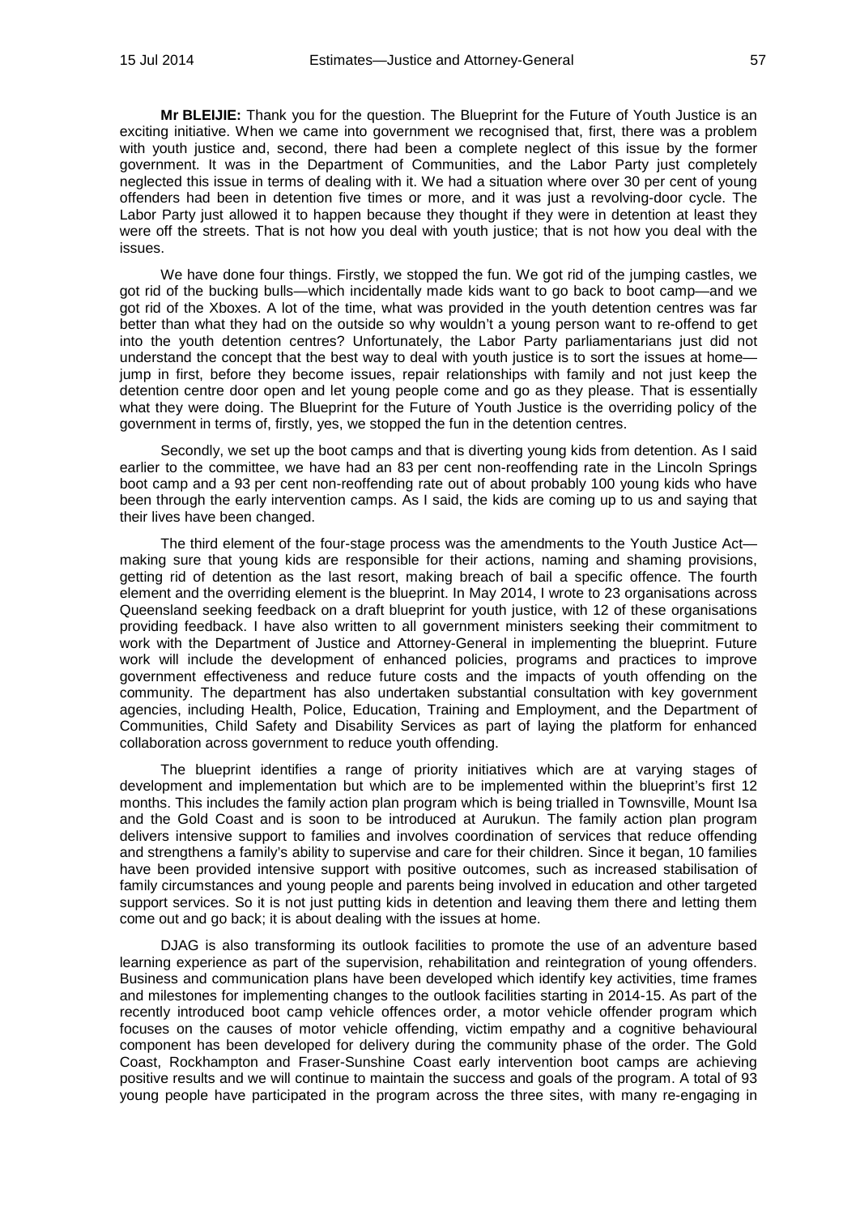**Mr BLEIJIE:** Thank you for the question. The Blueprint for the Future of Youth Justice is an exciting initiative. When we came into government we recognised that, first, there was a problem with youth justice and, second, there had been a complete neglect of this issue by the former government. It was in the Department of Communities, and the Labor Party just completely neglected this issue in terms of dealing with it. We had a situation where over 30 per cent of young offenders had been in detention five times or more, and it was just a revolving-door cycle. The Labor Party just allowed it to happen because they thought if they were in detention at least they were off the streets. That is not how you deal with youth justice; that is not how you deal with the issues.

We have done four things. Firstly, we stopped the fun. We got rid of the jumping castles, we got rid of the bucking bulls—which incidentally made kids want to go back to boot camp—and we got rid of the Xboxes. A lot of the time, what was provided in the youth detention centres was far better than what they had on the outside so why wouldn't a young person want to re-offend to get into the youth detention centres? Unfortunately, the Labor Party parliamentarians just did not understand the concept that the best way to deal with youth justice is to sort the issues at home—jump in first, before they become issues, repair relationships with family and not just keep the detention centre door open and let young people come and go as they please. That is essentially what they were doing. The Blueprint for the Future of Youth Justice is the overriding policy of the government in terms of, firstly, yes, we stopped the fun in the detention centres.

Secondly, we set up the boot camps and that is diverting young kids from detention. As I said earlier to the committee, we have had an 83 per cent non-reoffending rate in the Lincoln Springs boot camp and a 93 per cent non-reoffending rate out of about probably 100 young kids who have been through the early intervention camps. As I said, the kids are coming up to us and saying that their lives have been changed.

The third element of the four-stage process was the amendments to the Youth Justice Act—making sure that young kids are responsible for their actions, naming and shaming provisions, getting rid of detention as the last resort, making breach of bail a specific offence. The fourth element and the overriding element is the blueprint. In May 2014, I wrote to 23 organisations across Queensland seeking feedback on a draft blueprint for youth justice, with 12 of these organisations providing feedback. I have also written to all government ministers seeking their commitment to work with the Department of Justice and Attorney-General in implementing the blueprint. Future work will include the development of enhanced policies, programs and practices to improve government effectiveness and reduce future costs and the impacts of youth offending on the community. The department has also undertaken substantial consultation with key government agencies, including Health, Police, Education, Training and Employment, and the Department of Communities, Child Safety and Disability Services as part of laying the platform for enhanced collaboration across government to reduce youth offending.

The blueprint identifies a range of priority initiatives which are at varying stages of development and implementation but which are to be implemented within the blueprint's first 12 months. This includes the family action plan program which is being trialled in Townsville, Mount Isa and the Gold Coast and is soon to be introduced at Aurukun. The family action plan program delivers intensive support to families and involves coordination of services that reduce offending and strengthens a family's ability to supervise and care for their children. Since it began, 10 families have been provided intensive support with positive outcomes, such as increased stabilisation of family circumstances and young people and parents being involved in education and other targeted support services. So it is not just putting kids in detention and leaving them there and letting them come out and go back; it is about dealing with the issues at home.

DJAG is also transforming its outlook facilities to promote the use of an adventure based learning experience as part of the supervision, rehabilitation and reintegration of young offenders. Business and communication plans have been developed which identify key activities, time frames and milestones for implementing changes to the outlook facilities starting in 2014-15. As part of the recently introduced boot camp vehicle offences order, a motor vehicle offender program which focuses on the causes of motor vehicle offending, victim empathy and a cognitive behavioural component has been developed for delivery during the community phase of the order. The Gold Coast, Rockhampton and Fraser-Sunshine Coast early intervention boot camps are achieving positive results and we will continue to maintain the success and goals of the program. A total of 93 young people have participated in the program across the three sites, with many re-engaging in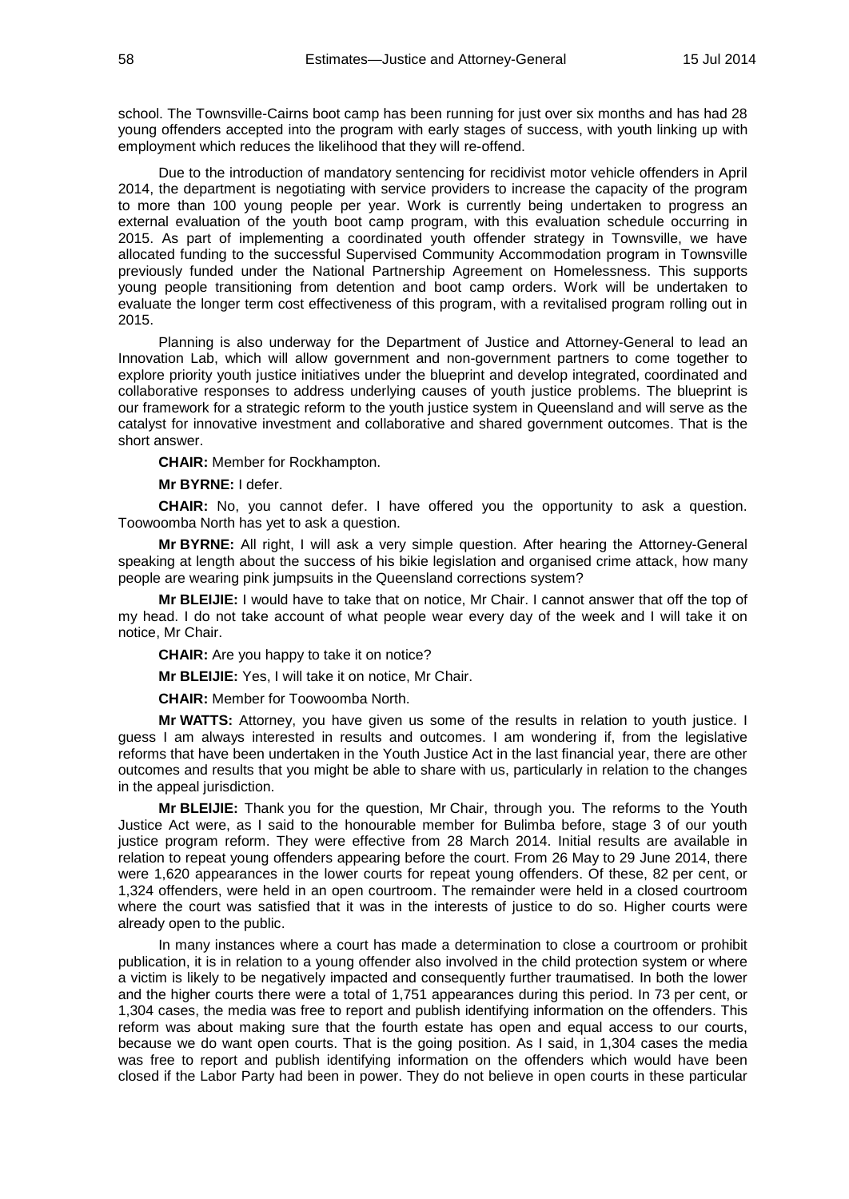school. The Townsville-Cairns boot camp has been running for just over six months and has had 28 young offenders accepted into the program with early stages of success, with youth linking up with employment which reduces the likelihood that they will re-offend.

Due to the introduction of mandatory sentencing for recidivist motor vehicle offenders in April 2014, the department is negotiating with service providers to increase the capacity of the program to more than 100 young people per year. Work is currently being undertaken to progress an external evaluation of the youth boot camp program, with this evaluation schedule occurring in 2015. As part of implementing a coordinated youth offender strategy in Townsville, we have allocated funding to the successful Supervised Community Accommodation program in Townsville previously funded under the National Partnership Agreement on Homelessness. This supports young people transitioning from detention and boot camp orders. Work will be undertaken to evaluate the longer term cost effectiveness of this program, with a revitalised program rolling out in 2015.

Planning is also underway for the Department of Justice and Attorney-General to lead an Innovation Lab, which will allow government and non-government partners to come together to explore priority youth justice initiatives under the blueprint and develop integrated, coordinated and collaborative responses to address underlying causes of youth justice problems. The blueprint is our framework for a strategic reform to the youth justice system in Queensland and will serve as the catalyst for innovative investment and collaborative and shared government outcomes. That is the short answer.

**CHAIR:** Member for Rockhampton.

**Mr BYRNE:** I defer.

**CHAIR:** No, you cannot defer. I have offered you the opportunity to ask a question. Toowoomba North has yet to ask a question.

**Mr BYRNE:** All right, I will ask a very simple question. After hearing the Attorney-General speaking at length about the success of his bikie legislation and organised crime attack, how many people are wearing pink jumpsuits in the Queensland corrections system?

**Mr BLEIJIE:** I would have to take that on notice, Mr Chair. I cannot answer that off the top of my head. I do not take account of what people wear every day of the week and I will take it on notice, Mr Chair.

**CHAIR:** Are you happy to take it on notice?

**Mr BLEIJIE:** Yes, I will take it on notice, Mr Chair.

**CHAIR:** Member for Toowoomba North.

**Mr WATTS:** Attorney, you have given us some of the results in relation to youth justice. I guess I am always interested in results and outcomes. I am wondering if, from the legislative reforms that have been undertaken in the Youth Justice Act in the last financial year, there are other outcomes and results that you might be able to share with us, particularly in relation to the changes in the appeal jurisdiction.

**Mr BLEIJIE:** Thank you for the question, Mr Chair, through you. The reforms to the Youth Justice Act were, as I said to the honourable member for Bulimba before, stage 3 of our youth justice program reform. They were effective from 28 March 2014. Initial results are available in relation to repeat young offenders appearing before the court. From 26 May to 29 June 2014, there were 1,620 appearances in the lower courts for repeat young offenders. Of these, 82 per cent, or 1,324 offenders, were held in an open courtroom. The remainder were held in a closed courtroom where the court was satisfied that it was in the interests of justice to do so. Higher courts were already open to the public.

In many instances where a court has made a determination to close a courtroom or prohibit publication, it is in relation to a young offender also involved in the child protection system or where a victim is likely to be negatively impacted and consequently further traumatised. In both the lower and the higher courts there were a total of 1,751 appearances during this period. In 73 per cent, or 1,304 cases, the media was free to report and publish identifying information on the offenders. This reform was about making sure that the fourth estate has open and equal access to our courts, because we do want open courts. That is the going position. As I said, in 1,304 cases the media was free to report and publish identifying information on the offenders which would have been closed if the Labor Party had been in power. They do not believe in open courts in these particular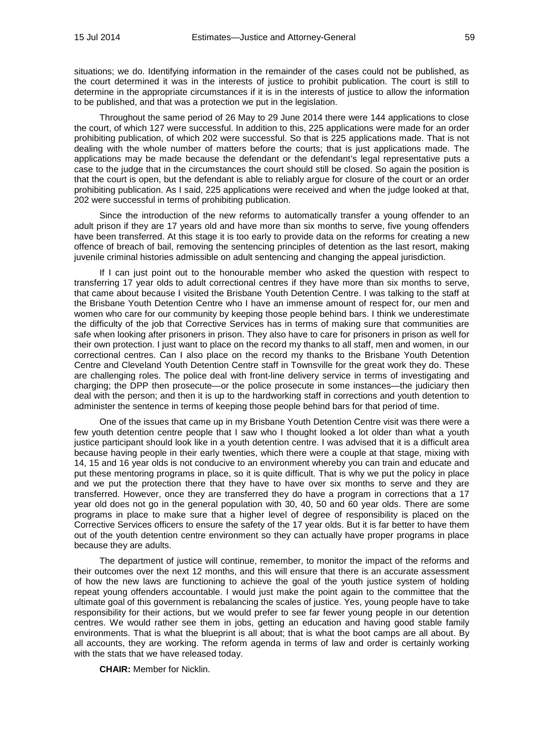situations; we do. Identifying information in the remainder of the cases could not be published, as the court determined it was in the interests of justice to prohibit publication. The court is still to determine in the appropriate circumstances if it is in the interests of justice to allow the information to be published, and that was a protection we put in the legislation.

Throughout the same period of 26 May to 29 June 2014 there were 144 applications to close the court, of which 127 were successful. In addition to this, 225 applications were made for an order prohibiting publication, of which 202 were successful. So that is 225 applications made. That is not dealing with the whole number of matters before the courts; that is just applications made. The applications may be made because the defendant or the defendant's legal representative puts a case to the judge that in the circumstances the court should still be closed. So again the position is that the court is open, but the defendant is able to reliably argue for closure of the court or an order prohibiting publication. As I said, 225 applications were received and when the judge looked at that, 202 were successful in terms of prohibiting publication.

Since the introduction of the new reforms to automatically transfer a young offender to an adult prison if they are 17 years old and have more than six months to serve, five young offenders have been transferred. At this stage it is too early to provide data on the reforms for creating a new offence of breach of bail, removing the sentencing principles of detention as the last resort, making juvenile criminal histories admissible on adult sentencing and changing the appeal jurisdiction.

If I can just point out to the honourable member who asked the question with respect to transferring 17 year olds to adult correctional centres if they have more than six months to serve, that came about because I visited the Brisbane Youth Detention Centre. I was talking to the staff at the Brisbane Youth Detention Centre who I have an immense amount of respect for, our men and women who care for our community by keeping those people behind bars. I think we underestimate the difficulty of the job that Corrective Services has in terms of making sure that communities are safe when looking after prisoners in prison. They also have to care for prisoners in prison as well for their own protection. I just want to place on the record my thanks to all staff, men and women, in our correctional centres. Can I also place on the record my thanks to the Brisbane Youth Detention Centre and Cleveland Youth Detention Centre staff in Townsville for the great work they do. These are challenging roles. The police deal with front-line delivery service in terms of investigating and charging; the DPP then prosecute—or the police prosecute in some instances—the judiciary then deal with the person; and then it is up to the hardworking staff in corrections and youth detention to administer the sentence in terms of keeping those people behind bars for that period of time.

One of the issues that came up in my Brisbane Youth Detention Centre visit was there were a few youth detention centre people that I saw who I thought looked a lot older than what a youth justice participant should look like in a youth detention centre. I was advised that it is a difficult area because having people in their early twenties, which there were a couple at that stage, mixing with 14, 15 and 16 year olds is not conducive to an environment whereby you can train and educate and put these mentoring programs in place, so it is quite difficult. That is why we put the policy in place and we put the protection there that they have to have over six months to serve and they are transferred. However, once they are transferred they do have a program in corrections that a 17 year old does not go in the general population with 30, 40, 50 and 60 year olds. There are some programs in place to make sure that a higher level of degree of responsibility is placed on the Corrective Services officers to ensure the safety of the 17 year olds. But it is far better to have them out of the youth detention centre environment so they can actually have proper programs in place because they are adults.

The department of justice will continue, remember, to monitor the impact of the reforms and their outcomes over the next 12 months, and this will ensure that there is an accurate assessment of how the new laws are functioning to achieve the goal of the youth justice system of holding repeat young offenders accountable. I would just make the point again to the committee that the ultimate goal of this government is rebalancing the scales of justice. Yes, young people have to take responsibility for their actions, but we would prefer to see far fewer young people in our detention centres. We would rather see them in jobs, getting an education and having good stable family environments. That is what the blueprint is all about; that is what the boot camps are all about. By all accounts, they are working. The reform agenda in terms of law and order is certainly working with the stats that we have released today.

**CHAIR:** Member for Nicklin.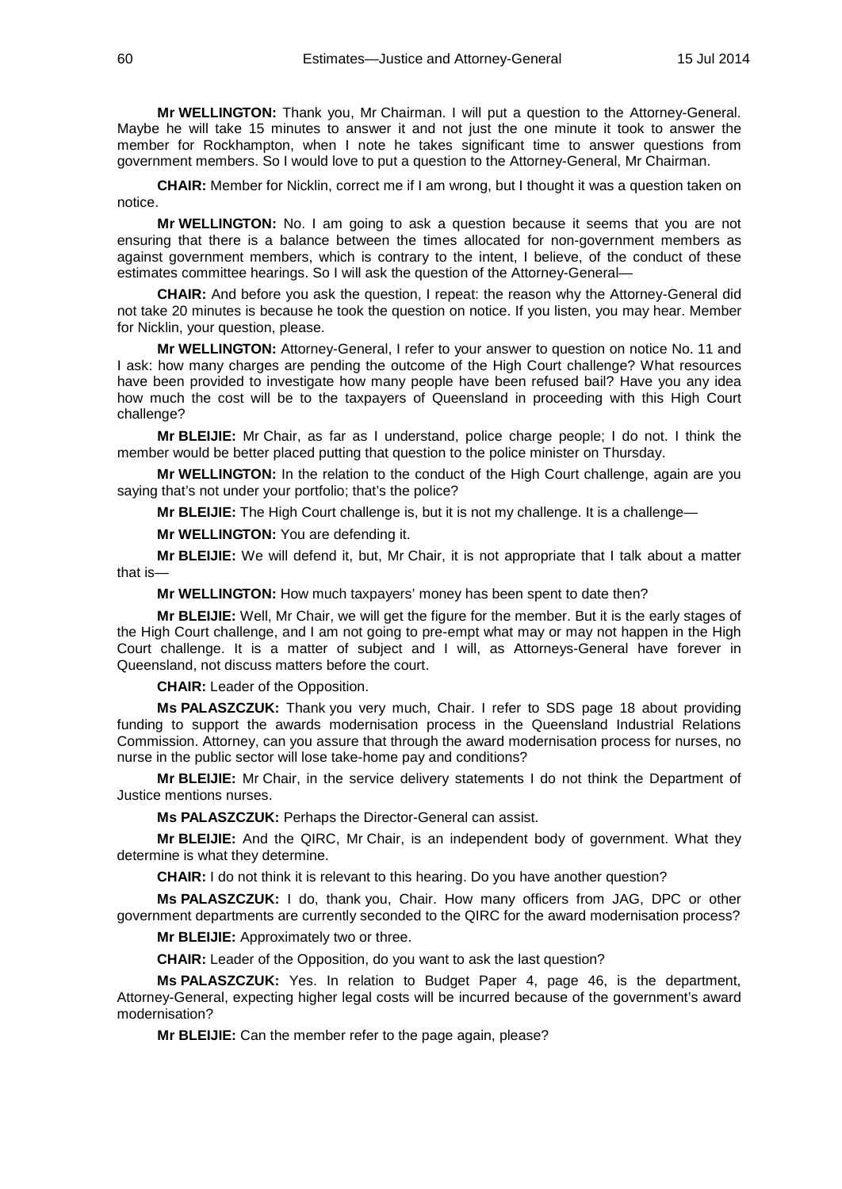**Mr WELLINGTON:** Thank you, Mr Chairman. I will put a question to the Attorney-General. Maybe he will take 15 minutes to answer it and not just the one minute it took to answer the member for Rockhampton, when I note he takes significant time to answer questions from government members. So I would love to put a question to the Attorney-General, Mr Chairman.

**CHAIR:** Member for Nicklin, correct me if I am wrong, but I thought it was a question taken on notice.

**Mr WELLINGTON:** No. I am going to ask a question because it seems that you are not ensuring that there is a balance between the times allocated for non-government members as against government members, which is contrary to the intent, I believe, of the conduct of these estimates committee hearings. So I will ask the question of the Attorney-General—

**CHAIR:** And before you ask the question, I repeat: the reason why the Attorney-General did not take 20 minutes is because he took the question on notice. If you listen, you may hear. Member for Nicklin, your question, please.

**Mr WELLINGTON:** Attorney-General, I refer to your answer to question on notice No. 11 and I ask: how many charges are pending the outcome of the High Court challenge? What resources have been provided to investigate how many people have been refused bail? Have you any idea how much the cost will be to the taxpayers of Queensland in proceeding with this High Court challenge?

**Mr BLEIJIE:** Mr Chair, as far as I understand, police charge people; I do not. I think the member would be better placed putting that question to the police minister on Thursday.

**Mr WELLINGTON:** In the relation to the conduct of the High Court challenge, again are you saying that's not under your portfolio; that's the police?

**Mr BLEIJIE:** The High Court challenge is, but it is not my challenge. It is a challenge—

**Mr WELLINGTON:** You are defending it.

**Mr BLEIJIE:** We will defend it, but, Mr Chair, it is not appropriate that I talk about a matter that is—

**Mr WELLINGTON:** How much taxpayers' money has been spent to date then?

**Mr BLEIJIE:** Well, Mr Chair, we will get the figure for the member. But it is the early stages of the High Court challenge, and I am not going to pre-empt what may or may not happen in the High Court challenge. It is a matter of subject and I will, as Attorneys-General have forever in Queensland, not discuss matters before the court.

**CHAIR:** Leader of the Opposition.

**Ms PALASZCZUK:** Thank you very much, Chair. I refer to SDS page 18 about providing funding to support the awards modernisation process in the Queensland Industrial Relations Commission. Attorney, can you assure that through the award modernisation process for nurses, no nurse in the public sector will lose take-home pay and conditions?

**Mr BLEIJIE:** Mr Chair, in the service delivery statements I do not think the Department of Justice mentions nurses.

**Ms PALASZCZUK:** Perhaps the Director-General can assist.

**Mr BLEIJIE:** And the QIRC, Mr Chair, is an independent body of government. What they determine is what they determine.

**CHAIR:** I do not think it is relevant to this hearing. Do you have another question?

**Ms PALASZCZUK:** I do, thank you, Chair. How many officers from JAG, DPC or other government departments are currently seconded to the QIRC for the award modernisation process?

**Mr BLEIJIE:** Approximately two or three.

**CHAIR:** Leader of the Opposition, do you want to ask the last question?

**Ms PALASZCZUK:** Yes. In relation to Budget Paper 4, page 46, is the department, Attorney-General, expecting higher legal costs will be incurred because of the government's award modernisation?

**Mr BLEIJIE:** Can the member refer to the page again, please?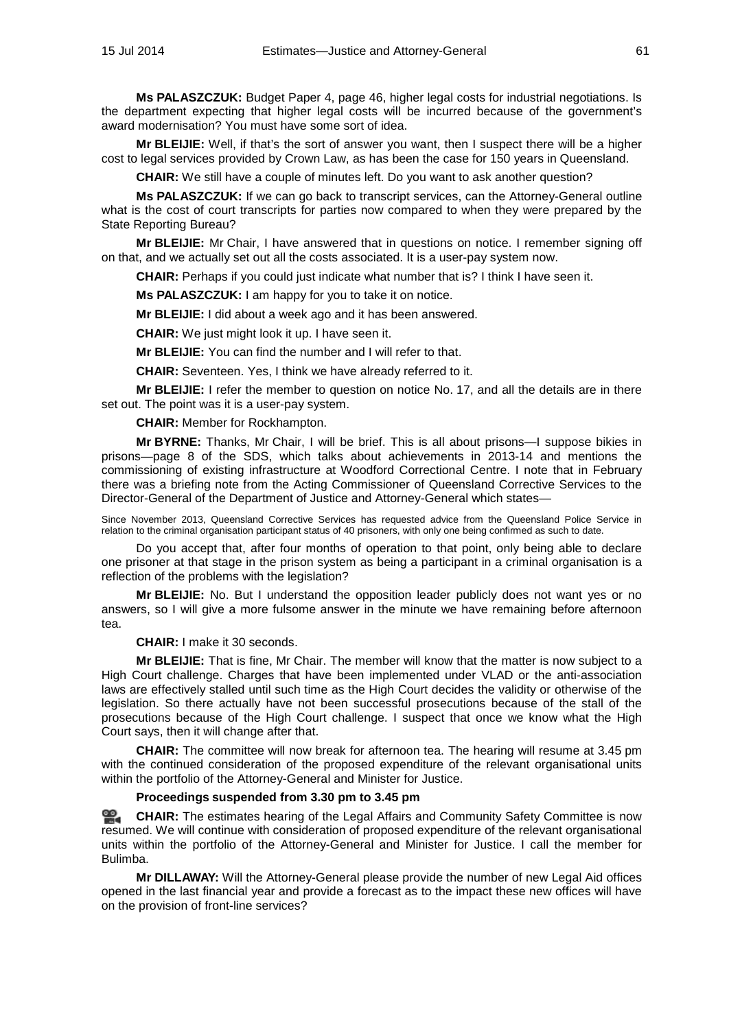**Ms PALASZCZUK:** Budget Paper 4, page 46, higher legal costs for industrial negotiations. Is the department expecting that higher legal costs will be incurred because of the government's award modernisation? You must have some sort of idea.

**Mr BLEIJIE:** Well, if that's the sort of answer you want, then I suspect there will be a higher cost to legal services provided by Crown Law, as has been the case for 150 years in Queensland.

**CHAIR:** We still have a couple of minutes left. Do you want to ask another question?

**Ms PALASZCZUK:** If we can go back to transcript services, can the Attorney-General outline what is the cost of court transcripts for parties now compared to when they were prepared by the State Reporting Bureau?

**Mr BLEIJIE:** Mr Chair, I have answered that in questions on notice. I remember signing off on that, and we actually set out all the costs associated. It is a user-pay system now.

**CHAIR:** Perhaps if you could just indicate what number that is? I think I have seen it.

**Ms PALASZCZUK:** I am happy for you to take it on notice.

**Mr BLEIJIE:** I did about a week ago and it has been answered.

**CHAIR:** We just might look it up. I have seen it.

**Mr BLEIJIE:** You can find the number and I will refer to that.

**CHAIR:** Seventeen. Yes, I think we have already referred to it.

**Mr BLEIJIE:** I refer the member to question on notice No. 17, and all the details are in there set out. The point was it is a user-pay system.

**CHAIR:** Member for Rockhampton.

**Mr BYRNE:** Thanks, Mr Chair, I will be brief. This is all about prisons—I suppose bikies in prisons—page 8 of the SDS, which talks about achievements in 2013-14 and mentions the commissioning of existing infrastructure at Woodford Correctional Centre. I note that in February there was a briefing note from the Acting Commissioner of Queensland Corrective Services to the Director-General of the Department of Justice and Attorney-General which states—

> Since November 2013, Queensland Corrective Services has requested advice from the Queensland Police Service in relation to the criminal organisation participant status of 40 prisoners, with only one being confirmed as such to date.

Do you accept that, after four months of operation to that point, only being able to declare one prisoner at that stage in the prison system as being a participant in a criminal organisation is a reflection of the problems with the legislation?

**Mr BLEIJIE:** No. But I understand the opposition leader publicly does not want yes or no answers, so I will give a more fulsome answer in the minute we have remaining before afternoon tea.

**CHAIR:** I make it 30 seconds.

**Mr BLEIJIE:** That is fine, Mr Chair. The member will know that the matter is now subject to a High Court challenge. Charges that have been implemented under VLAD or the anti-association laws are effectively stalled until such time as the High Court decides the validity or otherwise of the legislation. So there actually have not been successful prosecutions because of the stall of the prosecutions because of the High Court challenge. I suspect that once we know what the High Court says, then it will change after that.

**CHAIR:** The committee will now break for afternoon tea. The hearing will resume at 3.45 pm with the continued consideration of the proposed expenditure of the relevant organisational units within the portfolio of the Attorney-General and Minister for Justice.

**Proceedings suspended from 3.30 pm to 3.45 pm**

**CHAIR:** The estimates hearing of the Legal Affairs and Community Safety Committee is now resumed. We will continue with consideration of proposed expenditure of the relevant organisational units within the portfolio of the Attorney-General and Minister for Justice. I call the member for Bulimba.

**Mr DILLAWAY:** Will the Attorney-General please provide the number of new Legal Aid offices opened in the last financial year and provide a forecast as to the impact these new offices will have on the provision of front-line services?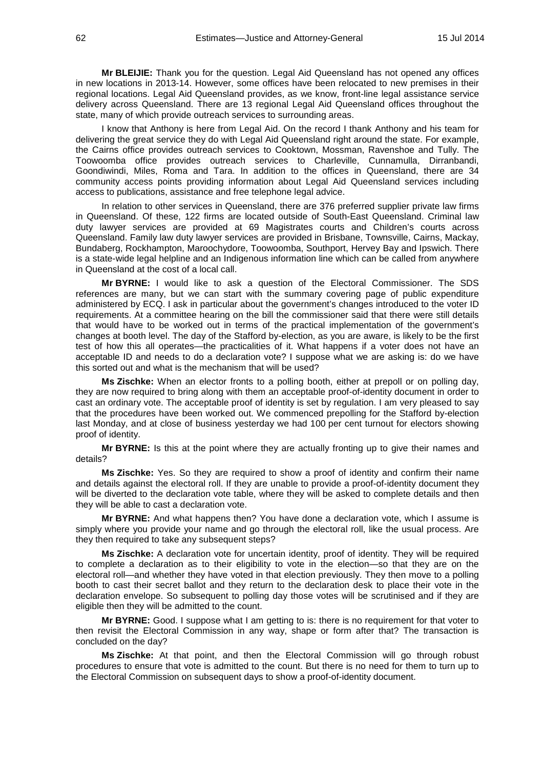**Mr BLEIJIE:** Thank you for the question. Legal Aid Queensland has not opened any offices in new locations in 2013-14. However, some offices have been relocated to new premises in their regional locations. Legal Aid Queensland provides, as we know, front-line legal assistance service delivery across Queensland. There are 13 regional Legal Aid Queensland offices throughout the state, many of which provide outreach services to surrounding areas.

I know that Anthony is here from Legal Aid. On the record I thank Anthony and his team for delivering the great service they do with Legal Aid Queensland right around the state. For example, the Cairns office provides outreach services to Cooktown, Mossman, Ravenshoe and Tully. The Toowoomba office provides outreach services to Charleville, Cunnamulla, Dirranbandi, Goondiwindi, Miles, Roma and Tara. In addition to the offices in Queensland, there are 34 community access points providing information about Legal Aid Queensland services including access to publications, assistance and free telephone legal advice.

In relation to other services in Queensland, there are 376 preferred supplier private law firms in Queensland. Of these, 122 firms are located outside of South-East Queensland. Criminal law duty lawyer services are provided at 69 Magistrates courts and Children's courts across Queensland. Family law duty lawyer services are provided in Brisbane, Townsville, Cairns, Mackay, Bundaberg, Rockhampton, Maroochydore, Toowoomba, Southport, Hervey Bay and Ipswich. There is a state-wide legal helpline and an Indigenous information line which can be called from anywhere in Queensland at the cost of a local call.

**Mr BYRNE:** I would like to ask a question of the Electoral Commissioner. The SDS references are many, but we can start with the summary covering page of public expenditure administered by ECQ. I ask in particular about the government's changes introduced to the voter ID requirements. At a committee hearing on the bill the commissioner said that there were still details that would have to be worked out in terms of the practical implementation of the government's changes at booth level. The day of the Stafford by-election, as you are aware, is likely to be the first test of how this all operates—the practicalities of it. What happens if a voter does not have an acceptable ID and needs to do a declaration vote? I suppose what we are asking is: do we have this sorted out and what is the mechanism that will be used?

**Ms Zischke:** When an elector fronts to a polling booth, either at prepoll or on polling day, they are now required to bring along with them an acceptable proof-of-identity document in order to cast an ordinary vote. The acceptable proof of identity is set by regulation. I am very pleased to say that the procedures have been worked out. We commenced prepolling for the Stafford by-election last Monday, and at close of business yesterday we had 100 per cent turnout for electors showing proof of identity.

**Mr BYRNE:** Is this at the point where they are actually fronting up to give their names and details?

**Ms Zischke:** Yes. So they are required to show a proof of identity and confirm their name and details against the electoral roll. If they are unable to provide a proof-of-identity document they will be diverted to the declaration vote table, where they will be asked to complete details and then they will be able to cast a declaration vote.

**Mr BYRNE:** And what happens then? You have done a declaration vote, which I assume is simply where you provide your name and go through the electoral roll, like the usual process. Are they then required to take any subsequent steps?

**Ms Zischke:** A declaration vote for uncertain identity, proof of identity. They will be required to complete a declaration as to their eligibility to vote in the election—so that they are on the electoral roll—and whether they have voted in that election previously. They then move to a polling booth to cast their secret ballot and they return to the declaration desk to place their vote in the declaration envelope. So subsequent to polling day those votes will be scrutinised and if they are eligible then they will be admitted to the count.

**Mr BYRNE:** Good. I suppose what I am getting to is: there is no requirement for that voter to then revisit the Electoral Commission in any way, shape or form after that? The transaction is concluded on the day?

**Ms Zischke:** At that point, and then the Electoral Commission will go through robust procedures to ensure that vote is admitted to the count. But there is no need for them to turn up to the Electoral Commission on subsequent days to show a proof-of-identity document.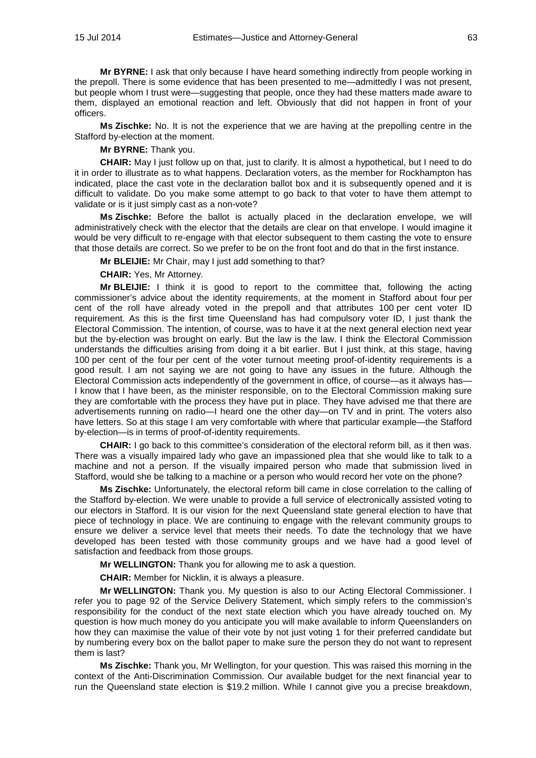**Mr BYRNE:** I ask that only because I have heard something indirectly from people working in the prepoll. There is some evidence that has been presented to me—admittedly I was not present, but people whom I trust were—suggesting that people, once they had these matters made aware to them, displayed an emotional reaction and left. Obviously that did not happen in front of your officers.

**Ms Zischke:** No. It is not the experience that we are having at the prepolling centre in the Stafford by-election at the moment.

**Mr BYRNE:** Thank you.

**CHAIR:** May I just follow up on that, just to clarify. It is almost a hypothetical, but I need to do it in order to illustrate as to what happens. Declaration voters, as the member for Rockhampton has indicated, place the cast vote in the declaration ballot box and it is subsequently opened and it is difficult to validate. Do you make some attempt to go back to that voter to have them attempt to validate or is it just simply cast as a non-vote?

**Ms Zischke:** Before the ballot is actually placed in the declaration envelope, we will administratively check with the elector that the details are clear on that envelope. I would imagine it would be very difficult to re-engage with that elector subsequent to them casting the vote to ensure that those details are correct. So we prefer to be on the front foot and do that in the first instance.

**Mr BLEIJIE:** Mr Chair, may I just add something to that?

**CHAIR:** Yes, Mr Attorney.

**Mr BLEIJIE:** I think it is good to report to the committee that, following the acting commissioner's advice about the identity requirements, at the moment in Stafford about four per cent of the roll have already voted in the prepoll and that attributes 100 per cent voter ID requirement. As this is the first time Queensland has had compulsory voter ID, I just thank the Electoral Commission. The intention, of course, was to have it at the next general election next year but the by-election was brought on early. But the law is the law. I think the Electoral Commission understands the difficulties arising from doing it a bit earlier. But I just think, at this stage, having 100 per cent of the four per cent of the voter turnout meeting proof-of-identity requirements is a good result. I am not saying we are not going to have any issues in the future. Although the Electoral Commission acts independently of the government in office, of course—as it always has—I know that I have been, as the minister responsible, on to the Electoral Commission making sure they are comfortable with the process they have put in place. They have advised me that there are advertisements running on radio—I heard one the other day—on TV and in print. The voters also have letters. So at this stage I am very comfortable with where that particular example—the Stafford by-election—is in terms of proof-of-identity requirements.

**CHAIR:** I go back to this committee's consideration of the electoral reform bill, as it then was. There was a visually impaired lady who gave an impassioned plea that she would like to talk to a machine and not a person. If the visually impaired person who made that submission lived in Stafford, would she be talking to a machine or a person who would record her vote on the phone?

**Ms Zischke:** Unfortunately, the electoral reform bill came in close correlation to the calling of the Stafford by-election. We were unable to provide a full service of electronically assisted voting to our electors in Stafford. It is our vision for the next Queensland state general election to have that piece of technology in place. We are continuing to engage with the relevant community groups to ensure we deliver a service level that meets their needs. To date the technology that we have developed has been tested with those community groups and we have had a good level of satisfaction and feedback from those groups.

**Mr WELLINGTON:** Thank you for allowing me to ask a question.

**CHAIR:** Member for Nicklin, it is always a pleasure.

**Mr WELLINGTON:** Thank you. My question is also to our Acting Electoral Commissioner. I refer you to page 92 of the Service Delivery Statement, which simply refers to the commission's responsibility for the conduct of the next state election which you have already touched on. My question is how much money do you anticipate you will make available to inform Queenslanders on how they can maximise the value of their vote by not just voting 1 for their preferred candidate but by numbering every box on the ballot paper to make sure the person they do not want to represent them is last?

**Ms Zischke:** Thank you, Mr Wellington, for your question. This was raised this morning in the context of the Anti-Discrimination Commission. Our available budget for the next financial year to run the Queensland state election is $19.2 million. While I cannot give you a precise breakdown,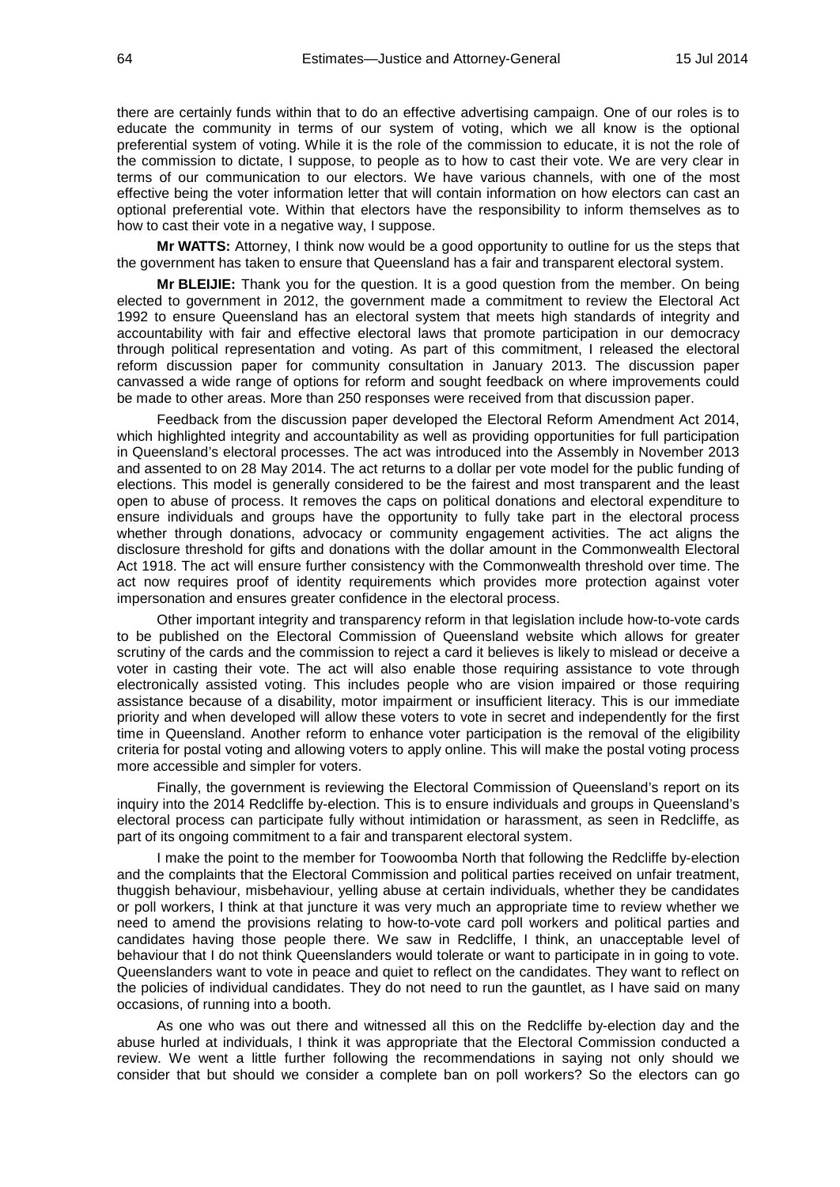there are certainly funds within that to do an effective advertising campaign. One of our roles is to educate the community in terms of our system of voting, which we all know is the optional preferential system of voting. While it is the role of the commission to educate, it is not the role of the commission to dictate, I suppose, to people as to how to cast their vote. We are very clear in terms of our communication to our electors. We have various channels, with one of the most effective being the voter information letter that will contain information on how electors can cast an optional preferential vote. Within that electors have the responsibility to inform themselves as to how to cast their vote in a negative way, I suppose.

**Mr WATTS:** Attorney, I think now would be a good opportunity to outline for us the steps that the government has taken to ensure that Queensland has a fair and transparent electoral system.

**Mr BLEIJIE:** Thank you for the question. It is a good question from the member. On being elected to government in 2012, the government made a commitment to review the Electoral Act 1992 to ensure Queensland has an electoral system that meets high standards of integrity and accountability with fair and effective electoral laws that promote participation in our democracy through political representation and voting. As part of this commitment, I released the electoral reform discussion paper for community consultation in January 2013. The discussion paper canvassed a wide range of options for reform and sought feedback on where improvements could be made to other areas. More than 250 responses were received from that discussion paper.

Feedback from the discussion paper developed the Electoral Reform Amendment Act 2014, which highlighted integrity and accountability as well as providing opportunities for full participation in Queensland's electoral processes. The act was introduced into the Assembly in November 2013 and assented to on 28 May 2014. The act returns to a dollar per vote model for the public funding of elections. This model is generally considered to be the fairest and most transparent and the least open to abuse of process. It removes the caps on political donations and electoral expenditure to ensure individuals and groups have the opportunity to fully take part in the electoral process whether through donations, advocacy or community engagement activities. The act aligns the disclosure threshold for gifts and donations with the dollar amount in the Commonwealth Electoral Act 1918. The act will ensure further consistency with the Commonwealth threshold over time. The act now requires proof of identity requirements which provides more protection against voter impersonation and ensures greater confidence in the electoral process.

Other important integrity and transparency reform in that legislation include how-to-vote cards to be published on the Electoral Commission of Queensland website which allows for greater scrutiny of the cards and the commission to reject a card it believes is likely to mislead or deceive a voter in casting their vote. The act will also enable those requiring assistance to vote through electronically assisted voting. This includes people who are vision impaired or those requiring assistance because of a disability, motor impairment or insufficient literacy. This is our immediate priority and when developed will allow these voters to vote in secret and independently for the first time in Queensland. Another reform to enhance voter participation is the removal of the eligibility criteria for postal voting and allowing voters to apply online. This will make the postal voting process more accessible and simpler for voters.

Finally, the government is reviewing the Electoral Commission of Queensland's report on its inquiry into the 2014 Redcliffe by-election. This is to ensure individuals and groups in Queensland's electoral process can participate fully without intimidation or harassment, as seen in Redcliffe, as part of its ongoing commitment to a fair and transparent electoral system.

I make the point to the member for Toowoomba North that following the Redcliffe by-election and the complaints that the Electoral Commission and political parties received on unfair treatment, thuggish behaviour, misbehaviour, yelling abuse at certain individuals, whether they be candidates or poll workers, I think at that juncture it was very much an appropriate time to review whether we need to amend the provisions relating to how-to-vote card poll workers and political parties and candidates having those people there. We saw in Redcliffe, I think, an unacceptable level of behaviour that I do not think Queenslanders would tolerate or want to participate in in going to vote. Queenslanders want to vote in peace and quiet to reflect on the candidates. They want to reflect on the policies of individual candidates. They do not need to run the gauntlet, as I have said on many occasions, of running into a booth.

As one who was out there and witnessed all this on the Redcliffe by-election day and the abuse hurled at individuals, I think it was appropriate that the Electoral Commission conducted a review. We went a little further following the recommendations in saying not only should we consider that but should we consider a complete ban on poll workers? So the electors can go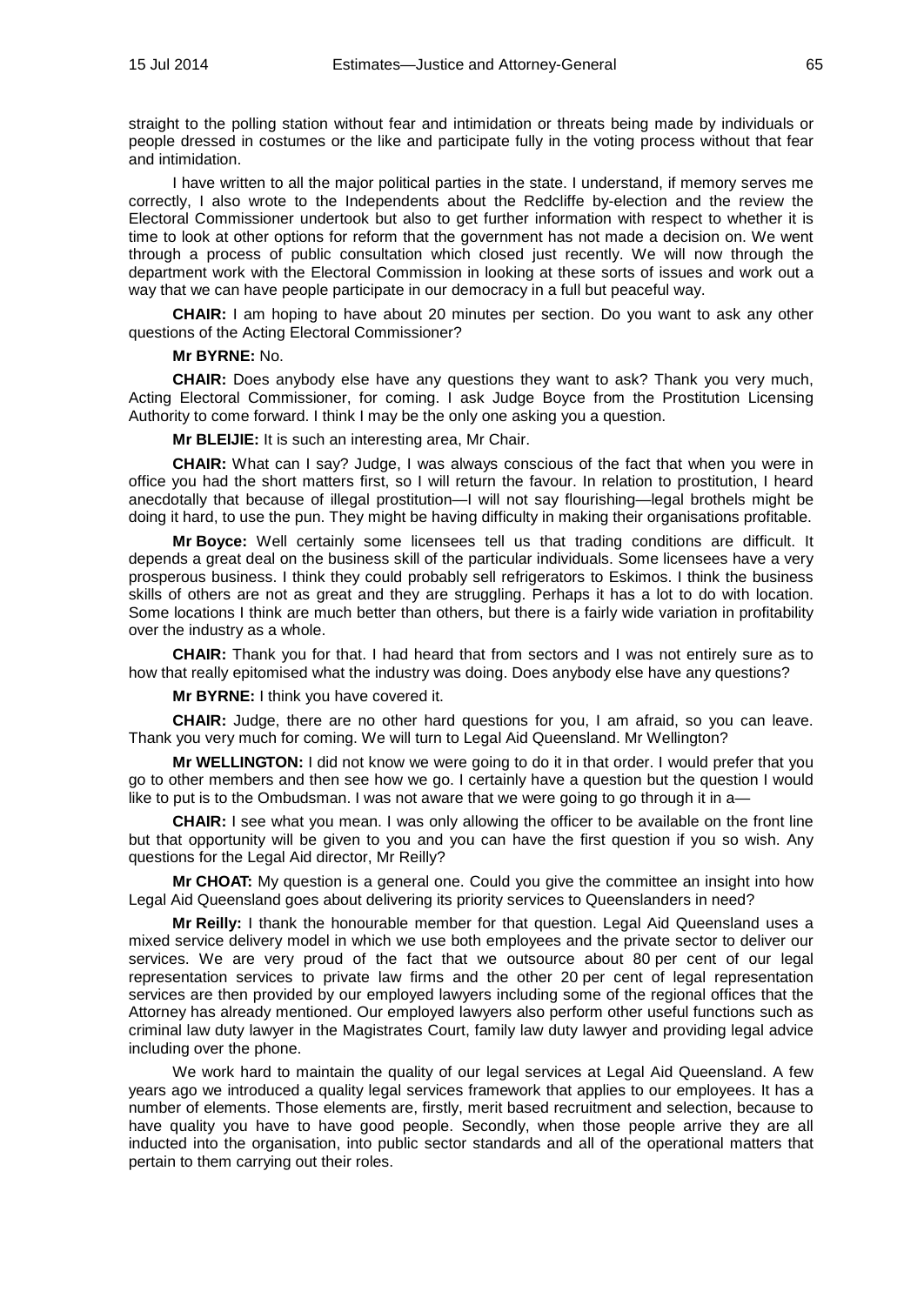straight to the polling station without fear and intimidation or threats being made by individuals or people dressed in costumes or the like and participate fully in the voting process without that fear and intimidation.

I have written to all the major political parties in the state. I understand, if memory serves me correctly, I also wrote to the Independents about the Redcliffe by-election and the review the Electoral Commissioner undertook but also to get further information with respect to whether it is time to look at other options for reform that the government has not made a decision on. We went through a process of public consultation which closed just recently. We will now through the department work with the Electoral Commission in looking at these sorts of issues and work out a way that we can have people participate in our democracy in a full but peaceful way.

**CHAIR:** I am hoping to have about 20 minutes per section. Do you want to ask any other questions of the Acting Electoral Commissioner?

**Mr BYRNE:** No.

**CHAIR:** Does anybody else have any questions they want to ask? Thank you very much, Acting Electoral Commissioner, for coming. I ask Judge Boyce from the Prostitution Licensing Authority to come forward. I think I may be the only one asking you a question.

**Mr BLEIJIE:** It is such an interesting area, Mr Chair.

**CHAIR:** What can I say? Judge, I was always conscious of the fact that when you were in office you had the short matters first, so I will return the favour. In relation to prostitution, I heard anecdotally that because of illegal prostitution—I will not say flourishing—legal brothels might be doing it hard, to use the pun. They might be having difficulty in making their organisations profitable.

**Mr Boyce:** Well certainly some licensees tell us that trading conditions are difficult. It depends a great deal on the business skill of the particular individuals. Some licensees have a very prosperous business. I think they could probably sell refrigerators to Eskimos. I think the business skills of others are not as great and they are struggling. Perhaps it has a lot to do with location. Some locations I think are much better than others, but there is a fairly wide variation in profitability over the industry as a whole.

**CHAIR:** Thank you for that. I had heard that from sectors and I was not entirely sure as to how that really epitomised what the industry was doing. Does anybody else have any questions?

**Mr BYRNE:** I think you have covered it.

**CHAIR:** Judge, there are no other hard questions for you, I am afraid, so you can leave. Thank you very much for coming. We will turn to Legal Aid Queensland. Mr Wellington?

**Mr WELLINGTON:** I did not know we were going to do it in that order. I would prefer that you go to other members and then see how we go. I certainly have a question but the question I would like to put is to the Ombudsman. I was not aware that we were going to go through it in a—

**CHAIR:** I see what you mean. I was only allowing the officer to be available on the front line but that opportunity will be given to you and you can have the first question if you so wish. Any questions for the Legal Aid director, Mr Reilly?

**Mr CHOAT:** My question is a general one. Could you give the committee an insight into how Legal Aid Queensland goes about delivering its priority services to Queenslanders in need?

**Mr Reilly:** I thank the honourable member for that question. Legal Aid Queensland uses a mixed service delivery model in which we use both employees and the private sector to deliver our services. We are very proud of the fact that we outsource about 80 per cent of our legal representation services to private law firms and the other 20 per cent of legal representation services are then provided by our employed lawyers including some of the regional offices that the Attorney has already mentioned. Our employed lawyers also perform other useful functions such as criminal law duty lawyer in the Magistrates Court, family law duty lawyer and providing legal advice including over the phone.

We work hard to maintain the quality of our legal services at Legal Aid Queensland. A few years ago we introduced a quality legal services framework that applies to our employees. It has a number of elements. Those elements are, firstly, merit based recruitment and selection, because to have quality you have to have good people. Secondly, when those people arrive they are all inducted into the organisation, into public sector standards and all of the operational matters that pertain to them carrying out their roles.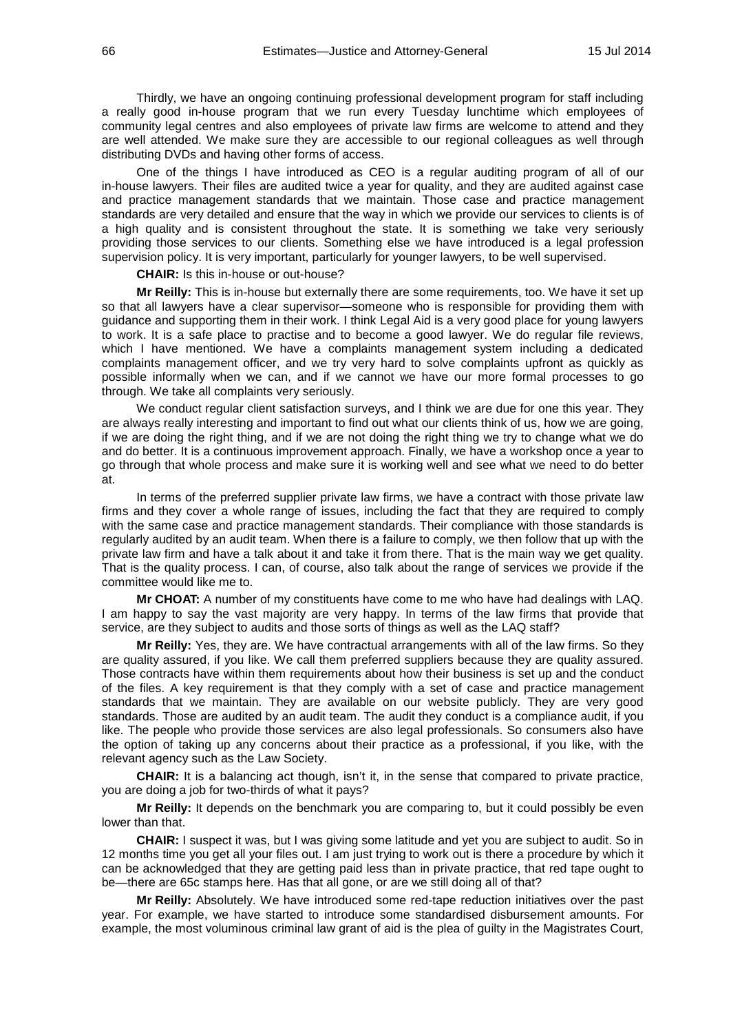Thirdly, we have an ongoing continuing professional development program for staff including a really good in-house program that we run every Tuesday lunchtime which employees of community legal centres and also employees of private law firms are welcome to attend and they are well attended. We make sure they are accessible to our regional colleagues as well through distributing DVDs and having other forms of access.

One of the things I have introduced as CEO is a regular auditing program of all of our in-house lawyers. Their files are audited twice a year for quality, and they are audited against case and practice management standards that we maintain. Those case and practice management standards are very detailed and ensure that the way in which we provide our services to clients is of a high quality and is consistent throughout the state. It is something we take very seriously providing those services to our clients. Something else we have introduced is a legal profession supervision policy. It is very important, particularly for younger lawyers, to be well supervised.

**CHAIR:** Is this in-house or out-house?

**Mr Reilly:** This is in-house but externally there are some requirements, too. We have it set up so that all lawyers have a clear supervisor—someone who is responsible for providing them with guidance and supporting them in their work. I think Legal Aid is a very good place for young lawyers to work. It is a safe place to practise and to become a good lawyer. We do regular file reviews, which I have mentioned. We have a complaints management system including a dedicated complaints management officer, and we try very hard to solve complaints upfront as quickly as possible informally when we can, and if we cannot we have our more formal processes to go through. We take all complaints very seriously.

We conduct regular client satisfaction surveys, and I think we are due for one this year. They are always really interesting and important to find out what our clients think of us, how we are going, if we are doing the right thing, and if we are not doing the right thing we try to change what we do and do better. It is a continuous improvement approach. Finally, we have a workshop once a year to go through that whole process and make sure it is working well and see what we need to do better at.

In terms of the preferred supplier private law firms, we have a contract with those private law firms and they cover a whole range of issues, including the fact that they are required to comply with the same case and practice management standards. Their compliance with those standards is regularly audited by an audit team. When there is a failure to comply, we then follow that up with the private law firm and have a talk about it and take it from there. That is the main way we get quality. That is the quality process. I can, of course, also talk about the range of services we provide if the committee would like me to.

**Mr CHOAT:** A number of my constituents have come to me who have had dealings with LAQ. I am happy to say the vast majority are very happy. In terms of the law firms that provide that service, are they subject to audits and those sorts of things as well as the LAQ staff?

**Mr Reilly:** Yes, they are. We have contractual arrangements with all of the law firms. So they are quality assured, if you like. We call them preferred suppliers because they are quality assured. Those contracts have within them requirements about how their business is set up and the conduct of the files. A key requirement is that they comply with a set of case and practice management standards that we maintain. They are available on our website publicly. They are very good standards. Those are audited by an audit team. The audit they conduct is a compliance audit, if you like. The people who provide those services are also legal professionals. So consumers also have the option of taking up any concerns about their practice as a professional, if you like, with the relevant agency such as the Law Society.

**CHAIR:** It is a balancing act though, isn't it, in the sense that compared to private practice, you are doing a job for two-thirds of what it pays?

**Mr Reilly:** It depends on the benchmark you are comparing to, but it could possibly be even lower than that.

**CHAIR:** I suspect it was, but I was giving some latitude and yet you are subject to audit. So in 12 months time you get all your files out. I am just trying to work out is there a procedure by which it can be acknowledged that they are getting paid less than in private practice, that red tape ought to be—there are 65c stamps here. Has that all gone, or are we still doing all of that?

**Mr Reilly:** Absolutely. We have introduced some red-tape reduction initiatives over the past year. For example, we have started to introduce some standardised disbursement amounts. For example, the most voluminous criminal law grant of aid is the plea of guilty in the Magistrates Court,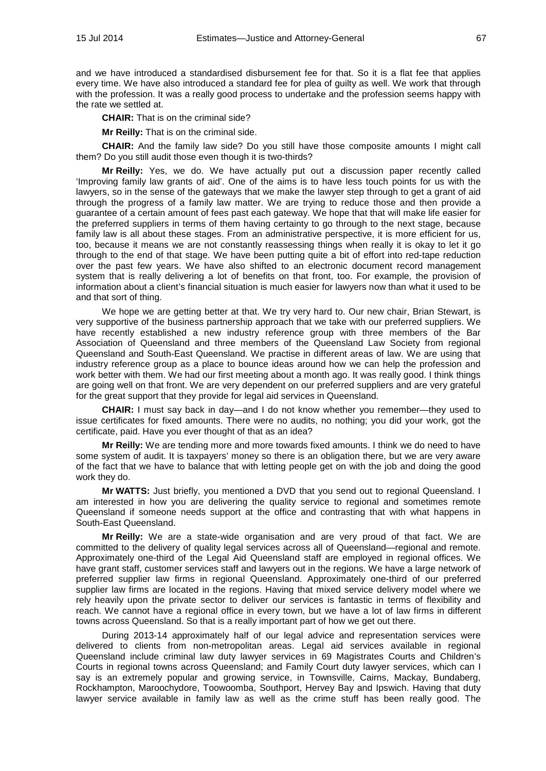and we have introduced a standardised disbursement fee for that. So it is a flat fee that applies every time. We have also introduced a standard fee for plea of guilty as well. We work that through with the profession. It was a really good process to undertake and the profession seems happy with the rate we settled at.

**CHAIR:** That is on the criminal side?

**Mr Reilly:** That is on the criminal side.

**CHAIR:** And the family law side? Do you still have those composite amounts I might call them? Do you still audit those even though it is two-thirds?

**Mr Reilly:** Yes, we do. We have actually put out a discussion paper recently called 'Improving family law grants of aid'. One of the aims is to have less touch points for us with the lawyers, so in the sense of the gateways that we make the lawyer step through to get a grant of aid through the progress of a family law matter. We are trying to reduce those and then provide a guarantee of a certain amount of fees past each gateway. We hope that that will make life easier for the preferred suppliers in terms of them having certainty to go through to the next stage, because family law is all about these stages. From an administrative perspective, it is more efficient for us, too, because it means we are not constantly reassessing things when really it is okay to let it go through to the end of that stage. We have been putting quite a bit of effort into red-tape reduction over the past few years. We have also shifted to an electronic document record management system that is really delivering a lot of benefits on that front, too. For example, the provision of information about a client's financial situation is much easier for lawyers now than what it used to be and that sort of thing.

We hope we are getting better at that. We try very hard to. Our new chair, Brian Stewart, is very supportive of the business partnership approach that we take with our preferred suppliers. We have recently established a new industry reference group with three members of the Bar Association of Queensland and three members of the Queensland Law Society from regional Queensland and South-East Queensland. We practise in different areas of law. We are using that industry reference group as a place to bounce ideas around how we can help the profession and work better with them. We had our first meeting about a month ago. It was really good. I think things are going well on that front. We are very dependent on our preferred suppliers and are very grateful for the great support that they provide for legal aid services in Queensland.

**CHAIR:** I must say back in day—and I do not know whether you remember—they used to issue certificates for fixed amounts. There were no audits, no nothing; you did your work, got the certificate, paid. Have you ever thought of that as an idea?

**Mr Reilly:** We are tending more and more towards fixed amounts. I think we do need to have some system of audit. It is taxpayers' money so there is an obligation there, but we are very aware of the fact that we have to balance that with letting people get on with the job and doing the good work they do.

**Mr WATTS:** Just briefly, you mentioned a DVD that you send out to regional Queensland. I am interested in how you are delivering the quality service to regional and sometimes remote Queensland if someone needs support at the office and contrasting that with what happens in South-East Queensland.

**Mr Reilly:** We are a state-wide organisation and are very proud of that fact. We are committed to the delivery of quality legal services across all of Queensland—regional and remote. Approximately one-third of the Legal Aid Queensland staff are employed in regional offices. We have grant staff, customer services staff and lawyers out in the regions. We have a large network of preferred supplier law firms in regional Queensland. Approximately one-third of our preferred supplier law firms are located in the regions. Having that mixed service delivery model where we rely heavily upon the private sector to deliver our services is fantastic in terms of flexibility and reach. We cannot have a regional office in every town, but we have a lot of law firms in different towns across Queensland. So that is a really important part of how we get out there.

During 2013-14 approximately half of our legal advice and representation services were delivered to clients from non-metropolitan areas. Legal aid services available in regional Queensland include criminal law duty lawyer services in 69 Magistrates Courts and Children's Courts in regional towns across Queensland; and Family Court duty lawyer services, which can I say is an extremely popular and growing service, in Townsville, Cairns, Mackay, Bundaberg, Rockhampton, Maroochydore, Toowoomba, Southport, Hervey Bay and Ipswich. Having that duty lawyer service available in family law as well as the crime stuff has been really good. The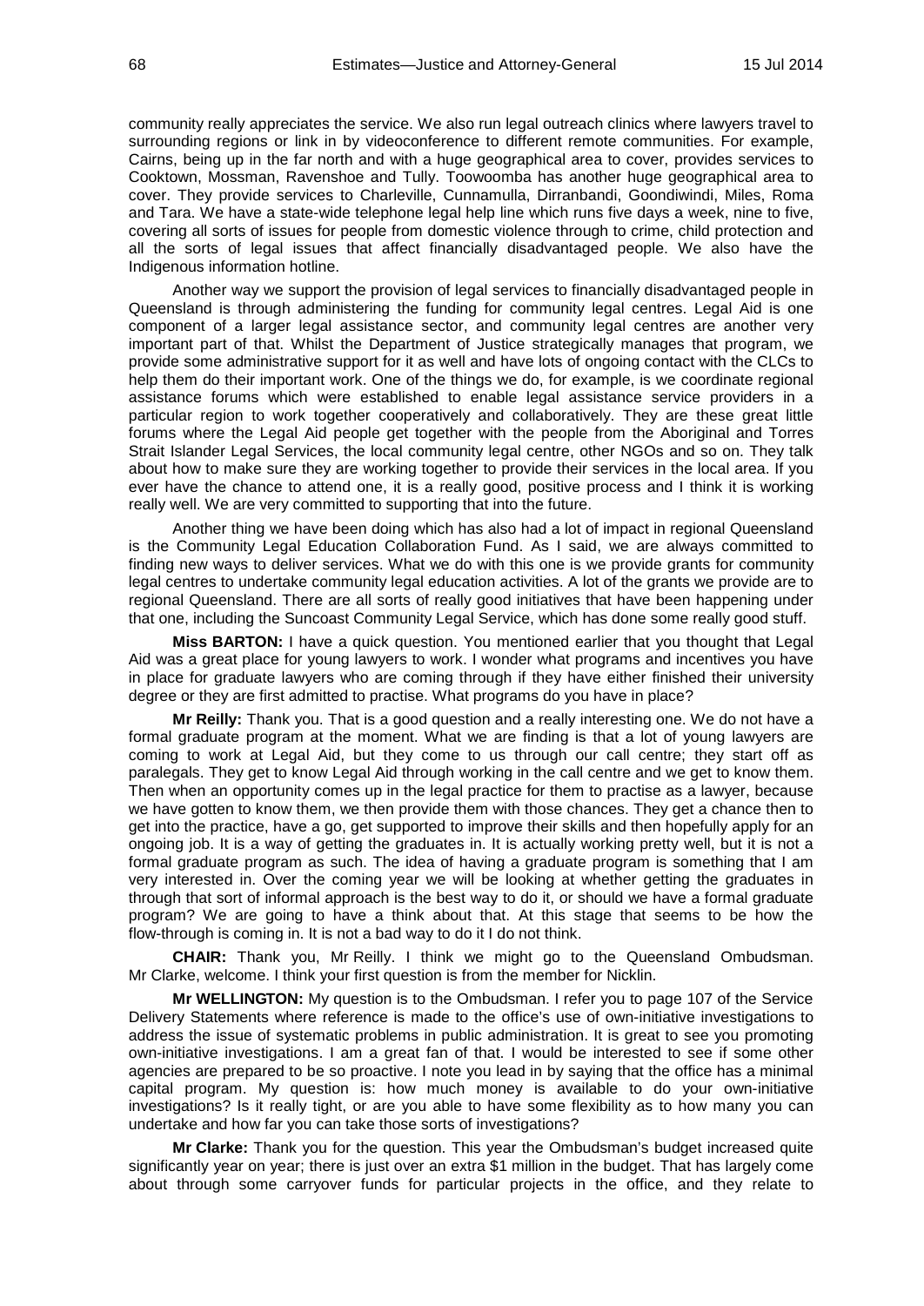community really appreciates the service. We also run legal outreach clinics where lawyers travel to surrounding regions or link in by videoconference to different remote communities. For example, Cairns, being up in the far north and with a huge geographical area to cover, provides services to Cooktown, Mossman, Ravenshoe and Tully. Toowoomba has another huge geographical area to cover. They provide services to Charleville, Cunnamulla, Dirranbandi, Goondiwindi, Miles, Roma and Tara. We have a state-wide telephone legal help line which runs five days a week, nine to five, covering all sorts of issues for people from domestic violence through to crime, child protection and all the sorts of legal issues that affect financially disadvantaged people. We also have the Indigenous information hotline.

Another way we support the provision of legal services to financially disadvantaged people in Queensland is through administering the funding for community legal centres. Legal Aid is one component of a larger legal assistance sector, and community legal centres are another very important part of that. Whilst the Department of Justice strategically manages that program, we provide some administrative support for it as well and have lots of ongoing contact with the CLCs to help them do their important work. One of the things we do, for example, is we coordinate regional assistance forums which were established to enable legal assistance service providers in a particular region to work together cooperatively and collaboratively. They are these great little forums where the Legal Aid people get together with the people from the Aboriginal and Torres Strait Islander Legal Services, the local community legal centre, other NGOs and so on. They talk about how to make sure they are working together to provide their services in the local area. If you ever have the chance to attend one, it is a really good, positive process and I think it is working really well. We are very committed to supporting that into the future.

Another thing we have been doing which has also had a lot of impact in regional Queensland is the Community Legal Education Collaboration Fund. As I said, we are always committed to finding new ways to deliver services. What we do with this one is we provide grants for community legal centres to undertake community legal education activities. A lot of the grants we provide are to regional Queensland. There are all sorts of really good initiatives that have been happening under that one, including the Suncoast Community Legal Service, which has done some really good stuff.

**Miss BARTON:** I have a quick question. You mentioned earlier that you thought that Legal Aid was a great place for young lawyers to work. I wonder what programs and incentives you have in place for graduate lawyers who are coming through if they have either finished their university degree or they are first admitted to practise. What programs do you have in place?

**Mr Reilly:** Thank you. That is a good question and a really interesting one. We do not have a formal graduate program at the moment. What we are finding is that a lot of young lawyers are coming to work at Legal Aid, but they come to us through our call centre; they start off as paralegals. They get to know Legal Aid through working in the call centre and we get to know them. Then when an opportunity comes up in the legal practice for them to practise as a lawyer, because we have gotten to know them, we then provide them with those chances. They get a chance then to get into the practice, have a go, get supported to improve their skills and then hopefully apply for an ongoing job. It is a way of getting the graduates in. It is actually working pretty well, but it is not a formal graduate program as such. The idea of having a graduate program is something that I am very interested in. Over the coming year we will be looking at whether getting the graduates in through that sort of informal approach is the best way to do it, or should we have a formal graduate program? We are going to have a think about that. At this stage that seems to be how the flow-through is coming in. It is not a bad way to do it I do not think.

**CHAIR:** Thank you, Mr Reilly. I think we might go to the Queensland Ombudsman. Mr Clarke, welcome. I think your first question is from the member for Nicklin.

**Mr WELLINGTON:** My question is to the Ombudsman. I refer you to page 107 of the Service Delivery Statements where reference is made to the office's use of own-initiative investigations to address the issue of systematic problems in public administration. It is great to see you promoting own-initiative investigations. I am a great fan of that. I would be interested to see if some other agencies are prepared to be so proactive. I note you lead in by saying that the office has a minimal capital program. My question is: how much money is available to do your own-initiative investigations? Is it really tight, or are you able to have some flexibility as to how many you can undertake and how far you can take those sorts of investigations?

**Mr Clarke:** Thank you for the question. This year the Ombudsman's budget increased quite significantly year on year; there is just over an extra $1 million in the budget. That has largely come about through some carryover funds for particular projects in the office, and they relate to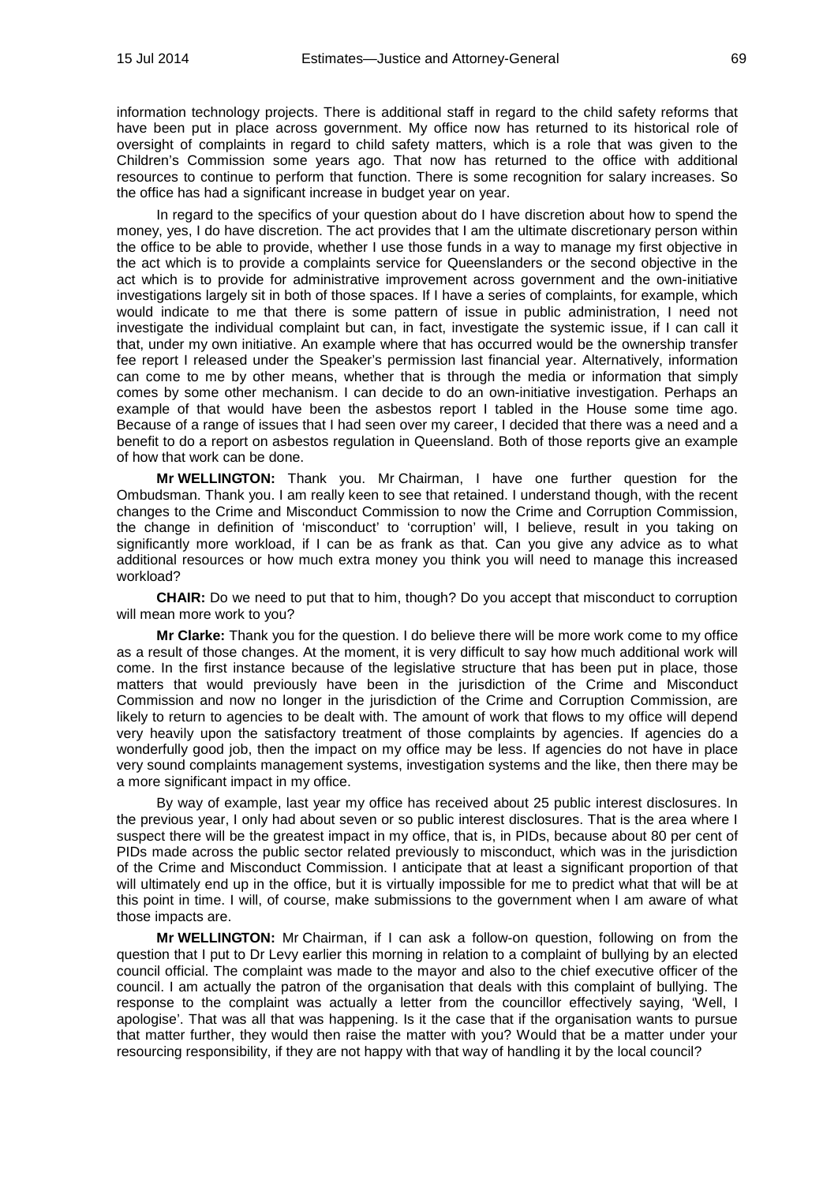information technology projects. There is additional staff in regard to the child safety reforms that have been put in place across government. My office now has returned to its historical role of oversight of complaints in regard to child safety matters, which is a role that was given to the Children's Commission some years ago. That now has returned to the office with additional resources to continue to perform that function. There is some recognition for salary increases. So the office has had a significant increase in budget year on year.

In regard to the specifics of your question about do I have discretion about how to spend the money, yes, I do have discretion. The act provides that I am the ultimate discretionary person within the office to be able to provide, whether I use those funds in a way to manage my first objective in the act which is to provide a complaints service for Queenslanders or the second objective in the act which is to provide for administrative improvement across government and the own-initiative investigations largely sit in both of those spaces. If I have a series of complaints, for example, which would indicate to me that there is some pattern of issue in public administration, I need not investigate the individual complaint but can, in fact, investigate the systemic issue, if I can call it that, under my own initiative. An example where that has occurred would be the ownership transfer fee report I released under the Speaker's permission last financial year. Alternatively, information can come to me by other means, whether that is through the media or information that simply comes by some other mechanism. I can decide to do an own-initiative investigation. Perhaps an example of that would have been the asbestos report I tabled in the House some time ago. Because of a range of issues that I had seen over my career, I decided that there was a need and a benefit to do a report on asbestos regulation in Queensland. Both of those reports give an example of how that work can be done.

**Mr WELLINGTON:** Thank you. Mr Chairman, I have one further question for the Ombudsman. Thank you. I am really keen to see that retained. I understand though, with the recent changes to the Crime and Misconduct Commission to now the Crime and Corruption Commission, the change in definition of 'misconduct' to 'corruption' will, I believe, result in you taking on significantly more workload, if I can be as frank as that. Can you give any advice as to what additional resources or how much extra money you think you will need to manage this increased workload?

**CHAIR:** Do we need to put that to him, though? Do you accept that misconduct to corruption will mean more work to you?

**Mr Clarke:** Thank you for the question. I do believe there will be more work come to my office as a result of those changes. At the moment, it is very difficult to say how much additional work will come. In the first instance because of the legislative structure that has been put in place, those matters that would previously have been in the jurisdiction of the Crime and Misconduct Commission and now no longer in the jurisdiction of the Crime and Corruption Commission, are likely to return to agencies to be dealt with. The amount of work that flows to my office will depend very heavily upon the satisfactory treatment of those complaints by agencies. If agencies do a wonderfully good job, then the impact on my office may be less. If agencies do not have in place very sound complaints management systems, investigation systems and the like, then there may be a more significant impact in my office.

By way of example, last year my office has received about 25 public interest disclosures. In the previous year, I only had about seven or so public interest disclosures. That is the area where I suspect there will be the greatest impact in my office, that is, in PIDs, because about 80 per cent of PIDs made across the public sector related previously to misconduct, which was in the jurisdiction of the Crime and Misconduct Commission. I anticipate that at least a significant proportion of that will ultimately end up in the office, but it is virtually impossible for me to predict what that will be at this point in time. I will, of course, make submissions to the government when I am aware of what those impacts are.

**Mr WELLINGTON:** Mr Chairman, if I can ask a follow-on question, following on from the question that I put to Dr Levy earlier this morning in relation to a complaint of bullying by an elected council official. The complaint was made to the mayor and also to the chief executive officer of the council. I am actually the patron of the organisation that deals with this complaint of bullying. The response to the complaint was actually a letter from the councillor effectively saying, 'Well, I apologise'. That was all that was happening. Is it the case that if the organisation wants to pursue that matter further, they would then raise the matter with you? Would that be a matter under your resourcing responsibility, if they are not happy with that way of handling it by the local council?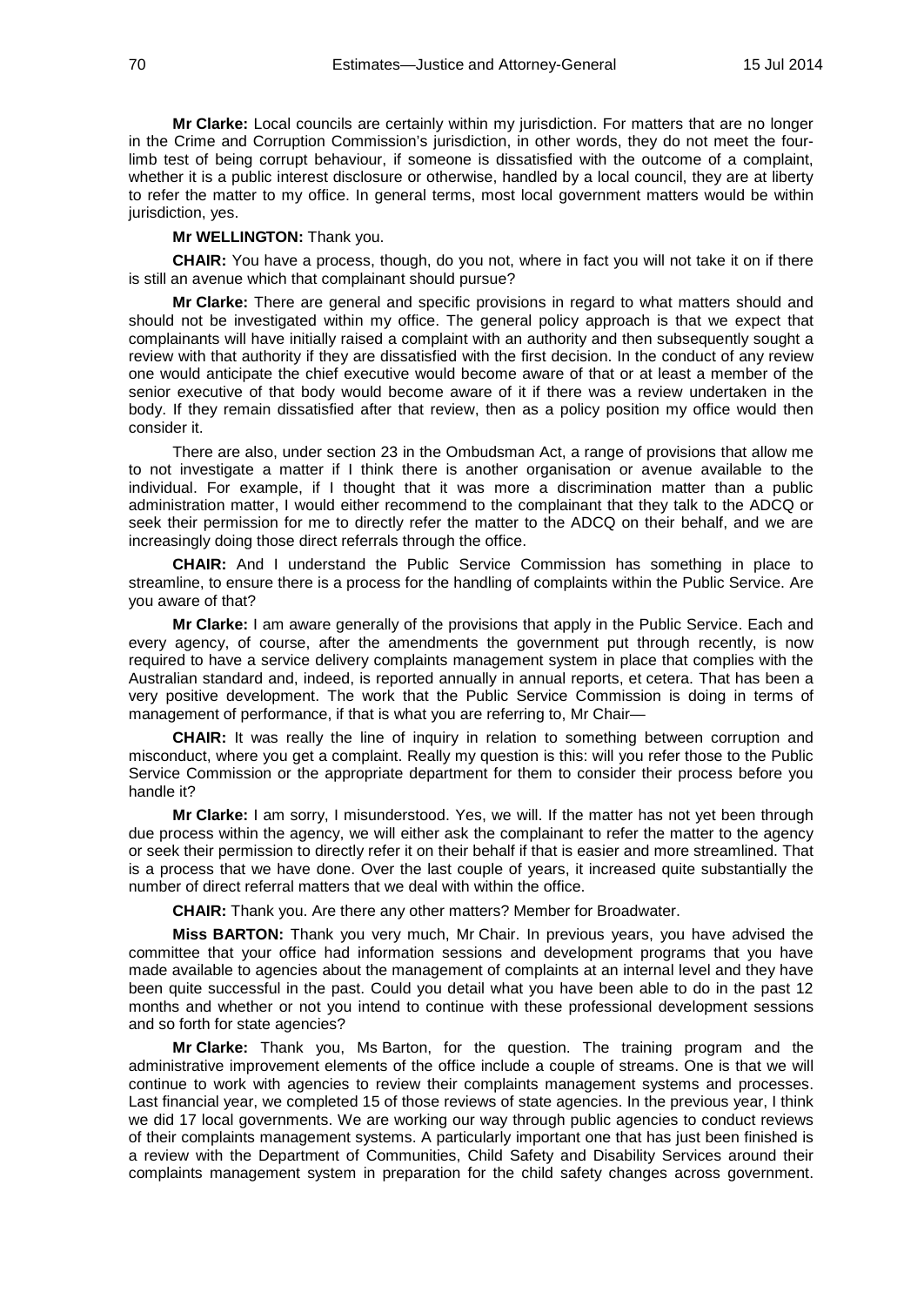**Mr Clarke:** Local councils are certainly within my jurisdiction. For matters that are no longer in the Crime and Corruption Commission's jurisdiction, in other words, they do not meet the four-limb test of being corrupt behaviour, if someone is dissatisfied with the outcome of a complaint, whether it is a public interest disclosure or otherwise, handled by a local council, they are at liberty to refer the matter to my office. In general terms, most local government matters would be within jurisdiction, yes.

**Mr WELLINGTON:** Thank you.

**CHAIR:** You have a process, though, do you not, where in fact you will not take it on if there is still an avenue which that complainant should pursue?

**Mr Clarke:** There are general and specific provisions in regard to what matters should and should not be investigated within my office. The general policy approach is that we expect that complainants will have initially raised a complaint with an authority and then subsequently sought a review with that authority if they are dissatisfied with the first decision. In the conduct of any review one would anticipate the chief executive would become aware of that or at least a member of the senior executive of that body would become aware of it if there was a review undertaken in the body. If they remain dissatisfied after that review, then as a policy position my office would then consider it.

There are also, under section 23 in the Ombudsman Act, a range of provisions that allow me to not investigate a matter if I think there is another organisation or avenue available to the individual. For example, if I thought that it was more a discrimination matter than a public administration matter, I would either recommend to the complainant that they talk to the ADCQ or seek their permission for me to directly refer the matter to the ADCQ on their behalf, and we are increasingly doing those direct referrals through the office.

**CHAIR:** And I understand the Public Service Commission has something in place to streamline, to ensure there is a process for the handling of complaints within the Public Service. Are you aware of that?

**Mr Clarke:** I am aware generally of the provisions that apply in the Public Service. Each and every agency, of course, after the amendments the government put through recently, is now required to have a service delivery complaints management system in place that complies with the Australian standard and, indeed, is reported annually in annual reports, et cetera. That has been a very positive development. The work that the Public Service Commission is doing in terms of management of performance, if that is what you are referring to, Mr Chair—

**CHAIR:** It was really the line of inquiry in relation to something between corruption and misconduct, where you get a complaint. Really my question is this: will you refer those to the Public Service Commission or the appropriate department for them to consider their process before you handle it?

**Mr Clarke:** I am sorry, I misunderstood. Yes, we will. If the matter has not yet been through due process within the agency, we will either ask the complainant to refer the matter to the agency or seek their permission to directly refer it on their behalf if that is easier and more streamlined. That is a process that we have done. Over the last couple of years, it increased quite substantially the number of direct referral matters that we deal with within the office.

**CHAIR:** Thank you. Are there any other matters? Member for Broadwater.

**Miss BARTON:** Thank you very much, Mr Chair. In previous years, you have advised the committee that your office had information sessions and development programs that you have made available to agencies about the management of complaints at an internal level and they have been quite successful in the past. Could you detail what you have been able to do in the past 12 months and whether or not you intend to continue with these professional development sessions and so forth for state agencies?

**Mr Clarke:** Thank you, Ms Barton, for the question. The training program and the administrative improvement elements of the office include a couple of streams. One is that we will continue to work with agencies to review their complaints management systems and processes. Last financial year, we completed 15 of those reviews of state agencies. In the previous year, I think we did 17 local governments. We are working our way through public agencies to conduct reviews of their complaints management systems. A particularly important one that has just been finished is a review with the Department of Communities, Child Safety and Disability Services around their complaints management system in preparation for the child safety changes across government.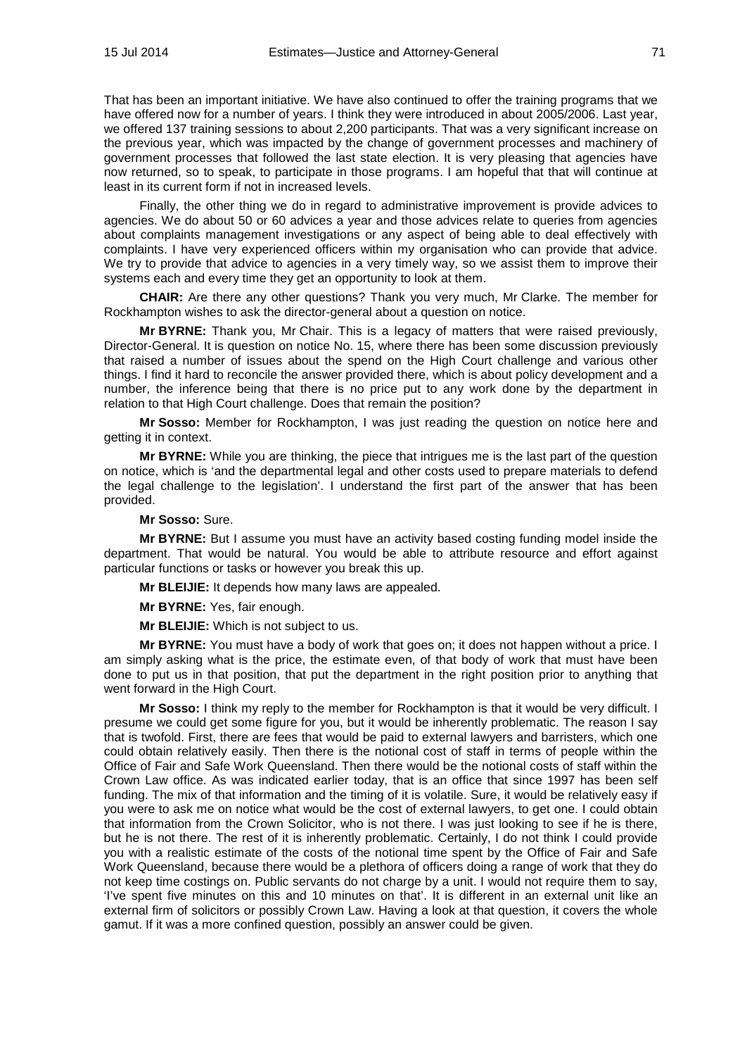That has been an important initiative. We have also continued to offer the training programs that we have offered now for a number of years. I think they were introduced in about 2005/2006. Last year, we offered 137 training sessions to about 2,200 participants. That was a very significant increase on the previous year, which was impacted by the change of government processes and machinery of government processes that followed the last state election. It is very pleasing that agencies have now returned, so to speak, to participate in those programs. I am hopeful that that will continue at least in its current form if not in increased levels.

Finally, the other thing we do in regard to administrative improvement is provide advices to agencies. We do about 50 or 60 advices a year and those advices relate to queries from agencies about complaints management investigations or any aspect of being able to deal effectively with complaints. I have very experienced officers within my organisation who can provide that advice. We try to provide that advice to agencies in a very timely way, so we assist them to improve their systems each and every time they get an opportunity to look at them.

**CHAIR:** Are there any other questions? Thank you very much, Mr Clarke. The member for Rockhampton wishes to ask the director-general about a question on notice.

**Mr BYRNE:** Thank you, Mr Chair. This is a legacy of matters that were raised previously, Director-General. It is question on notice No. 15, where there has been some discussion previously that raised a number of issues about the spend on the High Court challenge and various other things. I find it hard to reconcile the answer provided there, which is about policy development and a number, the inference being that there is no price put to any work done by the department in relation to that High Court challenge. Does that remain the position?

**Mr Sosso:** Member for Rockhampton, I was just reading the question on notice here and getting it in context.

**Mr BYRNE:** While you are thinking, the piece that intrigues me is the last part of the question on notice, which is 'and the departmental legal and other costs used to prepare materials to defend the legal challenge to the legislation'. I understand the first part of the answer that has been provided.

**Mr Sosso:** Sure.

**Mr BYRNE:** But I assume you must have an activity based costing funding model inside the department. That would be natural. You would be able to attribute resource and effort against particular functions or tasks or however you break this up.

**Mr BLEIJIE:** It depends how many laws are appealed.

**Mr BYRNE:** Yes, fair enough.

**Mr BLEIJIE:** Which is not subject to us.

**Mr BYRNE:** You must have a body of work that goes on; it does not happen without a price. I am simply asking what is the price, the estimate even, of that body of work that must have been done to put us in that position, that put the department in the right position prior to anything that went forward in the High Court.

**Mr Sosso:** I think my reply to the member for Rockhampton is that it would be very difficult. I presume we could get some figure for you, but it would be inherently problematic. The reason I say that is twofold. First, there are fees that would be paid to external lawyers and barristers, which one could obtain relatively easily. Then there is the notional cost of staff in terms of people within the Office of Fair and Safe Work Queensland. Then there would be the notional costs of staff within the Crown Law office. As was indicated earlier today, that is an office that since 1997 has been self funding. The mix of that information and the timing of it is volatile. Sure, it would be relatively easy if you were to ask me on notice what would be the cost of external lawyers, to get one. I could obtain that information from the Crown Solicitor, who is not there. I was just looking to see if he is there, but he is not there. The rest of it is inherently problematic. Certainly, I do not think I could provide you with a realistic estimate of the costs of the notional time spent by the Office of Fair and Safe Work Queensland, because there would be a plethora of officers doing a range of work that they do not keep time costings on. Public servants do not charge by a unit. I would not require them to say, 'I've spent five minutes on this and 10 minutes on that'. It is different in an external unit like an external firm of solicitors or possibly Crown Law. Having a look at that question, it covers the whole gamut. If it was a more confined question, possibly an answer could be given.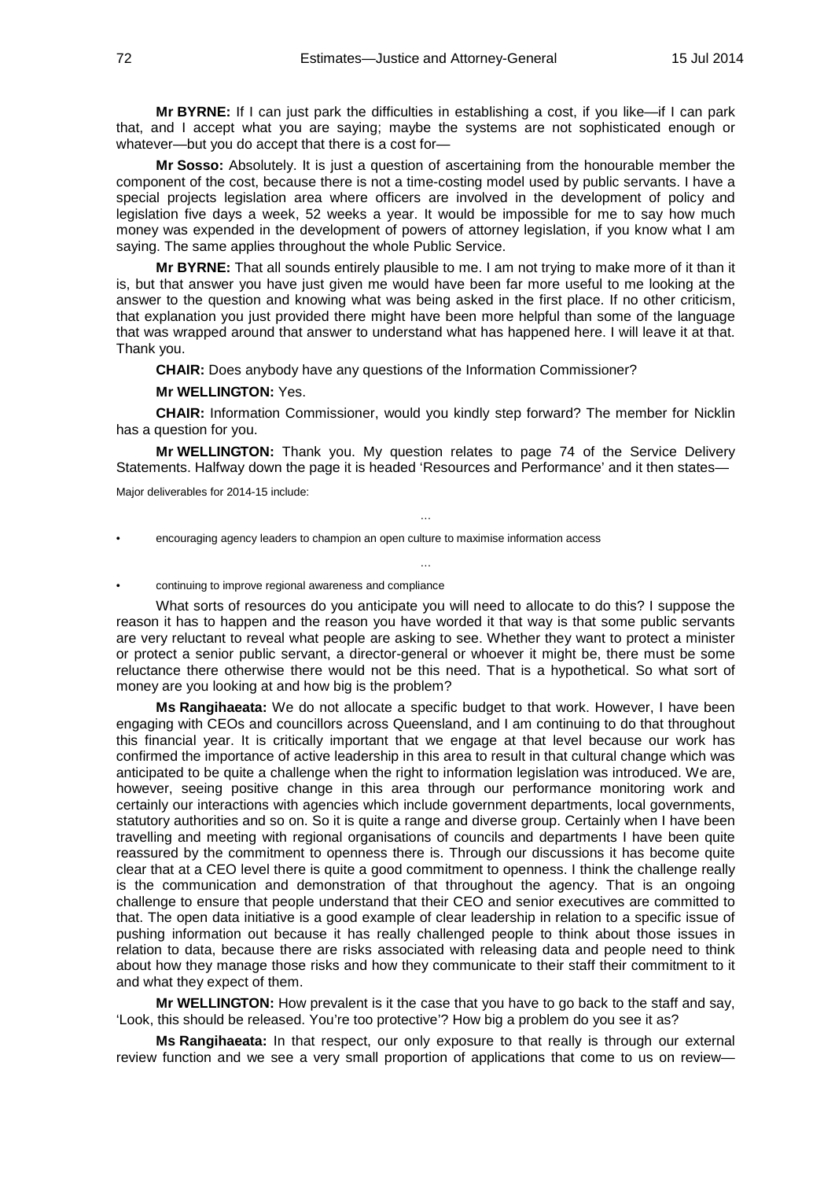**Mr BYRNE:** If I can just park the difficulties in establishing a cost, if you like—if I can park that, and I accept what you are saying; maybe the systems are not sophisticated enough or whatever—but you do accept that there is a cost for—

**Mr Sosso:** Absolutely. It is just a question of ascertaining from the honourable member the component of the cost, because there is not a time-costing model used by public servants. I have a special projects legislation area where officers are involved in the development of policy and legislation five days a week, 52 weeks a year. It would be impossible for me to say how much money was expended in the development of powers of attorney legislation, if you know what I am saying. The same applies throughout the whole Public Service.

**Mr BYRNE:** That all sounds entirely plausible to me. I am not trying to make more of it than it is, but that answer you have just given me would have been far more useful to me looking at the answer to the question and knowing what was being asked in the first place. If no other criticism, that explanation you just provided there might have been more helpful than some of the language that was wrapped around that answer to understand what has happened here. I will leave it at that. Thank you.

**CHAIR:** Does anybody have any questions of the Information Commissioner?

**Mr WELLINGTON:** Yes.

**CHAIR:** Information Commissioner, would you kindly step forward? The member for Nicklin has a question for you.

**Mr WELLINGTON:** Thank you. My question relates to page 74 of the Service Delivery Statements. Halfway down the page it is headed 'Resources and Performance' and it then states—

Major deliverables for 2014-15 include:

…

- encouraging agency leaders to champion an open culture to maximise information access

…

- continuing to improve regional awareness and compliance

What sorts of resources do you anticipate you will need to allocate to do this? I suppose the reason it has to happen and the reason you have worded it that way is that some public servants are very reluctant to reveal what people are asking to see. Whether they want to protect a minister or protect a senior public servant, a director-general or whoever it might be, there must be some reluctance there otherwise there would not be this need. That is a hypothetical. So what sort of money are you looking at and how big is the problem?

**Ms Rangihaeata:** We do not allocate a specific budget to that work. However, I have been engaging with CEOs and councillors across Queensland, and I am continuing to do that throughout this financial year. It is critically important that we engage at that level because our work has confirmed the importance of active leadership in this area to result in that cultural change which was anticipated to be quite a challenge when the right to information legislation was introduced. We are, however, seeing positive change in this area through our performance monitoring work and certainly our interactions with agencies which include government departments, local governments, statutory authorities and so on. So it is quite a range and diverse group. Certainly when I have been travelling and meeting with regional organisations of councils and departments I have been quite reassured by the commitment to openness there is. Through our discussions it has become quite clear that at a CEO level there is quite a good commitment to openness. I think the challenge really is the communication and demonstration of that throughout the agency. That is an ongoing challenge to ensure that people understand that their CEO and senior executives are committed to that. The open data initiative is a good example of clear leadership in relation to a specific issue of pushing information out because it has really challenged people to think about those issues in relation to data, because there are risks associated with releasing data and people need to think about how they manage those risks and how they communicate to their staff their commitment to it and what they expect of them.

**Mr WELLINGTON:** How prevalent is it the case that you have to go back to the staff and say, 'Look, this should be released. You're too protective'? How big a problem do you see it as?

**Ms Rangihaeata:** In that respect, our only exposure to that really is through our external review function and we see a very small proportion of applications that come to us on review—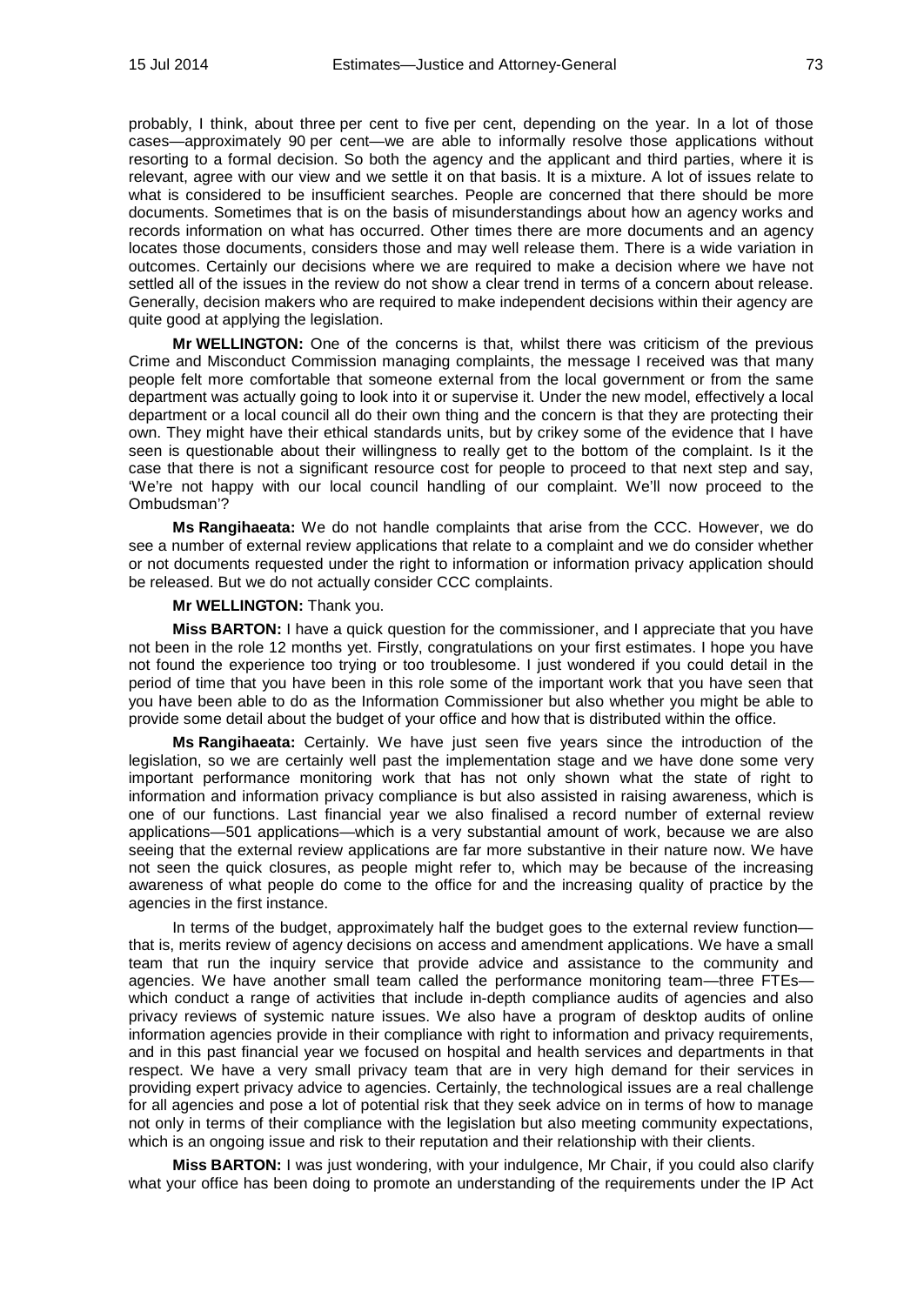probably, I think, about three per cent to five per cent, depending on the year. In a lot of those cases—approximately 90 per cent—we are able to informally resolve those applications without resorting to a formal decision. So both the agency and the applicant and third parties, where it is relevant, agree with our view and we settle it on that basis. It is a mixture. A lot of issues relate to what is considered to be insufficient searches. People are concerned that there should be more documents. Sometimes that is on the basis of misunderstandings about how an agency works and records information on what has occurred. Other times there are more documents and an agency locates those documents, considers those and may well release them. There is a wide variation in outcomes. Certainly our decisions where we are required to make a decision where we have not settled all of the issues in the review do not show a clear trend in terms of a concern about release. Generally, decision makers who are required to make independent decisions within their agency are quite good at applying the legislation.

**Mr WELLINGTON:** One of the concerns is that, whilst there was criticism of the previous Crime and Misconduct Commission managing complaints, the message I received was that many people felt more comfortable that someone external from the local government or from the same department was actually going to look into it or supervise it. Under the new model, effectively a local department or a local council all do their own thing and the concern is that they are protecting their own. They might have their ethical standards units, but by crikey some of the evidence that I have seen is questionable about their willingness to really get to the bottom of the complaint. Is it the case that there is not a significant resource cost for people to proceed to that next step and say, 'We're not happy with our local council handling of our complaint. We'll now proceed to the Ombudsman'?

**Ms Rangihaeata:** We do not handle complaints that arise from the CCC. However, we do see a number of external review applications that relate to a complaint and we do consider whether or not documents requested under the right to information or information privacy application should be released. But we do not actually consider CCC complaints.

**Mr WELLINGTON:** Thank you.

**Miss BARTON:** I have a quick question for the commissioner, and I appreciate that you have not been in the role 12 months yet. Firstly, congratulations on your first estimates. I hope you have not found the experience too trying or too troublesome. I just wondered if you could detail in the period of time that you have been in this role some of the important work that you have seen that you have been able to do as the Information Commissioner but also whether you might be able to provide some detail about the budget of your office and how that is distributed within the office.

**Ms Rangihaeata:** Certainly. We have just seen five years since the introduction of the legislation, so we are certainly well past the implementation stage and we have done some very important performance monitoring work that has not only shown what the state of right to information and information privacy compliance is but also assisted in raising awareness, which is one of our functions. Last financial year we also finalised a record number of external review applications—501 applications—which is a very substantial amount of work, because we are also seeing that the external review applications are far more substantive in their nature now. We have not seen the quick closures, as people might refer to, which may be because of the increasing awareness of what people do come to the office for and the increasing quality of practice by the agencies in the first instance.

In terms of the budget, approximately half the budget goes to the external review function—that is, merits review of agency decisions on access and amendment applications. We have a small team that run the inquiry service that provide advice and assistance to the community and agencies. We have another small team called the performance monitoring team—three FTEs—which conduct a range of activities that include in-depth compliance audits of agencies and also privacy reviews of systemic nature issues. We also have a program of desktop audits of online information agencies provide in their compliance with right to information and privacy requirements, and in this past financial year we focused on hospital and health services and departments in that respect. We have a very small privacy team that are in very high demand for their services in providing expert privacy advice to agencies. Certainly, the technological issues are a real challenge for all agencies and pose a lot of potential risk that they seek advice on in terms of how to manage not only in terms of their compliance with the legislation but also meeting community expectations, which is an ongoing issue and risk to their reputation and their relationship with their clients.

**Miss BARTON:** I was just wondering, with your indulgence, Mr Chair, if you could also clarify what your office has been doing to promote an understanding of the requirements under the IP Act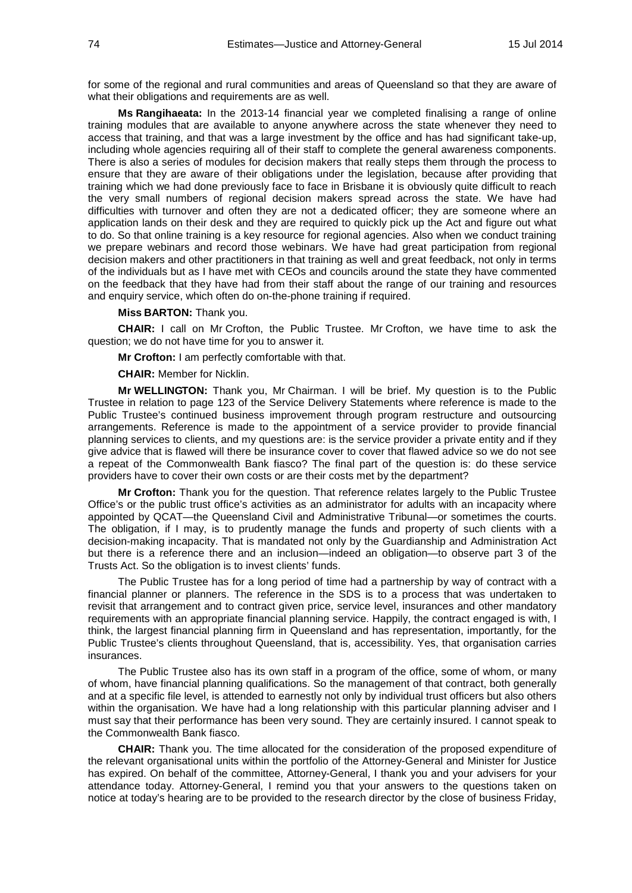for some of the regional and rural communities and areas of Queensland so that they are aware of what their obligations and requirements are as well.

**Ms Rangihaeata:** In the 2013-14 financial year we completed finalising a range of online training modules that are available to anyone anywhere across the state whenever they need to access that training, and that was a large investment by the office and has had significant take-up, including whole agencies requiring all of their staff to complete the general awareness components. There is also a series of modules for decision makers that really steps them through the process to ensure that they are aware of their obligations under the legislation, because after providing that training which we had done previously face to face in Brisbane it is obviously quite difficult to reach the very small numbers of regional decision makers spread across the state. We have had difficulties with turnover and often they are not a dedicated officer; they are someone where an application lands on their desk and they are required to quickly pick up the Act and figure out what to do. So that online training is a key resource for regional agencies. Also when we conduct training we prepare webinars and record those webinars. We have had great participation from regional decision makers and other practitioners in that training as well and great feedback, not only in terms of the individuals but as I have met with CEOs and councils around the state they have commented on the feedback that they have had from their staff about the range of our training and resources and enquiry service, which often do on-the-phone training if required.

**Miss BARTON:** Thank you.

**CHAIR:** I call on Mr Crofton, the Public Trustee. Mr Crofton, we have time to ask the question; we do not have time for you to answer it.

**Mr Crofton:** I am perfectly comfortable with that.

**CHAIR:** Member for Nicklin.

**Mr WELLINGTON:** Thank you, Mr Chairman. I will be brief. My question is to the Public Trustee in relation to page 123 of the Service Delivery Statements where reference is made to the Public Trustee's continued business improvement through program restructure and outsourcing arrangements. Reference is made to the appointment of a service provider to provide financial planning services to clients, and my questions are: is the service provider a private entity and if they give advice that is flawed will there be insurance cover to cover that flawed advice so we do not see a repeat of the Commonwealth Bank fiasco? The final part of the question is: do these service providers have to cover their own costs or are their costs met by the department?

**Mr Crofton:** Thank you for the question. That reference relates largely to the Public Trustee Office's or the public trust office's activities as an administrator for adults with an incapacity where appointed by QCAT—the Queensland Civil and Administrative Tribunal—or sometimes the courts. The obligation, if I may, is to prudently manage the funds and property of such clients with a decision-making incapacity. That is mandated not only by the Guardianship and Administration Act but there is a reference there and an inclusion—indeed an obligation—to observe part 3 of the Trusts Act. So the obligation is to invest clients' funds.

The Public Trustee has for a long period of time had a partnership by way of contract with a financial planner or planners. The reference in the SDS is to a process that was undertaken to revisit that arrangement and to contract given price, service level, insurances and other mandatory requirements with an appropriate financial planning service. Happily, the contract engaged is with, I think, the largest financial planning firm in Queensland and has representation, importantly, for the Public Trustee's clients throughout Queensland, that is, accessibility. Yes, that organisation carries insurances.

The Public Trustee also has its own staff in a program of the office, some of whom, or many of whom, have financial planning qualifications. So the management of that contract, both generally and at a specific file level, is attended to earnestly not only by individual trust officers but also others within the organisation. We have had a long relationship with this particular planning adviser and I must say that their performance has been very sound. They are certainly insured. I cannot speak to the Commonwealth Bank fiasco.

**CHAIR:** Thank you. The time allocated for the consideration of the proposed expenditure of the relevant organisational units within the portfolio of the Attorney-General and Minister for Justice has expired. On behalf of the committee, Attorney-General, I thank you and your advisers for your attendance today. Attorney-General, I remind you that your answers to the questions taken on notice at today's hearing are to be provided to the research director by the close of business Friday,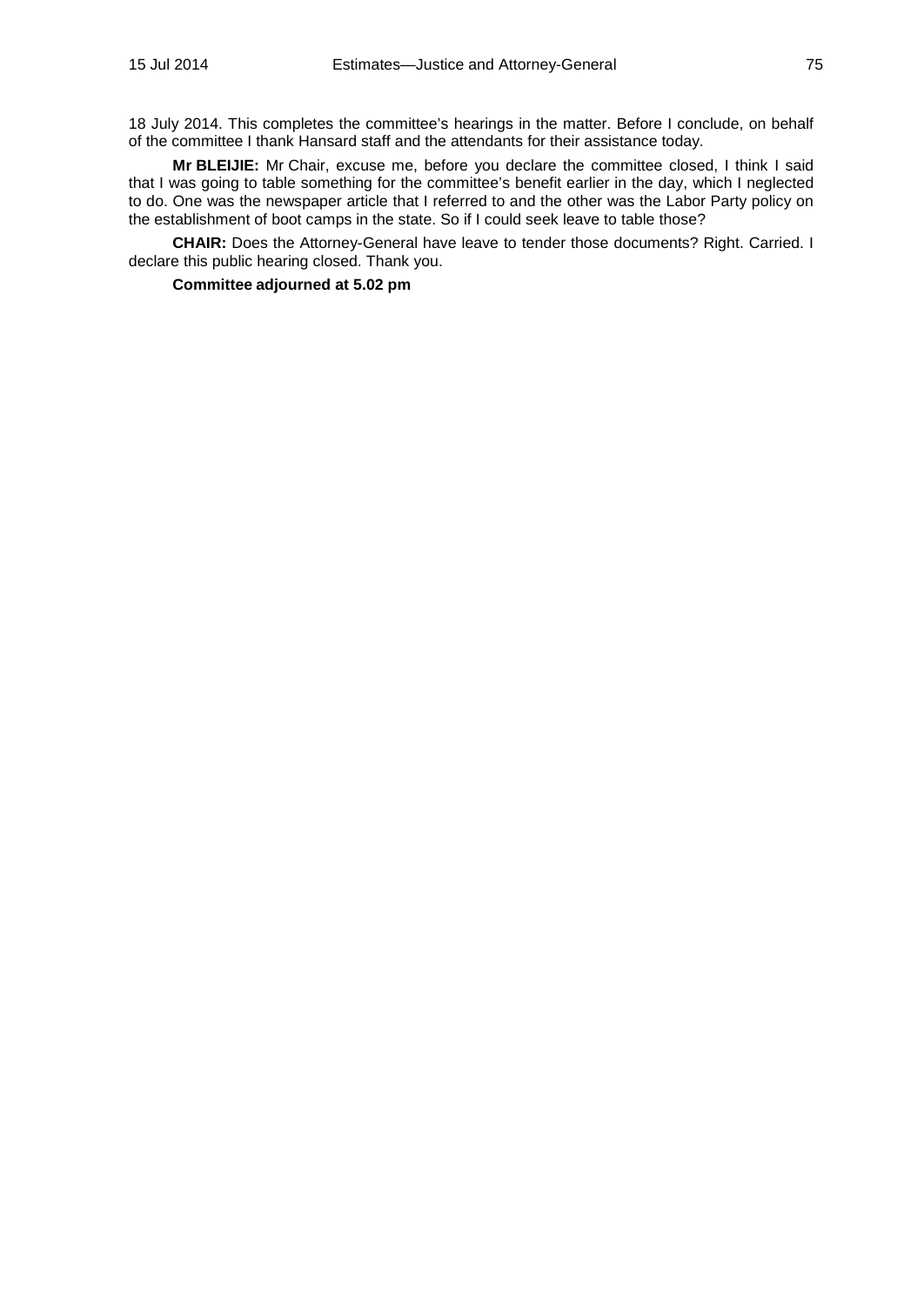18 July 2014. This completes the committee's hearings in the matter. Before I conclude, on behalf of the committee I thank Hansard staff and the attendants for their assistance today.

**Mr BLEIJIE:** Mr Chair, excuse me, before you declare the committee closed, I think I said that I was going to table something for the committee's benefit earlier in the day, which I neglected to do. One was the newspaper article that I referred to and the other was the Labor Party policy on the establishment of boot camps in the state. So if I could seek leave to table those?

**CHAIR:** Does the Attorney-General have leave to tender those documents? Right. Carried. I declare this public hearing closed. Thank you.

**Committee adjourned at 5.02 pm**